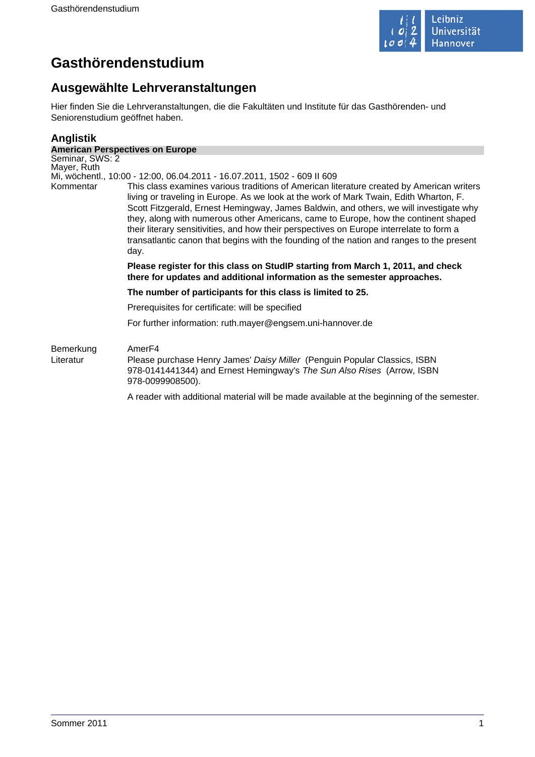# Gasthörendenstudium

## Ausgewählte Lehrveranstaltungen

Hier finden Sie die Lehrveranstaltungen, die die Fakultäten und Institute für das Gasthörenden- und Seniorenstudium geöffnet haben.

## Anglistik

### American Perspectives on Europe

Seminar, SWS: 2
Mayer, Ruth
Mi, wöchentl., 10:00 - 12:00, 06.04.2011 - 16.07.2011, 1502 - 609 II 609

**Kommentar**

This class examines various traditions of American literature created by American writers living or traveling in Europe. As we look at the work of Mark Twain, Edith Wharton, F. Scott Fitzgerald, Ernest Hemingway, James Baldwin, and others, we will investigate why they, along with numerous other Americans, came to Europe, how the continent shaped their literary sensitivities, and how their perspectives on Europe interrelate to form a transatlantic canon that begins with the founding of the nation and ranges to the present day.

**Please register for this class on StudIP starting from March 1, 2011, and check there for updates and additional information as the semester approaches.**

**The number of participants for this class is limited to 25.**

Prerequisites for certificate: will be specified

For further information: ruth.mayer@engsem.uni-hannover.de

**Bemerkung**

AmerF4

**Literatur**

Please purchase Henry James' *Daisy Miller* (Penguin Popular Classics, ISBN 978-0141441344) and Ernest Hemingway's *The Sun Also Rises* (Arrow, ISBN 978-0099908500).

A reader with additional material will be made available at the beginning of the semester.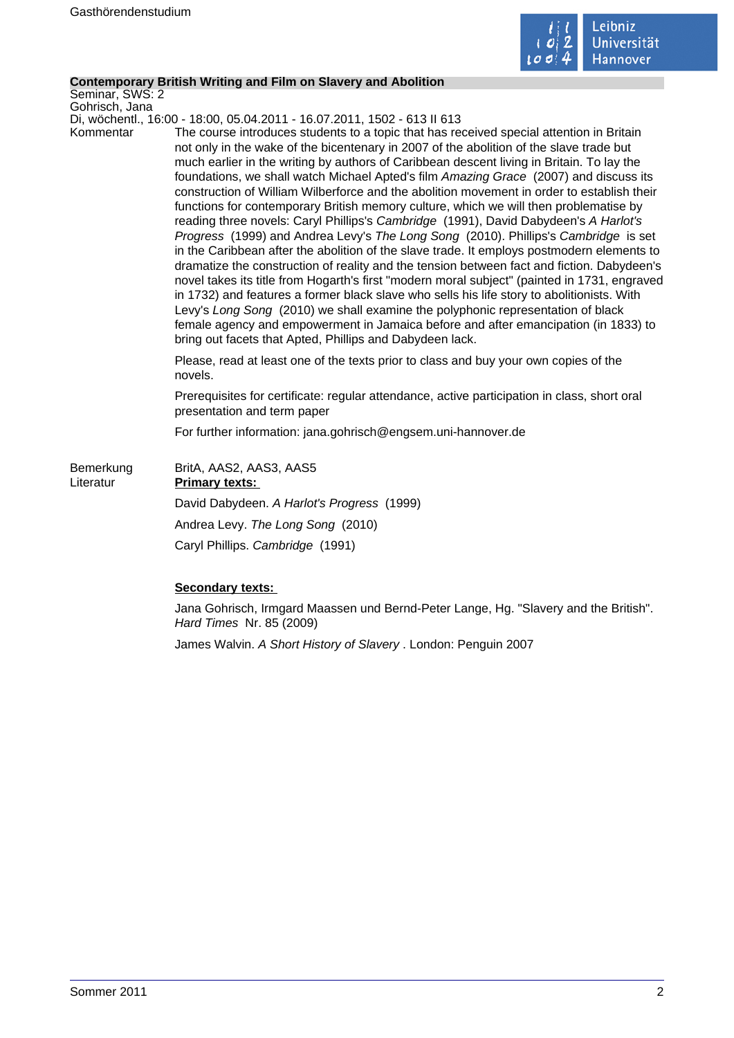## Contemporary British Writing and Film on Slavery and Abolition

Seminar, SWS: 2
Gohrisch, Jana
Di, wöchentl., 16:00 - 18:00, 05.04.2011 - 16.07.2011, 1502 - 613 II 613

Kommentar

The course introduces students to a topic that has received special attention in Britain not only in the wake of the bicentenary in 2007 of the abolition of the slave trade but much earlier in the writing by authors of Caribbean descent living in Britain. To lay the foundations, we shall watch Michael Apted's film *Amazing Grace* (2007) and discuss its construction of William Wilberforce and the abolition movement in order to establish their functions for contemporary British memory culture, which we will then problematise by reading three novels: Caryl Phillips's *Cambridge* (1991), David Dabydeen's *A Harlot's Progress* (1999) and Andrea Levy's *The Long Song* (2010). Phillips's *Cambridge* is set in the Caribbean after the abolition of the slave trade. It employs postmodern elements to dramatize the construction of reality and the tension between fact and fiction. Dabydeen's novel takes its title from Hogarth's first "modern moral subject" (painted in 1731, engraved in 1732) and features a former black slave who sells his life story to abolitionists. With Levy's *Long Song* (2010) we shall examine the polyphonic representation of black female agency and empowerment in Jamaica before and after emancipation (in 1833) to bring out facets that Apted, Phillips and Dabydeen lack.

Please, read at least one of the texts prior to class and buy your own copies of the novels.

Prerequisites for certificate: regular attendance, active participation in class, short oral presentation and term paper

For further information: jana.gohrisch@engsem.uni-hannover.de

Bemerkung

BritA, AAS2, AAS3, AAS5

Literatur

**Primary texts:**

David Dabydeen. *A Harlot's Progress* (1999)

Andrea Levy. *The Long Song* (2010)

Caryl Phillips. *Cambridge* (1991)

**Secondary texts:**

Jana Gohrisch, Irmgard Maassen und Bernd-Peter Lange, Hg. "Slavery and the British". *Hard Times* Nr. 85 (2009)

James Walvin. *A Short History of Slavery*. London: Penguin 2007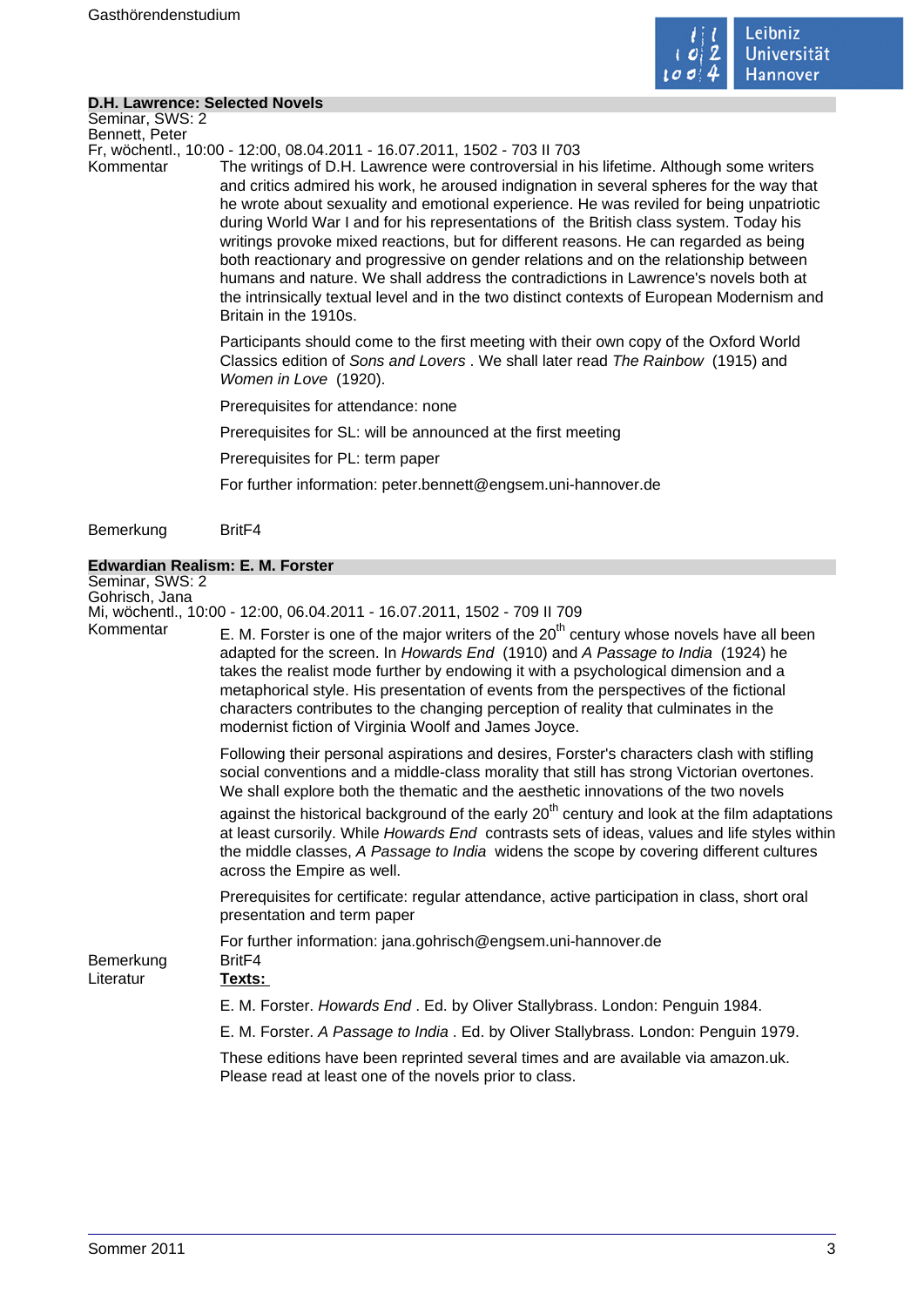## D.H. Lawrence: Selected Novels

Seminar, SWS: 2
Bennett, Peter
Fr, wöchentl., 10:00 - 12:00, 08.04.2011 - 16.07.2011, 1502 - 703 II 703

Kommentar

The writings of D.H. Lawrence were controversial in his lifetime. Although some writers and critics admired his work, he aroused indignation in several spheres for the way that he wrote about sexuality and emotional experience. He was reviled for being unpatriotic during World War I and for his representations of the British class system. Today his writings provoke mixed reactions, but for different reasons. He can regarded as being both reactionary and progressive on gender relations and on the relationship between humans and nature. We shall address the contradictions in Lawrence's novels both at the intrinsically textual level and in the two distinct contexts of European Modernism and Britain in the 1910s.

Participants should come to the first meeting with their own copy of the Oxford World Classics edition of *Sons and Lovers* . We shall later read *The Rainbow* (1915) and *Women in Love* (1920).

Prerequisites for attendance: none

Prerequisites for SL: will be announced at the first meeting

Prerequisites for PL: term paper

For further information: peter.bennett@engsem.uni-hannover.de

Bemerkung

BritF4

## Edwardian Realism: E. M. Forster

Seminar, SWS: 2
Gohrisch, Jana
Mi, wöchentl., 10:00 - 12:00, 06.04.2011 - 16.07.2011, 1502 - 709 II 709

Kommentar

E. M. Forster is one of the major writers of the 20th century whose novels have all been adapted for the screen. In *Howards End* (1910) and *A Passage to India* (1924) he takes the realist mode further by endowing it with a psychological dimension and a metaphorical style. His presentation of events from the perspectives of the fictional characters contributes to the changing perception of reality that culminates in the modernist fiction of Virginia Woolf and James Joyce.

Following their personal aspirations and desires, Forster's characters clash with stifling social conventions and a middle-class morality that still has strong Victorian overtones. We shall explore both the thematic and the aesthetic innovations of the two novels against the historical background of the early 20th century and look at the film adaptations at least cursorily. While *Howards End* contrasts sets of ideas, values and life styles within the middle classes, *A Passage to India* widens the scope by covering different cultures across the Empire as well.

Prerequisites for certificate: regular attendance, active participation in class, short oral presentation and term paper

For further information: jana.gohrisch@engsem.uni-hannover.de

Bemerkung

BritF4

Literatur

**Texts:**

E. M. Forster. *Howards End* . Ed. by Oliver Stallybrass. London: Penguin 1984.

E. M. Forster. *A Passage to India* . Ed. by Oliver Stallybrass. London: Penguin 1979.

These editions have been reprinted several times and are available via amazon.uk. Please read at least one of the novels prior to class.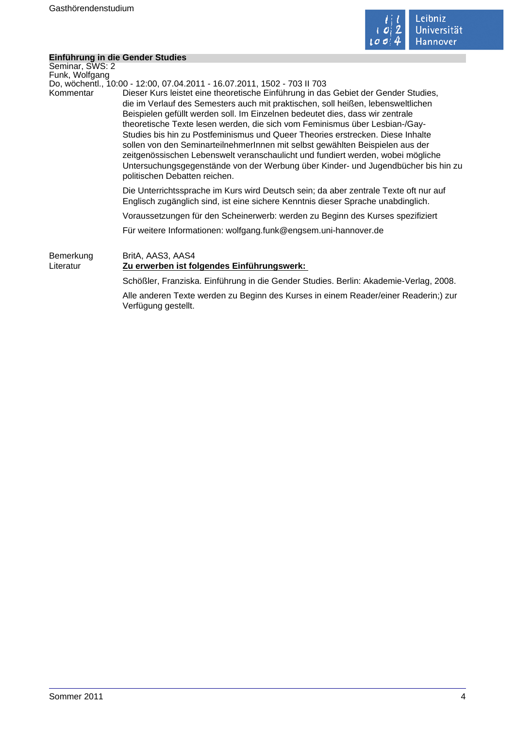### Einführung in die Gender Studies

Seminar, SWS: 2
Funk, Wolfgang
Do, wöchentl., 10:00 - 12:00, 07.04.2011 - 16.07.2011, 1502 - 703 II 703

**Kommentar**

Dieser Kurs leistet eine theoretische Einführung in das Gebiet der Gender Studies, die im Verlauf des Semesters auch mit praktischen, soll heißen, lebensweltlichen Beispielen gefüllt werden soll. Im Einzelnen bedeutet dies, dass wir zentrale theoretische Texte lesen werden, die sich vom Feminismus über Lesbian-/Gay-Studies bis hin zu Postfeminismus und Queer Theories erstrecken. Diese Inhalte sollen von den SeminarteilnehmerInnen mit selbst gewählten Beispielen aus der zeitgenössischen Lebenswelt veranschaulicht und fundiert werden, wobei mögliche Untersuchungsgegenstände von der Werbung über Kinder- und Jugendbücher bis hin zu politischen Debatten reichen.

Die Unterrichtssprache im Kurs wird Deutsch sein; da aber zentrale Texte oft nur auf Englisch zugänglich sind, ist eine sichere Kenntnis dieser Sprache unabdinglich.

Voraussetzungen für den Scheinerwerb: werden zu Beginn des Kurses spezifiziert

Für weitere Informationen: wolfgang.funk@engsem.uni-hannover.de

**Bemerkung**

BritA, AAS3, AAS4

**Literatur**

**Zu erwerben ist folgendes Einführungswerk:**

Schößler, Franziska. Einführung in die Gender Studies. Berlin: Akademie-Verlag, 2008.

Alle anderen Texte werden zu Beginn des Kurses in einem Reader/einer Readerin;) zur Verfügung gestellt.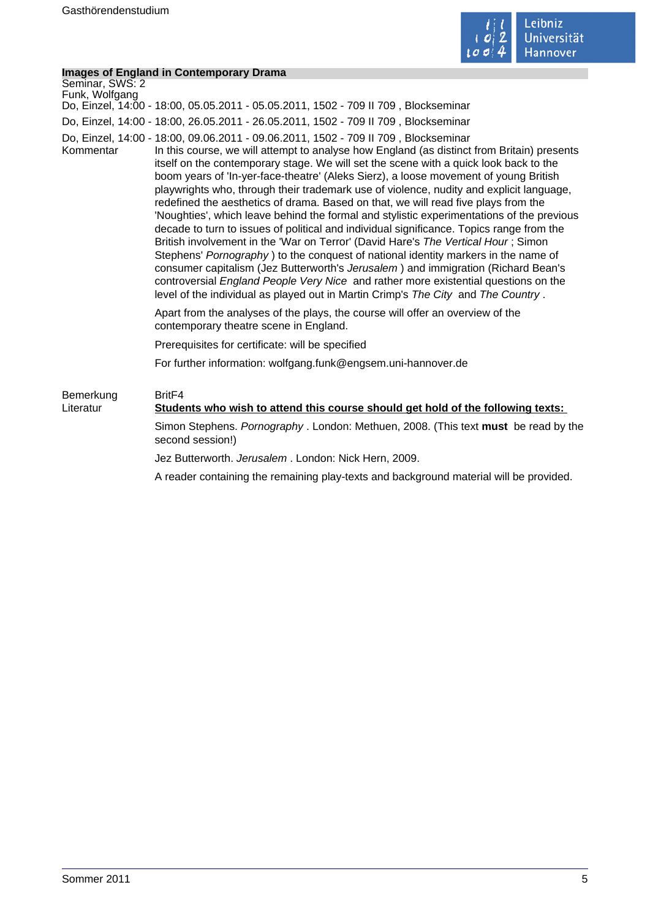## Images of England in Contemporary Drama

Seminar, SWS: 2

Funk, Wolfgang

Do, Einzel, 14:00 - 18:00, 05.05.2011 - 05.05.2011, 1502 - 709 II 709 , Blockseminar

Do, Einzel, 14:00 - 18:00, 26.05.2011 - 26.05.2011, 1502 - 709 II 709 , Blockseminar

Do, Einzel, 14:00 - 18:00, 09.06.2011 - 09.06.2011, 1502 - 709 II 709 , Blockseminar

**Kommentar**

In this course, we will attempt to analyse how England (as distinct from Britain) presents itself on the contemporary stage. We will set the scene with a quick look back to the boom years of 'In-yer-face-theatre' (Aleks Sierz), a loose movement of young British playwrights who, through their trademark use of violence, nudity and explicit language, redefined the aesthetics of drama. Based on that, we will read five plays from the 'Noughties', which leave behind the formal and stylistic experimentations of the previous decade to turn to issues of political and individual significance. Topics range from the British involvement in the 'War on Terror' (David Hare's *The Vertical Hour* ; Simon Stephens' *Pornography* ) to the conquest of national identity markers in the name of consumer capitalism (Jez Butterworth's *Jerusalem* ) and immigration (Richard Bean's controversial *England People Very Nice* and rather more existential questions on the level of the individual as played out in Martin Crimp's *The City* and *The Country* .

Apart from the analyses of the plays, the course will offer an overview of the contemporary theatre scene in England.

Prerequisites for certificate: will be specified

For further information: wolfgang.funk@engsem.uni-hannover.de

**Bemerkung**

BritF4

**Literatur**

**<u>Students who wish to attend this course should get hold of the following texts:</u>**

Simon Stephens. *Pornography* . London: Methuen, 2008. (This text **must** be read by the second session!)

Jez Butterworth. *Jerusalem* . London: Nick Hern, 2009.

A reader containing the remaining play-texts and background material will be provided.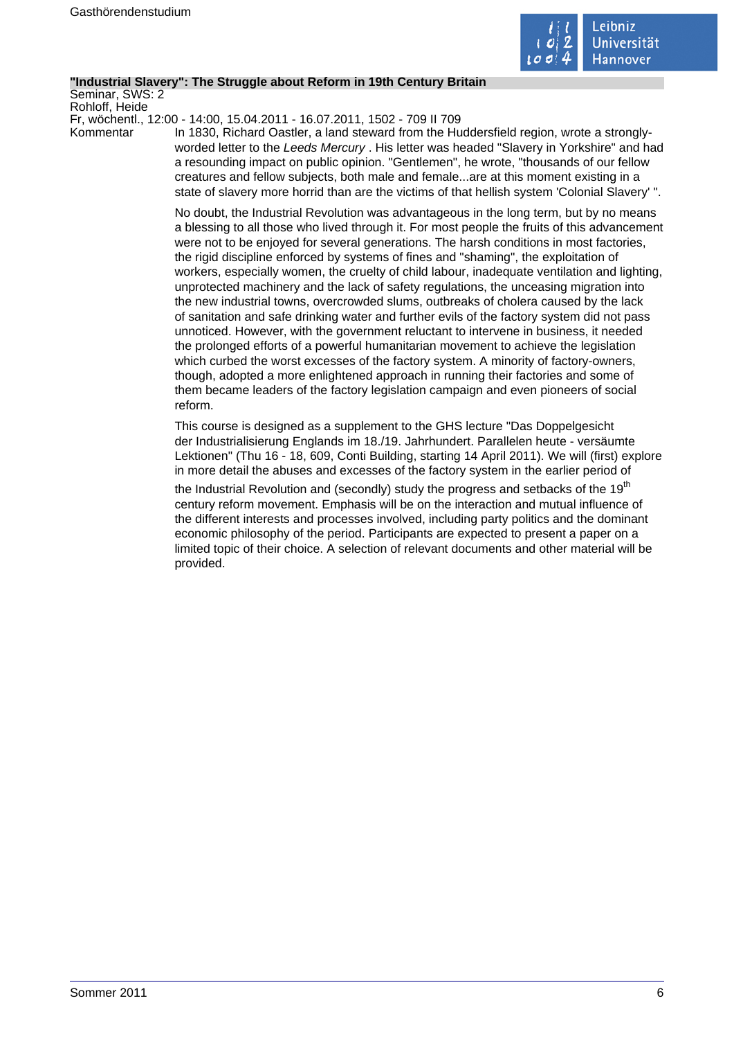**"Industrial Slavery": The Struggle about Reform in 19th Century Britain**

Seminar, SWS: 2

Rohloff, Heide

Fr, wöchentl., 12:00 - 14:00, 15.04.2011 - 16.07.2011, 1502 - 709 II 709

Kommentar

In 1830, Richard Oastler, a land steward from the Huddersfield region, wrote a strongly-worded letter to the *Leeds Mercury* . His letter was headed "Slavery in Yorkshire" and had a resounding impact on public opinion. "Gentlemen", he wrote, "thousands of our fellow creatures and fellow subjects, both male and female...are at this moment existing in a state of slavery more horrid than are the victims of that hellish system 'Colonial Slavery' ".

No doubt, the Industrial Revolution was advantageous in the long term, but by no means a blessing to all those who lived through it. For most people the fruits of this advancement were not to be enjoyed for several generations. The harsh conditions in most factories, the rigid discipline enforced by systems of fines and "shaming", the exploitation of workers, especially women, the cruelty of child labour, inadequate ventilation and lighting, unprotected machinery and the lack of safety regulations, the unceasing migration into the new industrial towns, overcrowded slums, outbreaks of cholera caused by the lack of sanitation and safe drinking water and further evils of the factory system did not pass unnoticed. However, with the government reluctant to intervene in business, it needed the prolonged efforts of a powerful humanitarian movement to achieve the legislation which curbed the worst excesses of the factory system. A minority of factory-owners, though, adopted a more enlightened approach in running their factories and some of them became leaders of the factory legislation campaign and even pioneers of social reform.

This course is designed as a supplement to the GHS lecture "Das Doppelgesicht der Industrialisierung Englands im 18./19. Jahrhundert. Parallelen heute - versäumte Lektionen" (Thu 16 - 18, 609, Conti Building, starting 14 April 2011). We will (first) explore in more detail the abuses and excesses of the factory system in the earlier period of the Industrial Revolution and (secondly) study the progress and setbacks of the 19th century reform movement. Emphasis will be on the interaction and mutual influence of the different interests and processes involved, including party politics and the dominant economic philosophy of the period. Participants are expected to present a paper on a limited topic of their choice. A selection of relevant documents and other material will be provided.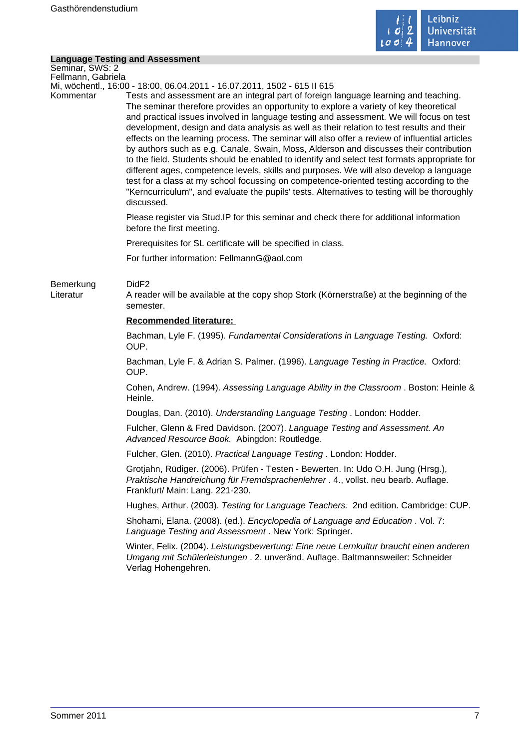## Language Testing and Assessment

Seminar, SWS: 2
Fellmann, Gabriela
Mi, wöchentl., 16:00 - 18:00, 06.04.2011 - 16.07.2011, 1502 - 615 II 615

**Kommentar**

Tests and assessment are an integral part of foreign language learning and teaching. The seminar therefore provides an opportunity to explore a variety of key theoretical and practical issues involved in language testing and assessment. We will focus on test development, design and data analysis as well as their relation to test results and their effects on the learning process. The seminar will also offer a review of influential articles by authors such as e.g. Canale, Swain, Moss, Alderson and discusses their contribution to the field. Students should be enabled to identify and select test formats appropriate for different ages, competence levels, skills and purposes. We will also develop a language test for a class at my school focussing on competence-oriented testing according to the "Kerncurriculum", and evaluate the pupils' tests. Alternatives to testing will be thoroughly discussed.

Please register via Stud.IP for this seminar and check there for additional information before the first meeting.

Prerequisites for SL certificate will be specified in class.

For further information: FellmannG@aol.com

**Bemerkung**

DidF2

**Literatur**

A reader will be available at the copy shop Stork (Körnerstraße) at the beginning of the semester.

**Recommended literature:**

Bachman, Lyle F. (1995). *Fundamental Considerations in Language Testing.* Oxford: OUP.

Bachman, Lyle F. & Adrian S. Palmer. (1996). *Language Testing in Practice.* Oxford: OUP.

Cohen, Andrew. (1994). *Assessing Language Ability in the Classroom* . Boston: Heinle & Heinle.

Douglas, Dan. (2010). *Understanding Language Testing* . London: Hodder.

Fulcher, Glenn & Fred Davidson. (2007). *Language Testing and Assessment. An Advanced Resource Book.* Abingdon: Routledge.

Fulcher, Glen. (2010). *Practical Language Testing* . London: Hodder.

Grotjahn, Rüdiger. (2006). Prüfen - Testen - Bewerten. In: Udo O.H. Jung (Hrsg.), *Praktische Handreichung für Fremdsprachenlehrer* . 4., vollst. neu bearb. Auflage. Frankfurt/ Main: Lang. 221-230.

Hughes, Arthur. (2003). *Testing for Language Teachers.* 2nd edition. Cambridge: CUP.

Shohami, Elana. (2008). (ed.). *Encyclopedia of Language and Education* . Vol. 7: *Language Testing and Assessment* . New York: Springer.

Winter, Felix. (2004). *Leistungsbewertung: Eine neue Lernkultur braucht einen anderen Umgang mit Schülerleistungen* . 2. unveränd. Auflage. Baltmannsweiler: Schneider Verlag Hohengehren.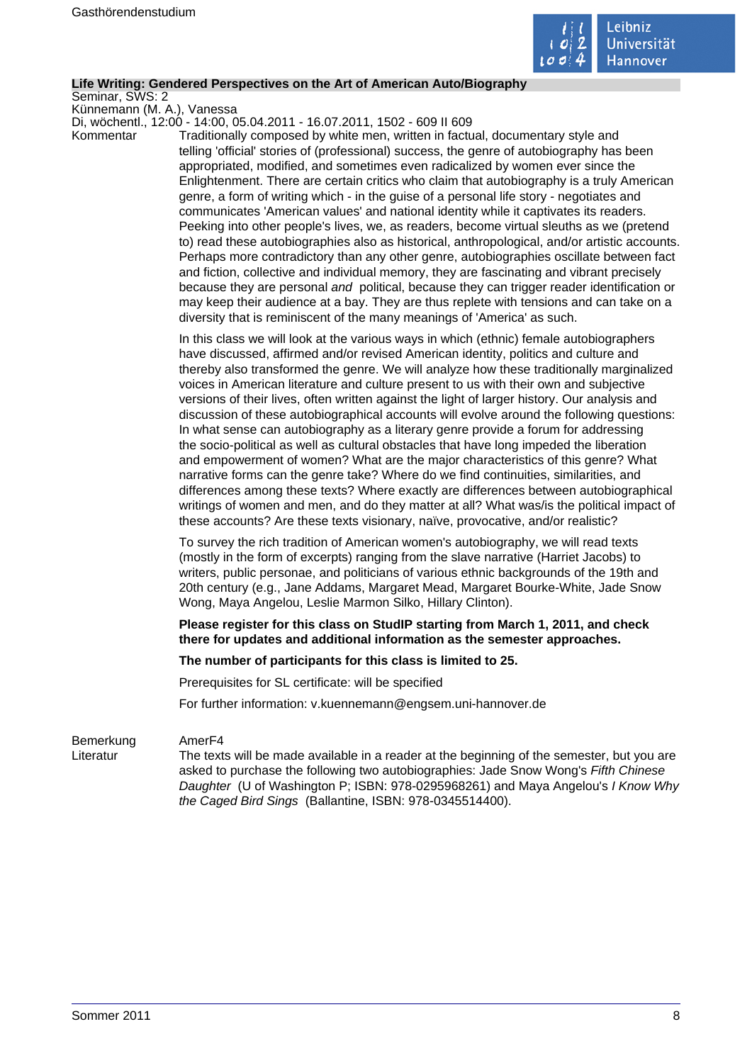### Life Writing: Gendered Perspectives on the Art of American Auto/Biography

Seminar, SWS: 2
Künnemann (M. A.), Vanessa
Di, wöchentl., 12:00 - 14:00, 05.04.2011 - 16.07.2011, 1502 - 609 II 609

Kommentar

Traditionally composed by white men, written in factual, documentary style and telling 'official' stories of (professional) success, the genre of autobiography has been appropriated, modified, and sometimes even radicalized by women ever since the Enlightenment. There are certain critics who claim that autobiography is a truly American genre, a form of writing which - in the guise of a personal life story - negotiates and communicates 'American values' and national identity while it captivates its readers. Peeking into other people's lives, we, as readers, become virtual sleuths as we (pretend to) read these autobiographies also as historical, anthropological, and/or artistic accounts. Perhaps more contradictory than any other genre, autobiographies oscillate between fact and fiction, collective and individual memory, they are fascinating and vibrant precisely because they are personal *and* political, because they can trigger reader identification or may keep their audience at a bay. They are thus replete with tensions and can take on a diversity that is reminiscent of the many meanings of 'America' as such.

In this class we will look at the various ways in which (ethnic) female autobiographers have discussed, affirmed and/or revised American identity, politics and culture and thereby also transformed the genre. We will analyze how these traditionally marginalized voices in American literature and culture present to us with their own and subjective versions of their lives, often written against the light of larger history. Our analysis and discussion of these autobiographical accounts will evolve around the following questions: In what sense can autobiography as a literary genre provide a forum for addressing the socio-political as well as cultural obstacles that have long impeded the liberation and empowerment of women? What are the major characteristics of this genre? What narrative forms can the genre take? Where do we find continuities, similarities, and differences among these texts? Where exactly are differences between autobiographical writings of women and men, and do they matter at all? What was/is the political impact of these accounts? Are these texts visionary, naïve, provocative, and/or realistic?

To survey the rich tradition of American women's autobiography, we will read texts (mostly in the form of excerpts) ranging from the slave narrative (Harriet Jacobs) to writers, public personae, and politicians of various ethnic backgrounds of the 19th and 20th century (e.g., Jane Addams, Margaret Mead, Margaret Bourke-White, Jade Snow Wong, Maya Angelou, Leslie Marmon Silko, Hillary Clinton).

**Please register for this class on StudIP starting from March 1, 2011, and check there for updates and additional information as the semester approaches.**

**The number of participants for this class is limited to 25.**

Prerequisites for SL certificate: will be specified

For further information: v.kuennemann@engsem.uni-hannover.de

Bemerkung

AmerF4

Literatur

The texts will be made available in a reader at the beginning of the semester, but you are asked to purchase the following two autobiographies: Jade Snow Wong's *Fifth Chinese Daughter* (U of Washington P; ISBN: 978-0295968261) and Maya Angelou's *I Know Why the Caged Bird Sings* (Ballantine, ISBN: 978-0345514400).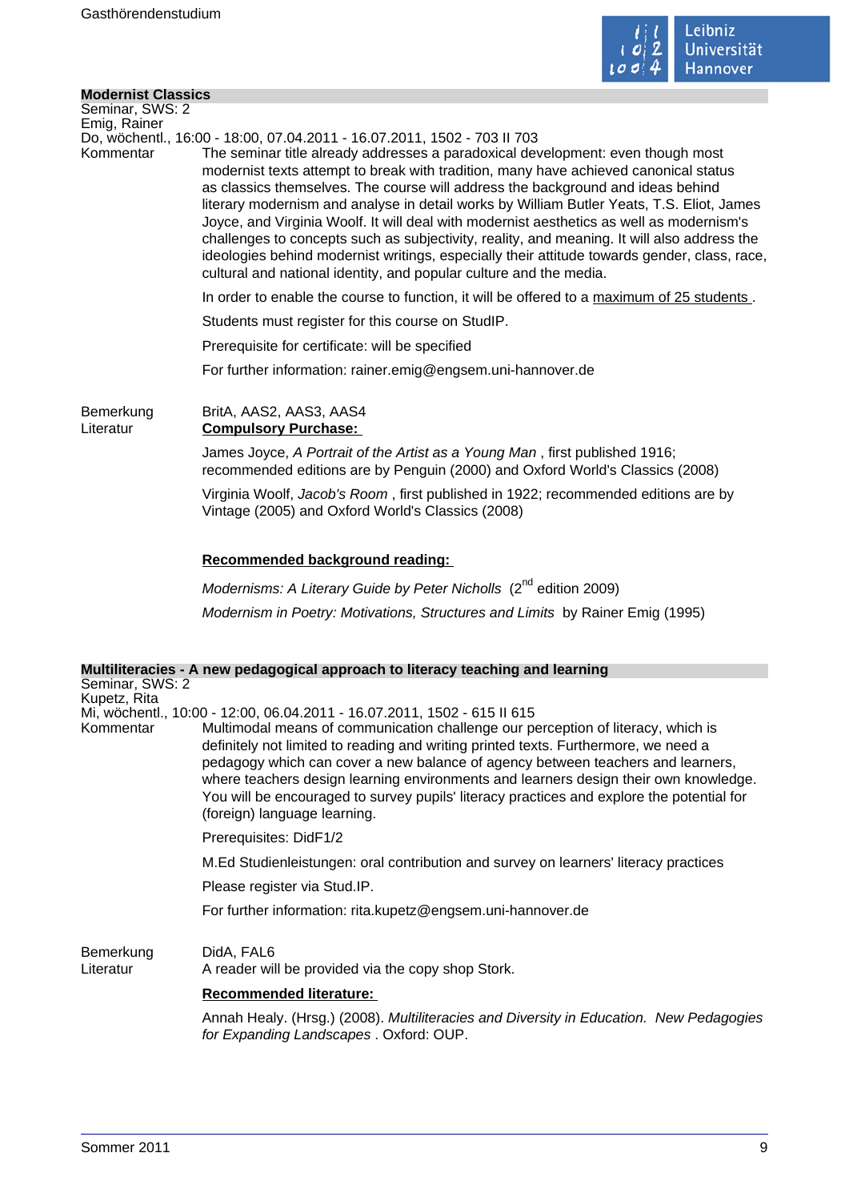## Modernist Classics

Seminar, SWS: 2
Emig, Rainer
Do, wöchentl., 16:00 - 18:00, 07.04.2011 - 16.07.2011, 1502 - 703 II 703

Kommentar

The seminar title already addresses a paradoxical development: even though most modernist texts attempt to break with tradition, many have achieved canonical status as classics themselves. The course will address the background and ideas behind literary modernism and analyse in detail works by William Butler Yeats, T.S. Eliot, James Joyce, and Virginia Woolf. It will deal with modernist aesthetics as well as modernism's challenges to concepts such as subjectivity, reality, and meaning. It will also address the ideologies behind modernist writings, especially their attitude towards gender, class, race, cultural and national identity, and popular culture and the media.

In order to enable the course to function, it will be offered to a maximum of 25 students .

Students must register for this course on StudIP.

Prerequisite for certificate: will be specified

For further information: rainer.emig@engsem.uni-hannover.de

Bemerkung

BritA, AAS2, AAS3, AAS4

Literatur

**Compulsory Purchase:**

James Joyce, *A Portrait of the Artist as a Young Man* , first published 1916; recommended editions are by Penguin (2000) and Oxford World's Classics (2008)

Virginia Woolf, *Jacob's Room* , first published in 1922; recommended editions are by Vintage (2005) and Oxford World's Classics (2008)

**Recommended background reading:**

*Modernisms: A Literary Guide by Peter Nicholls* (2nd edition 2009)

*Modernism in Poetry: Motivations, Structures and Limits* by Rainer Emig (1995)

## Multiliteracies - A new pedagogical approach to literacy teaching and learning

Seminar, SWS: 2
Kupetz, Rita
Mi, wöchentl., 10:00 - 12:00, 06.04.2011 - 16.07.2011, 1502 - 615 II 615

Kommentar

Multimodal means of communication challenge our perception of literacy, which is definitely not limited to reading and writing printed texts. Furthermore, we need a pedagogy which can cover a new balance of agency between teachers and learners, where teachers design learning environments and learners design their own knowledge. You will be encouraged to survey pupils' literacy practices and explore the potential for (foreign) language learning.

Prerequisites: DidF1/2

M.Ed Studienleistungen: oral contribution and survey on learners' literacy practices

Please register via Stud.IP.

For further information: rita.kupetz@engsem.uni-hannover.de

Bemerkung

DidA, FAL6

Literatur

A reader will be provided via the copy shop Stork.

**Recommended literature:**

Annah Healy. (Hrsg.) (2008). *Multiliteracies and Diversity in Education. New Pedagogies for Expanding Landscapes* . Oxford: OUP.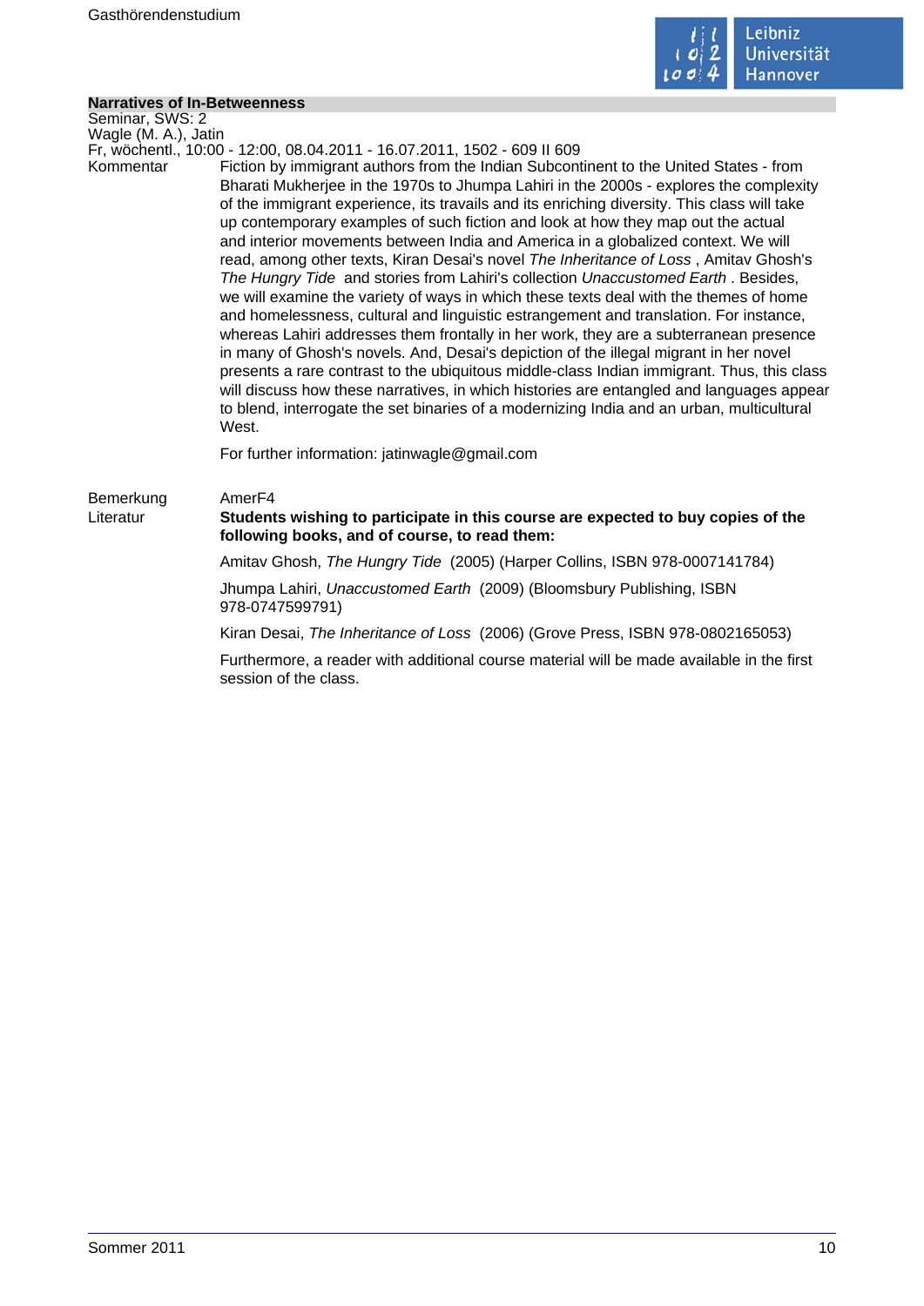## Narratives of In-Betweenness

Seminar, SWS: 2
Wagle (M. A.), Jatin
Fr, wöchentl., 10:00 - 12:00, 08.04.2011 - 16.07.2011, 1502 - 609 II 609

**Kommentar**

Fiction by immigrant authors from the Indian Subcontinent to the United States - from Bharati Mukherjee in the 1970s to Jhumpa Lahiri in the 2000s - explores the complexity of the immigrant experience, its travails and its enriching diversity. This class will take up contemporary examples of such fiction and look at how they map out the actual and interior movements between India and America in a globalized context. We will read, among other texts, Kiran Desai's novel *The Inheritance of Loss* , Amitav Ghosh's *The Hungry Tide* and stories from Lahiri's collection *Unaccustomed Earth* . Besides, we will examine the variety of ways in which these texts deal with the themes of home and homelessness, cultural and linguistic estrangement and translation. For instance, whereas Lahiri addresses them frontally in her work, they are a subterranean presence in many of Ghosh's novels. And, Desai's depiction of the illegal migrant in her novel presents a rare contrast to the ubiquitous middle-class Indian immigrant. Thus, this class will discuss how these narratives, in which histories are entangled and languages appear to blend, interrogate the set binaries of a modernizing India and an urban, multicultural West.

For further information: jatinwagle@gmail.com

**Bemerkung**

AmerF4

**Literatur**

**Students wishing to participate in this course are expected to buy copies of the following books, and of course, to read them:**

Amitav Ghosh, *The Hungry Tide* (2005) (Harper Collins, ISBN 978-0007141784)

Jhumpa Lahiri, *Unaccustomed Earth* (2009) (Bloomsbury Publishing, ISBN 978-0747599791)

Kiran Desai, *The Inheritance of Loss* (2006) (Grove Press, ISBN 978-0802165053)

Furthermore, a reader with additional course material will be made available in the first session of the class.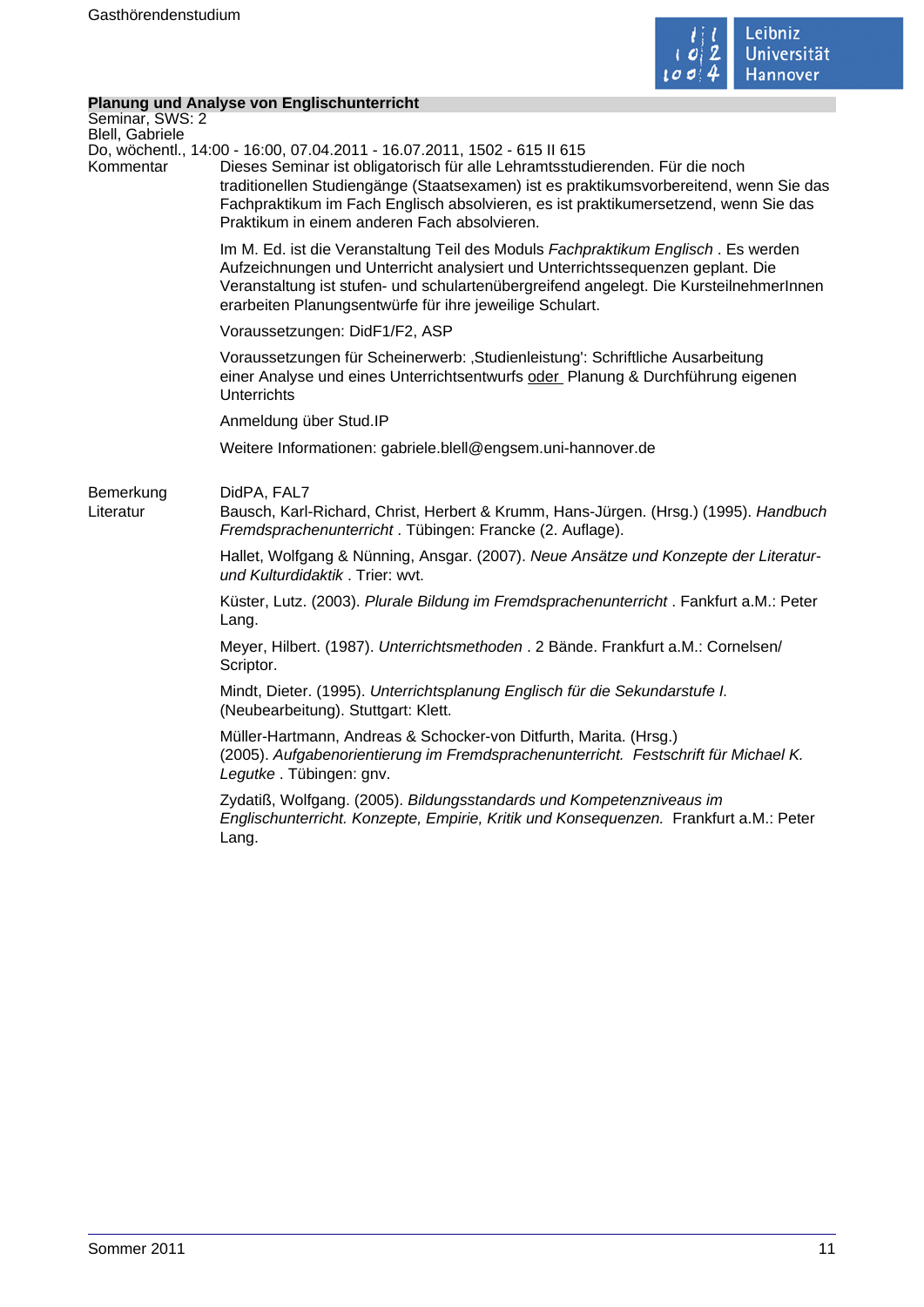## Planung und Analyse von Englischunterricht

Seminar, SWS: 2
Blell, Gabriele
Do, wöchentl., 14:00 - 16:00, 07.04.2011 - 16.07.2011, 1502 - 615 II 615

**Kommentar**

Dieses Seminar ist obligatorisch für alle Lehramtsstudierenden. Für die noch traditionellen Studiengänge (Staatsexamen) ist es praktikumsvorbereitend, wenn Sie das Fachpraktikum im Fach Englisch absolvieren, es ist praktikumersetzend, wenn Sie das Praktikum in einem anderen Fach absolvieren.

Im M. Ed. ist die Veranstaltung Teil des Moduls *Fachpraktikum Englisch* . Es werden Aufzeichnungen und Unterricht analysiert und Unterrichtssequenzen geplant. Die Veranstaltung ist stufen- und schulartenübergreifend angelegt. Die KursteilnehmerInnen erarbeiten Planungsentwürfe für ihre jeweilige Schulart.

Voraussetzungen: DidF1/F2, ASP

Voraussetzungen für Scheinerwerb: ‚Studienleistung': Schriftliche Ausarbeitung einer Analyse und eines Unterrichtsentwurfs oder Planung & Durchführung eigenen Unterrichts

Anmeldung über Stud.IP

Weitere Informationen: gabriele.blell@engsem.uni-hannover.de

**Bemerkung**

DidPA, FAL7

**Literatur**

Bausch, Karl-Richard, Christ, Herbert & Krumm, Hans-Jürgen. (Hrsg.) (1995). *Handbuch Fremdsprachenunterricht* . Tübingen: Francke (2. Auflage).

Hallet, Wolfgang & Nünning, Ansgar. (2007). *Neue Ansätze und Konzepte der Literatur- und Kulturdidaktik* . Trier: wvt.

Küster, Lutz. (2003). *Plurale Bildung im Fremdsprachenunterricht* . Fankfurt a.M.: Peter Lang.

Meyer, Hilbert. (1987). *Unterrichtsmethoden* . 2 Bände. Frankfurt a.M.: Cornelsen/ Scriptor.

Mindt, Dieter. (1995). *Unterrichtsplanung Englisch für die Sekundarstufe I.* (Neubearbeitung). Stuttgart: Klett.

Müller-Hartmann, Andreas & Schocker-von Ditfurth, Marita. (Hrsg.) (2005). *Aufgabenorientierung im Fremdsprachenunterricht. Festschrift für Michael K. Legutke* . Tübingen: gnv.

Zydatiß, Wolfgang. (2005). *Bildungsstandards und Kompetenzniveaus im Englischunterricht. Konzepte, Empirie, Kritik und Konsequenzen.* Frankfurt a.M.: Peter Lang.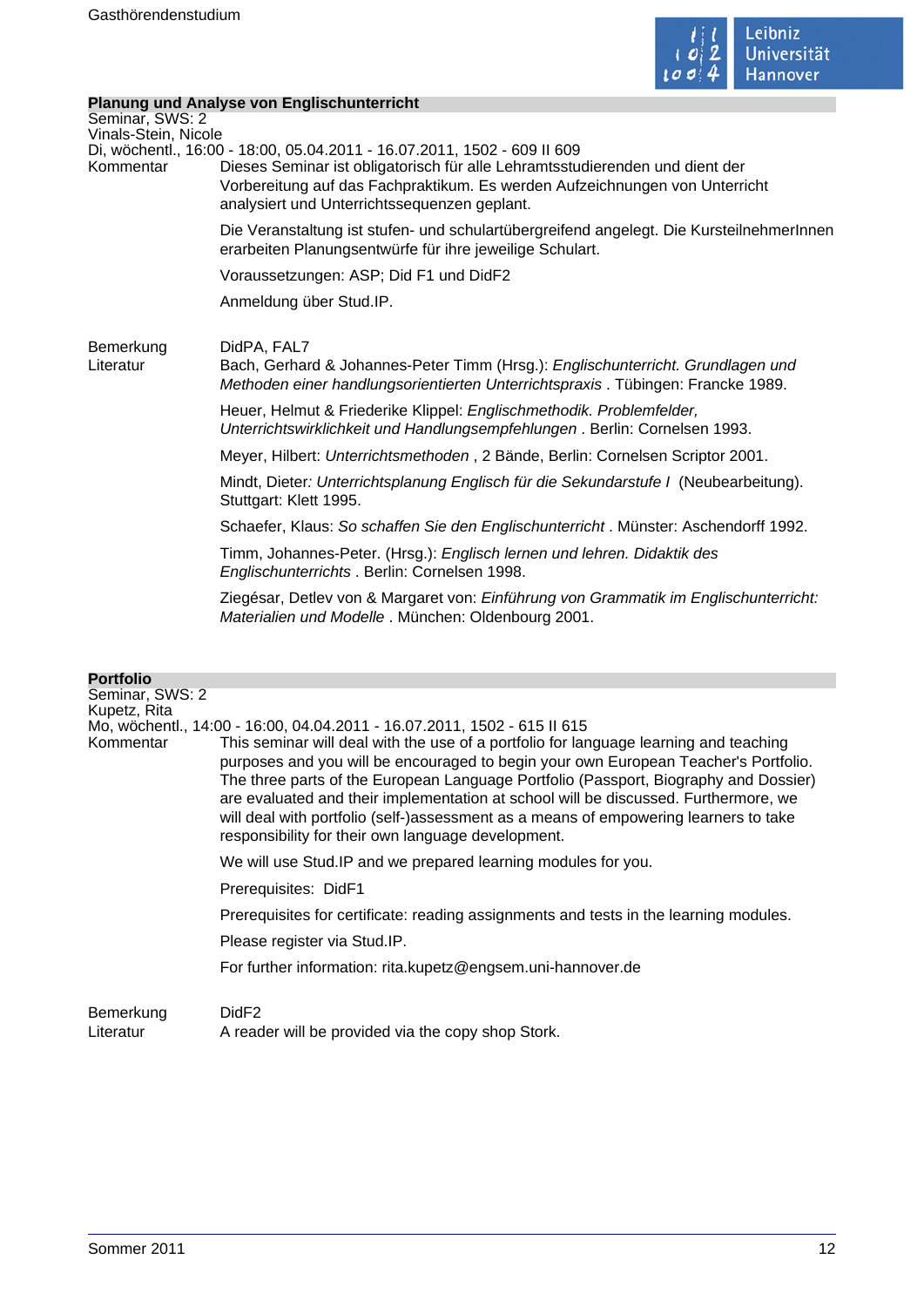## Planung und Analyse von Englischunterricht

Seminar, SWS: 2
Vinals-Stein, Nicole
Di, wöchentl., 16:00 - 18:00, 05.04.2011 - 16.07.2011, 1502 - 609 II 609

Kommentar

Dieses Seminar ist obligatorisch für alle Lehramtsstudierenden und dient der Vorbereitung auf das Fachpraktikum. Es werden Aufzeichnungen von Unterricht analysiert und Unterrichtssequenzen geplant.

Die Veranstaltung ist stufen- und schulartübergreifend angelegt. Die KursteilnehmerInnen erarbeiten Planungsentwürfe für ihre jeweilige Schulart.

Voraussetzungen: ASP; Did F1 und DidF2

Anmeldung über Stud.IP.

Bemerkung

DidPA, FAL7

Literatur

Bach, Gerhard & Johannes-Peter Timm (Hrsg.): *Englischunterricht. Grundlagen und Methoden einer handlungsorientierten Unterrichtspraxis* . Tübingen: Francke 1989.

Heuer, Helmut & Friederike Klippel: *Englischmethodik. Problemfelder, Unterrichtswirklichkeit und Handlungsempfehlungen* . Berlin: Cornelsen 1993.

Meyer, Hilbert: *Unterrichtsmethoden* , 2 Bände, Berlin: Cornelsen Scriptor 2001.

Mindt, Dieter*: Unterrichtsplanung Englisch für die Sekundarstufe I* (Neubearbeitung). Stuttgart: Klett 1995.

Schaefer, Klaus: *So schaffen Sie den Englischunterricht* . Münster: Aschendorff 1992.

Timm, Johannes-Peter. (Hrsg.): *Englisch lernen und lehren. Didaktik des Englischunterrichts* . Berlin: Cornelsen 1998.

Ziegésar, Detlev von & Margaret von: *Einführung von Grammatik im Englischunterricht: Materialien und Modelle* . München: Oldenbourg 2001.

## Portfolio

Seminar, SWS: 2
Kupetz, Rita
Mo, wöchentl., 14:00 - 16:00, 04.04.2011 - 16.07.2011, 1502 - 615 II 615

Kommentar

This seminar will deal with the use of a portfolio for language learning and teaching purposes and you will be encouraged to begin your own European Teacher's Portfolio. The three parts of the European Language Portfolio (Passport, Biography and Dossier) are evaluated and their implementation at school will be discussed. Furthermore, we will deal with portfolio (self-)assessment as a means of empowering learners to take responsibility for their own language development.

We will use Stud.IP and we prepared learning modules for you.

Prerequisites: DidF1

Prerequisites for certificate: reading assignments and tests in the learning modules.

Please register via Stud.IP.

For further information: rita.kupetz@engsem.uni-hannover.de

Bemerkung

DidF2

Literatur

A reader will be provided via the copy shop Stork.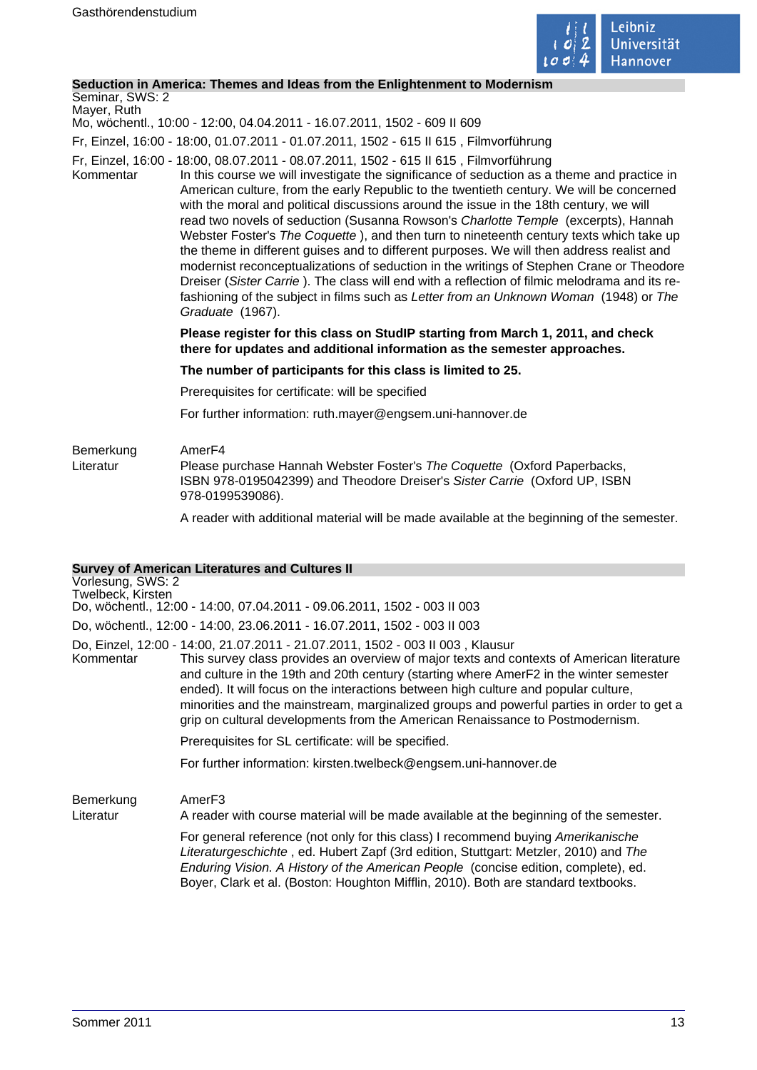## Seduction in America: Themes and Ideas from the Enlightenment to Modernism

Seminar, SWS: 2
Mayer, Ruth
Mo, wöchentl., 10:00 - 12:00, 04.04.2011 - 16.07.2011, 1502 - 609 II 609

Fr, Einzel, 16:00 - 18:00, 01.07.2011 - 01.07.2011, 1502 - 615 II 615 , Filmvorführung

Fr, Einzel, 16:00 - 18:00, 08.07.2011 - 08.07.2011, 1502 - 615 II 615 , Filmvorführung

Kommentar

In this course we will investigate the significance of seduction as a theme and practice in American culture, from the early Republic to the twentieth century. We will be concerned with the moral and political discussions around the issue in the 18th century, we will read two novels of seduction (Susanna Rowson's *Charlotte Temple* (excerpts), Hannah Webster Foster's *The Coquette* ), and then turn to nineteenth century texts which take up the theme in different guises and to different purposes. We will then address realist and modernist reconceptualizations of seduction in the writings of Stephen Crane or Theodore Dreiser (*Sister Carrie* ). The class will end with a reflection of filmic melodrama and its re-fashioning of the subject in films such as *Letter from an Unknown Woman* (1948) or *The Graduate* (1967).

**Please register for this class on StudIP starting from March 1, 2011, and check there for updates and additional information as the semester approaches.**

**The number of participants for this class is limited to 25.**

Prerequisites for certificate: will be specified

For further information: ruth.mayer@engsem.uni-hannover.de

Bemerkung

AmerF4

Literatur

Please purchase Hannah Webster Foster's *The Coquette* (Oxford Paperbacks, ISBN 978-0195042399) and Theodore Dreiser's *Sister Carrie* (Oxford UP, ISBN 978-0199539086).

A reader with additional material will be made available at the beginning of the semester.

## Survey of American Literatures and Cultures II

Vorlesung, SWS: 2
Twelbeck, Kirsten
Do, wöchentl., 12:00 - 14:00, 07.04.2011 - 09.06.2011, 1502 - 003 II 003

Do, wöchentl., 12:00 - 14:00, 23.06.2011 - 16.07.2011, 1502 - 003 II 003

Do, Einzel, 12:00 - 14:00, 21.07.2011 - 21.07.2011, 1502 - 003 II 003 , Klausur

Kommentar

This survey class provides an overview of major texts and contexts of American literature and culture in the 19th and 20th century (starting where AmerF2 in the winter semester ended). It will focus on the interactions between high culture and popular culture, minorities and the mainstream, marginalized groups and powerful parties in order to get a grip on cultural developments from the American Renaissance to Postmodernism.

Prerequisites for SL certificate: will be specified.

For further information: kirsten.twelbeck@engsem.uni-hannover.de

Bemerkung

AmerF3

Literatur

A reader with course material will be made available at the beginning of the semester.

For general reference (not only for this class) I recommend buying *Amerikanische Literaturgeschichte* , ed. Hubert Zapf (3rd edition, Stuttgart: Metzler, 2010) and *The Enduring Vision. A History of the American People* (concise edition, complete), ed. Boyer, Clark et al. (Boston: Houghton Mifflin, 2010). Both are standard textbooks.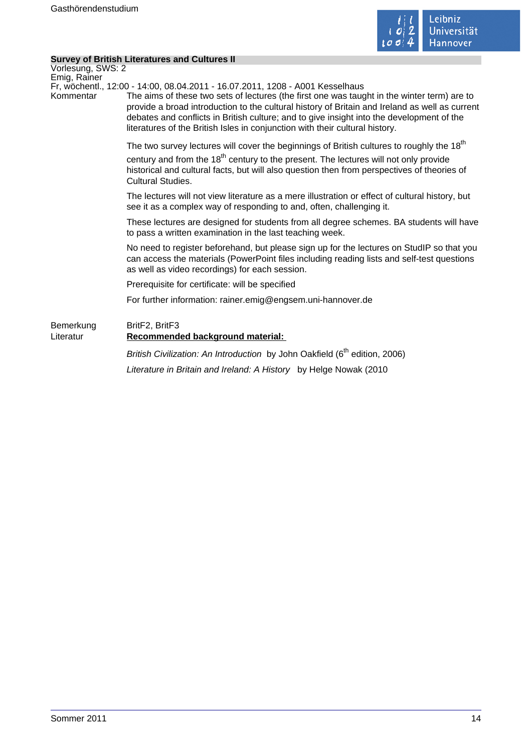## Survey of British Literatures and Cultures II

Vorlesung, SWS: 2
Emig, Rainer
Fr, wöchentl., 12:00 - 14:00, 08.04.2011 - 16.07.2011, 1208 - A001 Kesselhaus

**Kommentar**

The aims of these two sets of lectures (the first one was taught in the winter term) are to provide a broad introduction to the cultural history of Britain and Ireland as well as current debates and conflicts in British culture; and to give insight into the development of the literatures of the British Isles in conjunction with their cultural history.

The two survey lectures will cover the beginnings of British cultures to roughly the 18th century and from the 18th century to the present. The lectures will not only provide historical and cultural facts, but will also question then from perspectives of theories of Cultural Studies.

The lectures will not view literature as a mere illustration or effect of cultural history, but see it as a complex way of responding to and, often, challenging it.

These lectures are designed for students from all degree schemes. BA students will have to pass a written examination in the last teaching week.

No need to register beforehand, but please sign up for the lectures on StudIP so that you can access the materials (PowerPoint files including reading lists and self-test questions as well as video recordings) for each session.

Prerequisite for certificate: will be specified

For further information: rainer.emig@engsem.uni-hannover.de

**Bemerkung**

BritF2, BritF3

**Literatur**

**Recommended background material:**

*British Civilization: An Introduction* by John Oakfield (6th edition, 2006)

*Literature in Britain and Ireland: A History* by Helge Nowak (2010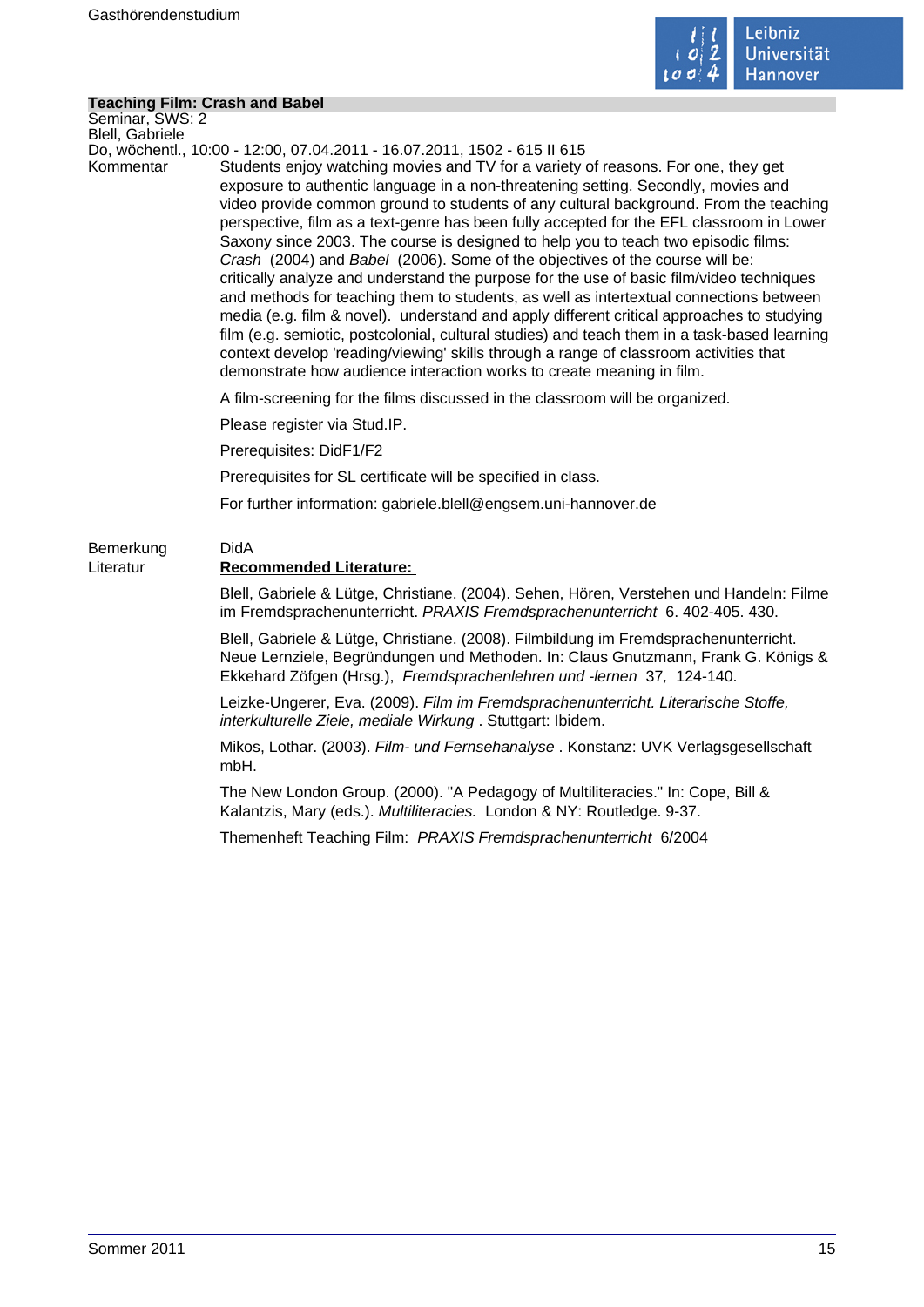## Teaching Film: Crash and Babel

Seminar, SWS: 2

Blell, Gabriele

Do, wöchentl., 10:00 - 12:00, 07.04.2011 - 16.07.2011, 1502 - 615 II 615

**Kommentar**

Students enjoy watching movies and TV for a variety of reasons. For one, they get exposure to authentic language in a non-threatening setting. Secondly, movies and video provide common ground to students of any cultural background. From the teaching perspective, film as a text-genre has been fully accepted for the EFL classroom in Lower Saxony since 2003. The course is designed to help you to teach two episodic films: *Crash* (2004) and *Babel* (2006). Some of the objectives of the course will be: critically analyze and understand the purpose for the use of basic film/video techniques and methods for teaching them to students, as well as intertextual connections between media (e.g. film & novel). understand and apply different critical approaches to studying film (e.g. semiotic, postcolonial, cultural studies) and teach them in a task-based learning context develop 'reading/viewing' skills through a range of classroom activities that demonstrate how audience interaction works to create meaning in film.

A film-screening for the films discussed in the classroom will be organized.

Please register via Stud.IP.

Prerequisites: DidF1/F2

Prerequisites for SL certificate will be specified in class.

For further information: gabriele.blell@engsem.uni-hannover.de

**Bemerkung**

DidA

**Literatur**

**Recommended Literature:**

Blell, Gabriele & Lütge, Christiane. (2004). Sehen, Hören, Verstehen und Handeln: Filme im Fremdsprachenunterricht. *PRAXIS Fremdsprachenunterricht* 6. 402-405. 430.

Blell, Gabriele & Lütge, Christiane. (2008). Filmbildung im Fremdsprachenunterricht. Neue Lernziele, Begründungen und Methoden. In: Claus Gnutzmann, Frank G. Königs & Ekkehard Zöfgen (Hrsg.), *Fremdsprachenlehren und -lernen* 37, 124-140.

Leizke-Ungerer, Eva. (2009). *Film im Fremdsprachenunterricht. Literarische Stoffe, interkulturelle Ziele, mediale Wirkung*. Stuttgart: Ibidem.

Mikos, Lothar. (2003). *Film- und Fernsehanalyse*. Konstanz: UVK Verlagsgesellschaft mbH.

The New London Group. (2000). "A Pedagogy of Multiliteracies." In: Cope, Bill & Kalantzis, Mary (eds.). *Multiliteracies.* London & NY: Routledge. 9-37.

Themenheft Teaching Film: *PRAXIS Fremdsprachenunterricht* 6/2004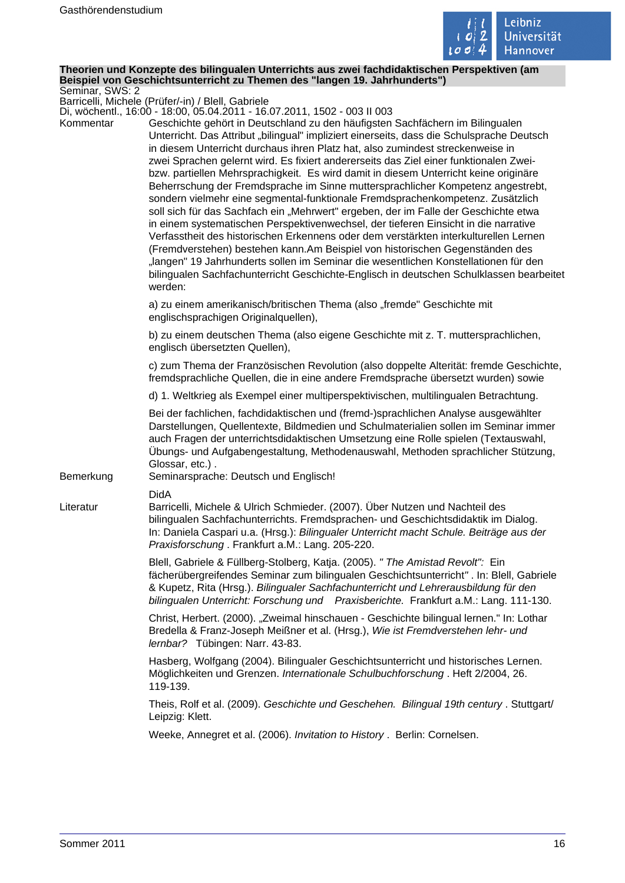**Theorien und Konzepte des bilingualen Unterrichts aus zwei fachdidaktischen Perspektiven (am Beispiel von Geschichtsunterricht zu Themen des "langen 19. Jahrhunderts")**

Seminar, SWS: 2

Barricelli, Michele (Prüfer/-in) / Blell, Gabriele

Di, wöchentl., 16:00 - 18:00, 05.04.2011 - 16.07.2011, 1502 - 003 II 003

**Kommentar**

Geschichte gehört in Deutschland zu den häufigsten Sachfächern im Bilingualen Unterricht. Das Attribut „bilingual" impliziert einerseits, dass die Schulsprache Deutsch in diesem Unterricht durchaus ihren Platz hat, also zumindest streckenweise in zwei Sprachen gelernt wird. Es fixiert andererseits das Ziel einer funktionalen Zwei- bzw. partiellen Mehrsprachigkeit. Es wird damit in diesem Unterricht keine originäre Beherrschung der Fremdsprache im Sinne muttersprachlicher Kompetenz angestrebt, sondern vielmehr eine segmental-funktionale Fremdsprachenkompetenz. Zusätzlich soll sich für das Sachfach ein „Mehrwert" ergeben, der im Falle der Geschichte etwa in einem systematischen Perspektivenwechsel, der tieferen Einsicht in die narrative Verfasstheit des historischen Erkennens oder dem verstärkten interkulturellen Lernen (Fremdverstehen) bestehen kann.Am Beispiel von historischen Gegenständen des „langen" 19 Jahrhunderts sollen im Seminar die wesentlichen Konstellationen für den bilingualen Sachfachunterricht Geschichte-Englisch in deutschen Schulklassen bearbeitet werden:

a) zu einem amerikanisch/britischen Thema (also „fremde" Geschichte mit englischsprachigen Originalquellen),

b) zu einem deutschen Thema (also eigene Geschichte mit z. T. muttersprachlichen, englisch übersetzten Quellen),

c) zum Thema der Französischen Revolution (also doppelte Alterität: fremde Geschichte, fremdsprachliche Quellen, die in eine andere Fremdsprache übersetzt wurden) sowie

d) 1. Weltkrieg als Exempel einer multiperspektivischen, multilingualen Betrachtung.

Bei der fachlichen, fachdidaktischen und (fremd-)sprachlichen Analyse ausgewählter Darstellungen, Quellentexte, Bildmedien und Schulmaterialien sollen im Seminar immer auch Fragen der unterrichtsdidaktischen Umsetzung eine Rolle spielen (Textauswahl, Übungs- und Aufgabengestaltung, Methodenauswahl, Methoden sprachlicher Stützung, Glossar, etc.) .

**Bemerkung**

Seminarsprache: Deutsch und Englisch!

DidA

**Literatur**

Barricelli, Michele & Ulrich Schmieder. (2007). Über Nutzen und Nachteil des bilingualen Sachfachunterrichts. Fremdsprachen- und Geschichtsdidaktik im Dialog. In: Daniela Caspari u.a. (Hrsg.): *Bilingualer Unterricht macht Schule. Beiträge aus der Praxisforschung* . Frankfurt a.M.: Lang. 205-220.

Blell, Gabriele & Füllberg-Stolberg, Katja. (2005). *" The Amistad Revolt":* Ein fächerübergreifendes Seminar zum bilingualen Geschichtsunterricht*"* . In: Blell, Gabriele & Kupetz, Rita (Hrsg.). *Bilingualer Sachfachunterricht und Lehrerausbildung für den bilingualen Unterricht: Forschung und Praxisberichte.* Frankfurt a.M.: Lang. 111-130.

Christ, Herbert. (2000). „Zweimal hinschauen - Geschichte bilingual lernen." In: Lothar Bredella & Franz-Joseph Meißner et al. (Hrsg.), *Wie ist Fremdverstehen lehr- und lernbar?* Tübingen: Narr. 43-83.

Hasberg, Wolfgang (2004). Bilingualer Geschichtsunterricht und historisches Lernen. Möglichkeiten und Grenzen. *Internationale Schulbuchforschung* . Heft 2/2004, 26. 119-139.

Theis, Rolf et al. (2009). *Geschichte und Geschehen. Bilingual 19th century* . Stuttgart/ Leipzig: Klett.

Weeke, Annegret et al. (2006). *Invitation to History* . Berlin: Cornelsen.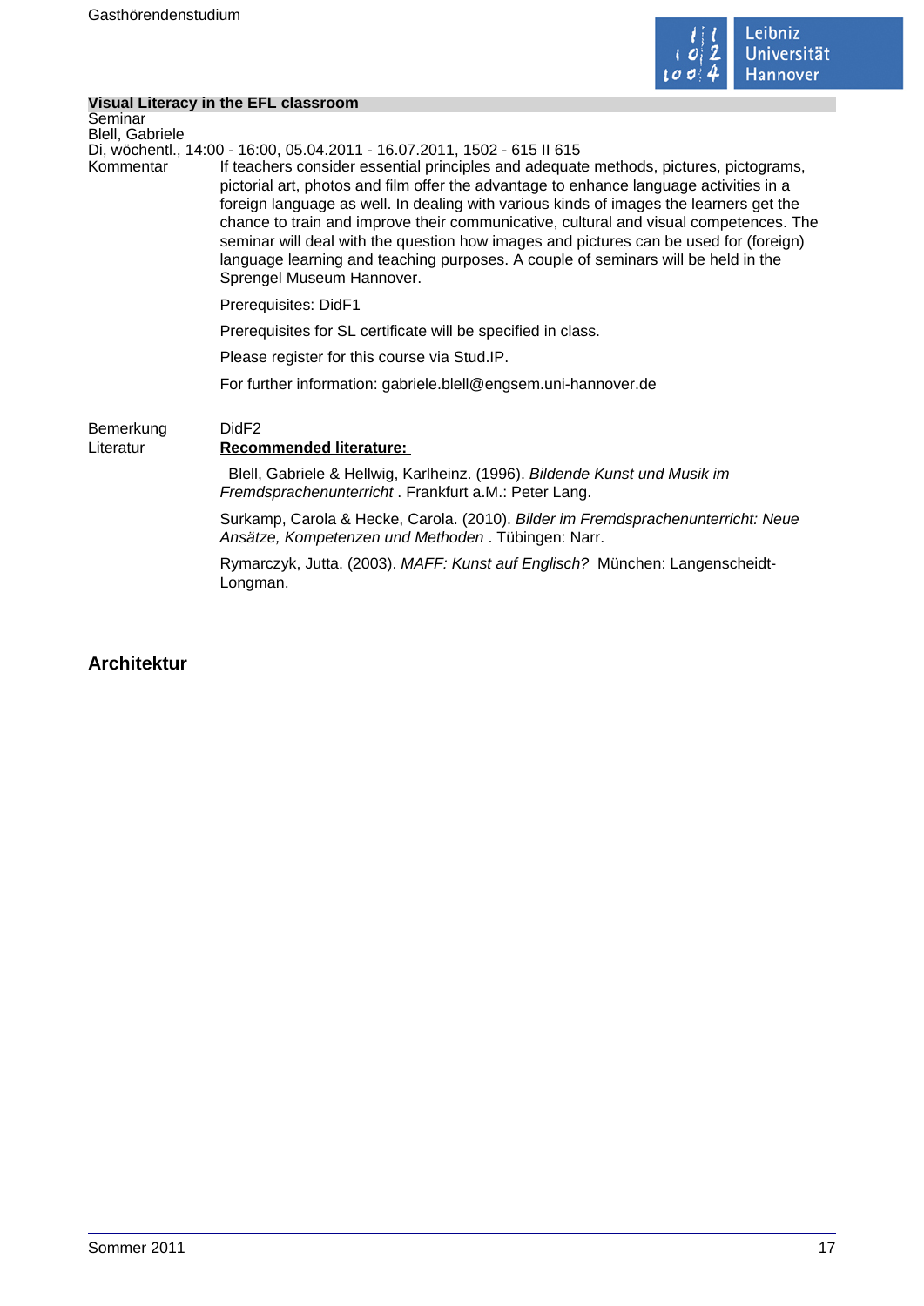### Visual Literacy in the EFL classroom

Seminar
Blell, Gabriele
Di, wöchentl., 14:00 - 16:00, 05.04.2011 - 16.07.2011, 1502 - 615 II 615

Kommentar

If teachers consider essential principles and adequate methods, pictures, pictograms, pictorial art, photos and film offer the advantage to enhance language activities in a foreign language as well. In dealing with various kinds of images the learners get the chance to train and improve their communicative, cultural and visual competences. The seminar will deal with the question how images and pictures can be used for (foreign) language learning and teaching purposes. A couple of seminars will be held in the Sprengel Museum Hannover.

Prerequisites: DidF1

Prerequisites for SL certificate will be specified in class.

Please register for this course via Stud.IP.

For further information: gabriele.blell@engsem.uni-hannover.de

Bemerkung

DidF2

Literatur

**Recommended literature:**

Blell, Gabriele & Hellwig, Karlheinz. (1996). *Bildende Kunst und Musik im Fremdsprachenunterricht* . Frankfurt a.M.: Peter Lang.

Surkamp, Carola & Hecke, Carola. (2010). *Bilder im Fremdsprachenunterricht: Neue Ansätze, Kompetenzen und Methoden* . Tübingen: Narr.

Rymarczyk, Jutta. (2003). *MAFF: Kunst auf Englisch?* München: Langenscheidt-Longman.

## Architektur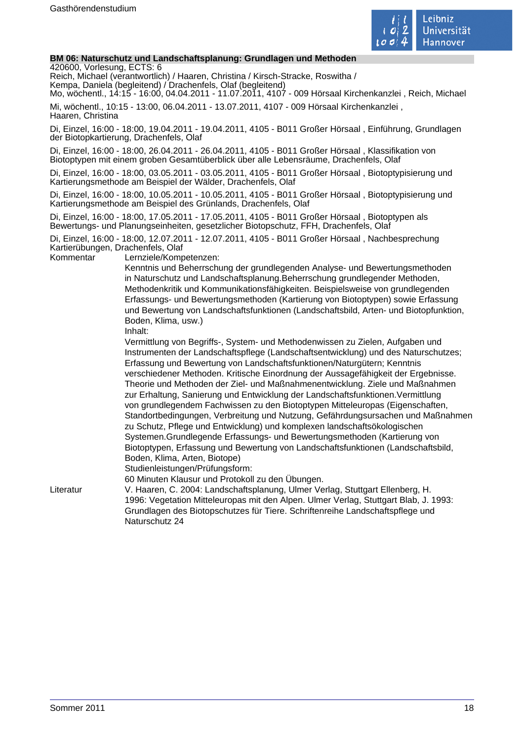**BM 06: Naturschutz und Landschaftsplanung: Grundlagen und Methoden**

420600, Vorlesung, ECTS: 6
Reich, Michael (verantwortlich) / Haaren, Christina / Kirsch-Stracke, Roswitha /
Kempa, Daniela (begleitend) / Drachenfels, Olaf (begleitend)
Mo, wöchentl., 14:15 - 16:00, 04.04.2011 - 11.07.2011, 4107 - 009 Hörsaal Kirchenkanzlei , Reich, Michael

Mi, wöchentl., 10:15 - 13:00, 06.04.2011 - 13.07.2011, 4107 - 009 Hörsaal Kirchenkanzlei ,
Haaren, Christina

Di, Einzel, 16:00 - 18:00, 19.04.2011 - 19.04.2011, 4105 - B011 Großer Hörsaal , Einführung, Grundlagen der Biotopkartierung, Drachenfels, Olaf

Di, Einzel, 16:00 - 18:00, 26.04.2011 - 26.04.2011, 4105 - B011 Großer Hörsaal , Klassifikation von Biotoptypen mit einem groben Gesamtüberblick über alle Lebensräume, Drachenfels, Olaf

Di, Einzel, 16:00 - 18:00, 03.05.2011 - 03.05.2011, 4105 - B011 Großer Hörsaal , Biotoptypisierung und Kartierungsmethode am Beispiel der Wälder, Drachenfels, Olaf

Di, Einzel, 16:00 - 18:00, 10.05.2011 - 10.05.2011, 4105 - B011 Großer Hörsaal , Biotoptypisierung und Kartierungsmethode am Beispiel des Grünlands, Drachenfels, Olaf

Di, Einzel, 16:00 - 18:00, 17.05.2011 - 17.05.2011, 4105 - B011 Großer Hörsaal , Biotoptypen als Bewertungs- und Planungseinheiten, gesetzlicher Biotopschutz, FFH, Drachenfels, Olaf

Di, Einzel, 16:00 - 18:00, 12.07.2011 - 12.07.2011, 4105 - B011 Großer Hörsaal , Nachbesprechung Kartierübungen, Drachenfels, Olaf

Kommentar

Lernziele/Kompetenzen:
Kenntnis und Beherrschung der grundlegenden Analyse- und Bewertungsmethoden in Naturschutz und Landschaftsplanung.Beherrschung grundlegender Methoden, Methodenkritik und Kommunikationsfähigkeiten. Beispielsweise von grundlegenden Erfassungs- und Bewertungsmethoden (Kartierung von Biotoptypen) sowie Erfassung und Bewertung von Landschaftsfunktionen (Landschaftsbild, Arten- und Biotopfunktion, Boden, Klima, usw.)
Inhalt:
Vermittlung von Begriffs-, System- und Methodenwissen zu Zielen, Aufgaben und Instrumenten der Landschaftspflege (Landschaftsentwicklung) und des Naturschutzes; Erfassung und Bewertung von Landschaftsfunktionen/Naturgütern; Kenntnis verschiedener Methoden. Kritische Einordnung der Aussagefähigkeit der Ergebnisse. Theorie und Methoden der Ziel- und Maßnahmenentwicklung. Ziele und Maßnahmen zur Erhaltung, Sanierung und Entwicklung der Landschaftsfunktionen.Vermittlung von grundlegendem Fachwissen zu den Biotoptypen Mitteleuropas (Eigenschaften, Standortbedingungen, Verbreitung und Nutzung, Gefährdungsursachen und Maßnahmen zu Schutz, Pflege und Entwicklung) und komplexen landschaftsökologischen Systemen.Grundlegende Erfassungs- und Bewertungsmethoden (Kartierung von Biotoptypen, Erfassung und Bewertung von Landschaftsfunktionen (Landschaftsbild, Boden, Klima, Arten, Biotope)
Studienleistungen/Prüfungsform:
60 Minuten Klausur und Protokoll zu den Übungen.

Literatur

V. Haaren, C. 2004: Landschaftsplanung, Ulmer Verlag, Stuttgart Ellenberg, H. 1996: Vegetation Mitteleuropas mit den Alpen. Ulmer Verlag, Stuttgart Blab, J. 1993: Grundlagen des Biotopschutzes für Tiere. Schriftenreihe Landschaftspflege und Naturschutz 24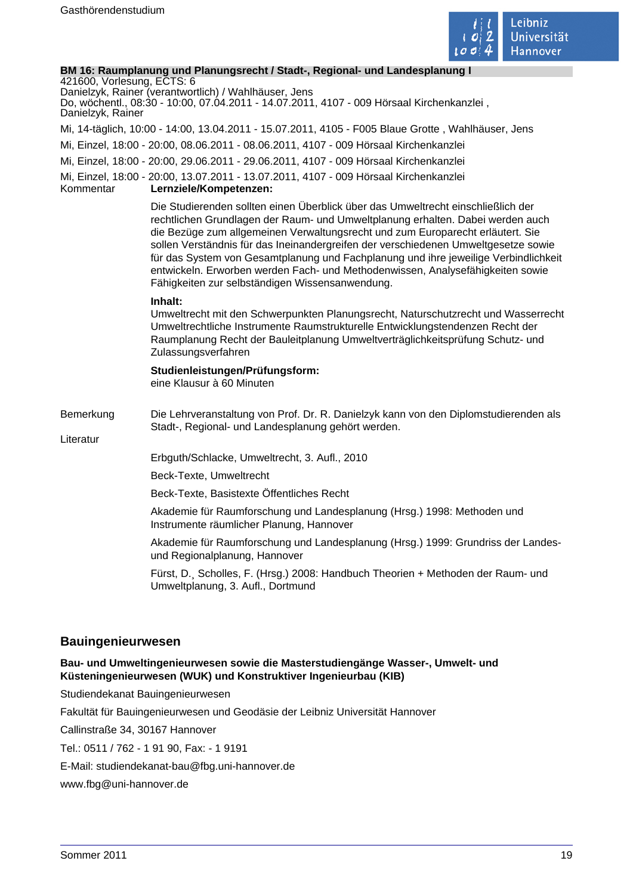**BM 16: Raumplanung und Planungsrecht / Stadt-, Regional- und Landesplanung I**

421600, Vorlesung, ECTS: 6
Danielzyk, Rainer (verantwortlich) / Wahlhäuser, Jens
Do, wöchentl., 08:30 - 10:00, 07.04.2011 - 14.07.2011, 4107 - 009 Hörsaal Kirchenkanzlei , Danielzyk, Rainer

Mi, 14-täglich, 10:00 - 14:00, 13.04.2011 - 15.07.2011, 4105 - F005 Blaue Grotte , Wahlhäuser, Jens

Mi, Einzel, 18:00 - 20:00, 08.06.2011 - 08.06.2011, 4107 - 009 Hörsaal Kirchenkanzlei

Mi, Einzel, 18:00 - 20:00, 29.06.2011 - 29.06.2011, 4107 - 009 Hörsaal Kirchenkanzlei

Mi, Einzel, 18:00 - 20:00, 13.07.2011 - 13.07.2011, 4107 - 009 Hörsaal Kirchenkanzlei

Kommentar

**Lernziele/Kompetenzen:**

Die Studierenden sollten einen Überblick über das Umweltrecht einschließlich der rechtlichen Grundlagen der Raum- und Umweltplanung erhalten. Dabei werden auch die Bezüge zum allgemeinen Verwaltungsrecht und zum Europarecht erläutert. Sie sollen Verständnis für das Ineinandergreifen der verschiedenen Umweltgesetze sowie für das System von Gesamtplanung und Fachplanung und ihre jeweilige Verbindlichkeit entwickeln. Erworben werden Fach- und Methodenwissen, Analysefähigkeiten sowie Fähigkeiten zur selbständigen Wissensanwendung.

**Inhalt:**
Umweltrecht mit den Schwerpunkten Planungsrecht, Naturschutzrecht und Wasserrecht Umweltrechtliche Instrumente Raumstrukturelle Entwicklungstendenzen Recht der Raumplanung Recht der Bauleitplanung Umweltverträglichkeitsprüfung Schutz- und Zulassungsverfahren

**Studienleistungen/Prüfungsform:**
eine Klausur à 60 Minuten

Bemerkung

Die Lehrveranstaltung von Prof. Dr. R. Danielzyk kann von den Diplomstudierenden als Stadt-, Regional- und Landesplanung gehört werden.

Literatur

Erbguth/Schlacke, Umweltrecht, 3. Aufl., 2010

Beck-Texte, Umweltrecht

Beck-Texte, Basistexte Öffentliches Recht

Akademie für Raumforschung und Landesplanung (Hrsg.) 1998: Methoden und Instrumente räumlicher Planung, Hannover

Akademie für Raumforschung und Landesplanung (Hrsg.) 1999: Grundriss der Landes- und Regionalplanung, Hannover

Fürst, D., Scholles, F. (Hrsg.) 2008: Handbuch Theorien + Methoden der Raum- und Umweltplanung, 3. Aufl., Dortmund

## Bauingenieurwesen

**Bau- und Umweltingenieurwesen sowie die Masterstudiengänge Wasser-, Umwelt- und Küsteningenieurwesen (WUK) und Konstruktiver Ingenieurbau (KIB)**

Studiendekanat Bauingenieurwesen

Fakultät für Bauingenieurwesen und Geodäsie der Leibniz Universität Hannover

Callinstraße 34, 30167 Hannover

Tel.: 0511 / 762 - 1 91 90, Fax: - 1 9191

E-Mail: studiendekanat-bau@fbg.uni-hannover.de

www.fbg@uni-hannover.de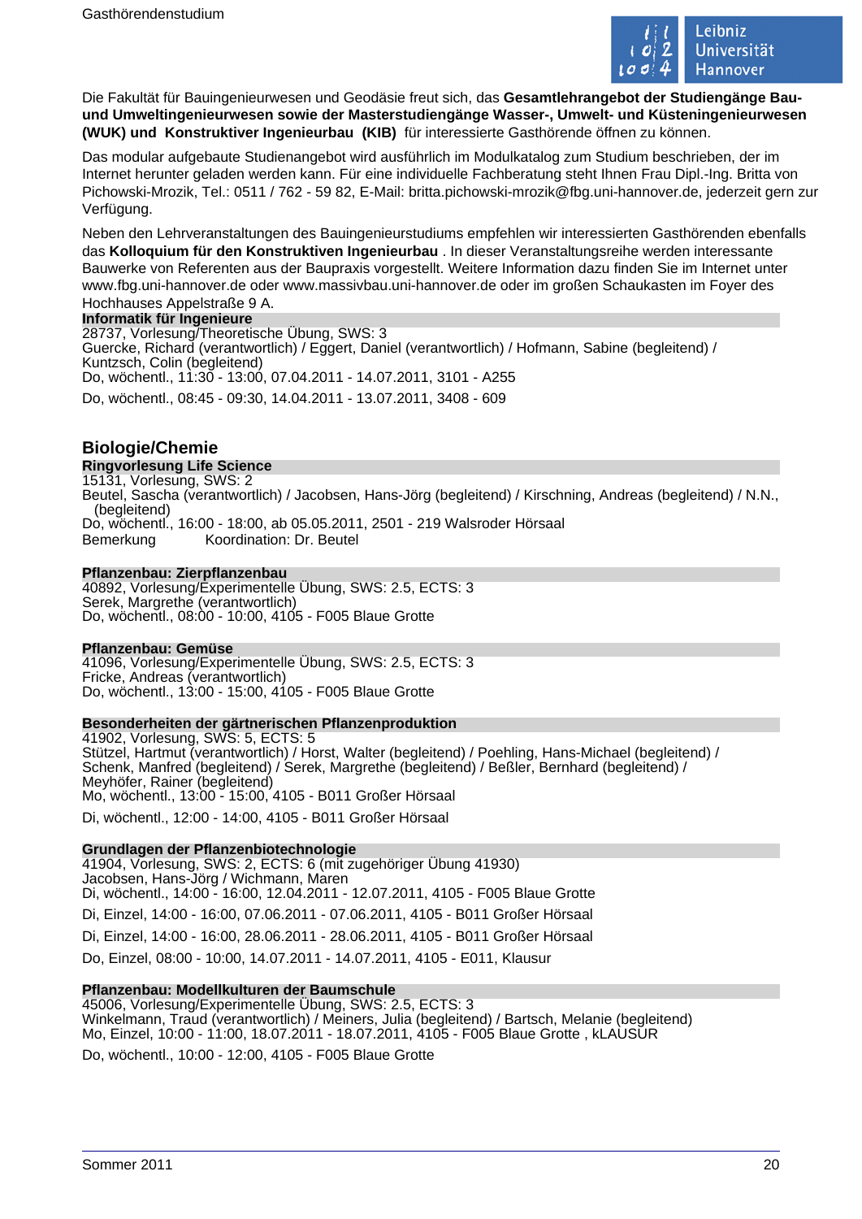Die Fakultät für Bauingenieurwesen und Geodäsie freut sich, das **Gesamtlehrangebot der Studiengänge Bau- und Umweltingenieurwesen sowie der Masterstudiengänge Wasser-, Umwelt- und Küsteningenieurwesen (WUK) und Konstruktiver Ingenieurbau (KIB)** für interessierte Gasthörende öffnen zu können.

Das modular aufgebaute Studienangebot wird ausführlich im Modulkatalog zum Studium beschrieben, der im Internet herunter geladen werden kann. Für eine individuelle Fachberatung steht Ihnen Frau Dipl.-Ing. Britta von Pichowski-Mrozik, Tel.: 0511 / 762 - 59 82, E-Mail: britta.pichowski-mrozik@fbg.uni-hannover.de, jederzeit gern zur Verfügung.

Neben den Lehrveranstaltungen des Bauingenieurstudiums empfehlen wir interessierten Gasthörenden ebenfalls das **Kolloquium für den Konstruktiven Ingenieurbau** . In dieser Veranstaltungsreihe werden interessante Bauwerke von Referenten aus der Baupraxis vorgestellt. Weitere Information dazu finden Sie im Internet unter www.fbg.uni-hannover.de oder www.massivbau.uni-hannover.de oder im großen Schaukasten im Foyer des Hochhauses Appelstraße 9 A.

**Informatik für Ingenieure**
28737, Vorlesung/Theoretische Übung, SWS: 3
Guercke, Richard (verantwortlich) / Eggert, Daniel (verantwortlich) / Hofmann, Sabine (begleitend) / Kuntzsch, Colin (begleitend)
Do, wöchentl., 11:30 - 13:00, 07.04.2011 - 14.07.2011, 3101 - A255

Do, wöchentl., 08:45 - 09:30, 14.04.2011 - 13.07.2011, 3408 - 609

## Biologie/Chemie

**Ringvorlesung Life Science**
15131, Vorlesung, SWS: 2
Beutel, Sascha (verantwortlich) / Jacobsen, Hans-Jörg (begleitend) / Kirschning, Andreas (begleitend) / N.N., (begleitend)
Do, wöchentl., 16:00 - 18:00, ab 05.05.2011, 2501 - 219 Walsroder Hörsaal
Bemerkung Koordination: Dr. Beutel

**Pflanzenbau: Zierpflanzenbau**
40892, Vorlesung/Experimentelle Übung, SWS: 2.5, ECTS: 3
Serek, Margrethe (verantwortlich)
Do, wöchentl., 08:00 - 10:00, 4105 - F005 Blaue Grotte

**Pflanzenbau: Gemüse**
41096, Vorlesung/Experimentelle Übung, SWS: 2.5, ECTS: 3
Fricke, Andreas (verantwortlich)
Do, wöchentl., 13:00 - 15:00, 4105 - F005 Blaue Grotte

**Besonderheiten der gärtnerischen Pflanzenproduktion**
41902, Vorlesung, SWS: 5, ECTS: 5
Stützel, Hartmut (verantwortlich) / Horst, Walter (begleitend) / Poehling, Hans-Michael (begleitend) / Schenk, Manfred (begleitend) / Serek, Margrethe (begleitend) / Beßler, Bernhard (begleitend) / Meyhöfer, Rainer (begleitend)
Mo, wöchentl., 13:00 - 15:00, 4105 - B011 Großer Hörsaal

Di, wöchentl., 12:00 - 14:00, 4105 - B011 Großer Hörsaal

**Grundlagen der Pflanzenbiotechnologie**
41904, Vorlesung, SWS: 2, ECTS: 6 (mit zugehöriger Übung 41930)
Jacobsen, Hans-Jörg / Wichmann, Maren
Di, wöchentl., 14:00 - 16:00, 12.04.2011 - 12.07.2011, 4105 - F005 Blaue Grotte

Di, Einzel, 14:00 - 16:00, 07.06.2011 - 07.06.2011, 4105 - B011 Großer Hörsaal

Di, Einzel, 14:00 - 16:00, 28.06.2011 - 28.06.2011, 4105 - B011 Großer Hörsaal

Do, Einzel, 08:00 - 10:00, 14.07.2011 - 14.07.2011, 4105 - E011, Klausur

**Pflanzenbau: Modellkulturen der Baumschule**
45006, Vorlesung/Experimentelle Übung, SWS: 2.5, ECTS: 3
Winkelmann, Traud (verantwortlich) / Meiners, Julia (begleitend) / Bartsch, Melanie (begleitend)
Mo, Einzel, 10:00 - 11:00, 18.07.2011 - 18.07.2011, 4105 - F005 Blaue Grotte , kLAUSUR

Do, wöchentl., 10:00 - 12:00, 4105 - F005 Blaue Grotte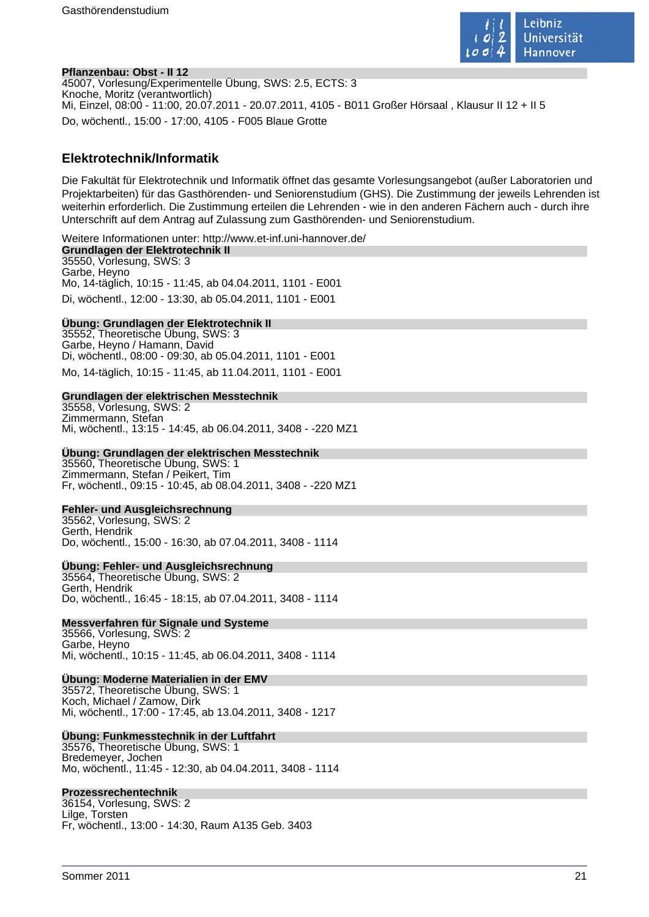**Pflanzenbau: Obst - II 12**
45007, Vorlesung/Experimentelle Übung, SWS: 2.5, ECTS: 3
Knoche, Moritz (verantwortlich)
Mi, Einzel, 08:00 - 11:00, 20.07.2011 - 20.07.2011, 4105 - B011 Großer Hörsaal , Klausur II 12 + II 5

Do, wöchentl., 15:00 - 17:00, 4105 - F005 Blaue Grotte

## Elektrotechnik/Informatik

Die Fakultät für Elektrotechnik und Informatik öffnet das gesamte Vorlesungsangebot (außer Laboratorien und Projektarbeiten) für das Gasthörenden- und Seniorenstudium (GHS). Die Zustimmung der jeweils Lehrenden ist weiterhin erforderlich. Die Zustimmung erteilen die Lehrenden - wie in den anderen Fächern auch - durch ihre Unterschrift auf dem Antrag auf Zulassung zum Gasthörenden- und Seniorenstudium.

Weitere Informationen unter: http://www.et-inf.uni-hannover.de/

**Grundlagen der Elektrotechnik II**
35550, Vorlesung, SWS: 3
Garbe, Heyno
Mo, 14-täglich, 10:15 - 11:45, ab 04.04.2011, 1101 - E001

Di, wöchentl., 12:00 - 13:30, ab 05.04.2011, 1101 - E001

**Übung: Grundlagen der Elektrotechnik II**
35552, Theoretische Übung, SWS: 3
Garbe, Heyno / Hamann, David
Di, wöchentl., 08:00 - 09:30, ab 05.04.2011, 1101 - E001

Mo, 14-täglich, 10:15 - 11:45, ab 11.04.2011, 1101 - E001

**Grundlagen der elektrischen Messtechnik**
35558, Vorlesung, SWS: 2
Zimmermann, Stefan
Mi, wöchentl., 13:15 - 14:45, ab 06.04.2011, 3408 - -220 MZ1

**Übung: Grundlagen der elektrischen Messtechnik**
35560, Theoretische Übung, SWS: 1
Zimmermann, Stefan / Peikert, Tim
Fr, wöchentl., 09:15 - 10:45, ab 08.04.2011, 3408 - -220 MZ1

**Fehler- und Ausgleichsrechnung**
35562, Vorlesung, SWS: 2
Gerth, Hendrik
Do, wöchentl., 15:00 - 16:30, ab 07.04.2011, 3408 - 1114

**Übung: Fehler- und Ausgleichsrechnung**
35564, Theoretische Übung, SWS: 2
Gerth, Hendrik
Do, wöchentl., 16:45 - 18:15, ab 07.04.2011, 3408 - 1114

**Messverfahren für Signale und Systeme**
35566, Vorlesung, SWS: 2
Garbe, Heyno
Mi, wöchentl., 10:15 - 11:45, ab 06.04.2011, 3408 - 1114

**Übung: Moderne Materialien in der EMV**
35572, Theoretische Übung, SWS: 1
Koch, Michael / Zamow, Dirk
Mi, wöchentl., 17:00 - 17:45, ab 13.04.2011, 3408 - 1217

**Übung: Funkmesstechnik in der Luftfahrt**
35576, Theoretische Übung, SWS: 1
Bredemeyer, Jochen
Mo, wöchentl., 11:45 - 12:30, ab 04.04.2011, 3408 - 1114

**Prozessrechentechnik**
36154, Vorlesung, SWS: 2
Lilge, Torsten
Fr, wöchentl., 13:00 - 14:30, Raum A135 Geb. 3403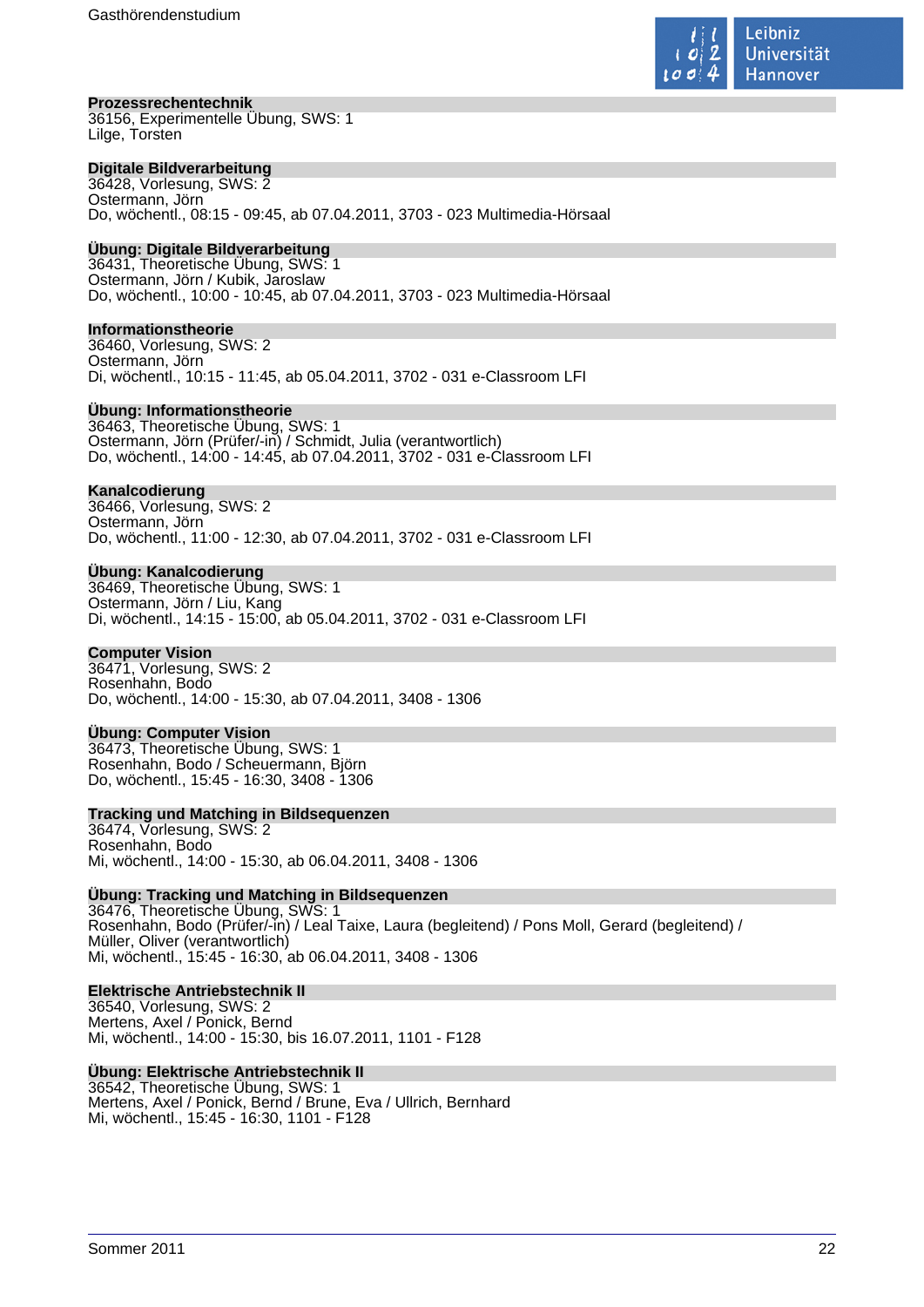**Prozessrechentechnik**
36156, Experimentelle Übung, SWS: 1
Lilge, Torsten

**Digitale Bildverarbeitung**
36428, Vorlesung, SWS: 2
Ostermann, Jörn
Do, wöchentl., 08:15 - 09:45, ab 07.04.2011, 3703 - 023 Multimedia-Hörsaal

**Übung: Digitale Bildverarbeitung**
36431, Theoretische Übung, SWS: 1
Ostermann, Jörn / Kubik, Jaroslaw
Do, wöchentl., 10:00 - 10:45, ab 07.04.2011, 3703 - 023 Multimedia-Hörsaal

**Informationstheorie**
36460, Vorlesung, SWS: 2
Ostermann, Jörn
Di, wöchentl., 10:15 - 11:45, ab 05.04.2011, 3702 - 031 e-Classroom LFI

**Übung: Informationstheorie**
36463, Theoretische Übung, SWS: 1
Ostermann, Jörn (Prüfer/-in) / Schmidt, Julia (verantwortlich)
Do, wöchentl., 14:00 - 14:45, ab 07.04.2011, 3702 - 031 e-Classroom LFI

**Kanalcodierung**
36466, Vorlesung, SWS: 2
Ostermann, Jörn
Do, wöchentl., 11:00 - 12:30, ab 07.04.2011, 3702 - 031 e-Classroom LFI

**Übung: Kanalcodierung**
36469, Theoretische Übung, SWS: 1
Ostermann, Jörn / Liu, Kang
Di, wöchentl., 14:15 - 15:00, ab 05.04.2011, 3702 - 031 e-Classroom LFI

**Computer Vision**
36471, Vorlesung, SWS: 2
Rosenhahn, Bodo
Do, wöchentl., 14:00 - 15:30, ab 07.04.2011, 3408 - 1306

**Übung: Computer Vision**
36473, Theoretische Übung, SWS: 1
Rosenhahn, Bodo / Scheuermann, Björn
Do, wöchentl., 15:45 - 16:30, 3408 - 1306

**Tracking und Matching in Bildsequenzen**
36474, Vorlesung, SWS: 2
Rosenhahn, Bodo
Mi, wöchentl., 14:00 - 15:30, ab 06.04.2011, 3408 - 1306

**Übung: Tracking und Matching in Bildsequenzen**
36476, Theoretische Übung, SWS: 1
Rosenhahn, Bodo (Prüfer/-in) / Leal Taixe, Laura (begleitend) / Pons Moll, Gerard (begleitend) / Müller, Oliver (verantwortlich)
Mi, wöchentl., 15:45 - 16:30, ab 06.04.2011, 3408 - 1306

**Elektrische Antriebstechnik II**
36540, Vorlesung, SWS: 2
Mertens, Axel / Ponick, Bernd
Mi, wöchentl., 14:00 - 15:30, bis 16.07.2011, 1101 - F128

**Übung: Elektrische Antriebstechnik II**
36542, Theoretische Übung, SWS: 1
Mertens, Axel / Ponick, Bernd / Brune, Eva / Ullrich, Bernhard
Mi, wöchentl., 15:45 - 16:30, 1101 - F128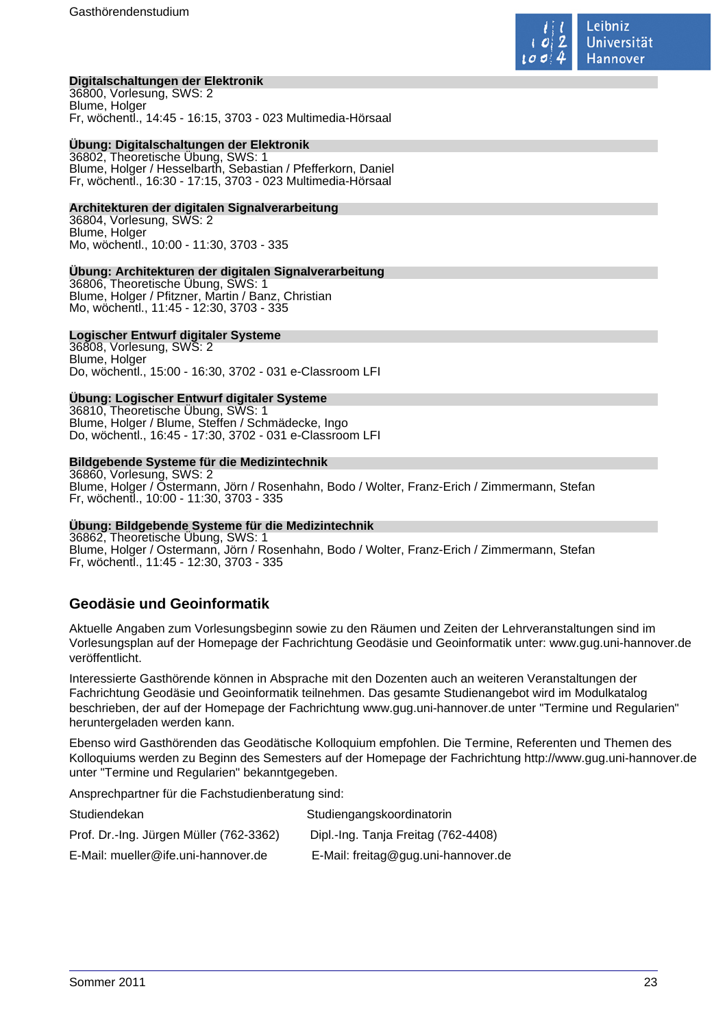**Digitalschaltungen der Elektronik**
36800, Vorlesung, SWS: 2
Blume, Holger
Fr, wöchentl., 14:45 - 16:15, 3703 - 023 Multimedia-Hörsaal

**Übung: Digitalschaltungen der Elektronik**
36802, Theoretische Übung, SWS: 1
Blume, Holger / Hesselbarth, Sebastian / Pfefferkorn, Daniel
Fr, wöchentl., 16:30 - 17:15, 3703 - 023 Multimedia-Hörsaal

**Architekturen der digitalen Signalverarbeitung**
36804, Vorlesung, SWS: 2
Blume, Holger
Mo, wöchentl., 10:00 - 11:30, 3703 - 335

**Übung: Architekturen der digitalen Signalverarbeitung**
36806, Theoretische Übung, SWS: 1
Blume, Holger / Pfitzner, Martin / Banz, Christian
Mo, wöchentl., 11:45 - 12:30, 3703 - 335

**Logischer Entwurf digitaler Systeme**
36808, Vorlesung, SWS: 2
Blume, Holger
Do, wöchentl., 15:00 - 16:30, 3702 - 031 e-Classroom LFI

**Übung: Logischer Entwurf digitaler Systeme**
36810, Theoretische Übung, SWS: 1
Blume, Holger / Blume, Steffen / Schmädecke, Ingo
Do, wöchentl., 16:45 - 17:30, 3702 - 031 e-Classroom LFI

**Bildgebende Systeme für die Medizintechnik**
36860, Vorlesung, SWS: 2
Blume, Holger / Ostermann, Jörn / Rosenhahn, Bodo / Wolter, Franz-Erich / Zimmermann, Stefan
Fr, wöchentl., 10:00 - 11:30, 3703 - 335

**Übung: Bildgebende Systeme für die Medizintechnik**
36862, Theoretische Übung, SWS: 1
Blume, Holger / Ostermann, Jörn / Rosenhahn, Bodo / Wolter, Franz-Erich / Zimmermann, Stefan
Fr, wöchentl., 11:45 - 12:30, 3703 - 335

## Geodäsie und Geoinformatik

Aktuelle Angaben zum Vorlesungsbeginn sowie zu den Räumen und Zeiten der Lehrveranstaltungen sind im Vorlesungsplan auf der Homepage der Fachrichtung Geodäsie und Geoinformatik unter: www.gug.uni-hannover.de veröffentlicht.

Interessierte Gasthörende können in Absprache mit den Dozenten auch an weiteren Veranstaltungen der Fachrichtung Geodäsie und Geoinformatik teilnehmen. Das gesamte Studienangebot wird im Modulkatalog beschrieben, der auf der Homepage der Fachrichtung www.gug.uni-hannover.de unter "Termine und Regularien" heruntergeladen werden kann.

Ebenso wird Gasthörenden das Geodätische Kolloquium empfohlen. Die Termine, Referenten und Themen des Kolloquiums werden zu Beginn des Semesters auf der Homepage der Fachrichtung http://www.gug.uni-hannover.de unter "Termine und Regularien" bekanntgegeben.

Ansprechpartner für die Fachstudienberatung sind:

| Studiendekan | Studiengangskoordinatorin |
|---|---|
| Prof. Dr.-Ing. Jürgen Müller (762-3362) | Dipl.-Ing. Tanja Freitag (762-4408) |
| E-Mail: mueller@ife.uni-hannover.de | E-Mail: freitag@gug.uni-hannover.de |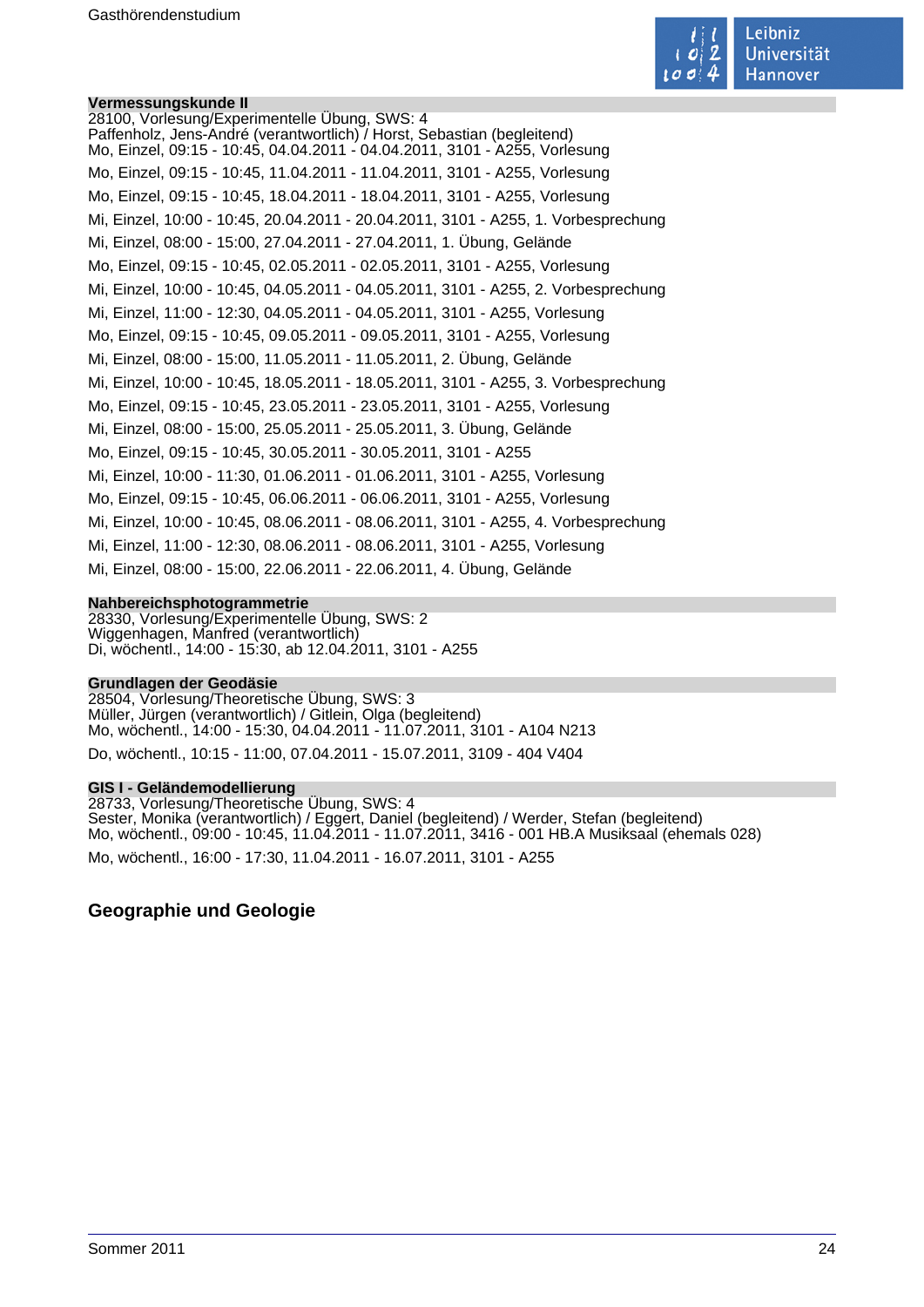### Vermessungskunde II

28100, Vorlesung/Experimentelle Übung, SWS: 4
Paffenholz, Jens-André (verantwortlich) / Horst, Sebastian (begleitend)
Mo, Einzel, 09:15 - 10:45, 04.04.2011 - 04.04.2011, 3101 - A255, Vorlesung

Mo, Einzel, 09:15 - 10:45, 11.04.2011 - 11.04.2011, 3101 - A255, Vorlesung

Mo, Einzel, 09:15 - 10:45, 18.04.2011 - 18.04.2011, 3101 - A255, Vorlesung

Mi, Einzel, 10:00 - 10:45, 20.04.2011 - 20.04.2011, 3101 - A255, 1. Vorbesprechung

Mi, Einzel, 08:00 - 15:00, 27.04.2011 - 27.04.2011, 1. Übung, Gelände

Mo, Einzel, 09:15 - 10:45, 02.05.2011 - 02.05.2011, 3101 - A255, Vorlesung

Mi, Einzel, 10:00 - 10:45, 04.05.2011 - 04.05.2011, 3101 - A255, 2. Vorbesprechung

Mi, Einzel, 11:00 - 12:30, 04.05.2011 - 04.05.2011, 3101 - A255, Vorlesung

Mo, Einzel, 09:15 - 10:45, 09.05.2011 - 09.05.2011, 3101 - A255, Vorlesung

Mi, Einzel, 08:00 - 15:00, 11.05.2011 - 11.05.2011, 2. Übung, Gelände

Mi, Einzel, 10:00 - 10:45, 18.05.2011 - 18.05.2011, 3101 - A255, 3. Vorbesprechung

Mo, Einzel, 09:15 - 10:45, 23.05.2011 - 23.05.2011, 3101 - A255, Vorlesung

Mi, Einzel, 08:00 - 15:00, 25.05.2011 - 25.05.2011, 3. Übung, Gelände

Mo, Einzel, 09:15 - 10:45, 30.05.2011 - 30.05.2011, 3101 - A255

Mi, Einzel, 10:00 - 11:30, 01.06.2011 - 01.06.2011, 3101 - A255, Vorlesung

Mo, Einzel, 09:15 - 10:45, 06.06.2011 - 06.06.2011, 3101 - A255, Vorlesung

Mi, Einzel, 10:00 - 10:45, 08.06.2011 - 08.06.2011, 3101 - A255, 4. Vorbesprechung

Mi, Einzel, 11:00 - 12:30, 08.06.2011 - 08.06.2011, 3101 - A255, Vorlesung

Mi, Einzel, 08:00 - 15:00, 22.06.2011 - 22.06.2011, 4. Übung, Gelände

### Nahbereichsphotogrammetrie

28330, Vorlesung/Experimentelle Übung, SWS: 2
Wiggenhagen, Manfred (verantwortlich)
Di, wöchentl., 14:00 - 15:30, ab 12.04.2011, 3101 - A255

### Grundlagen der Geodäsie

28504, Vorlesung/Theoretische Übung, SWS: 3
Müller, Jürgen (verantwortlich) / Gitlein, Olga (begleitend)
Mo, wöchentl., 14:00 - 15:30, 04.04.2011 - 11.07.2011, 3101 - A104 N213

Do, wöchentl., 10:15 - 11:00, 07.04.2011 - 15.07.2011, 3109 - 404 V404

### GIS I - Geländemodellierung

28733, Vorlesung/Theoretische Übung, SWS: 4
Sester, Monika (verantwortlich) / Eggert, Daniel (begleitend) / Werder, Stefan (begleitend)
Mo, wöchentl., 09:00 - 10:45, 11.04.2011 - 11.07.2011, 3416 - 001 HB.A Musiksaal (ehemals 028)

Mo, wöchentl., 16:00 - 17:30, 11.04.2011 - 16.07.2011, 3101 - A255

## Geographie und Geologie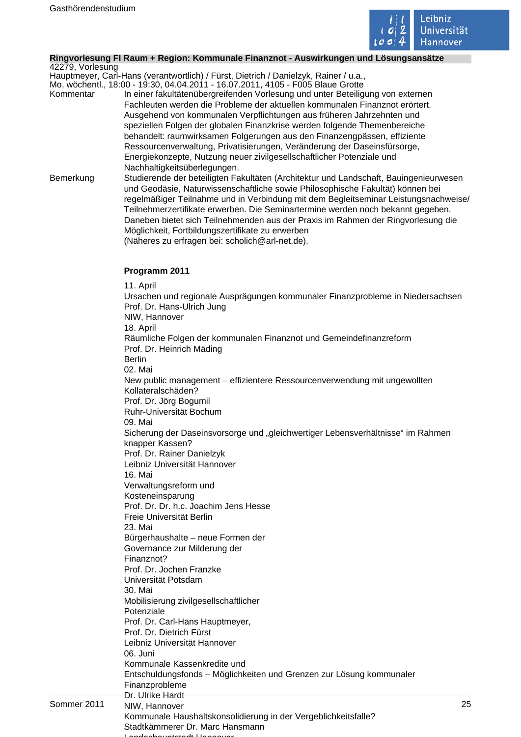**Ringvorlesung FI Raum + Region: Kommunale Finanznot - Auswirkungen und Lösungsansätze**

42279, Vorlesung
Hauptmeyer, Carl-Hans (verantwortlich) / Fürst, Dietrich / Danielzyk, Rainer / u.a.,
Mo, wöchentl., 18:00 - 19:30, 04.04.2011 - 16.07.2011, 4105 - F005 Blaue Grotte

Kommentar: In einer fakultätenübergreifenden Vorlesung und unter Beteiligung von externen Fachleuten werden die Probleme der aktuellen kommunalen Finanznot erörtert. Ausgehend von kommunalen Verpflichtungen aus früheren Jahrzehnten und speziellen Folgen der globalen Finanzkrise werden folgende Themenbereiche behandelt: raumwirksamen Folgerungen aus den Finanzengpässen, effiziente Ressourcenverwaltung, Privatisierungen, Veränderung der Daseinsfürsorge, Energiekonzepte, Nutzung neuer zivilgesellschaftlicher Potenziale und Nachhaltigkeitsüberlegungen.

Bemerkung: Studierende der beteiligten Fakultäten (Architektur und Landschaft, Bauingenieurwesen und Geodäsie, Naturwissenschaftliche sowie Philosophische Fakultät) können bei regelmäßiger Teilnahme und in Verbindung mit dem Begleitseminar Leistungsnachweise/ Teilnehmerzertifikate erwerben. Die Seminartermine werden noch bekannt gegeben. Daneben bietet sich Teilnehmenden aus der Praxis im Rahmen der Ringvorlesung die Möglichkeit, Fortbildungszertifikate zu erwerben
(Näheres zu erfragen bei: scholich@arl-net.de).

**Programm 2011**

11. April
Ursachen und regionale Ausprägungen kommunaler Finanzprobleme in Niedersachsen
Prof. Dr. Hans-Ulrich Jung
NIW, Hannover

18. April
Räumliche Folgen der kommunalen Finanznot und Gemeindefinanzreform
Prof. Dr. Heinrich Mäding
Berlin

02. Mai
New public management – effizientere Ressourcenverwendung mit ungewollten Kollateralschäden?
Prof. Dr. Jörg Bogumil
Ruhr-Universität Bochum

09. Mai
Sicherung der Daseinsvorsorge und „gleichwertiger Lebensverhältnisse“ im Rahmen knapper Kassen?
Prof. Dr. Rainer Danielzyk
Leibniz Universität Hannover

16. Mai
Verwaltungsreform und Kosteneinsparung
Prof. Dr. Dr. h.c. Joachim Jens Hesse
Freie Universität Berlin

23. Mai
Bürgerhaushalte – neue Formen der Governance zur Milderung der Finanznot?
Prof. Dr. Jochen Franzke
Universität Potsdam

30. Mai
Mobilisierung zivilgesellschaftlicher Potenziale
Prof. Dr. Carl-Hans Hauptmeyer,
Prof. Dr. Dietrich Fürst
Leibniz Universität Hannover

06. Juni
Kommunale Kassenkredite und Entschuldungsfonds – Möglichkeiten und Grenzen zur Lösung kommunaler Finanzprobleme
Dr. Ulrike Hardt
NIW, Hannover

Kommunale Haushaltskonsolidierung in der Vergeblichkeitsfalle?
Stadtkämmerer Dr. Marc Hansmann
Landeshauptstadt Hannover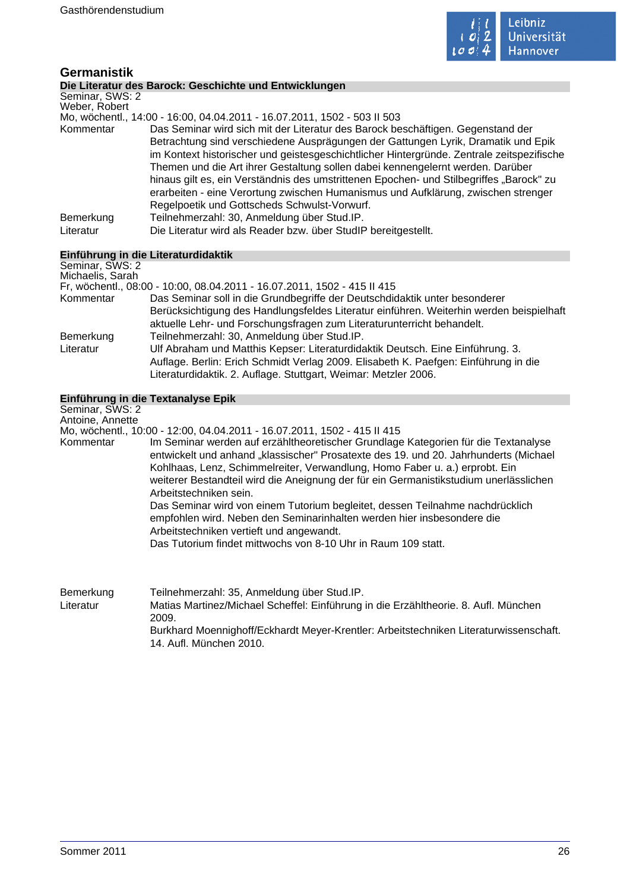## Germanistik

### Die Literatur des Barock: Geschichte und Entwicklungen

Seminar, SWS: 2
Weber, Robert
Mo, wöchentl., 14:00 - 16:00, 04.04.2011 - 16.07.2011, 1502 - 503 II 503

Kommentar: Das Seminar wird sich mit der Literatur des Barock beschäftigen. Gegenstand der Betrachtung sind verschiedene Ausprägungen der Gattungen Lyrik, Dramatik und Epik im Kontext historischer und geistesgeschichtlicher Hintergründe. Zentrale zeitspezifische Themen und die Art ihrer Gestaltung sollen dabei kennengelernt werden. Darüber hinaus gilt es, ein Verständnis des umstrittenen Epochen- und Stilbegriffes „Barock" zu erarbeiten - eine Verortung zwischen Humanismus und Aufklärung, zwischen strenger Regelpoetik und Gottscheds Schwulst-Vorwurf.

Bemerkung: Teilnehmerzahl: 30, Anmeldung über Stud.IP.

Literatur: Die Literatur wird als Reader bzw. über StudIP bereitgestellt.

### Einführung in die Literaturdidaktik

Seminar, SWS: 2
Michaelis, Sarah
Fr, wöchentl., 08:00 - 10:00, 08.04.2011 - 16.07.2011, 1502 - 415 II 415

Kommentar: Das Seminar soll in die Grundbegriffe der Deutschdidaktik unter besonderer Berücksichtigung des Handlungsfeldes Literatur einführen. Weiterhin werden beispielhaft aktuelle Lehr- und Forschungsfragen zum Literaturunterricht behandelt.

Bemerkung: Teilnehmerzahl: 30, Anmeldung über Stud.IP.

Literatur: Ulf Abraham und Matthis Kepser: Literaturdidaktik Deutsch. Eine Einführung. 3. Auflage. Berlin: Erich Schmidt Verlag 2009. Elisabeth K. Paefgen: Einführung in die Literaturdidaktik. 2. Auflage. Stuttgart, Weimar: Metzler 2006.

### Einführung in die Textanalyse Epik

Seminar, SWS: 2
Antoine, Annette
Mo, wöchentl., 10:00 - 12:00, 04.04.2011 - 16.07.2011, 1502 - 415 II 415

Kommentar: Im Seminar werden auf erzähltheoretischer Grundlage Kategorien für die Textanalyse entwickelt und anhand „klassischer" Prosatexte des 19. und 20. Jahrhunderts (Michael Kohlhaas, Lenz, Schimmelreiter, Verwandlung, Homo Faber u. a.) erprobt. Ein weiterer Bestandteil wird die Aneignung der für ein Germanistikstudium unerlässlichen Arbeitstechniken sein.
Das Seminar wird von einem Tutorium begleitet, dessen Teilnahme nachdrücklich empfohlen wird. Neben den Seminarinhalten werden hier insbesondere die Arbeitstechniken vertieft und angewandt.
Das Tutorium findet mittwochs von 8-10 Uhr in Raum 109 statt.

Bemerkung: Teilnehmerzahl: 35, Anmeldung über Stud.IP.

Literatur: Matias Martinez/Michael Scheffel: Einführung in die Erzähltheorie. 8. Aufl. München 2009.
Burkhard Moennighoff/Eckhardt Meyer-Krentler: Arbeitstechniken Literaturwissenschaft. 14. Aufl. München 2010.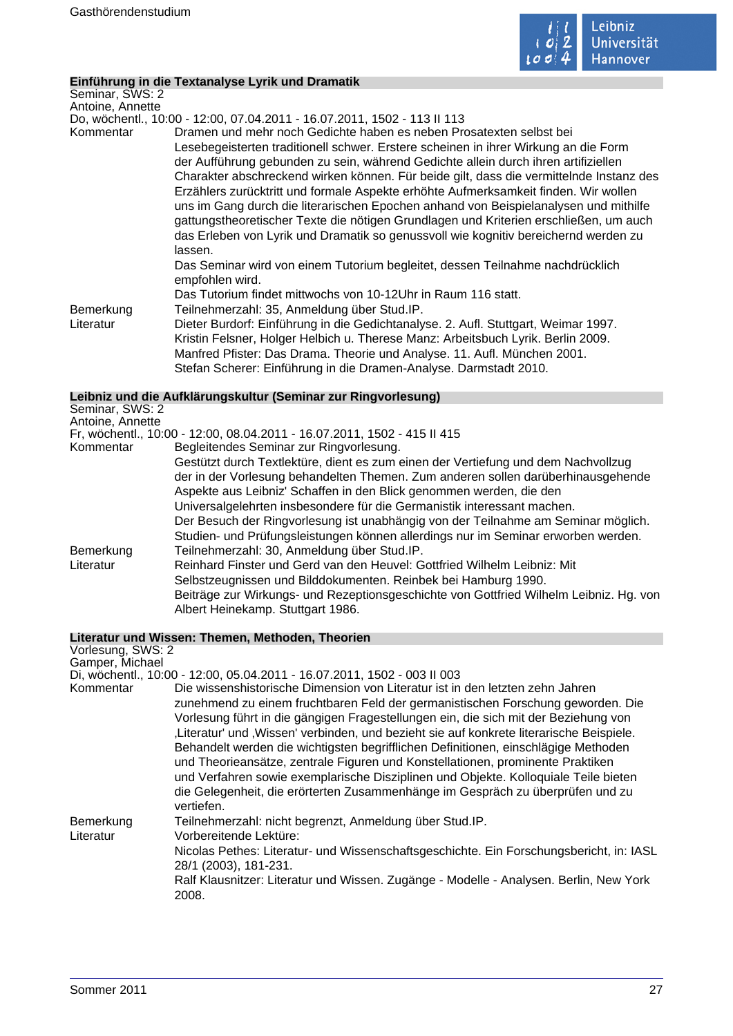## Einführung in die Textanalyse Lyrik und Dramatik

Seminar, SWS: 2
Antoine, Annette
Do, wöchentl., 10:00 - 12:00, 07.04.2011 - 16.07.2011, 1502 - 113 II 113

**Kommentar**
Dramen und mehr noch Gedichte haben es neben Prosatexten selbst bei Lesebegeisterten traditionell schwer. Erstere scheinen in ihrer Wirkung an die Form der Aufführung gebunden zu sein, während Gedichte allein durch ihren artifiziellen Charakter abschreckend wirken können. Für beide gilt, dass die vermittelnde Instanz des Erzählers zurücktritt und formale Aspekte erhöhte Aufmerksamkeit finden. Wir wollen uns im Gang durch die literarischen Epochen anhand von Beispielanalysen und mithilfe gattungstheoretischer Texte die nötigen Grundlagen und Kriterien erschließen, um auch das Erleben von Lyrik und Dramatik so genussvoll wie kognitiv bereichernd werden zu lassen.
Das Seminar wird von einem Tutorium begleitet, dessen Teilnahme nachdrücklich empfohlen wird.
Das Tutorium findet mittwochs von 10-12Uhr in Raum 116 statt.

**Bemerkung**
Teilnehmerzahl: 35, Anmeldung über Stud.IP.

**Literatur**
Dieter Burdorf: Einführung in die Gedichtanalyse. 2. Aufl. Stuttgart, Weimar 1997.
Kristin Felsner, Holger Helbich u. Therese Manz: Arbeitsbuch Lyrik. Berlin 2009.
Manfred Pfister: Das Drama. Theorie und Analyse. 11. Aufl. München 2001.
Stefan Scherer: Einführung in die Dramen-Analyse. Darmstadt 2010.

## Leibniz und die Aufklärungskultur (Seminar zur Ringvorlesung)

Seminar, SWS: 2
Antoine, Annette
Fr, wöchentl., 10:00 - 12:00, 08.04.2011 - 16.07.2011, 1502 - 415 II 415

**Kommentar**
Begleitendes Seminar zur Ringvorlesung.
Gestützt durch Textlektüre, dient es zum einen der Vertiefung und dem Nachvollzug der in der Vorlesung behandelten Themen. Zum anderen sollen darüberhinausgehende Aspekte aus Leibniz' Schaffen in den Blick genommen werden, die den Universalgelehrten insbesondere für die Germanistik interessant machen.
Der Besuch der Ringvorlesung ist unabhängig von der Teilnahme am Seminar möglich. Studien- und Prüfungsleistungen können allerdings nur im Seminar erworben werden.

**Bemerkung**
Teilnehmerzahl: 30, Anmeldung über Stud.IP.

**Literatur**
Reinhard Finster und Gerd van den Heuvel: Gottfried Wilhelm Leibniz: Mit Selbstzeugnissen und Bilddokumenten. Reinbek bei Hamburg 1990.
Beiträge zur Wirkungs- und Rezeptionsgeschichte von Gottfried Wilhelm Leibniz. Hg. von Albert Heinekamp. Stuttgart 1986.

## Literatur und Wissen: Themen, Methoden, Theorien

Vorlesung, SWS: 2
Gamper, Michael
Di, wöchentl., 10:00 - 12:00, 05.04.2011 - 16.07.2011, 1502 - 003 II 003

**Kommentar**
Die wissenshistorische Dimension von Literatur ist in den letzten zehn Jahren zunehmend zu einem fruchtbaren Feld der germanistischen Forschung geworden. Die Vorlesung führt in die gängigen Fragestellungen ein, die sich mit der Beziehung von ‚Literatur' und ‚Wissen' verbinden, und bezieht sie auf konkrete literarische Beispiele. Behandelt werden die wichtigsten begrifflichen Definitionen, einschlägige Methoden und Theorieansätze, zentrale Figuren und Konstellationen, prominente Praktiken und Verfahren sowie exemplarische Disziplinen und Objekte. Kolloquiale Teile bieten die Gelegenheit, die erörterten Zusammenhänge im Gespräch zu überprüfen und zu vertiefen.

**Bemerkung**
Teilnehmerzahl: nicht begrenzt, Anmeldung über Stud.IP.

**Literatur**
Vorbereitende Lektüre:
Nicolas Pethes: Literatur- und Wissenschaftsgeschichte. Ein Forschungsbericht, in: IASL 28/1 (2003), 181-231.
Ralf Klausnitzer: Literatur und Wissen. Zugänge - Modelle - Analysen. Berlin, New York 2008.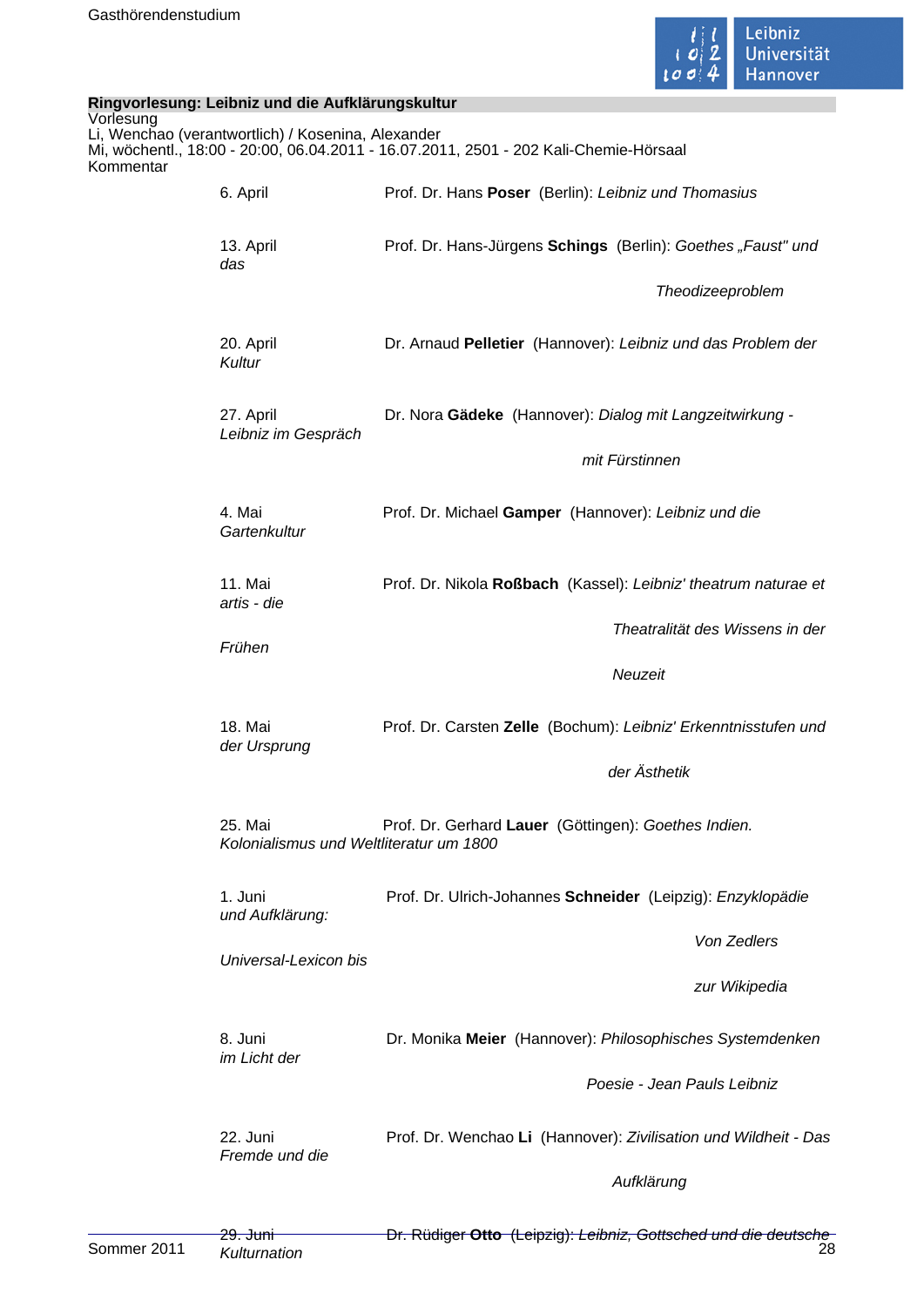## Ringvorlesung: Leibniz und die Aufklärungskultur

Vorlesung
Li, Wenchao (verantwortlich) / Kosenina, Alexander
Mi, wöchentl., 18:00 - 20:00, 06.04.2011 - 16.07.2011, 2501 - 202 Kali-Chemie-Hörsaal
Kommentar

| | |
|---|---|
| 6. April | Prof. Dr. Hans **Poser** (Berlin): *Leibniz und Thomasius* |
| 13. April | Prof. Dr. Hans-Jürgens **Schings** (Berlin): *Goethes „Faust" und das Theodizeeproblem* |
| 20. April | Dr. Arnaud **Pelletier** (Hannover): *Leibniz und das Problem der Kultur* |
| 27. April | Dr. Nora **Gädeke** (Hannover): *Dialog mit Langzeitwirkung - Leibniz im Gespräch mit Fürstinnen* |
| 4. Mai | Prof. Dr. Michael **Gamper** (Hannover): *Leibniz und die Gartenkultur* |
| 11. Mai | Prof. Dr. Nikola **Roßbach** (Kassel): *Leibniz' theatrum naturae et artis - die Theatralität des Wissens in der Frühen Neuzeit* |
| 18. Mai | Prof. Dr. Carsten **Zelle** (Bochum): *Leibniz' Erkenntnisstufen und der Ursprung der Ästhetik* |
| 25. Mai | Prof. Dr. Gerhard **Lauer** (Göttingen): *Goethes Indien. Kolonialismus und Weltliteratur um 1800* |
| 1. Juni | Prof. Dr. Ulrich-Johannes **Schneider** (Leipzig): *Enzyklopädie und Aufklärung: Von Zedlers Universal-Lexicon bis zur Wikipedia* |
| 8. Juni | Dr. Monika **Meier** (Hannover): *Philosophisches Systemdenken im Licht der Poesie - Jean Pauls Leibniz* |
| 22. Juni | Prof. Dr. Wenchao **Li** (Hannover): *Zivilisation und Wildheit - Das Fremde und die Aufklärung* |
| 29. Juni | Dr. Rüdiger **Otto** (Leipzig): *Leibniz, Gottsched und die deutsche Kulturnation* |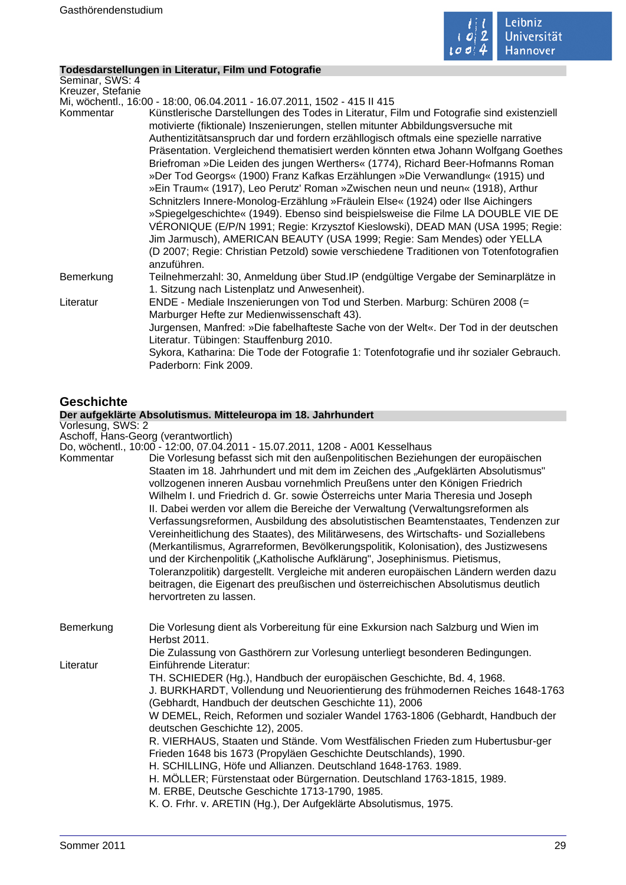### Todesdarstellungen in Literatur, Film und Fotografie

Seminar, SWS: 4
Kreuzer, Stefanie
Mi, wöchentl., 16:00 - 18:00, 06.04.2011 - 16.07.2011, 1502 - 415 II 415

**Kommentar**
Künstlerische Darstellungen des Todes in Literatur, Film und Fotografie sind existenziell motivierte (fiktionale) Inszenierungen, stellen mitunter Abbildungsversuche mit Authentizitätsanspruch dar und fordern erzähllogisch oftmals eine spezielle narrative Präsentation. Vergleichend thematisiert werden könnten etwa Johann Wolfgang Goethes Briefroman »Die Leiden des jungen Werthers« (1774), Richard Beer-Hofmanns Roman »Der Tod Georgs« (1900) Franz Kafkas Erzählungen »Die Verwandlung« (1915) und »Ein Traum« (1917), Leo Perutz' Roman »Zwischen neun und neun« (1918), Arthur Schnitzlers Innere-Monolog-Erzählung »Fräulein Else« (1924) oder Ilse Aichingers »Spiegelgeschichte« (1949). Ebenso sind beispielsweise die Filme LA DOUBLE VIE DE VÉRONIQUE (E/P/N 1991; Regie: Krzysztof Kieslowski), DEAD MAN (USA 1995; Regie: Jim Jarmusch), AMERICAN BEAUTY (USA 1999; Regie: Sam Mendes) oder YELLA (D 2007; Regie: Christian Petzold) sowie verschiedene Traditionen von Totenfotografien anzuführen.

**Bemerkung**
Teilnehmerzahl: 30, Anmeldung über Stud.IP (endgültige Vergabe der Seminarplätze in 1. Sitzung nach Listenplatz und Anwesenheit).

**Literatur**
ENDE - Mediale Inszenierungen von Tod und Sterben. Marburg: Schüren 2008 (= Marburger Hefte zur Medienwissenschaft 43).
Jurgensen, Manfred: »Die fabelhafteste Sache von der Welt«. Der Tod in der deutschen Literatur. Tübingen: Stauffenburg 2010.
Sykora, Katharina: Die Tode der Fotografie 1: Totenfotografie und ihr sozialer Gebrauch. Paderborn: Fink 2009.

## Geschichte

### Der aufgeklärte Absolutismus. Mitteleuropa im 18. Jahrhundert

Vorlesung, SWS: 2
Aschoff, Hans-Georg (verantwortlich)
Do, wöchentl., 10:00 - 12:00, 07.04.2011 - 15.07.2011, 1208 - A001 Kesselhaus

**Kommentar**
Die Vorlesung befasst sich mit den außenpolitischen Beziehungen der europäischen Staaten im 18. Jahrhundert und mit dem im Zeichen des „Aufgeklärten Absolutismus" vollzogenen inneren Ausbau vornehmlich Preußens unter den Königen Friedrich Wilhelm I. und Friedrich d. Gr. sowie Österreichs unter Maria Theresia und Joseph II. Dabei werden vor allem die Bereiche der Verwaltung (Verwaltungsreformen als Verfassungsreformen, Ausbildung des absolutistischen Beamtenstaates, Tendenzen zur Vereinheitlichung des Staates), des Militärwesens, des Wirtschafts- und Soziallebens (Merkantilismus, Agrarreformen, Bevölkerungspolitik, Kolonisation), des Justizwesens und der Kirchenpolitik („Katholische Aufklärung", Josephinismus. Pietismus, Toleranzpolitik) dargestellt. Vergleiche mit anderen europäischen Ländern werden dazu beitragen, die Eigenart des preußischen und österreichischen Absolutismus deutlich hervortreten zu lassen.

**Bemerkung**
Die Vorlesung dient als Vorbereitung für eine Exkursion nach Salzburg und Wien im Herbst 2011.
Die Zulassung von Gasthörern zur Vorlesung unterliegt besonderen Bedingungen.

**Literatur**
Einführende Literatur:
TH. SCHIEDER (Hg.), Handbuch der europäischen Geschichte, Bd. 4, 1968.
J. BURKHARDT, Vollendung und Neuorientierung des frühmodernen Reiches 1648-1763 (Gebhardt, Handbuch der deutschen Geschichte 11), 2006
W DEMEL, Reich, Reformen und sozialer Wandel 1763-1806 (Gebhardt, Handbuch der deutschen Geschichte 12), 2005.
R. VIERHAUS, Staaten und Stände. Vom Westfälischen Frieden zum Hubertusbur-ger Frieden 1648 bis 1673 (Propyläen Geschichte Deutschlands), 1990.
H. SCHILLING, Höfe und Allianzen. Deutschland 1648-1763. 1989.
H. MÖLLER; Fürstenstaat oder Bürgernation. Deutschland 1763-1815, 1989.
M. ERBE, Deutsche Geschichte 1713-1790, 1985.
K. O. Frhr. v. ARETIN (Hg.), Der Aufgeklärte Absolutismus, 1975.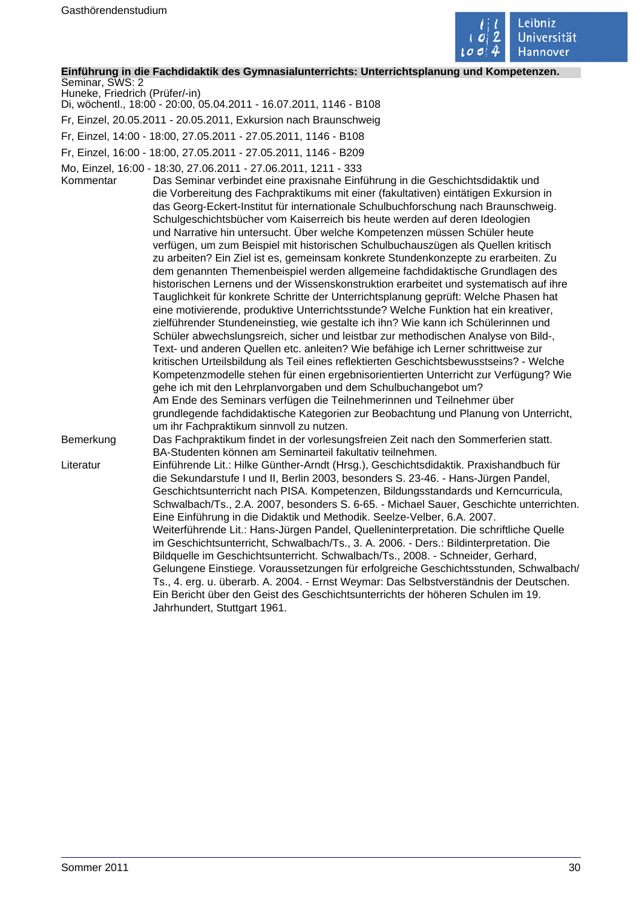**Einführung in die Fachdidaktik des Gymnasialunterrichts: Unterrichtsplanung und Kompetenzen.**

Seminar, SWS: 2
Huneke, Friedrich (Prüfer/-in)
Di, wöchentl., 18:00 - 20:00, 05.04.2011 - 16.07.2011, 1146 - B108
Fr, Einzel, 20.05.2011 - 20.05.2011, Exkursion nach Braunschweig
Fr, Einzel, 14:00 - 18:00, 27.05.2011 - 27.05.2011, 1146 - B108
Fr, Einzel, 16:00 - 18:00, 27.05.2011 - 27.05.2011, 1146 - B209
Mo, Einzel, 16:00 - 18:30, 27.06.2011 - 27.06.2011, 1211 - 333

Kommentar: Das Seminar verbindet eine praxisnahe Einführung in die Geschichtsdidaktik und die Vorbereitung des Fachpraktikums mit einer (fakultativen) eintätigen Exkursion in das Georg-Eckert-Institut für internationale Schulbuchforschung nach Braunschweig. Schulgeschichtsbücher vom Kaiserreich bis heute werden auf deren Ideologien und Narrative hin untersucht. Über welche Kompetenzen müssen Schüler heute verfügen, um zum Beispiel mit historischen Schulbuchauszügen als Quellen kritisch zu arbeiten? Ein Ziel ist es, gemeinsam konkrete Stundenkonzepte zu erarbeiten. Zu dem genannten Themenbeispiel werden allgemeine fachdidaktische Grundlagen des historischen Lernens und der Wissenskonstruktion erarbeitet und systematisch auf ihre Tauglichkeit für konkrete Schritte der Unterrichtsplanung geprüft: Welche Phasen hat eine motivierende, produktive Unterrichtsstunde? Welche Funktion hat ein kreativer, zielführender Stundeneinstieg, wie gestalte ich ihn? Wie kann ich Schülerinnen und Schüler abwechslungsreich, sicher und leistbar zur methodischen Analyse von Bild-, Text- und anderen Quellen etc. anleiten? Wie befähige ich Lerner schrittweise zur kritischen Urteilsbildung als Teil eines reflektierten Geschichtsbewusstseins? - Welche Kompetenzmodelle stehen für einen ergebnisorientierten Unterricht zur Verfügung? Wie gehe ich mit den Lehrplanvorgaben und dem Schulbuchangebot um?
Am Ende des Seminars verfügen die Teilnehmerinnen und Teilnehmer über grundlegende fachdidaktische Kategorien zur Beobachtung und Planung von Unterricht, um ihr Fachpraktikum sinnvoll zu nutzen.

Bemerkung: Das Fachpraktikum findet in der vorlesungsfreien Zeit nach den Sommerferien statt. BA-Studenten können am Seminarteil fakultativ teilnehmen.

Literatur: Einführende Lit.: Hilke Günther-Arndt (Hrsg.), Geschichtsdidaktik. Praxishandbuch für die Sekundarstufe I und II, Berlin 2003, besonders S. 23-46. - Hans-Jürgen Pandel, Geschichtsunterricht nach PISA. Kompetenzen, Bildungsstandards und Kerncurricula, Schwalbach/Ts., 2.A. 2007, besonders S. 6-65. - Michael Sauer, Geschichte unterrichten. Eine Einführung in die Didaktik und Methodik. Seelze-Velber, 6.A. 2007.
Weiterführende Lit.: Hans-Jürgen Pandel, Quelleninterpretation. Die schriftliche Quelle im Geschichtsunterricht, Schwalbach/Ts., 3. A. 2006. - Ders.: Bildinterpretation. Die Bildquelle im Geschichtsunterricht. Schwalbach/Ts., 2008. - Schneider, Gerhard, Gelungene Einstiege. Voraussetzungen für erfolgreiche Geschichtsstunden, Schwalbach/Ts., 4. erg. u. überarb. A. 2004. - Ernst Weymar: Das Selbstverständnis der Deutschen. Ein Bericht über den Geist des Geschichtsunterrichts der höheren Schulen im 19. Jahrhundert, Stuttgart 1961.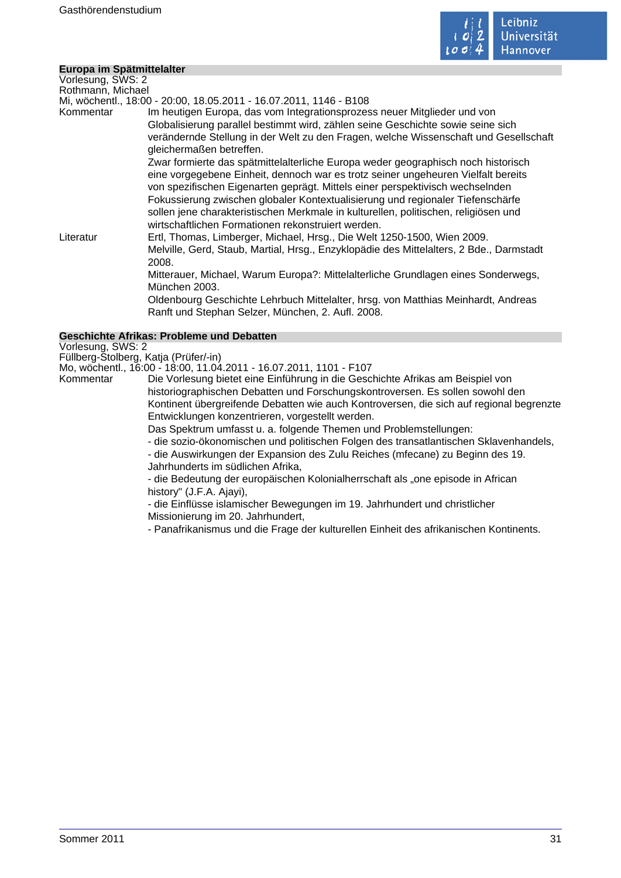## Europa im Spätmittelalter

Vorlesung, SWS: 2
Rothmann, Michael
Mi, wöchentl., 18:00 - 20:00, 18.05.2011 - 16.07.2011, 1146 - B108

**Kommentar**

Im heutigen Europa, das vom Integrationsprozess neuer Mitglieder und von Globalisierung parallel bestimmt wird, zählen seine Geschichte sowie seine sich verändernde Stellung in der Welt zu den Fragen, welche Wissenschaft und Gesellschaft gleichermaßen betreffen.

Zwar formierte das spätmittelalterliche Europa weder geographisch noch historisch eine vorgegebene Einheit, dennoch war es trotz seiner ungeheuren Vielfalt bereits von spezifischen Eigenarten geprägt. Mittels einer perspektivisch wechselnden Fokussierung zwischen globaler Kontextualisierung und regionaler Tiefenschärfe sollen jene charakteristischen Merkmale in kulturellen, politischen, religiösen und wirtschaftlichen Formationen rekonstruiert werden.

**Literatur**

Ertl, Thomas, Limberger, Michael, Hrsg., Die Welt 1250-1500, Wien 2009.

Melville, Gerd, Staub, Martial, Hrsg., Enzyklopädie des Mittelalters, 2 Bde., Darmstadt 2008.

Mitterauer, Michael, Warum Europa?: Mittelalterliche Grundlagen eines Sonderwegs, München 2003.

Oldenbourg Geschichte Lehrbuch Mittelalter, hrsg. von Matthias Meinhardt, Andreas Ranft und Stephan Selzer, München, 2. Aufl. 2008.

## Geschichte Afrikas: Probleme und Debatten

Vorlesung, SWS: 2
Füllberg-Stolberg, Katja (Prüfer/-in)
Mo, wöchentl., 16:00 - 18:00, 11.04.2011 - 16.07.2011, 1101 - F107

**Kommentar**

Die Vorlesung bietet eine Einführung in die Geschichte Afrikas am Beispiel von historiographischen Debatten und Forschungskontroversen. Es sollen sowohl den Kontinent übergreifende Debatten wie auch Kontroversen, die sich auf regional begrenzte Entwicklungen konzentrieren, vorgestellt werden.

Das Spektrum umfasst u. a. folgende Themen und Problemstellungen:

- die sozio-ökonomischen und politischen Folgen des transatlantischen Sklavenhandels,
- die Auswirkungen der Expansion des Zulu Reiches (mfecane) zu Beginn des 19. Jahrhunderts im südlichen Afrika,
- die Bedeutung der europäischen Kolonialherrschaft als „one episode in African history" (J.F.A. Ajayi),
- die Einflüsse islamischer Bewegungen im 19. Jahrhundert und christlicher Missionierung im 20. Jahrhundert,
- Panafrikanismus und die Frage der kulturellen Einheit des afrikanischen Kontinents.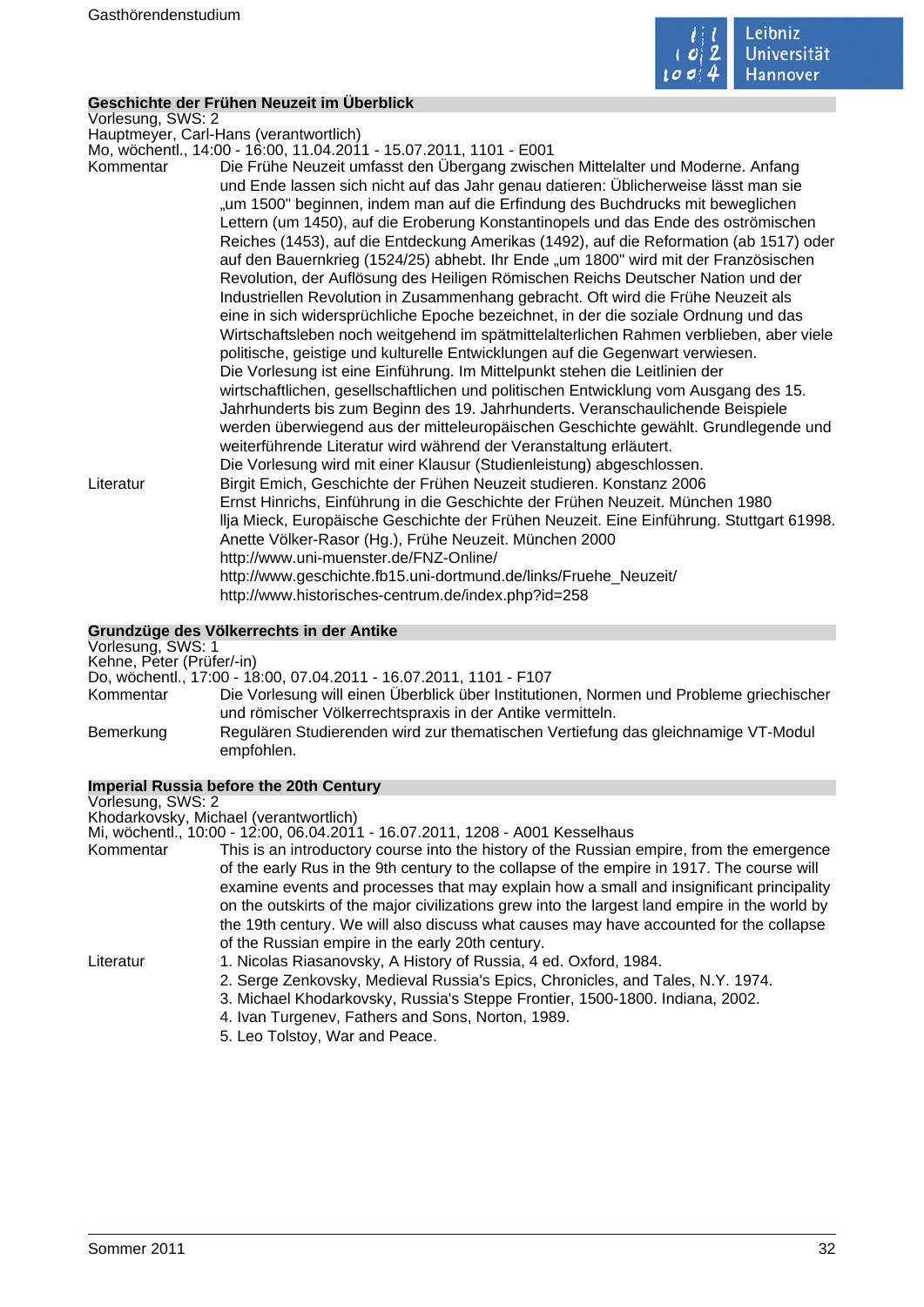## Geschichte der Frühen Neuzeit im Überblick

Vorlesung, SWS: 2
Hauptmeyer, Carl-Hans (verantwortlich)
Mo, wöchentl., 14:00 - 16:00, 11.04.2011 - 15.07.2011, 1101 - E001

**Kommentar**

Die Frühe Neuzeit umfasst den Übergang zwischen Mittelalter und Moderne. Anfang und Ende lassen sich nicht auf das Jahr genau datieren: Üblicherweise lässt man sie „um 1500" beginnen, indem man auf die Erfindung des Buchdrucks mit beweglichen Lettern (um 1450), auf die Eroberung Konstantinopels und das Ende des oströmischen Reiches (1453), auf die Entdeckung Amerikas (1492), auf die Reformation (ab 1517) oder auf den Bauernkrieg (1524/25) abhebt. Ihr Ende „um 1800" wird mit der Französischen Revolution, der Auflösung des Heiligen Römischen Reichs Deutscher Nation und der Industriellen Revolution in Zusammenhang gebracht. Oft wird die Frühe Neuzeit als eine in sich widersprüchliche Epoche bezeichnet, in der die soziale Ordnung und das Wirtschaftsleben noch weitgehend im spätmittelalterlichen Rahmen verblieben, aber viele politische, geistige und kulturelle Entwicklungen auf die Gegenwart verwiesen.
Die Vorlesung ist eine Einführung. Im Mittelpunkt stehen die Leitlinien der wirtschaftlichen, gesellschaftlichen und politischen Entwicklung vom Ausgang des 15. Jahrhunderts bis zum Beginn des 19. Jahrhunderts. Veranschaulichende Beispiele werden überwiegend aus der mitteleuropäischen Geschichte gewählt. Grundlegende und weiterführende Literatur wird während der Veranstaltung erläutert.
Die Vorlesung wird mit einer Klausur (Studienleistung) abgeschlossen.

**Literatur**

Birgit Emich, Geschichte der Frühen Neuzeit studieren. Konstanz 2006
Ernst Hinrichs, Einführung in die Geschichte der Frühen Neuzeit. München 1980
Ilja Mieck, Europäische Geschichte der Frühen Neuzeit. Eine Einführung. Stuttgart 61998.
Anette Völker-Rasor (Hg.), Frühe Neuzeit. München 2000
http://www.uni-muenster.de/FNZ-Online/
http://www.geschichte.fb15.uni-dortmund.de/links/Fruehe_Neuzeit/
http://www.historisches-centrum.de/index.php?id=258

## Grundzüge des Völkerrechts in der Antike

Vorlesung, SWS: 1
Kehne, Peter (Prüfer/-in)
Do, wöchentl., 17:00 - 18:00, 07.04.2011 - 16.07.2011, 1101 - F107

**Kommentar**

Die Vorlesung will einen Überblick über Institutionen, Normen und Probleme griechischer und römischer Völkerrechtspraxis in der Antike vermitteln.

**Bemerkung**

Regulären Studierenden wird zur thematischen Vertiefung das gleichnamige VT-Modul empfohlen.

## Imperial Russia before the 20th Century

Vorlesung, SWS: 2
Khodarkovsky, Michael (verantwortlich)
Mi, wöchentl., 10:00 - 12:00, 06.04.2011 - 16.07.2011, 1208 - A001 Kesselhaus

**Kommentar**

This is an introductory course into the history of the Russian empire, from the emergence of the early Rus in the 9th century to the collapse of the empire in 1917. The course will examine events and processes that may explain how a small and insignificant principality on the outskirts of the major civilizations grew into the largest land empire in the world by the 19th century. We will also discuss what causes may have accounted for the collapse of the Russian empire in the early 20th century.

**Literatur**

1. Nicolas Riasanovsky, A History of Russia, 4 ed. Oxford, 1984.
2. Serge Zenkovsky, Medieval Russia's Epics, Chronicles, and Tales, N.Y. 1974.
3. Michael Khodarkovsky, Russia's Steppe Frontier, 1500-1800. Indiana, 2002.
4. Ivan Turgenev, Fathers and Sons, Norton, 1989.
5. Leo Tolstoy, War and Peace.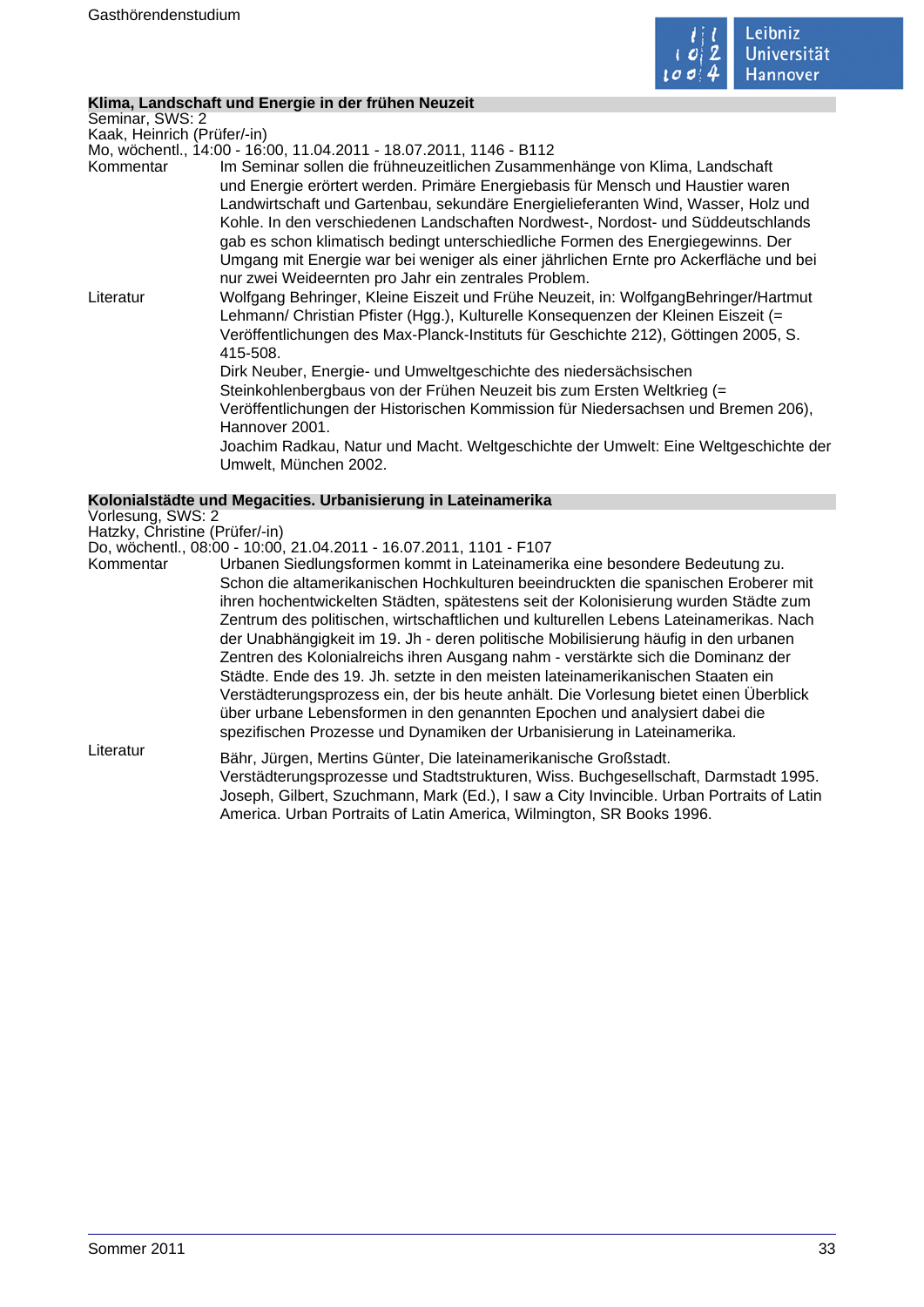## Klima, Landschaft und Energie in der frühen Neuzeit

Seminar, SWS: 2
Kaak, Heinrich (Prüfer/-in)
Mo, wöchentl., 14:00 - 16:00, 11.04.2011 - 18.07.2011, 1146 - B112

**Kommentar**

Im Seminar sollen die frühneuzeitlichen Zusammenhänge von Klima, Landschaft und Energie erörtert werden. Primäre Energiebasis für Mensch und Haustier waren Landwirtschaft und Gartenbau, sekundäre Energielieferanten Wind, Wasser, Holz und Kohle. In den verschiedenen Landschaften Nordwest-, Nordost- und Süddeutschlands gab es schon klimatisch bedingt unterschiedliche Formen des Energiegewinns. Der Umgang mit Energie war bei weniger als einer jährlichen Ernte pro Ackerfläche und bei nur zwei Weideernten pro Jahr ein zentrales Problem.

**Literatur**

Wolfgang Behringer, Kleine Eiszeit und Frühe Neuzeit, in: WolfgangBehringer/Hartmut Lehmann/ Christian Pfister (Hgg.), Kulturelle Konsequenzen der Kleinen Eiszeit (= Veröffentlichungen des Max-Planck-Instituts für Geschichte 212), Göttingen 2005, S. 415-508.
Dirk Neuber, Energie- und Umweltgeschichte des niedersächsischen Steinkohlenbergbaus von der Frühen Neuzeit bis zum Ersten Weltkrieg (= Veröffentlichungen der Historischen Kommission für Niedersachsen und Bremen 206), Hannover 2001.
Joachim Radkau, Natur und Macht. Weltgeschichte der Umwelt: Eine Weltgeschichte der Umwelt, München 2002.

## Kolonialstädte und Megacities. Urbanisierung in Lateinamerika

Vorlesung, SWS: 2
Hatzky, Christine (Prüfer/-in)
Do, wöchentl., 08:00 - 10:00, 21.04.2011 - 16.07.2011, 1101 - F107

**Kommentar**

Urbanen Siedlungsformen kommt in Lateinamerika eine besondere Bedeutung zu. Schon die altamerikanischen Hochkulturen beeindruckten die spanischen Eroberer mit ihren hochentwickelten Städten, spätestens seit der Kolonisierung wurden Städte zum Zentrum des politischen, wirtschaftlichen und kulturellen Lebens Lateinamerikas. Nach der Unabhängigkeit im 19. Jh - deren politische Mobilisierung häufig in den urbanen Zentren des Kolonialreichs ihren Ausgang nahm - verstärkte sich die Dominanz der Städte. Ende des 19. Jh. setzte in den meisten lateinamerikanischen Staaten ein Verstädterungsprozess ein, der bis heute anhält. Die Vorlesung bietet einen Überblick über urbane Lebensformen in den genannten Epochen und analysiert dabei die spezifischen Prozesse und Dynamiken der Urbanisierung in Lateinamerika.

**Literatur**

Bähr, Jürgen, Mertins Günter, Die lateinamerikanische Großstadt. Verstädterungsprozesse und Stadtstrukturen, Wiss. Buchgesellschaft, Darmstadt 1995.
Joseph, Gilbert, Szuchmann, Mark (Ed.), I saw a City Invincible. Urban Portraits of Latin America. Urban Portraits of Latin America, Wilmington, SR Books 1996.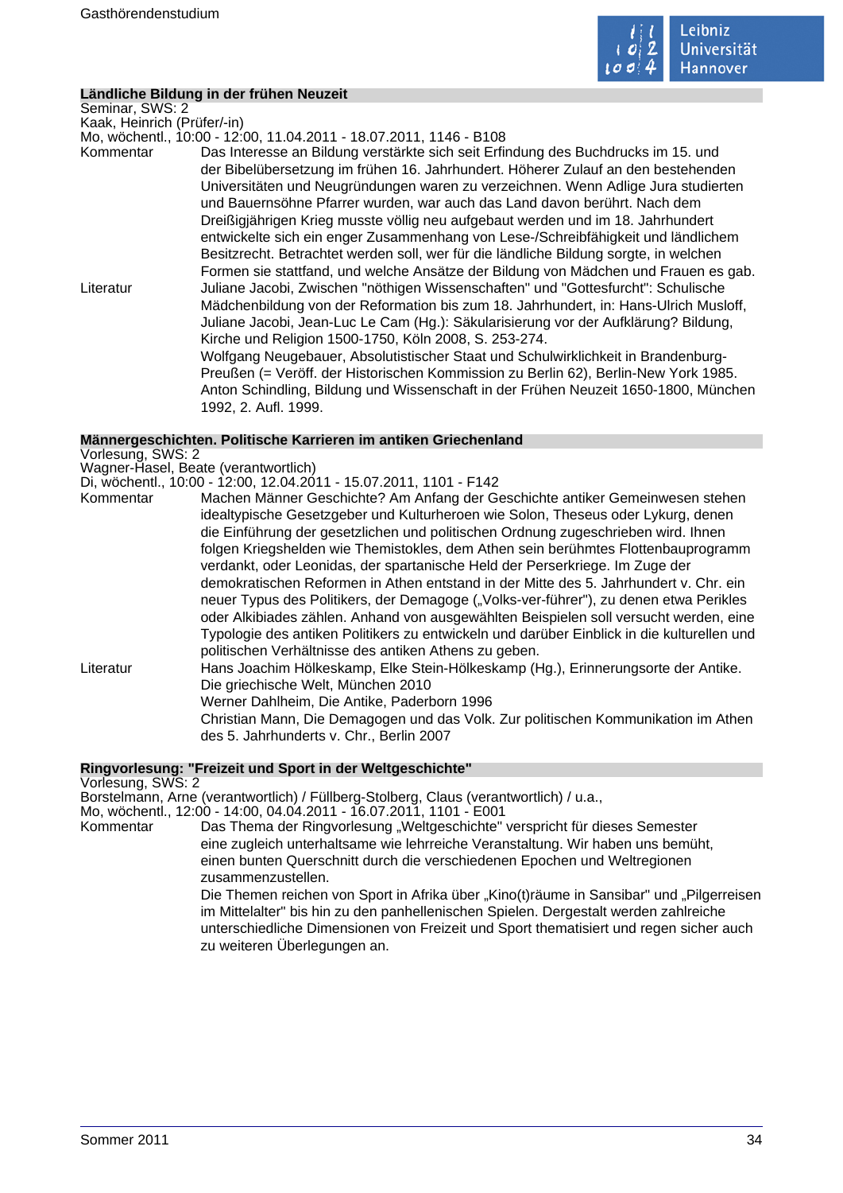## Ländliche Bildung in der frühen Neuzeit

Seminar, SWS: 2
Kaak, Heinrich (Prüfer/-in)
Mo, wöchentl., 10:00 - 12:00, 11.04.2011 - 18.07.2011, 1146 - B108

**Kommentar**
Das Interesse an Bildung verstärkte sich seit Erfindung des Buchdrucks im 15. und der Bibelübersetzung im frühen 16. Jahrhundert. Höherer Zulauf an den bestehenden Universitäten und Neugründungen waren zu verzeichnen. Wenn Adlige Jura studierten und Bauernsöhne Pfarrer wurden, war auch das Land davon berührt. Nach dem Dreißigjährigen Krieg musste völlig neu aufgebaut werden und im 18. Jahrhundert entwickelte sich ein enger Zusammenhang von Lese-/Schreibfähigkeit und ländlichem Besitzrecht. Betrachtet werden soll, wer für die ländliche Bildung sorgte, in welchen Formen sie stattfand, und welche Ansätze der Bildung von Mädchen und Frauen es gab.

**Literatur**
Juliane Jacobi, Zwischen "nöthigen Wissenschaften" und "Gottesfurcht": Schulische Mädchenbildung von der Reformation bis zum 18. Jahrhundert, in: Hans-Ulrich Musloff, Juliane Jacobi, Jean-Luc Le Cam (Hg.): Säkularisierung vor der Aufklärung? Bildung, Kirche und Religion 1500-1750, Köln 2008, S. 253-274.
Wolfgang Neugebauer, Absolutistischer Staat und Schulwirklichkeit in Brandenburg-Preußen (= Veröff. der Historischen Kommission zu Berlin 62), Berlin-New York 1985.
Anton Schindling, Bildung und Wissenschaft in der Frühen Neuzeit 1650-1800, München 1992, 2. Aufl. 1999.

## Männergeschichten. Politische Karrieren im antiken Griechenland

Vorlesung, SWS: 2
Wagner-Hasel, Beate (verantwortlich)
Di, wöchentl., 10:00 - 12:00, 12.04.2011 - 15.07.2011, 1101 - F142

**Kommentar**
Machen Männer Geschichte? Am Anfang der Geschichte antiker Gemeinwesen stehen idealtypische Gesetzgeber und Kulturheroen wie Solon, Theseus oder Lykurg, denen die Einführung der gesetzlichen und politischen Ordnung zugeschrieben wird. Ihnen folgen Kriegshelden wie Themistokles, dem Athen sein berühmtes Flottenbauprogramm verdankt, oder Leonidas, der spartanische Held der Perserkriege. Im Zuge der demokratischen Reformen in Athen entstand in der Mitte des 5. Jahrhundert v. Chr. ein neuer Typus des Politikers, der Demagoge („Volks-ver-führer"), zu denen etwa Perikles oder Alkibiades zählen. Anhand von ausgewählten Beispielen soll versucht werden, eine Typologie des antiken Politikers zu entwickeln und darüber Einblick in die kulturellen und politischen Verhältnisse des antiken Athens zu geben.

**Literatur**
Hans Joachim Hölkeskamp, Elke Stein-Hölkeskamp (Hg.), Erinnerungsorte der Antike. Die griechische Welt, München 2010
Werner Dahlheim, Die Antike, Paderborn 1996
Christian Mann, Die Demagogen und das Volk. Zur politischen Kommunikation im Athen des 5. Jahrhunderts v. Chr., Berlin 2007

## Ringvorlesung: "Freizeit und Sport in der Weltgeschichte"

Vorlesung, SWS: 2
Borstelmann, Arne (verantwortlich) / Füllberg-Stolberg, Claus (verantwortlich) / u.a.,
Mo, wöchentl., 12:00 - 14:00, 04.04.2011 - 16.07.2011, 1101 - E001

**Kommentar**
Das Thema der Ringvorlesung „Weltgeschichte" verspricht für dieses Semester eine zugleich unterhaltsame wie lehrreiche Veranstaltung. Wir haben uns bemüht, einen bunten Querschnitt durch die verschiedenen Epochen und Weltregionen zusammenzustellen.
Die Themen reichen von Sport in Afrika über „Kino(t)räume in Sansibar" und „Pilgerreisen im Mittelalter" bis hin zu den panhellenischen Spielen. Dergestalt werden zahlreiche unterschiedliche Dimensionen von Freizeit und Sport thematisiert und regen sicher auch zu weiteren Überlegungen an.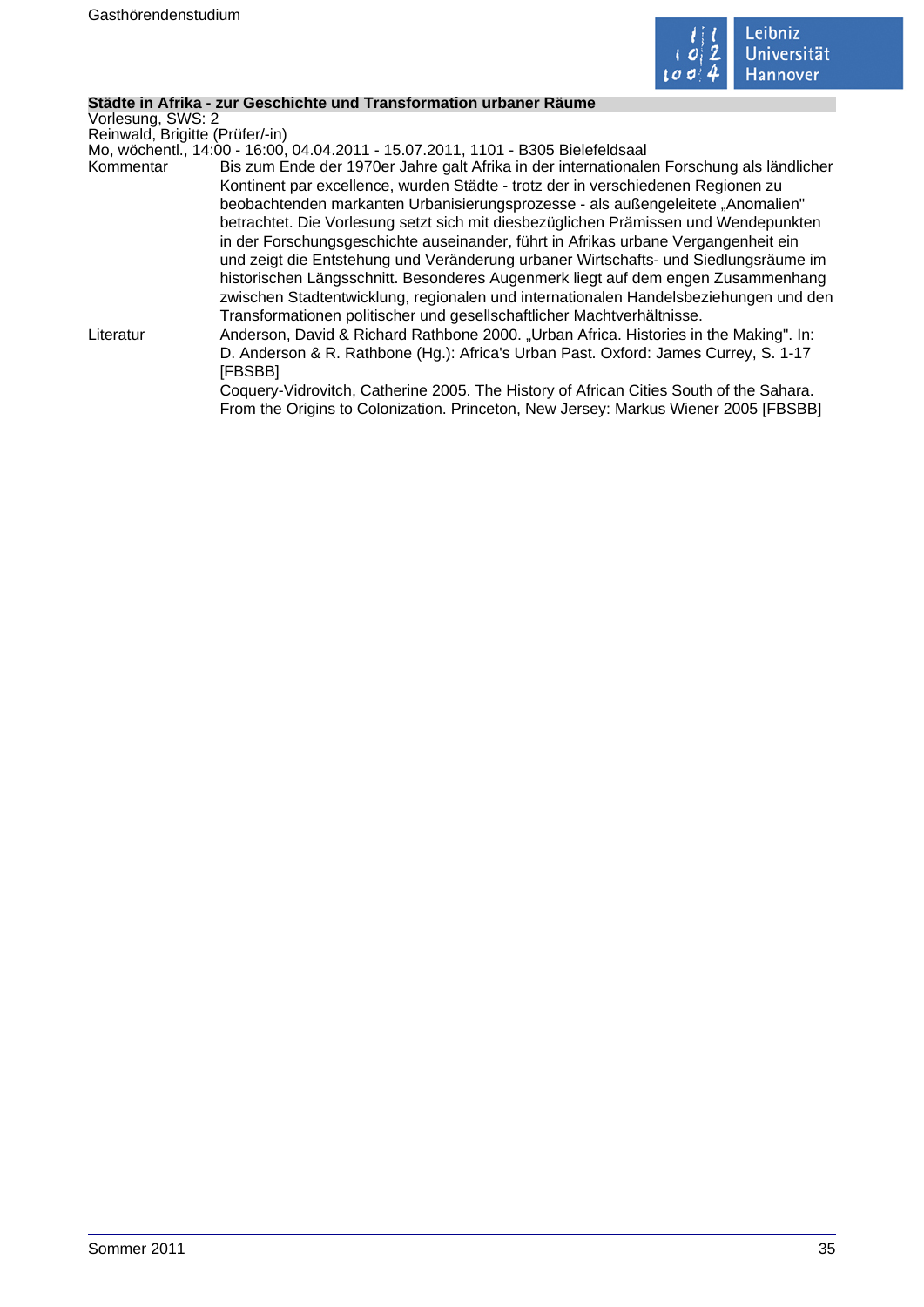**Städte in Afrika - zur Geschichte und Transformation urbaner Räume**

Vorlesung, SWS: 2

Reinwald, Brigitte (Prüfer/-in)

Mo, wöchentl., 14:00 - 16:00, 04.04.2011 - 15.07.2011, 1101 - B305 Bielefeldsaal

Kommentar: Bis zum Ende der 1970er Jahre galt Afrika in der internationalen Forschung als ländlicher Kontinent par excellence, wurden Städte - trotz der in verschiedenen Regionen zu beobachtenden markanten Urbanisierungsprozesse - als außengeleitete „Anomalien" betrachtet. Die Vorlesung setzt sich mit diesbezüglichen Prämissen und Wendepunkten in der Forschungsgeschichte auseinander, führt in Afrikas urbane Vergangenheit ein und zeigt die Entstehung und Veränderung urbaner Wirtschafts- und Siedlungsräume im historischen Längsschnitt. Besonderes Augenmerk liegt auf dem engen Zusammenhang zwischen Stadtentwicklung, regionalen und internationalen Handelsbeziehungen und den Transformationen politischer und gesellschaftlicher Machtverhältnisse.

Literatur: Anderson, David & Richard Rathbone 2000. „Urban Africa. Histories in the Making". In: D. Anderson & R. Rathbone (Hg.): Africa's Urban Past. Oxford: James Currey, S. 1-17 [FBSBB]

Coquery-Vidrovitch, Catherine 2005. The History of African Cities South of the Sahara. From the Origins to Colonization. Princeton, New Jersey: Markus Wiener 2005 [FBSBB]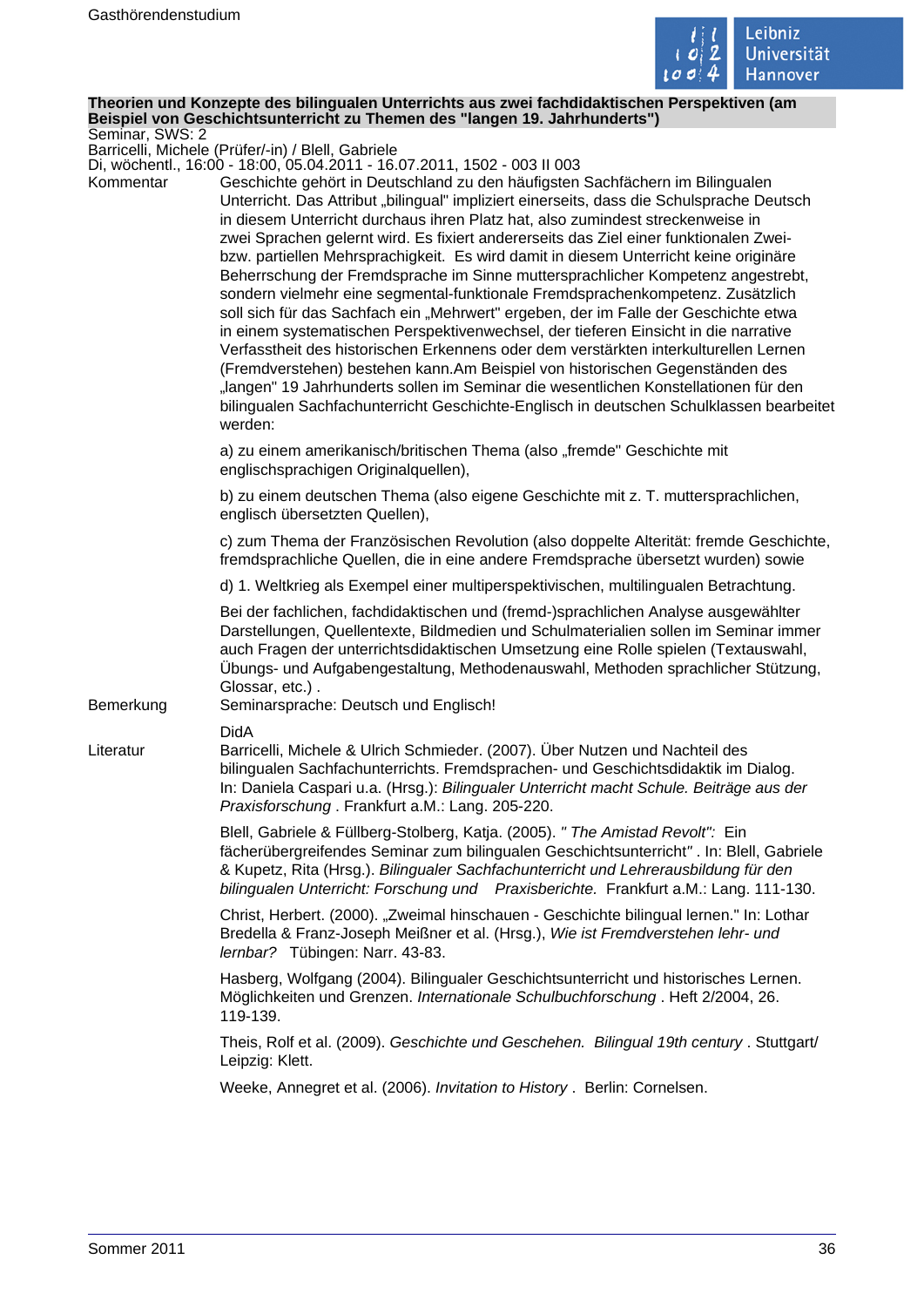**Theorien und Konzepte des bilingualen Unterrichts aus zwei fachdidaktischen Perspektiven (am Beispiel von Geschichtsunterricht zu Themen des "langen 19. Jahrhunderts")**

Seminar, SWS: 2

Barricelli, Michele (Prüfer/-in) / Blell, Gabriele

Di, wöchentl., 16:00 - 18:00, 05.04.2011 - 16.07.2011, 1502 - 003 II 003

**Kommentar**

Geschichte gehört in Deutschland zu den häufigsten Sachfächern im Bilingualen Unterricht. Das Attribut „bilingual" impliziert einerseits, dass die Schulsprache Deutsch in diesem Unterricht durchaus ihren Platz hat, also zumindest streckenweise in zwei Sprachen gelernt wird. Es fixiert andererseits das Ziel einer funktionalen Zwei- bzw. partiellen Mehrsprachigkeit. Es wird damit in diesem Unterricht keine originäre Beherrschung der Fremdsprache im Sinne muttersprachlicher Kompetenz angestrebt, sondern vielmehr eine segmental-funktionale Fremdsprachenkompetenz. Zusätzlich soll sich für das Sachfach ein „Mehrwert" ergeben, der im Falle der Geschichte etwa in einem systematischen Perspektivenwechsel, der tieferen Einsicht in die narrative Verfasstheit des historischen Erkennens oder dem verstärkten interkulturellen Lernen (Fremdverstehen) bestehen kann.Am Beispiel von historischen Gegenständen des „langen" 19 Jahrhunderts sollen im Seminar die wesentlichen Konstellationen für den bilingualen Sachfachunterricht Geschichte-Englisch in deutschen Schulklassen bearbeitet werden:

a) zu einem amerikanisch/britischen Thema (also „fremde" Geschichte mit englischsprachigen Originalquellen),

b) zu einem deutschen Thema (also eigene Geschichte mit z. T. muttersprachlichen, englisch übersetzten Quellen),

c) zum Thema der Französischen Revolution (also doppelte Alterität: fremde Geschichte, fremdsprachliche Quellen, die in eine andere Fremdsprache übersetzt wurden) sowie

d) 1. Weltkrieg als Exempel einer multiperspektivischen, multilingualen Betrachtung.

Bei der fachlichen, fachdidaktischen und (fremd-)sprachlichen Analyse ausgewählter Darstellungen, Quellentexte, Bildmedien und Schulmaterialien sollen im Seminar immer auch Fragen der unterrichtsdidaktischen Umsetzung eine Rolle spielen (Textauswahl, Übungs- und Aufgabengestaltung, Methodenauswahl, Methoden sprachlicher Stützung, Glossar, etc.) .

**Bemerkung**

Seminarsprache: Deutsch und Englisch!

DidA

**Literatur**

Barricelli, Michele & Ulrich Schmieder. (2007). Über Nutzen und Nachteil des bilingualen Sachfachunterrichts. Fremdsprachen- und Geschichtsdidaktik im Dialog. In: Daniela Caspari u.a. (Hrsg.): *Bilingualer Unterricht macht Schule. Beiträge aus der Praxisforschung* . Frankfurt a.M.: Lang. 205-220.

Blell, Gabriele & Füllberg-Stolberg, Katja. (2005). *" The Amistad Revolt":* Ein fächerübergreifendes Seminar zum bilingualen Geschichtsunterricht" . In: Blell, Gabriele & Kupetz, Rita (Hrsg.). *Bilingualer Sachfachunterricht und Lehrerausbildung für den bilingualen Unterricht: Forschung und Praxisberichte.* Frankfurt a.M.: Lang. 111-130.

Christ, Herbert. (2000). „Zweimal hinschauen - Geschichte bilingual lernen." In: Lothar Bredella & Franz-Joseph Meißner et al. (Hrsg.), *Wie ist Fremdverstehen lehr- und lernbar?* Tübingen: Narr. 43-83.

Hasberg, Wolfgang (2004). Bilingualer Geschichtsunterricht und historisches Lernen. Möglichkeiten und Grenzen. *Internationale Schulbuchforschung* . Heft 2/2004, 26. 119-139.

Theis, Rolf et al. (2009). *Geschichte und Geschehen. Bilingual 19th century* . Stuttgart/ Leipzig: Klett.

Weeke, Annegret et al. (2006). *Invitation to History* . Berlin: Cornelsen.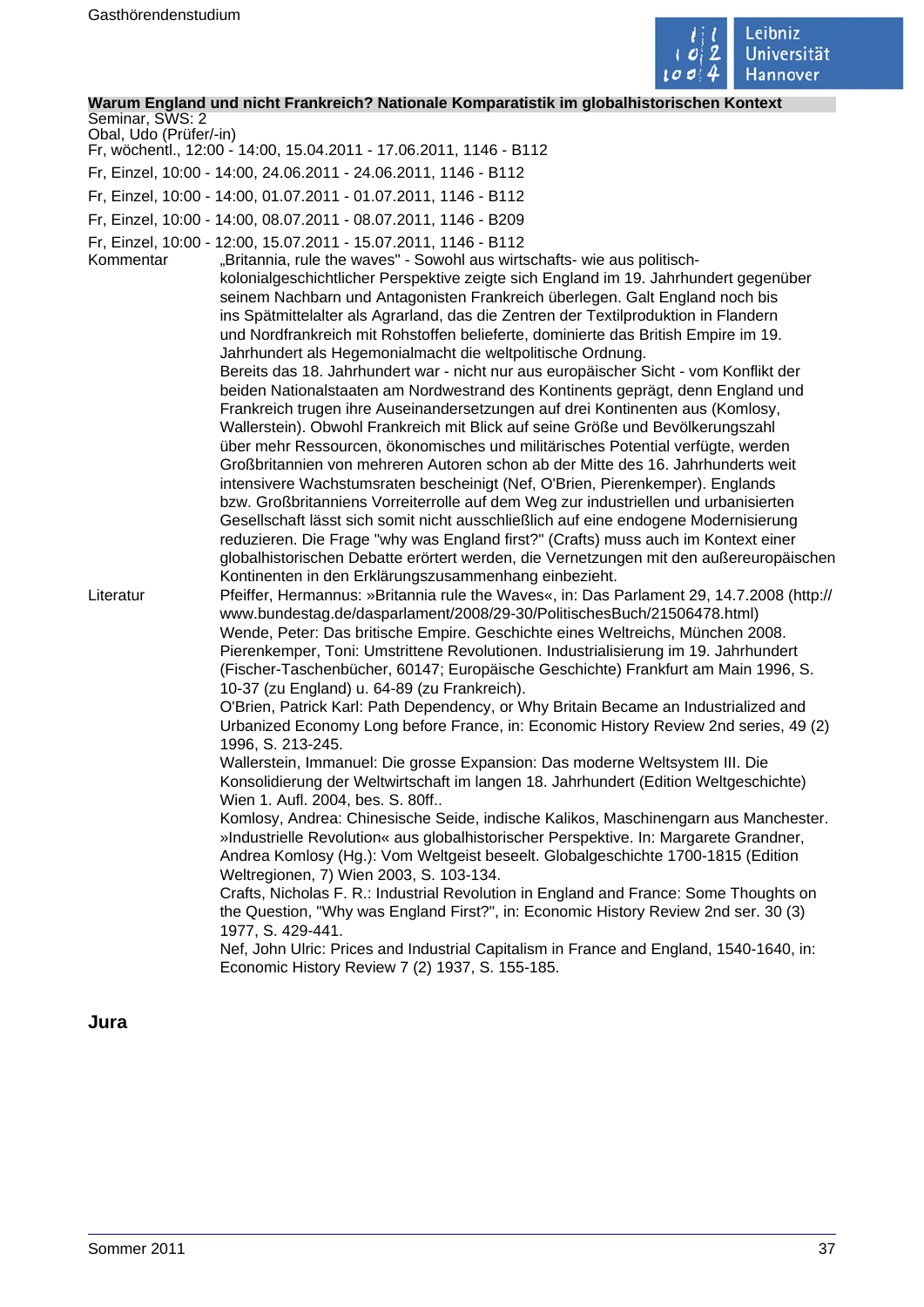**Warum England und nicht Frankreich? Nationale Komparatistik im globalhistorischen Kontext**

Seminar, SWS: 2
Obal, Udo (Prüfer/-in)
Fr, wöchentl., 12:00 - 14:00, 15.04.2011 - 17.06.2011, 1146 - B112
Fr, Einzel, 10:00 - 14:00, 24.06.2011 - 24.06.2011, 1146 - B112
Fr, Einzel, 10:00 - 14:00, 01.07.2011 - 01.07.2011, 1146 - B112
Fr, Einzel, 10:00 - 14:00, 08.07.2011 - 08.07.2011, 1146 - B209
Fr, Einzel, 10:00 - 12:00, 15.07.2011 - 15.07.2011, 1146 - B112

Kommentar

„Britannia, rule the waves" - Sowohl aus wirtschafts- wie aus politisch-kolonialgeschichtlicher Perspektive zeigte sich England im 19. Jahrhundert gegenüber seinem Nachbarn und Antagonisten Frankreich überlegen. Galt England noch bis ins Spätmittelalter als Agrarland, das die Zentren der Textilproduktion in Flandern und Nordfrankreich mit Rohstoffen belieferte, dominierte das British Empire im 19. Jahrhundert als Hegemonialmacht die weltpolitische Ordnung.
Bereits das 18. Jahrhundert war - nicht nur aus europäischer Sicht - vom Konflikt der beiden Nationalstaaten am Nordwestrand des Kontinents geprägt, denn England und Frankreich trugen ihre Auseinandersetzungen auf drei Kontinenten aus (Komlosy, Wallerstein). Obwohl Frankreich mit Blick auf seine Größe und Bevölkerungszahl über mehr Ressourcen, ökonomisches und militärisches Potential verfügte, werden Großbritannien von mehreren Autoren schon ab der Mitte des 16. Jahrhunderts weit intensivere Wachstumsraten bescheinigt (Nef, O'Brien, Pierenkemper). Englands bzw. Großbritanniens Vorreiterrolle auf dem Weg zur industriellen und urbanisierten Gesellschaft lässt sich somit nicht ausschließlich auf eine endogene Modernisierung reduzieren. Die Frage "why was England first?" (Crafts) muss auch im Kontext einer globalhistorischen Debatte erörtert werden, die Vernetzungen mit den außereuropäischen Kontinenten in den Erklärungszusammenhang einbezieht.

Literatur

Pfeiffer, Hermannus: »Britannia rule the Waves«, in: Das Parlament 29, 14.7.2008 (http://www.bundestag.de/dasparlament/2008/29-30/PolitischesBuch/21506478.html)
Wende, Peter: Das britische Empire. Geschichte eines Weltreichs, München 2008.
Pierenkemper, Toni: Umstrittene Revolutionen. Industrialisierung im 19. Jahrhundert (Fischer-Taschenbücher, 60147; Europäische Geschichte) Frankfurt am Main 1996, S. 10-37 (zu England) u. 64-89 (zu Frankreich).
O'Brien, Patrick Karl: Path Dependency, or Why Britain Became an Industrialized and Urbanized Economy Long before France, in: Economic History Review 2nd series, 49 (2) 1996, S. 213-245.
Wallerstein, Immanuel: Die grosse Expansion: Das moderne Weltsystem III. Die Konsolidierung der Weltwirtschaft im langen 18. Jahrhundert (Edition Weltgeschichte) Wien 1. Aufl. 2004, bes. S. 80ff..
Komlosy, Andrea: Chinesische Seide, indische Kalikos, Maschinengarn aus Manchester. »Industrielle Revolution« aus globalhistorischer Perspektive. In: Margarete Grandner, Andrea Komlosy (Hg.): Vom Weltgeist beseelt. Globalgeschichte 1700-1815 (Edition Weltregionen, 7) Wien 2003, S. 103-134.
Crafts, Nicholas F. R.: Industrial Revolution in England and France: Some Thoughts on the Question, "Why was England First?", in: Economic History Review 2nd ser. 30 (3) 1977, S. 429-441.
Nef, John Ulric: Prices and Industrial Capitalism in France and England, 1540-1640, in: Economic History Review 7 (2) 1937, S. 155-185.

## Jura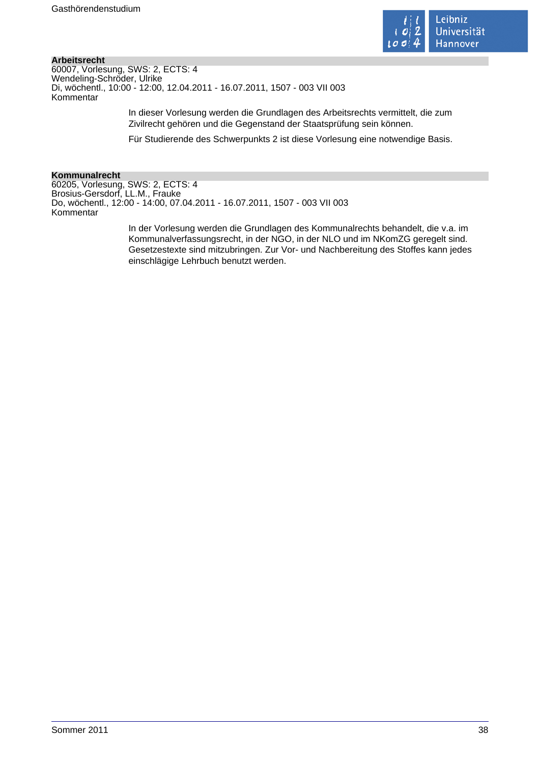## Arbeitsrecht

60007, Vorlesung, SWS: 2, ECTS: 4
Wendeling-Schröder, Ulrike
Di, wöchentl., 10:00 - 12:00, 12.04.2011 - 16.07.2011, 1507 - 003 VII 003
Kommentar

In dieser Vorlesung werden die Grundlagen des Arbeitsrechts vermittelt, die zum Zivilrecht gehören und die Gegenstand der Staatsprüfung sein können.

Für Studierende des Schwerpunkts 2 ist diese Vorlesung eine notwendige Basis.

## Kommunalrecht

60205, Vorlesung, SWS: 2, ECTS: 4
Brosius-Gersdorf, LL.M., Frauke
Do, wöchentl., 12:00 - 14:00, 07.04.2011 - 16.07.2011, 1507 - 003 VII 003
Kommentar

In der Vorlesung werden die Grundlagen des Kommunalrechts behandelt, die v.a. im Kommunalverfassungsrecht, in der NGO, in der NLO und im NKomZG geregelt sind. Gesetzestexte sind mitzubringen. Zur Vor- und Nachbereitung des Stoffes kann jedes einschlägige Lehrbuch benutzt werden.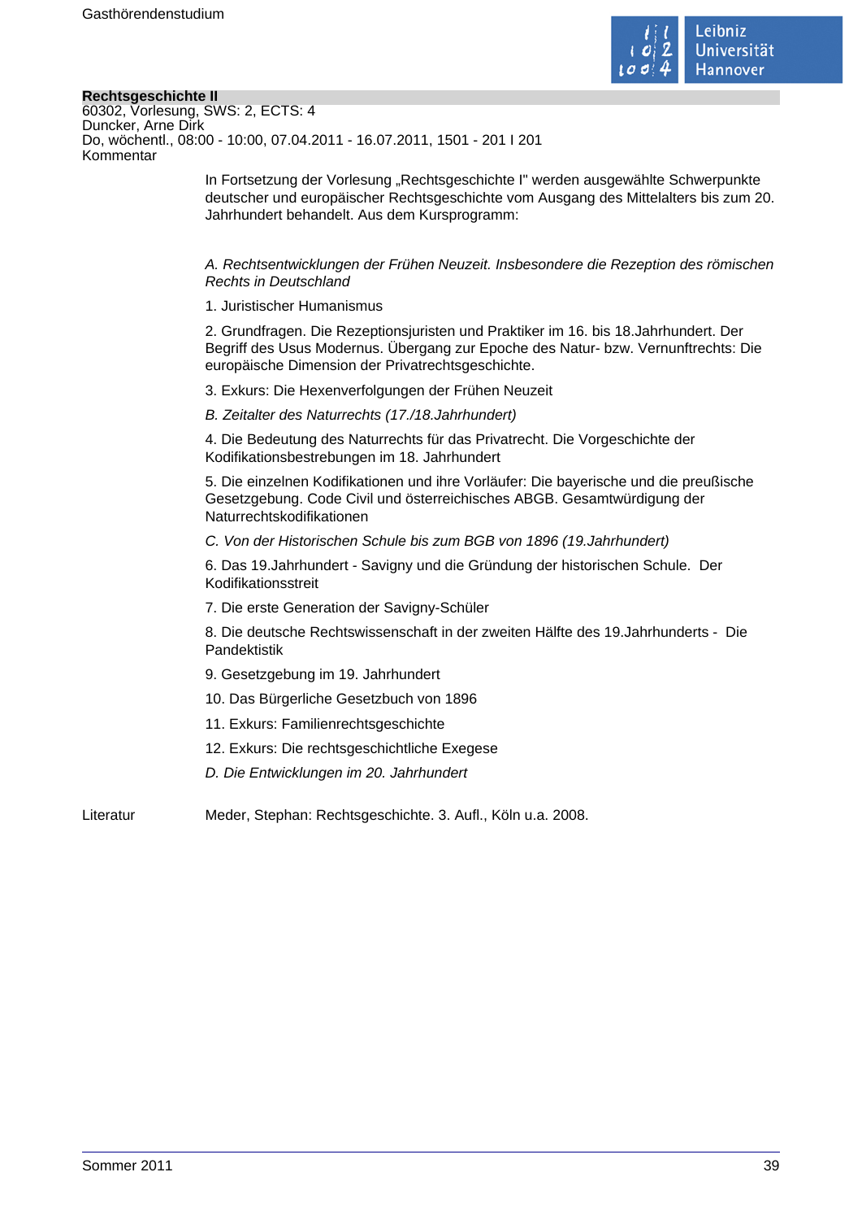**Rechtsgeschichte II**
60302, Vorlesung, SWS: 2, ECTS: 4
Duncker, Arne Dirk
Do, wöchentl., 08:00 - 10:00, 07.04.2011 - 16.07.2011, 1501 - 201 I 201
Kommentar

In Fortsetzung der Vorlesung „Rechtsgeschichte I" werden ausgewählte Schwerpunkte deutscher und europäischer Rechtsgeschichte vom Ausgang des Mittelalters bis zum 20. Jahrhundert behandelt. Aus dem Kursprogramm:

*A. Rechtsentwicklungen der Frühen Neuzeit. Insbesondere die Rezeption des römischen Rechts in Deutschland*

1. Juristischer Humanismus

2. Grundfragen. Die Rezeptionsjuristen und Praktiker im 16. bis 18.Jahrhundert. Der Begriff des Usus Modernus. Übergang zur Epoche des Natur- bzw. Vernunftrechts: Die europäische Dimension der Privatrechtsgeschichte.

3. Exkurs: Die Hexenverfolgungen der Frühen Neuzeit

*B. Zeitalter des Naturrechts (17./18.Jahrhundert)*

4. Die Bedeutung des Naturrechts für das Privatrecht. Die Vorgeschichte der Kodifikationsbestrebungen im 18. Jahrhundert

5. Die einzelnen Kodifikationen und ihre Vorläufer: Die bayerische und die preußische Gesetzgebung. Code Civil und österreichisches ABGB. Gesamtwürdigung der Naturrechtskodifikationen

*C. Von der Historischen Schule bis zum BGB von 1896 (19.Jahrhundert)*

6. Das 19.Jahrhundert - Savigny und die Gründung der historischen Schule. Der Kodifikationsstreit

7. Die erste Generation der Savigny-Schüler

8. Die deutsche Rechtswissenschaft in der zweiten Hälfte des 19.Jahrhunderts - Die Pandektistik

9. Gesetzgebung im 19. Jahrhundert

10. Das Bürgerliche Gesetzbuch von 1896

11. Exkurs: Familienrechtsgeschichte

12. Exkurs: Die rechtsgeschichtliche Exegese

*D. Die Entwicklungen im 20. Jahrhundert*

Literatur

Meder, Stephan: Rechtsgeschichte. 3. Aufl., Köln u.a. 2008.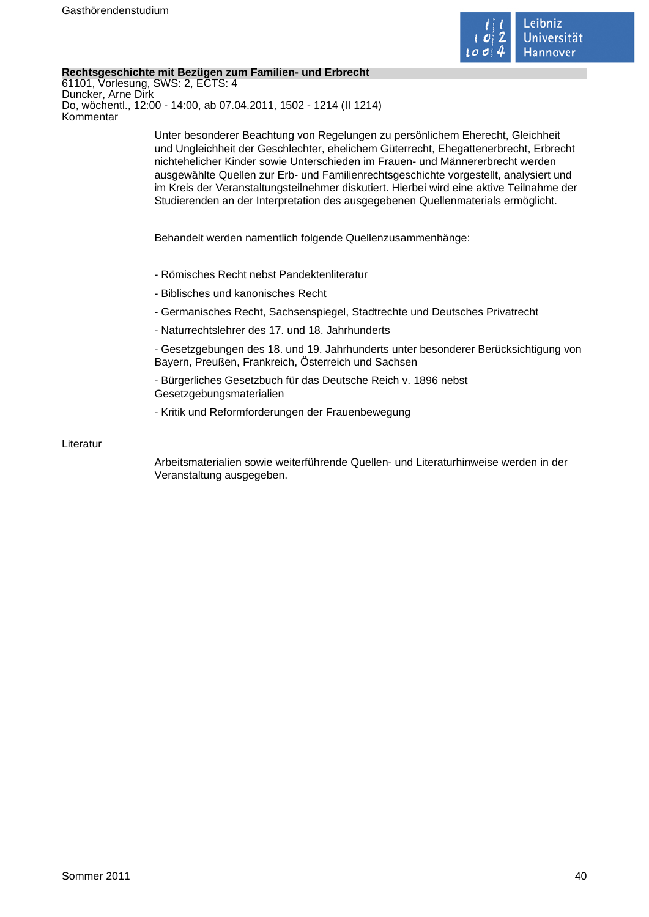**Rechtsgeschichte mit Bezügen zum Familien- und Erbrecht**
61101, Vorlesung, SWS: 2, ECTS: 4
Duncker, Arne Dirk
Do, wöchentl., 12:00 - 14:00, ab 07.04.2011, 1502 - 1214 (II 1214)
Kommentar

Unter besonderer Beachtung von Regelungen zu persönlichem Eherecht, Gleichheit und Ungleichheit der Geschlechter, ehelichem Güterrecht, Ehegattenerbrecht, Erbrecht nichtehelicher Kinder sowie Unterschieden im Frauen- und Männererbrecht werden ausgewählte Quellen zur Erb- und Familienrechtsgeschichte vorgestellt, analysiert und im Kreis der Veranstaltungsteilnehmer diskutiert. Hierbei wird eine aktive Teilnahme der Studierenden an der Interpretation des ausgegebenen Quellenmaterials ermöglicht.

Behandelt werden namentlich folgende Quellenzusammenhänge:

- Römisches Recht nebst Pandektenliteratur
- Biblisches und kanonisches Recht
- Germanisches Recht, Sachsenspiegel, Stadtrechte und Deutsches Privatrecht
- Naturrechtslehrer des 17. und 18. Jahrhunderts
- Gesetzgebungen des 18. und 19. Jahrhunderts unter besonderer Berücksichtigung von Bayern, Preußen, Frankreich, Österreich und Sachsen
- Bürgerliches Gesetzbuch für das Deutsche Reich v. 1896 nebst Gesetzgebungsmaterialien
- Kritik und Reformforderungen der Frauenbewegung

Literatur

Arbeitsmaterialien sowie weiterführende Quellen- und Literaturhinweise werden in der Veranstaltung ausgegeben.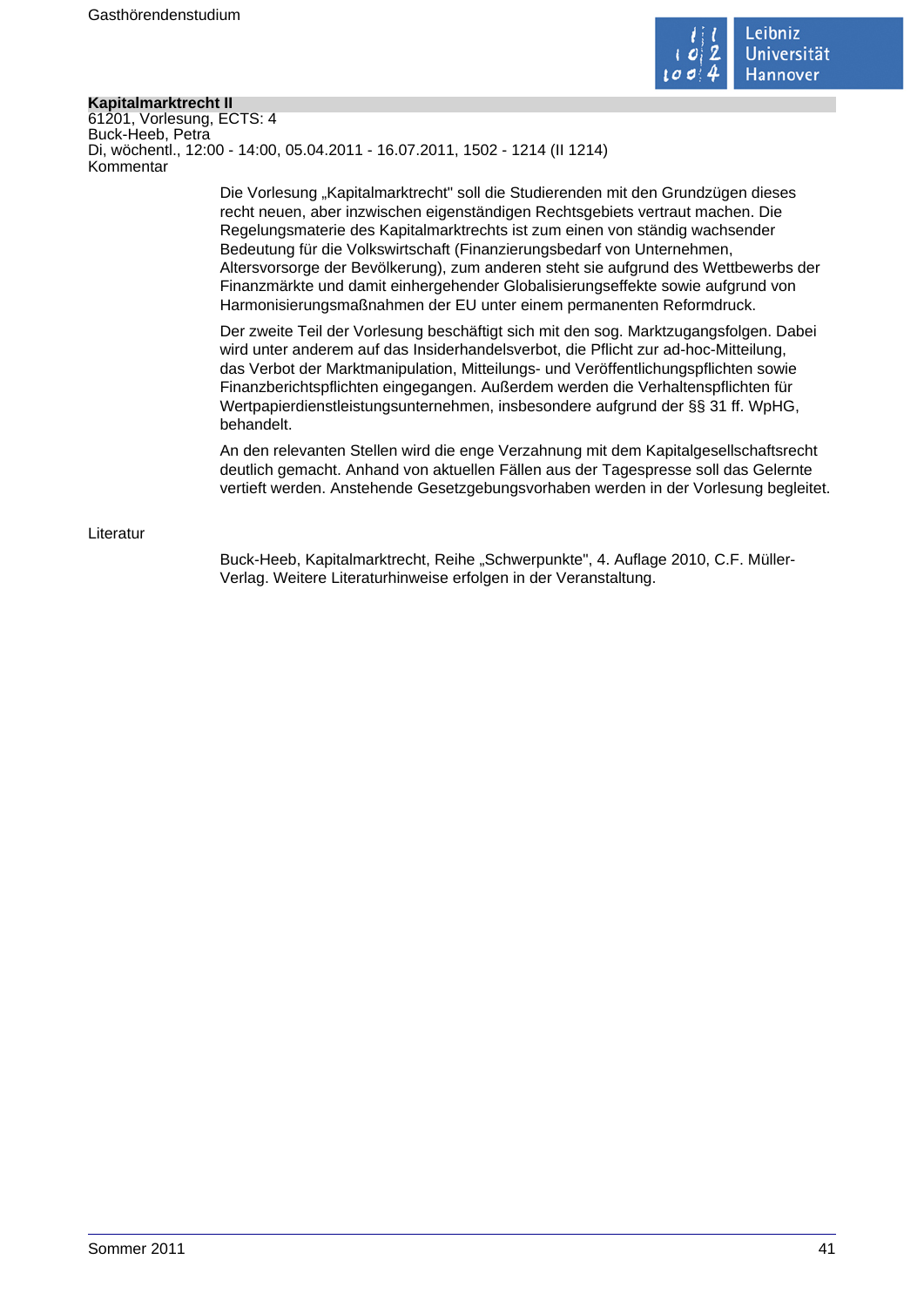## Kapitalmarktrecht II

61201, Vorlesung, ECTS: 4
Buck-Heeb, Petra
Di, wöchentl., 12:00 - 14:00, 05.04.2011 - 16.07.2011, 1502 - 1214 (II 1214)

**Kommentar**

Die Vorlesung „Kapitalmarktrecht" soll die Studierenden mit den Grundzügen dieses recht neuen, aber inzwischen eigenständigen Rechtsgebiets vertraut machen. Die Regelungsmaterie des Kapitalmarktrechts ist zum einen von ständig wachsender Bedeutung für die Volkswirtschaft (Finanzierungsbedarf von Unternehmen, Altersvorsorge der Bevölkerung), zum anderen steht sie aufgrund des Wettbewerbs der Finanzmärkte und damit einhergehender Globalisierungseffekte sowie aufgrund von Harmonisierungsmaßnahmen der EU unter einem permanenten Reformdruck.

Der zweite Teil der Vorlesung beschäftigt sich mit den sog. Marktzugangsfolgen. Dabei wird unter anderem auf das Insiderhandelsverbot, die Pflicht zur ad-hoc-Mitteilung, das Verbot der Marktmanipulation, Mitteilungs- und Veröffentlichungspflichten sowie Finanzberichtspflichten eingegangen. Außerdem werden die Verhaltenspflichten für Wertpapierdienstleistungsunternehmen, insbesondere aufgrund der §§ 31 ff. WpHG, behandelt.

An den relevanten Stellen wird die enge Verzahnung mit dem Kapitalgesellschaftsrecht deutlich gemacht. Anhand von aktuellen Fällen aus der Tagespresse soll das Gelernte vertieft werden. Anstehende Gesetzgebungsvorhaben werden in der Vorlesung begleitet.

**Literatur**

Buck-Heeb, Kapitalmarktrecht, Reihe „Schwerpunkte", 4. Auflage 2010, C.F. Müller-Verlag. Weitere Literaturhinweise erfolgen in der Veranstaltung.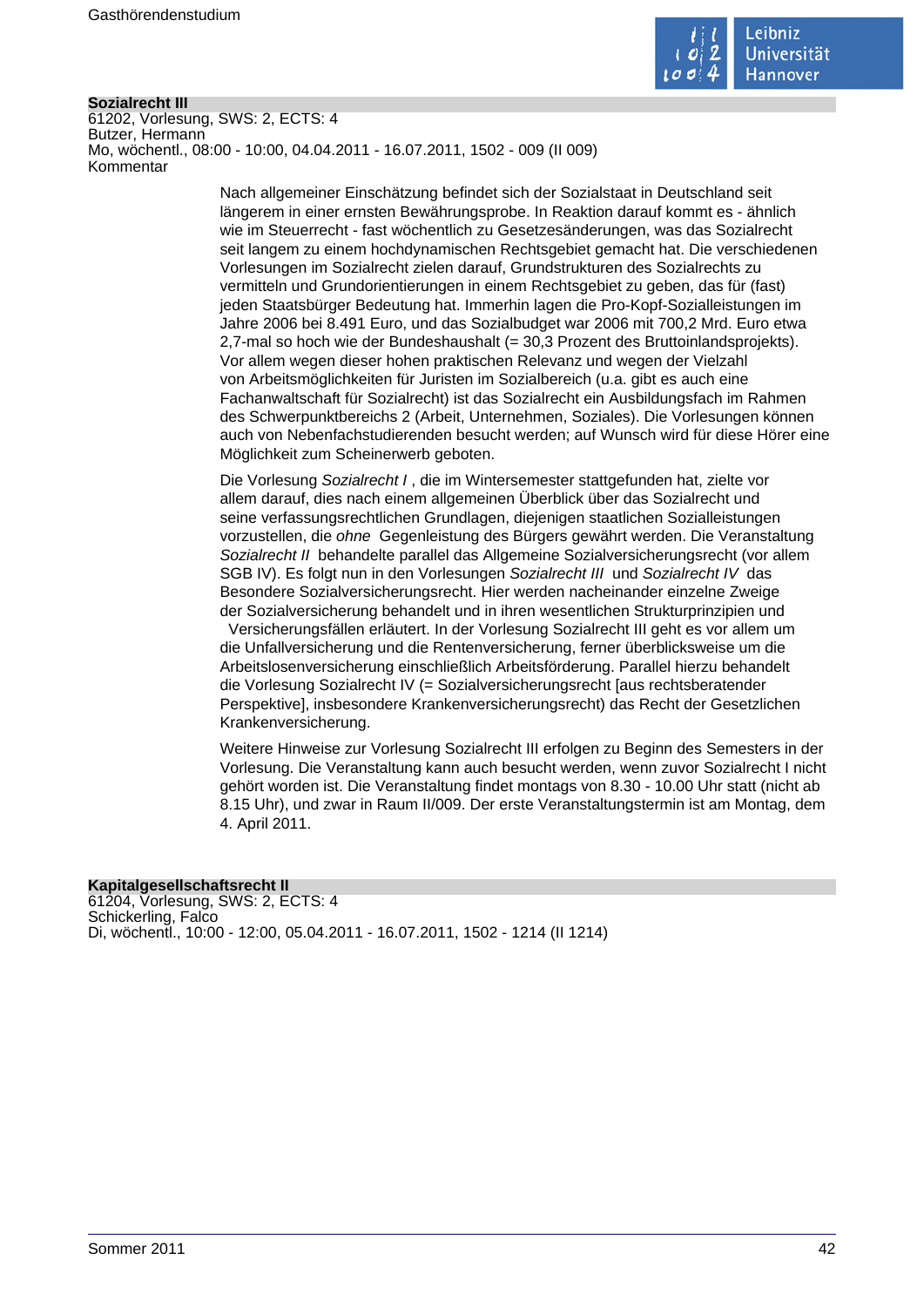**Sozialrecht III**
61202, Vorlesung, SWS: 2, ECTS: 4
Butzer, Hermann
Mo, wöchentl., 08:00 - 10:00, 04.04.2011 - 16.07.2011, 1502 - 009 (II 009)
Kommentar

Nach allgemeiner Einschätzung befindet sich der Sozialstaat in Deutschland seit längerem in einer ernsten Bewährungsprobe. In Reaktion darauf kommt es - ähnlich wie im Steuerrecht - fast wöchentlich zu Gesetzesänderungen, was das Sozialrecht seit langem zu einem hochdynamischen Rechtsgebiet gemacht hat. Die verschiedenen Vorlesungen im Sozialrecht zielen darauf, Grundstrukturen des Sozialrechts zu vermitteln und Grundorientierungen in einem Rechtsgebiet zu geben, das für (fast) jeden Staatsbürger Bedeutung hat. Immerhin lagen die Pro-Kopf-Sozialleistungen im Jahre 2006 bei 8.491 Euro, und das Sozialbudget war 2006 mit 700,2 Mrd. Euro etwa 2,7-mal so hoch wie der Bundeshaushalt (= 30,3 Prozent des Bruttoinlandsprojekts). Vor allem wegen dieser hohen praktischen Relevanz und wegen der Vielzahl von Arbeitsmöglichkeiten für Juristen im Sozialbereich (u.a. gibt es auch eine Fachanwaltschaft für Sozialrecht) ist das Sozialrecht ein Ausbildungsfach im Rahmen des Schwerpunktbereichs 2 (Arbeit, Unternehmen, Soziales). Die Vorlesungen können auch von Nebenfachstudierenden besucht werden; auf Wunsch wird für diese Hörer eine Möglichkeit zum Scheinerwerb geboten.

Die Vorlesung *Sozialrecht I* , die im Wintersemester stattgefunden hat, zielte vor allem darauf, dies nach einem allgemeinen Überblick über das Sozialrecht und seine verfassungsrechtlichen Grundlagen, diejenigen staatlichen Sozialleistungen vorzustellen, die *ohne* Gegenleistung des Bürgers gewährt werden. Die Veranstaltung *Sozialrecht II* behandelte parallel das Allgemeine Sozialversicherungsrecht (vor allem SGB IV). Es folgt nun in den Vorlesungen *Sozialrecht III* und *Sozialrecht IV* das Besondere Sozialversicherungsrecht. Hier werden nacheinander einzelne Zweige der Sozialversicherung behandelt und in ihren wesentlichen Strukturprinzipien und Versicherungsfällen erläutert. In der Vorlesung Sozialrecht III geht es vor allem um die Unfallversicherung und die Rentenversicherung, ferner überblicksweise um die Arbeitslosenversicherung einschließlich Arbeitsförderung. Parallel hierzu behandelt die Vorlesung Sozialrecht IV (= Sozialversicherungsrecht [aus rechtsberatender Perspektive], insbesondere Krankenversicherungsrecht) das Recht der Gesetzlichen Krankenversicherung.

Weitere Hinweise zur Vorlesung Sozialrecht III erfolgen zu Beginn des Semesters in der Vorlesung. Die Veranstaltung kann auch besucht werden, wenn zuvor Sozialrecht I nicht gehört worden ist. Die Veranstaltung findet montags von 8.30 - 10.00 Uhr statt (nicht ab 8.15 Uhr), und zwar in Raum II/009. Der erste Veranstaltungstermin ist am Montag, dem 4. April 2011.

**Kapitalgesellschaftsrecht II**
61204, Vorlesung, SWS: 2, ECTS: 4
Schickerling, Falco
Di, wöchentl., 10:00 - 12:00, 05.04.2011 - 16.07.2011, 1502 - 1214 (II 1214)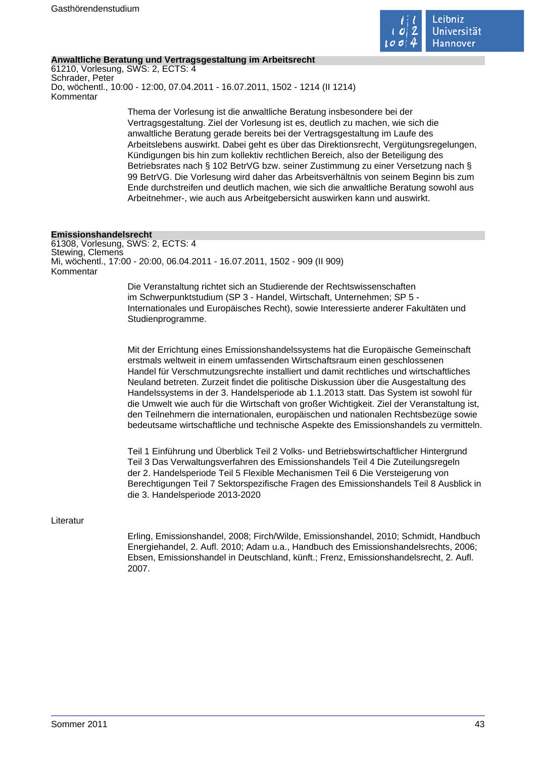## Anwaltliche Beratung und Vertragsgestaltung im Arbeitsrecht

61210, Vorlesung, SWS: 2, ECTS: 4
Schrader, Peter
Do, wöchentl., 10:00 - 12:00, 07.04.2011 - 16.07.2011, 1502 - 1214 (II 1214)
Kommentar

Thema der Vorlesung ist die anwaltliche Beratung insbesondere bei der Vertragsgestaltung. Ziel der Vorlesung ist es, deutlich zu machen, wie sich die anwaltliche Beratung gerade bereits bei der Vertragsgestaltung im Laufe des Arbeitslebens auswirkt. Dabei geht es über das Direktionsrecht, Vergütungsregelungen, Kündigungen bis hin zum kollektiv rechtlichen Bereich, also der Beteiligung des Betriebsrates nach § 102 BetrVG bzw. seiner Zustimmung zu einer Versetzung nach § 99 BetrVG. Die Vorlesung wird daher das Arbeitsverhältnis von seinem Beginn bis zum Ende durchstreifen und deutlich machen, wie sich die anwaltliche Beratung sowohl aus Arbeitnehmer-, wie auch aus Arbeitgebersicht auswirken kann und auswirkt.

## Emissionshandelsrecht

61308, Vorlesung, SWS: 2, ECTS: 4
Stewing, Clemens
Mi, wöchentl., 17:00 - 20:00, 06.04.2011 - 16.07.2011, 1502 - 909 (II 909)
Kommentar

Die Veranstaltung richtet sich an Studierende der Rechtswissenschaften im Schwerpunktstudium (SP 3 - Handel, Wirtschaft, Unternehmen; SP 5 - Internationales und Europäisches Recht), sowie Interessierte anderer Fakultäten und Studienprogramme.

Mit der Errichtung eines Emissionshandelssystems hat die Europäische Gemeinschaft erstmals weltweit in einem umfassenden Wirtschaftsraum einen geschlossenen Handel für Verschmutzungsrechte installiert und damit rechtliches und wirtschaftliches Neuland betreten. Zurzeit findet die politische Diskussion über die Ausgestaltung des Handelssystems in der 3. Handelsperiode ab 1.1.2013 statt. Das System ist sowohl für die Umwelt wie auch für die Wirtschaft von großer Wichtigkeit. Ziel der Veranstaltung ist, den Teilnehmern die internationalen, europäischen und nationalen Rechtsbezüge sowie bedeutsame wirtschaftliche und technische Aspekte des Emissionshandels zu vermitteln.

Teil 1 Einführung und Überblick Teil 2 Volks- und Betriebswirtschaftlicher Hintergrund Teil 3 Das Verwaltungsverfahren des Emissionshandels Teil 4 Die Zuteilungsregeln der 2. Handelsperiode Teil 5 Flexible Mechanismen Teil 6 Die Versteigerung von Berechtigungen Teil 7 Sektorspezifische Fragen des Emissionshandels Teil 8 Ausblick in die 3. Handelsperiode 2013-2020

Literatur

Erling, Emissionshandel, 2008; Firch/Wilde, Emissionshandel, 2010; Schmidt, Handbuch Energiehandel, 2. Aufl. 2010; Adam u.a., Handbuch des Emissionshandelsrechts, 2006; Ebsen, Emissionshandel in Deutschland, künft.; Frenz, Emissionshandelsrecht, 2. Aufl. 2007.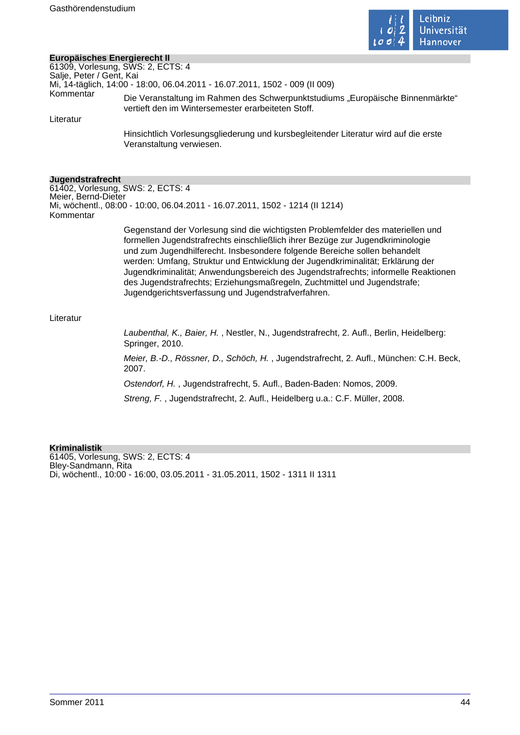## Europäisches Energierecht II

61309, Vorlesung, SWS: 2, ECTS: 4
Salje, Peter / Gent, Kai
Mi, 14-täglich, 14:00 - 18:00, 06.04.2011 - 16.07.2011, 1502 - 009 (II 009)

Kommentar

Die Veranstaltung im Rahmen des Schwerpunktstudiums „Europäische Binnenmärkte“ vertieft den im Wintersemester erarbeiteten Stoff.

Literatur

Hinsichtlich Vorlesungsgliederung und kursbegleitender Literatur wird auf die erste Veranstaltung verwiesen.

## Jugendstrafrecht

61402, Vorlesung, SWS: 2, ECTS: 4
Meier, Bernd-Dieter
Mi, wöchentl., 08:00 - 10:00, 06.04.2011 - 16.07.2011, 1502 - 1214 (II 1214)

Kommentar

Gegenstand der Vorlesung sind die wichtigsten Problemfelder des materiellen und formellen Jugendstrafrechts einschließlich ihrer Bezüge zur Jugendkriminologie und zum Jugendhilferecht. Insbesondere folgende Bereiche sollen behandelt werden: Umfang, Struktur und Entwicklung der Jugendkriminalität; Erklärung der Jugendkriminalität; Anwendungsbereich des Jugendstrafrechts; informelle Reaktionen des Jugendstrafrechts; Erziehungsmaßregeln, Zuchtmittel und Jugendstrafe; Jugendgerichtsverfassung und Jugendstrafverfahren.

Literatur

*Laubenthal, K., Baier, H.* , Nestler, N., Jugendstrafrecht, 2. Aufl., Berlin, Heidelberg: Springer, 2010.

*Meier, B.-D., Rössner, D., Schöch, H.* , Jugendstrafrecht, 2. Aufl., München: C.H. Beck, 2007.

*Ostendorf, H.* , Jugendstrafrecht, 5. Aufl., Baden-Baden: Nomos, 2009.

*Streng, F.* , Jugendstrafrecht, 2. Aufl., Heidelberg u.a.: C.F. Müller, 2008.

## Kriminalistik

61405, Vorlesung, SWS: 2, ECTS: 4
Bley-Sandmann, Rita
Di, wöchentl., 10:00 - 16:00, 03.05.2011 - 31.05.2011, 1502 - 1311 II 1311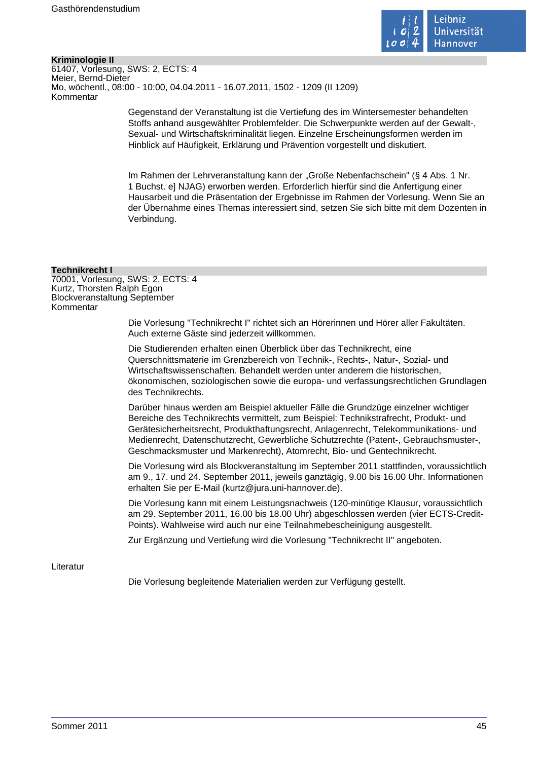### Kriminologie II

61407, Vorlesung, SWS: 2, ECTS: 4
Meier, Bernd-Dieter
Mo, wöchentl., 08:00 - 10:00, 04.04.2011 - 16.07.2011, 1502 - 1209 (II 1209)
Kommentar

Gegenstand der Veranstaltung ist die Vertiefung des im Wintersemester behandelten Stoffs anhand ausgewählter Problemfelder. Die Schwerpunkte werden auf der Gewalt-, Sexual- und Wirtschaftskriminalität liegen. Einzelne Erscheinungsformen werden im Hinblick auf Häufigkeit, Erklärung und Prävention vorgestellt und diskutiert.

Im Rahmen der Lehrveranstaltung kann der „Große Nebenfachschein" (§ 4 Abs. 1 Nr. 1 Buchst. e] NJAG) erworben werden. Erforderlich hierfür sind die Anfertigung einer Hausarbeit und die Präsentation der Ergebnisse im Rahmen der Vorlesung. Wenn Sie an der Übernahme eines Themas interessiert sind, setzen Sie sich bitte mit dem Dozenten in Verbindung.

### Technikrecht I

70001, Vorlesung, SWS: 2, ECTS: 4
Kurtz, Thorsten Ralph Egon
Blockveranstaltung September
Kommentar

Die Vorlesung "Technikrecht I" richtet sich an Hörerinnen und Hörer aller Fakultäten. Auch externe Gäste sind jederzeit willkommen.

Die Studierenden erhalten einen Überblick über das Technikrecht, eine Querschnittsmaterie im Grenzbereich von Technik-, Rechts-, Natur-, Sozial- und Wirtschaftswissenschaften. Behandelt werden unter anderem die historischen, ökonomischen, soziologischen sowie die europa- und verfassungsrechtlichen Grundlagen des Technikrechts.

Darüber hinaus werden am Beispiel aktueller Fälle die Grundzüge einzelner wichtiger Bereiche des Technikrechts vermittelt, zum Beispiel: Technikstrafrecht, Produkt- und Gerätesicherheitsrecht, Produkthaftungsrecht, Anlagenrecht, Telekommunikations- und Medienrecht, Datenschutzrecht, Gewerbliche Schutzrechte (Patent-, Gebrauchsmuster-, Geschmacksmuster und Markenrecht), Atomrecht, Bio- und Gentechnikrecht.

Die Vorlesung wird als Blockveranstaltung im September 2011 stattfinden, voraussichtlich am 9., 17. und 24. September 2011, jeweils ganztägig, 9.00 bis 16.00 Uhr. Informationen erhalten Sie per E-Mail (kurtz@jura.uni-hannover.de).

Die Vorlesung kann mit einem Leistungsnachweis (120-minütige Klausur, voraussichtlich am 29. September 2011, 16.00 bis 18.00 Uhr) abgeschlossen werden (vier ECTS-Credit-Points). Wahlweise wird auch nur eine Teilnahmebescheinigung ausgestellt.

Zur Ergänzung und Vertiefung wird die Vorlesung "Technikrecht II" angeboten.

Literatur

Die Vorlesung begleitende Materialien werden zur Verfügung gestellt.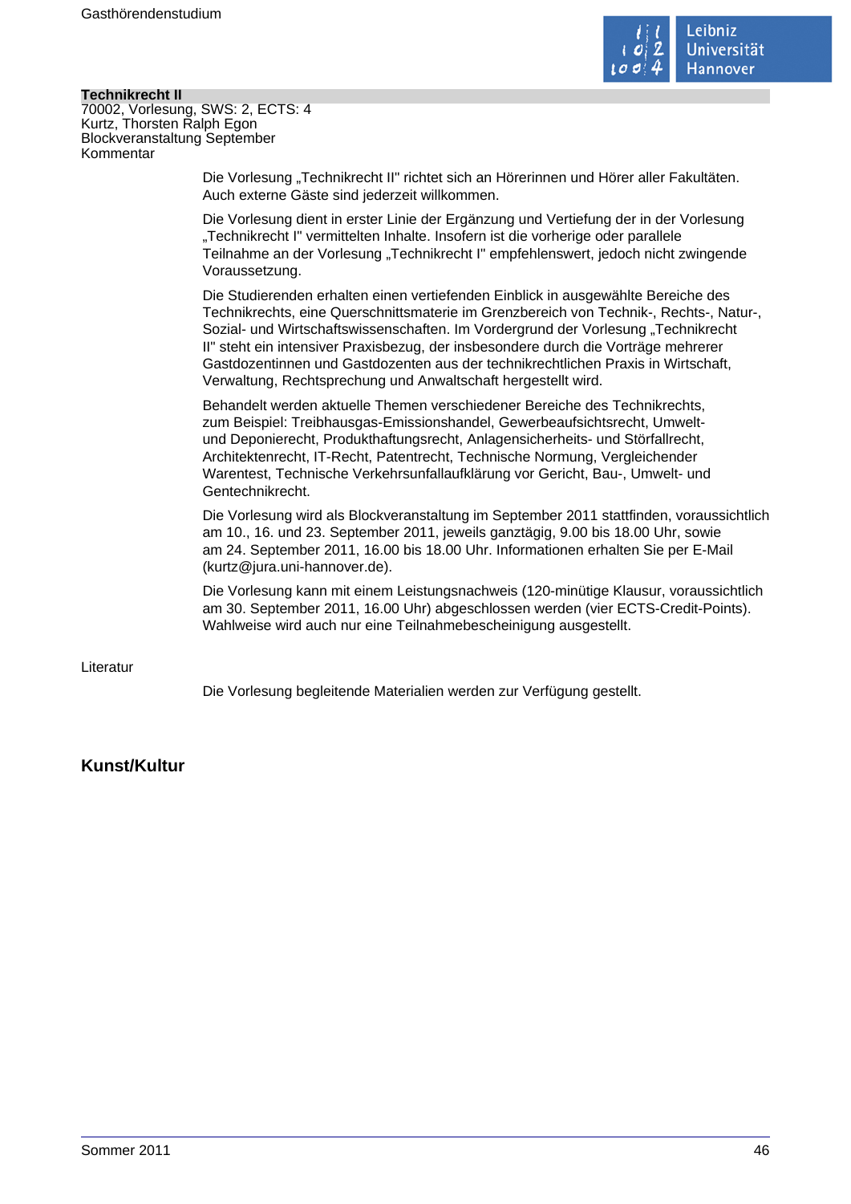**Technikrecht II**
70002, Vorlesung, SWS: 2, ECTS: 4
Kurtz, Thorsten Ralph Egon
Blockveranstaltung September
Kommentar

Die Vorlesung „Technikrecht II" richtet sich an Hörerinnen und Hörer aller Fakultäten. Auch externe Gäste sind jederzeit willkommen.

Die Vorlesung dient in erster Linie der Ergänzung und Vertiefung der in der Vorlesung „Technikrecht I" vermittelten Inhalte. Insofern ist die vorherige oder parallele Teilnahme an der Vorlesung „Technikrecht I" empfehlenswert, jedoch nicht zwingende Voraussetzung.

Die Studierenden erhalten einen vertiefenden Einblick in ausgewählte Bereiche des Technikrechts, eine Querschnittsmaterie im Grenzbereich von Technik-, Rechts-, Natur-, Sozial- und Wirtschaftswissenschaften. Im Vordergrund der Vorlesung „Technikrecht II" steht ein intensiver Praxisbezug, der insbesondere durch die Vorträge mehrerer Gastdozentinnen und Gastdozenten aus der technikrechtlichen Praxis in Wirtschaft, Verwaltung, Rechtsprechung und Anwaltschaft hergestellt wird.

Behandelt werden aktuelle Themen verschiedener Bereiche des Technikrechts, zum Beispiel: Treibhausgas-Emissionshandel, Gewerbeaufsichtsrecht, Umwelt- und Deponierecht, Produkthaftungsrecht, Anlagensicherheits- und Störfallrecht, Architektenrecht, IT-Recht, Patentrecht, Technische Normung, Vergleichender Warentest, Technische Verkehrsunfallaufklärung vor Gericht, Bau-, Umwelt- und Gentechnikrecht.

Die Vorlesung wird als Blockveranstaltung im September 2011 stattfinden, voraussichtlich am 10., 16. und 23. September 2011, jeweils ganztägig, 9.00 bis 18.00 Uhr, sowie am 24. September 2011, 16.00 bis 18.00 Uhr. Informationen erhalten Sie per E-Mail (kurtz@jura.uni-hannover.de).

Die Vorlesung kann mit einem Leistungsnachweis (120-minütige Klausur, voraussichtlich am 30. September 2011, 16.00 Uhr) abgeschlossen werden (vier ECTS-Credit-Points). Wahlweise wird auch nur eine Teilnahmebescheinigung ausgestellt.

Literatur

Die Vorlesung begleitende Materialien werden zur Verfügung gestellt.

## Kunst/Kultur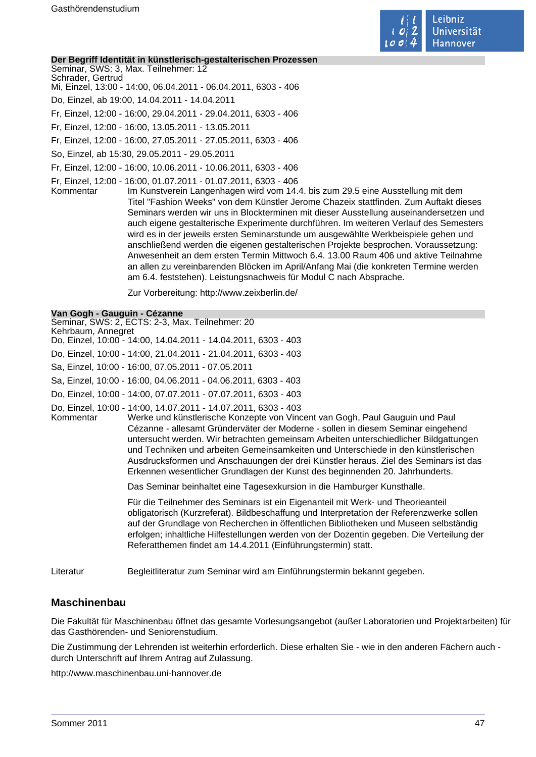### Der Begriff Identität in künstlerisch-gestalterischen Prozessen

Seminar, SWS: 3, Max. Teilnehmer: 12
Schrader, Gertrud
Mi, Einzel, 13:00 - 14:00, 06.04.2011 - 06.04.2011, 6303 - 406

Do, Einzel, ab 19:00, 14.04.2011 - 14.04.2011

Fr, Einzel, 12:00 - 16:00, 29.04.2011 - 29.04.2011, 6303 - 406

Fr, Einzel, 12:00 - 16:00, 13.05.2011 - 13.05.2011

Fr, Einzel, 12:00 - 16:00, 27.05.2011 - 27.05.2011, 6303 - 406

So, Einzel, ab 15:30, 29.05.2011 - 29.05.2011

Fr, Einzel, 12:00 - 16:00, 10.06.2011 - 10.06.2011, 6303 - 406

Fr, Einzel, 12:00 - 16:00, 01.07.2011 - 01.07.2011, 6303 - 406

Kommentar: Im Kunstverein Langenhagen wird vom 14.4. bis zum 29.5 eine Ausstellung mit dem Titel "Fashion Weeks" von dem Künstler Jerome Chazeix stattfinden. Zum Auftakt dieses Seminars werden wir uns in Blockterminen mit dieser Ausstellung auseinandersetzen und auch eigene gestalterische Experimente durchführen. Im weiteren Verlauf des Semesters wird es in der jeweils ersten Seminarstunde um ausgewählte Werkbeispiele gehen und anschließend werden die eigenen gestalterischen Projekte besprochen. Voraussetzung: Anwesenheit an dem ersten Termin Mittwoch 6.4. 13.00 Raum 406 und aktive Teilnahme an allen zu vereinbarenden Blöcken im April/Anfang Mai (die konkreten Termine werden am 6.4. feststehen). Leistungsnachweis für Modul C nach Absprache.

Zur Vorbereitung: http://www.zeixberlin.de/

### Van Gogh - Gauguin - Cézanne

Seminar, SWS: 2, ECTS: 2-3, Max. Teilnehmer: 20
Kehrbaum, Annegret
Do, Einzel, 10:00 - 14:00, 14.04.2011 - 14.04.2011, 6303 - 403

Do, Einzel, 10:00 - 14:00, 21.04.2011 - 21.04.2011, 6303 - 403

Sa, Einzel, 10:00 - 16:00, 07.05.2011 - 07.05.2011

Sa, Einzel, 10:00 - 16:00, 04.06.2011 - 04.06.2011, 6303 - 403

Do, Einzel, 10:00 - 14:00, 07.07.2011 - 07.07.2011, 6303 - 403

Do, Einzel, 10:00 - 14:00, 14.07.2011 - 14.07.2011, 6303 - 403

Kommentar: Werke und künstlerische Konzepte von Vincent van Gogh, Paul Gauguin und Paul Cézanne - allesamt Gründerväter der Moderne - sollen in diesem Seminar eingehend untersucht werden. Wir betrachten gemeinsam Arbeiten unterschiedlicher Bildgattungen und Techniken und arbeiten Gemeinsamkeiten und Unterschiede in den künstlerischen Ausdrucksformen und Anschauungen der drei Künstler heraus. Ziel des Seminars ist das Erkennen wesentlicher Grundlagen der Kunst des beginnenden 20. Jahrhunderts.

Das Seminar beinhaltet eine Tagesexkursion in die Hamburger Kunsthalle.

Für die Teilnehmer des Seminars ist ein Eigenanteil mit Werk- und Theorieanteil obligatorisch (Kurzreferat). Bildbeschaffung und Interpretation der Referenzwerke sollen auf der Grundlage von Recherchen in öffentlichen Bibliotheken und Museen selbständig erfolgen; inhaltliche Hilfestellungen werden von der Dozentin gegeben. Die Verteilung der Referatthemen findet am 14.4.2011 (Einführungstermin) statt.

Literatur: Begleitliteratur zum Seminar wird am Einführungstermin bekannt gegeben.

## Maschinenbau

Die Fakultät für Maschinenbau öffnet das gesamte Vorlesungsangebot (außer Laboratorien und Projektarbeiten) für das Gasthörenden- und Seniorenstudium.

Die Zustimmung der Lehrenden ist weiterhin erforderlich. Diese erhalten Sie - wie in den anderen Fächern auch - durch Unterschrift auf Ihrem Antrag auf Zulassung.

http://www.maschinenbau.uni-hannover.de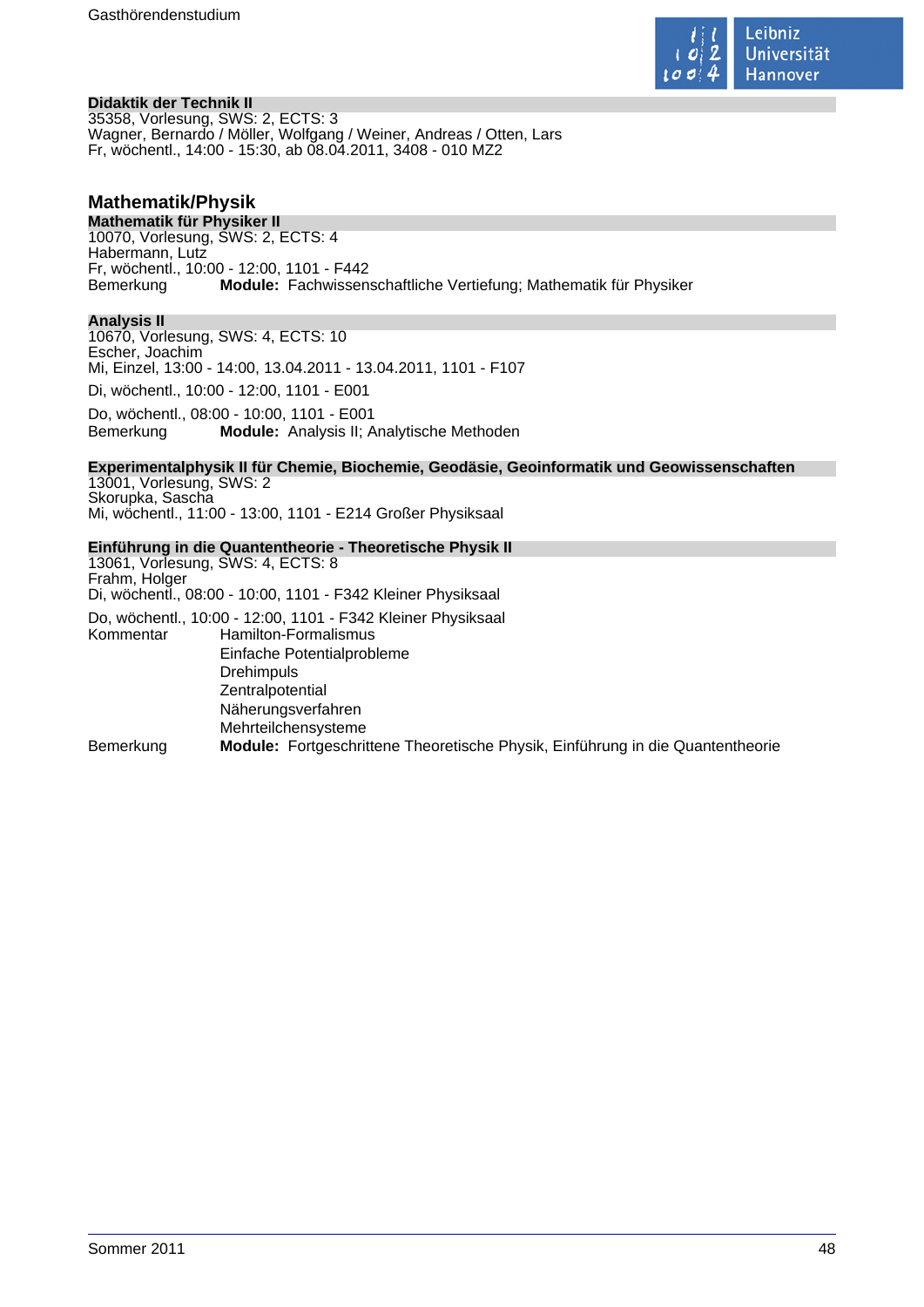**Didaktik der Technik II**
35358, Vorlesung, SWS: 2, ECTS: 3
Wagner, Bernardo / Möller, Wolfgang / Weiner, Andreas / Otten, Lars
Fr, wöchentl., 14:00 - 15:30, ab 08.04.2011, 3408 - 010 MZ2

## Mathematik/Physik

**Mathematik für Physiker II**
10070, Vorlesung, SWS: 2, ECTS: 4
Habermann, Lutz
Fr, wöchentl., 10:00 - 12:00, 1101 - F442
Bemerkung **Module:** Fachwissenschaftliche Vertiefung; Mathematik für Physiker

**Analysis II**
10670, Vorlesung, SWS: 4, ECTS: 10
Escher, Joachim
Mi, Einzel, 13:00 - 14:00, 13.04.2011 - 13.04.2011, 1101 - F107

Di, wöchentl., 10:00 - 12:00, 1101 - E001

Do, wöchentl., 08:00 - 10:00, 1101 - E001
Bemerkung **Module:** Analysis II; Analytische Methoden

**Experimentalphysik II für Chemie, Biochemie, Geodäsie, Geoinformatik und Geowissenschaften**
13001, Vorlesung, SWS: 2
Skorupka, Sascha
Mi, wöchentl., 11:00 - 13:00, 1101 - E214 Großer Physiksaal

**Einführung in die Quantentheorie - Theoretische Physik II**
13061, Vorlesung, SWS: 4, ECTS: 8
Frahm, Holger
Di, wöchentl., 08:00 - 10:00, 1101 - F342 Kleiner Physiksaal

Do, wöchentl., 10:00 - 12:00, 1101 - F342 Kleiner Physiksaal
Kommentar Hamilton-Formalismus
Einfache Potentialprobleme
Drehimpuls
Zentralpotential
Näherungsverfahren
Mehrteilchensysteme
Bemerkung **Module:** Fortgeschrittene Theoretische Physik, Einführung in die Quantentheorie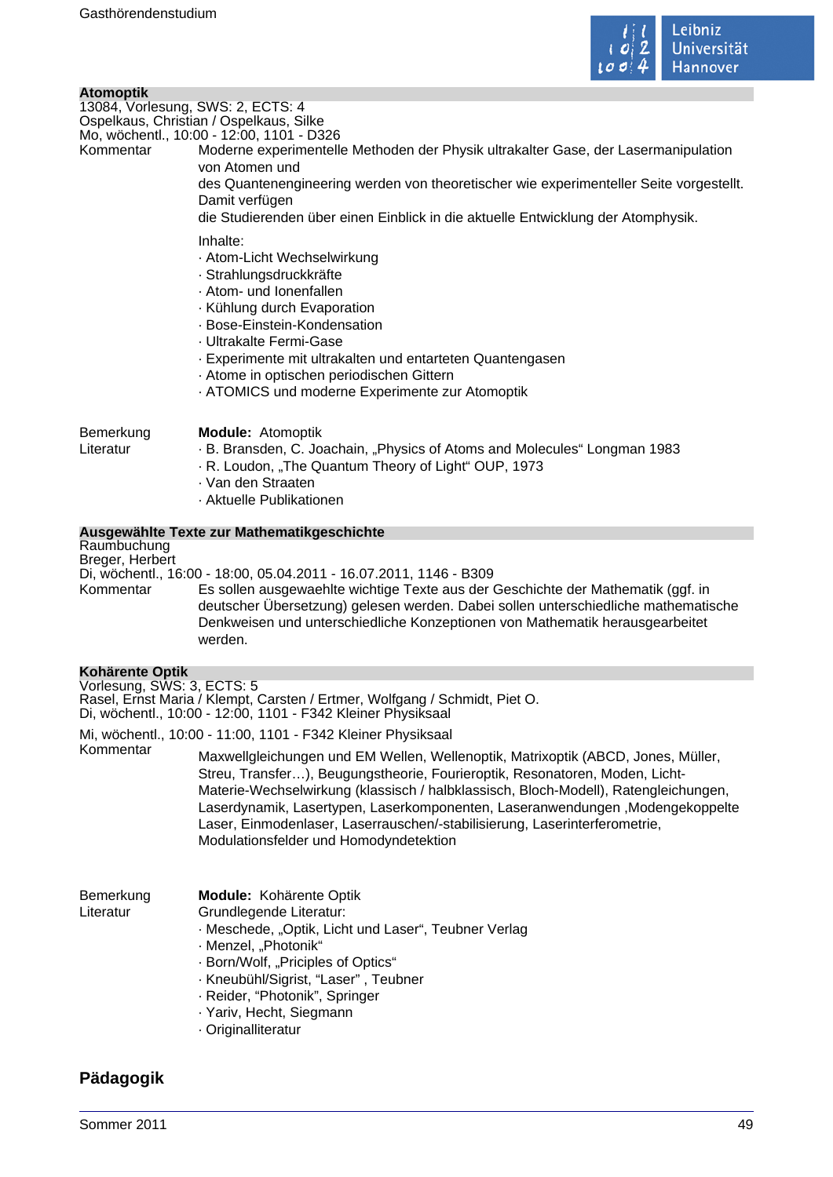### Atomoptik

13084, Vorlesung, SWS: 2, ECTS: 4
Ospelkaus, Christian / Ospelkaus, Silke
Mo, wöchentl., 10:00 - 12:00, 1101 - D326

Kommentar

Moderne experimentelle Methoden der Physik ultrakalter Gase, der Lasermanipulation von Atomen und
des Quantenengineering werden von theoretischer wie experimenteller Seite vorgestellt. Damit verfügen
die Studierenden über einen Einblick in die aktuelle Entwicklung der Atomphysik.

Inhalte:

· Atom-Licht Wechselwirkung
· Strahlungsdruckkräfte
· Atom- und Ionenfallen
· Kühlung durch Evaporation
· Bose-Einstein-Kondensation
· Ultrakalte Fermi-Gase
· Experimente mit ultrakalten und entarteten Quantengasen
· Atome in optischen periodischen Gittern
· ATOMICS und moderne Experimente zur Atomoptik

Bemerkung

**Module:** Atomoptik

Literatur

· B. Bransden, C. Joachain, „Physics of Atoms and Molecules" Longman 1983
· R. Loudon, „The Quantum Theory of Light" OUP, 1973
· Van den Straaten
· Aktuelle Publikationen

### Ausgewählte Texte zur Mathematikgeschichte

Raumbuchung
Breger, Herbert
Di, wöchentl., 16:00 - 18:00, 05.04.2011 - 16.07.2011, 1146 - B309

Kommentar

Es sollen ausgewaehlte wichtige Texte aus der Geschichte der Mathematik (ggf. in deutscher Übersetzung) gelesen werden. Dabei sollen unterschiedliche mathematische Denkweisen und unterschiedliche Konzeptionen von Mathematik herausgearbeitet werden.

### Kohärente Optik

Vorlesung, SWS: 3, ECTS: 5
Rasel, Ernst Maria / Klempt, Carsten / Ertmer, Wolfgang / Schmidt, Piet O.
Di, wöchentl., 10:00 - 12:00, 1101 - F342 Kleiner Physiksaal
Mi, wöchentl., 10:00 - 11:00, 1101 - F342 Kleiner Physiksaal

Kommentar

Maxwellgleichungen und EM Wellen, Wellenoptik, Matrixoptik (ABCD, Jones, Müller, Streu, Transfer…), Beugungstheorie, Fourieroptik, Resonatoren, Moden, Licht-Materie-Wechselwirkung (klassisch / halbklassisch, Bloch-Modell), Ratengleichungen, Laserdynamik, Lasertypen, Laserkomponenten, Laseranwendungen ,Modengekoppelte Laser, Einmodenlaser, Laserrauschen/-stabilisierung, Laserinterferometrie, Modulationsfelder und Homodyndetektion

Bemerkung

**Module:** Kohärente Optik

Literatur

Grundlegende Literatur:
· Meschede, „Optik, Licht und Laser", Teubner Verlag
· Menzel, „Photonik"
· Born/Wolf, „Priciples of Optics"
· Kneubühl/Sigrist, "Laser" , Teubner
· Reider, "Photonik", Springer
· Yariv, Hecht, Siegmann
· Originalliteratur

## Pädagogik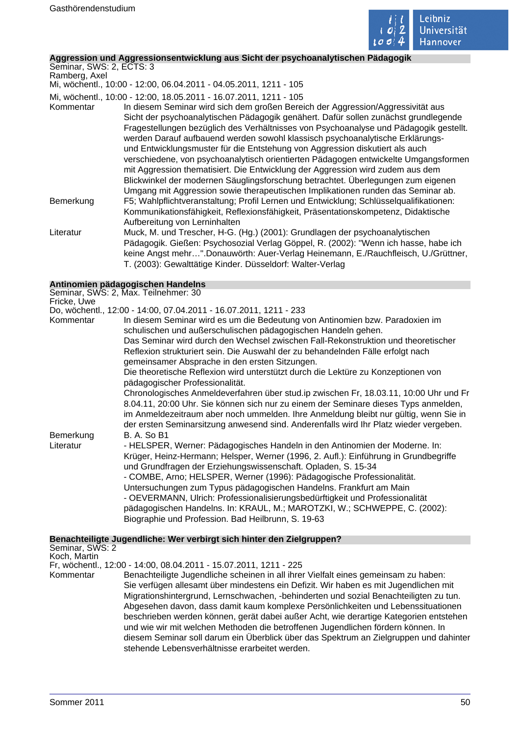### Aggression und Aggressionsentwicklung aus Sicht der psychoanalytischen Pädagogik

Seminar, SWS: 2, ECTS: 3
Ramberg, Axel
Mi, wöchentl., 10:00 - 12:00, 06.04.2011 - 04.05.2011, 1211 - 105

Mi, wöchentl., 10:00 - 12:00, 18.05.2011 - 16.07.2011, 1211 - 105

**Kommentar**
In diesem Seminar wird sich dem großen Bereich der Aggression/Aggressivität aus Sicht der psychoanalytischen Pädagogik genähert. Dafür sollen zunächst grundlegende Fragestellungen bezüglich des Verhältnisses von Psychoanalyse und Pädagogik gestellt. werden Darauf aufbauend werden sowohl klassisch psychoanalytische Erklärungs- und Entwicklungsmuster für die Entstehung von Aggression diskutiert als auch verschiedene, von psychoanalytisch orientierten Pädagogen entwickelte Umgangsformen mit Aggression thematisiert. Die Entwicklung der Aggression wird zudem aus dem Blickwinkel der modernen Säuglingsforschung betrachtet. Überlegungen zum eigenen Umgang mit Aggression sowie therapeutischen Implikationen runden das Seminar ab.

**Bemerkung**
F5; Wahlpflichtveranstaltung; Profil Lernen und Entwicklung; Schlüsselqualifikationen: Kommunikationsfähigkeit, Reflexionsfähigkeit, Präsentationskompetenz, Didaktische Aufbereitung von Lerninhalten

**Literatur**
Muck, M. und Trescher, H-G. (Hg.) (2001): Grundlagen der psychoanalytischen Pädagogik. Gießen: Psychosozial Verlag Göppel, R. (2002): "Wenn ich hasse, habe ich keine Angst mehr…".Donauwörth: Auer-Verlag Heinemann, E./Rauchfleisch, U./Grüttner, T. (2003): Gewalttätige Kinder. Düsseldorf: Walter-Verlag

### Antinomien pädagogischen Handelns

Seminar, SWS: 2, Max. Teilnehmer: 30
Fricke, Uwe
Do, wöchentl., 12:00 - 14:00, 07.04.2011 - 16.07.2011, 1211 - 233

**Kommentar**
In diesem Seminar wird es um die Bedeutung von Antinomien bzw. Paradoxien im schulischen und außerschulischen pädagogischen Handeln gehen.
Das Seminar wird durch den Wechsel zwischen Fall-Rekonstruktion und theoretischer Reflexion strukturiert sein. Die Auswahl der zu behandelnden Fälle erfolgt nach gemeinsamer Absprache in den ersten Sitzungen.
Die theoretische Reflexion wird unterstützt durch die Lektüre zu Konzeptionen von pädagogischer Professionalität.
Chronologisches Anmeldeverfahren über stud.ip zwischen Fr, 18.03.11, 10:00 Uhr und Fr 8.04.11, 20:00 Uhr. Sie können sich nur zu einem der Seminare dieses Typs anmelden, im Anmeldezeitraum aber noch ummelden. Ihre Anmeldung bleibt nur gültig, wenn Sie in der ersten Seminarsitzung anwesend sind. Anderenfalls wird Ihr Platz wieder vergeben.

**Bemerkung**
B. A. So B1

**Literatur**
- HELSPER, Werner: Pädagogisches Handeln in den Antinomien der Moderne. In: Krüger, Heinz-Hermann; Helsper, Werner (1996, 2. Aufl.): Einführung in Grundbegriffe und Grundfragen der Erziehungswissenschaft. Opladen, S. 15-34
- COMBE, Arno; HELSPER, Werner (1996): Pädagogische Professionalität. Untersuchungen zum Typus pädagogischen Handelns. Frankfurt am Main
- OEVERMANN, Ulrich: Professionalisierungsbedürftigkeit und Professionalität pädagogischen Handelns. In: KRAUL, M.; MAROTZKI, W.; SCHWEPPE, C. (2002): Biographie und Profession. Bad Heilbrunn, S. 19-63

### Benachteiligte Jugendliche: Wer verbirgt sich hinter den Zielgruppen?

Seminar, SWS: 2
Koch, Martin
Fr, wöchentl., 12:00 - 14:00, 08.04.2011 - 15.07.2011, 1211 - 225

**Kommentar**
Benachteiligte Jugendliche scheinen in all ihrer Vielfalt eines gemeinsam zu haben: Sie verfügen allesamt über mindestens ein Defizit. Wir haben es mit Jugendlichen mit Migrationshintergrund, Lernschwachen, -behinderten und sozial Benachteiligten zu tun. Abgesehen davon, dass damit kaum komplexe Persönlichkeiten und Lebenssituationen beschrieben werden können, gerät dabei außer Acht, wie derartige Kategorien entstehen und wie wir mit welchen Methoden die betroffenen Jugendlichen fördern können. In diesem Seminar soll darum ein Überblick über das Spektrum an Zielgruppen und dahinter stehende Lebensverhältnisse erarbeitet werden.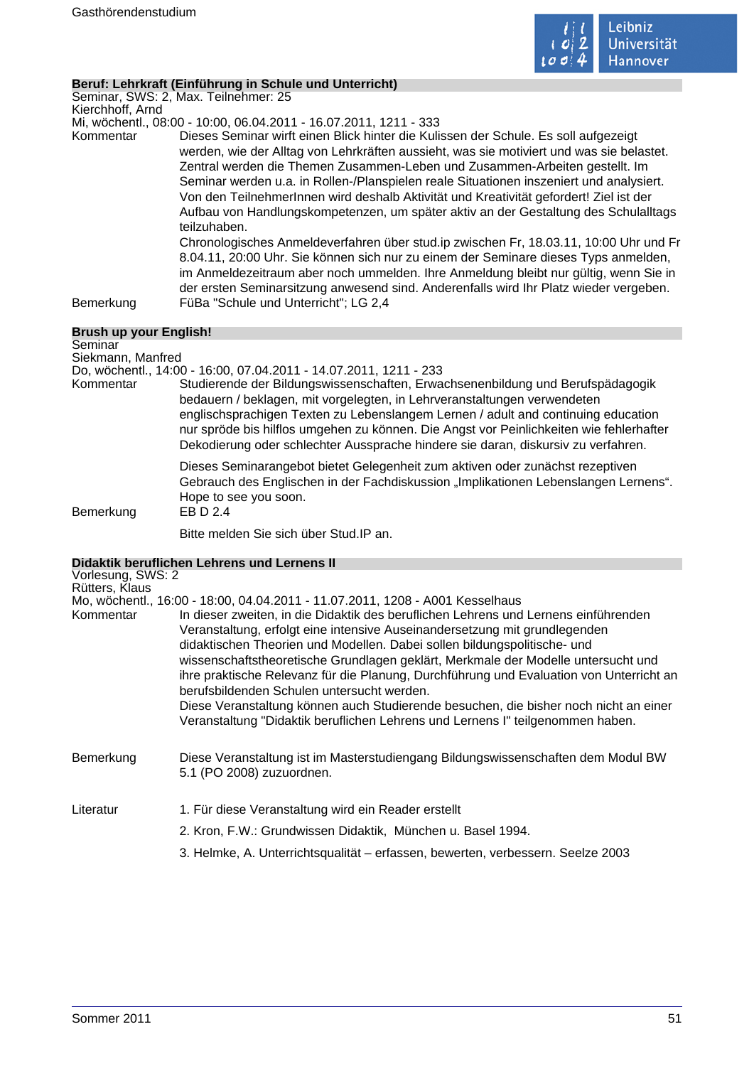### Beruf: Lehrkraft (Einführung in Schule und Unterricht)

Seminar, SWS: 2, Max. Teilnehmer: 25
Kierchhoff, Arnd
Mi, wöchentl., 08:00 - 10:00, 06.04.2011 - 16.07.2011, 1211 - 333

**Kommentar**
Dieses Seminar wirft einen Blick hinter die Kulissen der Schule. Es soll aufgezeigt werden, wie der Alltag von Lehrkräften aussieht, was sie motiviert und was sie belastet. Zentral werden die Themen Zusammen-Leben und Zusammen-Arbeiten gestellt. Im Seminar werden u.a. in Rollen-/Planspielen reale Situationen inszeniert und analysiert. Von den TeilnehmerInnen wird deshalb Aktivität und Kreativität gefordert! Ziel ist der Aufbau von Handlungskompetenzen, um später aktiv an der Gestaltung des Schulalltags teilzuhaben.
Chronologisches Anmeldeverfahren über stud.ip zwischen Fr, 18.03.11, 10:00 Uhr und Fr 8.04.11, 20:00 Uhr. Sie können sich nur zu einem der Seminare dieses Typs anmelden, im Anmeldezeitraum aber noch ummelden. Ihre Anmeldung bleibt nur gültig, wenn Sie in der ersten Seminarsitzung anwesend sind. Anderenfalls wird Ihr Platz wieder vergeben.

**Bemerkung**
FüBa "Schule und Unterricht"; LG 2,4

### Brush up your English!

Seminar
Siekmann, Manfred
Do, wöchentl., 14:00 - 16:00, 07.04.2011 - 14.07.2011, 1211 - 233

**Kommentar**
Studierende der Bildungswissenschaften, Erwachsenenbildung und Berufspädagogik bedauern / beklagen, mit vorgelegten, in Lehrveranstaltungen verwendeten englischsprachigen Texten zu Lebenslangem Lernen / adult and continuing education nur spröde bis hilflos umgehen zu können. Die Angst vor Peinlichkeiten wie fehlerhafter Dekodierung oder schlechter Aussprache hindere sie daran, diskursiv zu verfahren.

Dieses Seminarangebot bietet Gelegenheit zum aktiven oder zunächst rezeptiven Gebrauch des Englischen in der Fachdiskussion „Implikationen Lebenslangen Lernens“. Hope to see you soon.

**Bemerkung**
EB D 2.4

Bitte melden Sie sich über Stud.IP an.

### Didaktik beruflichen Lehrens und Lernens II

Vorlesung, SWS: 2
Rütters, Klaus
Mo, wöchentl., 16:00 - 18:00, 04.04.2011 - 11.07.2011, 1208 - A001 Kesselhaus

**Kommentar**
In dieser zweiten, in die Didaktik des beruflichen Lehrens und Lernens einführenden Veranstaltung, erfolgt eine intensive Auseinandersetzung mit grundlegenden didaktischen Theorien und Modellen. Dabei sollen bildungspolitische- und wissenschaftstheoretische Grundlagen geklärt, Merkmale der Modelle untersucht und ihre praktische Relevanz für die Planung, Durchführung und Evaluation von Unterricht an berufsbildenden Schulen untersucht werden.
Diese Veranstaltung können auch Studierende besuchen, die bisher noch nicht an einer Veranstaltung "Didaktik beruflichen Lehrens und Lernens I" teilgenommen haben.

**Bemerkung**
Diese Veranstaltung ist im Masterstudiengang Bildungswissenschaften dem Modul BW 5.1 (PO 2008) zuzuordnen.

**Literatur**
1. Für diese Veranstaltung wird ein Reader erstellt
2. Kron, F.W.: Grundwissen Didaktik, München u. Basel 1994.
3. Helmke, A. Unterrichtsqualität – erfassen, bewerten, verbessern. Seelze 2003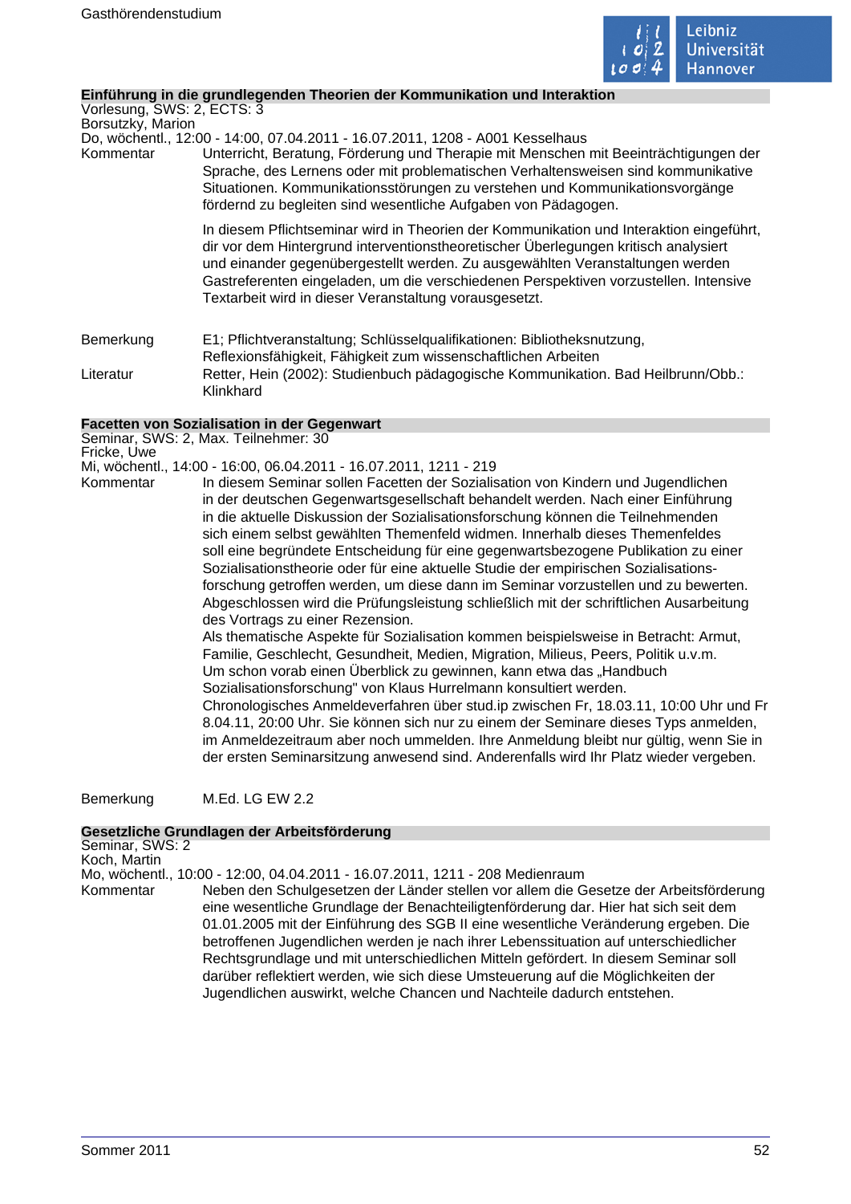### Einführung in die grundlegenden Theorien der Kommunikation und Interaktion

Vorlesung, SWS: 2, ECTS: 3
Borsutzky, Marion
Do, wöchentl., 12:00 - 14:00, 07.04.2011 - 16.07.2011, 1208 - A001 Kesselhaus

**Kommentar**

Unterricht, Beratung, Förderung und Therapie mit Menschen mit Beeinträchtigungen der Sprache, des Lernens oder mit problematischen Verhaltensweisen sind kommunikative Situationen. Kommunikationsstörungen zu verstehen und Kommunikationsvorgänge fördernd zu begleiten sind wesentliche Aufgaben von Pädagogen.

In diesem Pflichtseminar wird in Theorien der Kommunikation und Interaktion eingeführt, dir vor dem Hintergrund interventionstheoretischer Überlegungen kritisch analysiert und einander gegenübergestellt werden. Zu ausgewählten Veranstaltungen werden Gastreferenten eingeladen, um die verschiedenen Perspektiven vorzustellen. Intensive Textarbeit wird in dieser Veranstaltung vorausgesetzt.

**Bemerkung**

E1; Pflichtveranstaltung; Schlüsselqualifikationen: Bibliotheksnutzung, Reflexionsfähigkeit, Fähigkeit zum wissenschaftlichen Arbeiten

**Literatur**

Retter, Hein (2002): Studienbuch pädagogische Kommunikation. Bad Heilbrunn/Obb.: Klinkhard

### Facetten von Sozialisation in der Gegenwart

Seminar, SWS: 2, Max. Teilnehmer: 30
Fricke, Uwe
Mi, wöchentl., 14:00 - 16:00, 06.04.2011 - 16.07.2011, 1211 - 219

**Kommentar**

In diesem Seminar sollen Facetten der Sozialisation von Kindern und Jugendlichen in der deutschen Gegenwartsgesellschaft behandelt werden. Nach einer Einführung in die aktuelle Diskussion der Sozialisationsforschung können die Teilnehmenden sich einem selbst gewählten Themenfeld widmen. Innerhalb dieses Themenfeldes soll eine begründete Entscheidung für eine gegenwartsbezogene Publikation zu einer Sozialisationstheorie oder für eine aktuelle Studie der empirischen Sozialisations-forschung getroffen werden, um diese dann im Seminar vorzustellen und zu bewerten. Abgeschlossen wird die Prüfungsleistung schließlich mit der schriftlichen Ausarbeitung des Vortrags zu einer Rezension.
Als thematische Aspekte für Sozialisation kommen beispielsweise in Betracht: Armut, Familie, Geschlecht, Gesundheit, Medien, Migration, Milieus, Peers, Politik u.v.m.
Um schon vorab einen Überblick zu gewinnen, kann etwa das „Handbuch Sozialisationsforschung" von Klaus Hurrelmann konsultiert werden.
Chronologisches Anmeldeverfahren über stud.ip zwischen Fr, 18.03.11, 10:00 Uhr und Fr 8.04.11, 20:00 Uhr. Sie können sich nur zu einem der Seminare dieses Typs anmelden, im Anmeldezeitraum aber noch ummelden. Ihre Anmeldung bleibt nur gültig, wenn Sie in der ersten Seminarsitzung anwesend sind. Anderenfalls wird Ihr Platz wieder vergeben.

**Bemerkung**

M.Ed. LG EW 2.2

### Gesetzliche Grundlagen der Arbeitsförderung

Seminar, SWS: 2
Koch, Martin
Mo, wöchentl., 10:00 - 12:00, 04.04.2011 - 16.07.2011, 1211 - 208 Medienraum

**Kommentar**

Neben den Schulgesetzen der Länder stellen vor allem die Gesetze der Arbeitsförderung eine wesentliche Grundlage der Benachteiligtenförderung dar. Hier hat sich seit dem 01.01.2005 mit der Einführung des SGB II eine wesentliche Veränderung ergeben. Die betroffenen Jugendlichen werden je nach ihrer Lebenssituation auf unterschiedlicher Rechtsgrundlage und mit unterschiedlichen Mitteln gefördert. In diesem Seminar soll darüber reflektiert werden, wie sich diese Umsteuerung auf die Möglichkeiten der Jugendlichen auswirkt, welche Chancen und Nachteile dadurch entstehen.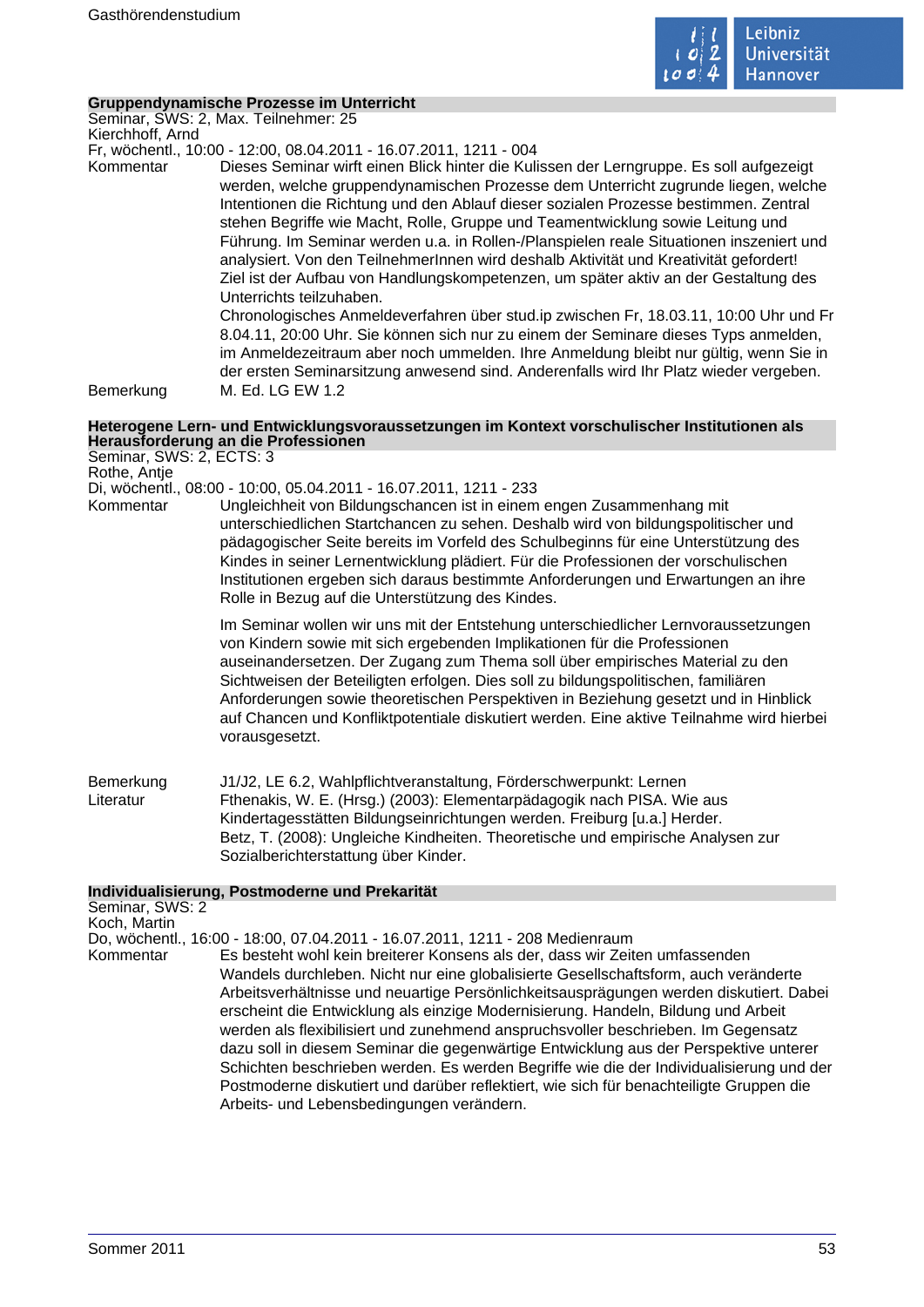## Gruppendynamische Prozesse im Unterricht

Seminar, SWS: 2, Max. Teilnehmer: 25
Kierchhoff, Arnd
Fr, wöchentl., 10:00 - 12:00, 08.04.2011 - 16.07.2011, 1211 - 004

**Kommentar** Dieses Seminar wirft einen Blick hinter die Kulissen der Lerngruppe. Es soll aufgezeigt werden, welche gruppendynamischen Prozesse dem Unterricht zugrunde liegen, welche Intentionen die Richtung und den Ablauf dieser sozialen Prozesse bestimmen. Zentral stehen Begriffe wie Macht, Rolle, Gruppe und Teamentwicklung sowie Leitung und Führung. Im Seminar werden u.a. in Rollen-/Planspielen reale Situationen inszeniert und analysiert. Von den TeilnehmerInnen wird deshalb Aktivität und Kreativität gefordert! Ziel ist der Aufbau von Handlungskompetenzen, um später aktiv an der Gestaltung des Unterrichts teilzuhaben.
Chronologisches Anmeldeverfahren über stud.ip zwischen Fr, 18.03.11, 10:00 Uhr und Fr 8.04.11, 20:00 Uhr. Sie können sich nur zu einem der Seminare dieses Typs anmelden, im Anmeldezeitraum aber noch ummelden. Ihre Anmeldung bleibt nur gültig, wenn Sie in der ersten Seminarsitzung anwesend sind. Anderenfalls wird Ihr Platz wieder vergeben.

**Bemerkung** M. Ed. LG EW 1.2

## Heterogene Lern- und Entwicklungsvoraussetzungen im Kontext vorschulischer Institutionen als Herausforderung an die Professionen

Seminar, SWS: 2, ECTS: 3
Rothe, Antje
Di, wöchentl., 08:00 - 10:00, 05.04.2011 - 16.07.2011, 1211 - 233

**Kommentar** Ungleichheit von Bildungschancen ist in einem engen Zusammenhang mit unterschiedlichen Startchancen zu sehen. Deshalb wird von bildungspolitischer und pädagogischer Seite bereits im Vorfeld des Schulbeginns für eine Unterstützung des Kindes in seiner Lernentwicklung plädiert. Für die Professionen der vorschulischen Institutionen ergeben sich daraus bestimmte Anforderungen und Erwartungen an ihre Rolle in Bezug auf die Unterstützung des Kindes.

Im Seminar wollen wir uns mit der Entstehung unterschiedlicher Lernvoraussetzungen von Kindern sowie mit sich ergebenden Implikationen für die Professionen auseinandersetzen. Der Zugang zum Thema soll über empirisches Material zu den Sichtweisen der Beteiligten erfolgen. Dies soll zu bildungspolitischen, familiären Anforderungen sowie theoretischen Perspektiven in Beziehung gesetzt und in Hinblick auf Chancen und Konfliktpotentiale diskutiert werden. Eine aktive Teilnahme wird hierbei vorausgesetzt.

**Bemerkung** J1/J2, LE 6.2, Wahlpflichtveranstaltung, Förderschwerpunkt: Lernen

**Literatur** Fthenakis, W. E. (Hrsg.) (2003): Elementarpädagogik nach PISA. Wie aus Kindertagesstätten Bildungseinrichtungen werden. Freiburg [u.a.] Herder.
Betz, T. (2008): Ungleiche Kindheiten. Theoretische und empirische Analysen zur Sozialberichterstattung über Kinder.

## Individualisierung, Postmoderne und Prekarität

Seminar, SWS: 2
Koch, Martin
Do, wöchentl., 16:00 - 18:00, 07.04.2011 - 16.07.2011, 1211 - 208 Medienraum

**Kommentar** Es besteht wohl kein breiterer Konsens als der, dass wir Zeiten umfassenden Wandels durchleben. Nicht nur eine globalisierte Gesellschaftsform, auch veränderte Arbeitsverhältnisse und neuartige Persönlichkeitsausprägungen werden diskutiert. Dabei erscheint die Entwicklung als einzige Modernisierung. Handeln, Bildung und Arbeit werden als flexibilisiert und zunehmend anspruchsvoller beschrieben. Im Gegensatz dazu soll in diesem Seminar die gegenwärtige Entwicklung aus der Perspektive unterer Schichten beschrieben werden. Es werden Begriffe wie die der Individualisierung und der Postmoderne diskutiert und darüber reflektiert, wie sich für benachteiligte Gruppen die Arbeits- und Lebensbedingungen verändern.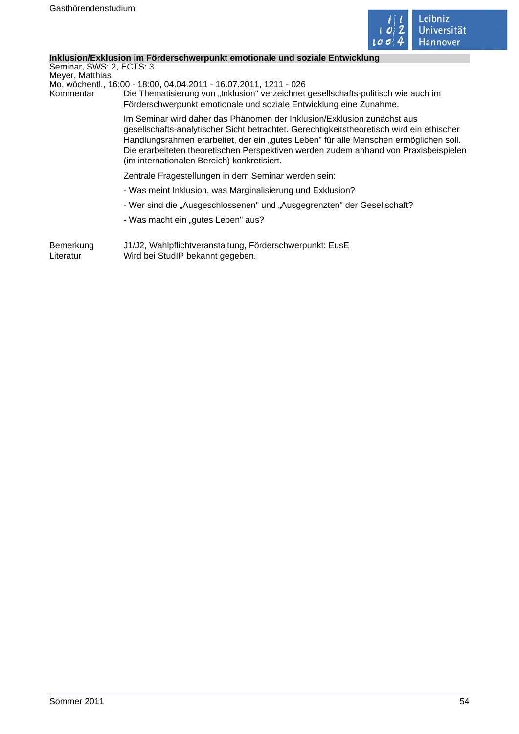**Inklusion/Exklusion im Förderschwerpunkt emotionale und soziale Entwicklung**

Seminar, SWS: 2, ECTS: 3

Meyer, Matthias

Mo, wöchentl., 16:00 - 18:00, 04.04.2011 - 16.07.2011, 1211 - 026

Kommentar

Die Thematisierung von „Inklusion" verzeichnet gesellschafts-politisch wie auch im Förderschwerpunkt emotionale und soziale Entwicklung eine Zunahme.

Im Seminar wird daher das Phänomen der Inklusion/Exklusion zunächst aus gesellschafts-analytischer Sicht betrachtet. Gerechtigkeitstheoretisch wird ein ethischer Handlungsrahmen erarbeitet, der ein „gutes Leben" für alle Menschen ermöglichen soll. Die erarbeiteten theoretischen Perspektiven werden zudem anhand von Praxisbeispielen (im internationalen Bereich) konkretisiert.

Zentrale Fragestellungen in dem Seminar werden sein:

- Was meint Inklusion, was Marginalisierung und Exklusion?
- Wer sind die „Ausgeschlossenen" und „Ausgegrenzten" der Gesellschaft?
- Was macht ein „gutes Leben" aus?

Bemerkung

J1/J2, Wahlpflichtveranstaltung, Förderschwerpunkt: EusE

Literatur

Wird bei StudIP bekannt gegeben.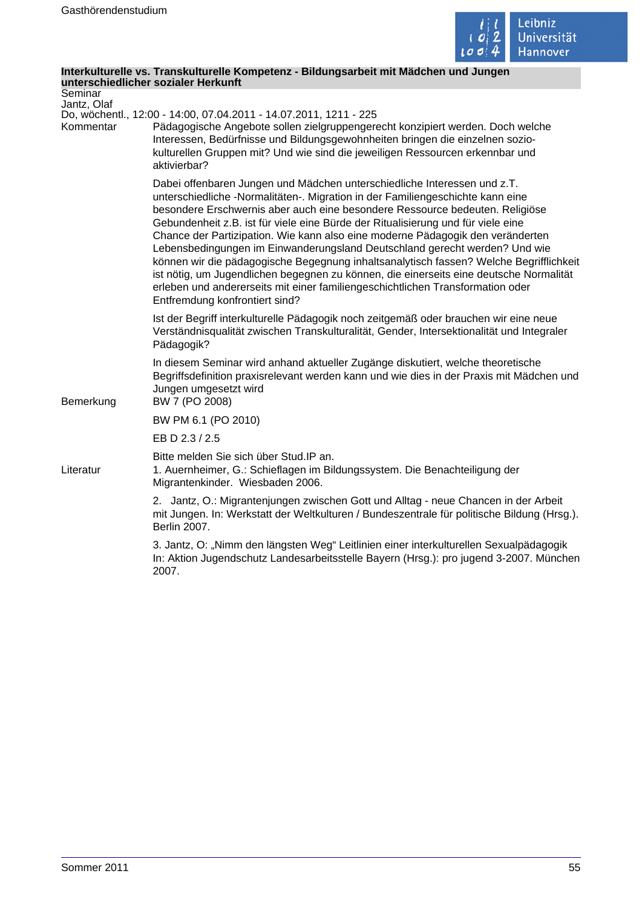**Interkulturelle vs. Transkulturelle Kompetenz - Bildungsarbeit mit Mädchen und Jungen unterschiedlicher sozialer Herkunft**

Seminar
Jantz, Olaf
Do, wöchentl., 12:00 - 14:00, 07.04.2011 - 14.07.2011, 1211 - 225

**Kommentar**

Pädagogische Angebote sollen zielgruppengerecht konzipiert werden. Doch welche Interessen, Bedürfnisse und Bildungsgewohnheiten bringen die einzelnen sozio-kulturellen Gruppen mit? Und wie sind die jeweiligen Ressourcen erkennbar und aktivierbar?

Dabei offenbaren Jungen und Mädchen unterschiedliche Interessen und z.T. unterschiedliche -Normalitäten-. Migration in der Familiengeschichte kann eine besondere Erschwernis aber auch eine besondere Ressource bedeuten. Religiöse Gebundenheit z.B. ist für viele eine Bürde der Ritualisierung und für viele eine Chance der Partizipation. Wie kann also eine moderne Pädagogik den veränderten Lebensbedingungen im Einwanderungsland Deutschland gerecht werden? Und wie können wir die pädagogische Begegnung inhaltsanalytisch fassen? Welche Begrifflichkeit ist nötig, um Jugendlichen begegnen zu können, die einerseits eine deutsche Normalität erleben und andererseits mit einer familiengeschichtlichen Transformation oder Entfremdung konfrontiert sind?

Ist der Begriff interkulturelle Pädagogik noch zeitgemäß oder brauchen wir eine neue Verständnisqualität zwischen Transkulturalität, Gender, Intersektionalität und Integraler Pädagogik?

In diesem Seminar wird anhand aktueller Zugänge diskutiert, welche theoretische Begriffsdefinition praxisrelevant werden kann und wie dies in der Praxis mit Mädchen und Jungen umgesetzt wird

**Bemerkung**

BW 7 (PO 2008)

BW PM 6.1 (PO 2010)

EB D 2.3 / 2.5

Bitte melden Sie sich über Stud.IP an.

**Literatur**

1. Auernheimer, G.: Schieflagen im Bildungssystem. Die Benachteiligung der Migrantenkinder. Wiesbaden 2006.

2. Jantz, O.: Migrantenjungen zwischen Gott und Alltag - neue Chancen in der Arbeit mit Jungen. In: Werkstatt der Weltkulturen / Bundeszentrale für politische Bildung (Hrsg.). Berlin 2007.

3. Jantz, O: „Nimm den längsten Weg" Leitlinien einer interkulturellen Sexualpädagogik In: Aktion Jugendschutz Landesarbeitsstelle Bayern (Hrsg.): pro jugend 3-2007. München 2007.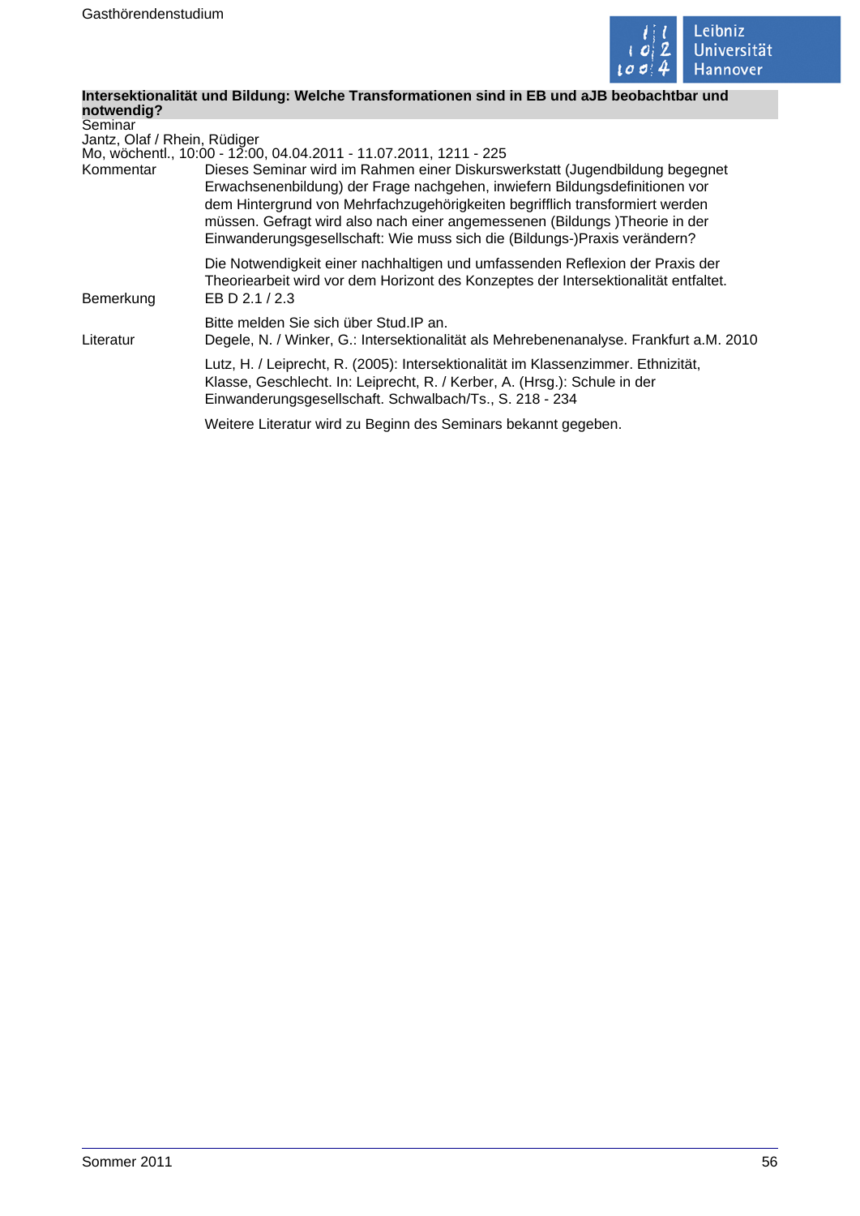**Intersektionalität und Bildung: Welche Transformationen sind in EB und aJB beobachtbar und notwendig?**

Seminar

Jantz, Olaf / Rhein, Rüdiger

Mo, wöchentl., 10:00 - 12:00, 04.04.2011 - 11.07.2011, 1211 - 225

**Kommentar**

Dieses Seminar wird im Rahmen einer Diskurswerkstatt (Jugendbildung begegnet Erwachsenenbildung) der Frage nachgehen, inwiefern Bildungsdefinitionen vor dem Hintergrund von Mehrfachzugehörigkeiten begrifflich transformiert werden müssen. Gefragt wird also nach einer angemessenen (Bildungs )Theorie in der Einwanderungsgesellschaft: Wie muss sich die (Bildungs-)Praxis verändern?

Die Notwendigkeit einer nachhaltigen und umfassenden Reflexion der Praxis der Theoriearbeit wird vor dem Horizont des Konzeptes der Intersektionalität entfaltet.

**Bemerkung**

EB D 2.1 / 2.3

Bitte melden Sie sich über Stud.IP an.

**Literatur**

Degele, N. / Winker, G.: Intersektionalität als Mehrebenenanalyse. Frankfurt a.M. 2010

Lutz, H. / Leiprecht, R. (2005): Intersektionalität im Klassenzimmer. Ethnizität, Klasse, Geschlecht. In: Leiprecht, R. / Kerber, A. (Hrsg.): Schule in der Einwanderungsgesellschaft. Schwalbach/Ts., S. 218 - 234

Weitere Literatur wird zu Beginn des Seminars bekannt gegeben.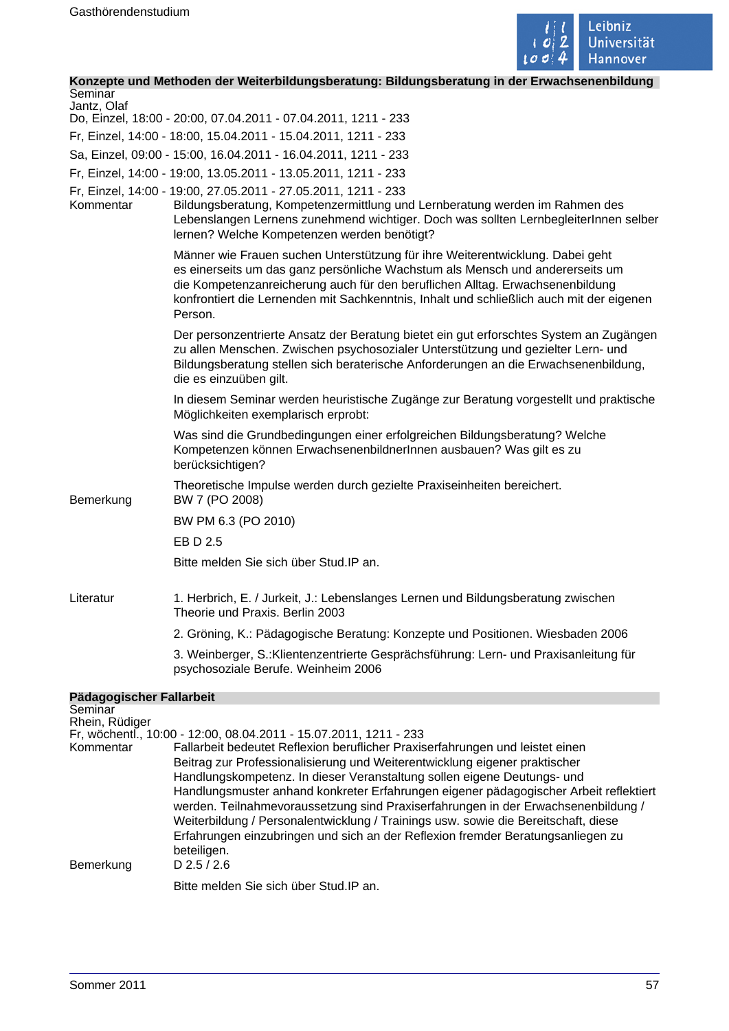## Konzepte und Methoden der Weiterbildungsberatung: Bildungsberatung in der Erwachsenenbildung

Seminar
Jantz, Olaf
Do, Einzel, 18:00 - 20:00, 07.04.2011 - 07.04.2011, 1211 - 233
Fr, Einzel, 14:00 - 18:00, 15.04.2011 - 15.04.2011, 1211 - 233
Sa, Einzel, 09:00 - 15:00, 16.04.2011 - 16.04.2011, 1211 - 233
Fr, Einzel, 14:00 - 19:00, 13.05.2011 - 13.05.2011, 1211 - 233
Fr, Einzel, 14:00 - 19:00, 27.05.2011 - 27.05.2011, 1211 - 233

**Kommentar**

Bildungsberatung, Kompetenzermittlung und Lernberatung werden im Rahmen des Lebenslangen Lernens zunehmend wichtiger. Doch was sollten LernbegleiterInnen selber lernen? Welche Kompetenzen werden benötigt?

Männer wie Frauen suchen Unterstützung für ihre Weiterentwicklung. Dabei geht es einerseits um das ganz persönliche Wachstum als Mensch und andererseits um die Kompetenzanreicherung auch für den beruflichen Alltag. Erwachsenenbildung konfrontiert die Lernenden mit Sachkenntnis, Inhalt und schließlich auch mit der eigenen Person.

Der personzentrierte Ansatz der Beratung bietet ein gut erforschtes System an Zugängen zu allen Menschen. Zwischen psychosozialer Unterstützung und gezielter Lern- und Bildungsberatung stellen sich beraterische Anforderungen an die Erwachsenenbildung, die es einzuüben gilt.

In diesem Seminar werden heuristische Zugänge zur Beratung vorgestellt und praktische Möglichkeiten exemplarisch erprobt:

Was sind die Grundbedingungen einer erfolgreichen Bildungsberatung? Welche Kompetenzen können ErwachsenenbildnerInnen ausbauen? Was gilt es zu berücksichtigen?

Theoretische Impulse werden durch gezielte Praxiseinheiten bereichert.

**Bemerkung**

BW 7 (PO 2008)

BW PM 6.3 (PO 2010)

EB D 2.5

Bitte melden Sie sich über Stud.IP an.

**Literatur**

1. Herbrich, E. / Jurkeit, J.: Lebenslanges Lernen und Bildungsberatung zwischen Theorie und Praxis. Berlin 2003
2. Gröning, K.: Pädagogische Beratung: Konzepte und Positionen. Wiesbaden 2006
3. Weinberger, S.:Klientenzentrierte Gesprächsführung: Lern- und Praxisanleitung für psychosoziale Berufe. Weinheim 2006

## Pädagogischer Fallarbeit

Seminar
Rhein, Rüdiger
Fr, wöchentl., 10:00 - 12:00, 08.04.2011 - 15.07.2011, 1211 - 233

**Kommentar**

Fallarbeit bedeutet Reflexion beruflicher Praxiserfahrungen und leistet einen Beitrag zur Professionalisierung und Weiterentwicklung eigener praktischer Handlungskompetenz. In dieser Veranstaltung sollen eigene Deutungs- und Handlungsmuster anhand konkreter Erfahrungen eigener pädagogischer Arbeit reflektiert werden. Teilnahmevoraussetzung sind Praxiserfahrungen in der Erwachsenenbildung / Weiterbildung / Personalentwicklung / Trainings usw. sowie die Bereitschaft, diese Erfahrungen einzubringen und sich an der Reflexion fremder Beratungsanliegen zu beteiligen.

**Bemerkung**

D 2.5 / 2.6

Bitte melden Sie sich über Stud.IP an.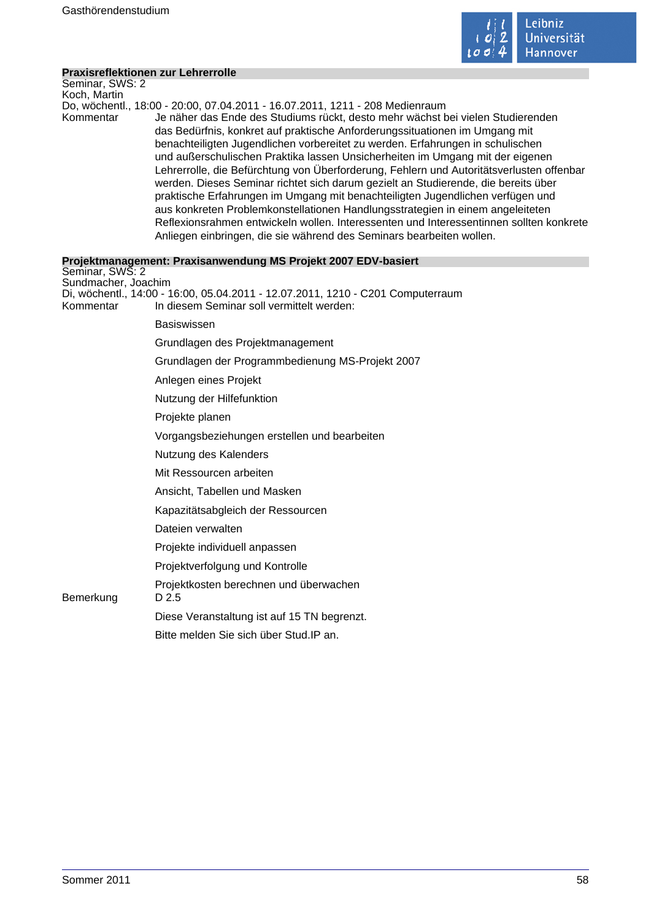### Praxisreflektionen zur Lehrerrolle

Seminar, SWS: 2
Koch, Martin
Do, wöchentl., 18:00 - 20:00, 07.04.2011 - 16.07.2011, 1211 - 208 Medienraum

Kommentar: Je näher das Ende des Studiums rückt, desto mehr wächst bei vielen Studierenden das Bedürfnis, konkret auf praktische Anforderungssituationen im Umgang mit benachteiligten Jugendlichen vorbereitet zu werden. Erfahrungen in schulischen und außerschulischen Praktika lassen Unsicherheiten im Umgang mit der eigenen Lehrerrolle, die Befürchtung von Überforderung, Fehlern und Autoritätsverlusten offenbar werden. Dieses Seminar richtet sich darum gezielt an Studierende, die bereits über praktische Erfahrungen im Umgang mit benachteiligten Jugendlichen verfügen und aus konkreten Problemkonstellationen Handlungsstrategien in einem angeleiteten Reflexionsrahmen entwickeln wollen. Interessenten und Interessentinnen sollten konkrete Anliegen einbringen, die sie während des Seminars bearbeiten wollen.

### Projektmanagement: Praxisanwendung MS Projekt 2007 EDV-basiert

Seminar, SWS: 2
Sundmacher, Joachim
Di, wöchentl., 14:00 - 16:00, 05.04.2011 - 12.07.2011, 1210 - C201 Computerraum

Kommentar: In diesem Seminar soll vermittelt werden:

Basiswissen

Grundlagen des Projektmanagement

Grundlagen der Programmbedienung MS-Projekt 2007

Anlegen eines Projekt

Nutzung der Hilfefunktion

Projekte planen

Vorgangsbeziehungen erstellen und bearbeiten

Nutzung des Kalenders

Mit Ressourcen arbeiten

Ansicht, Tabellen und Masken

Kapazitätsabgleich der Ressourcen

Dateien verwalten

Projekte individuell anpassen

Projektverfolgung und Kontrolle

Projektkosten berechnen und überwachen

Bemerkung: D 2.5

Diese Veranstaltung ist auf 15 TN begrenzt.

Bitte melden Sie sich über Stud.IP an.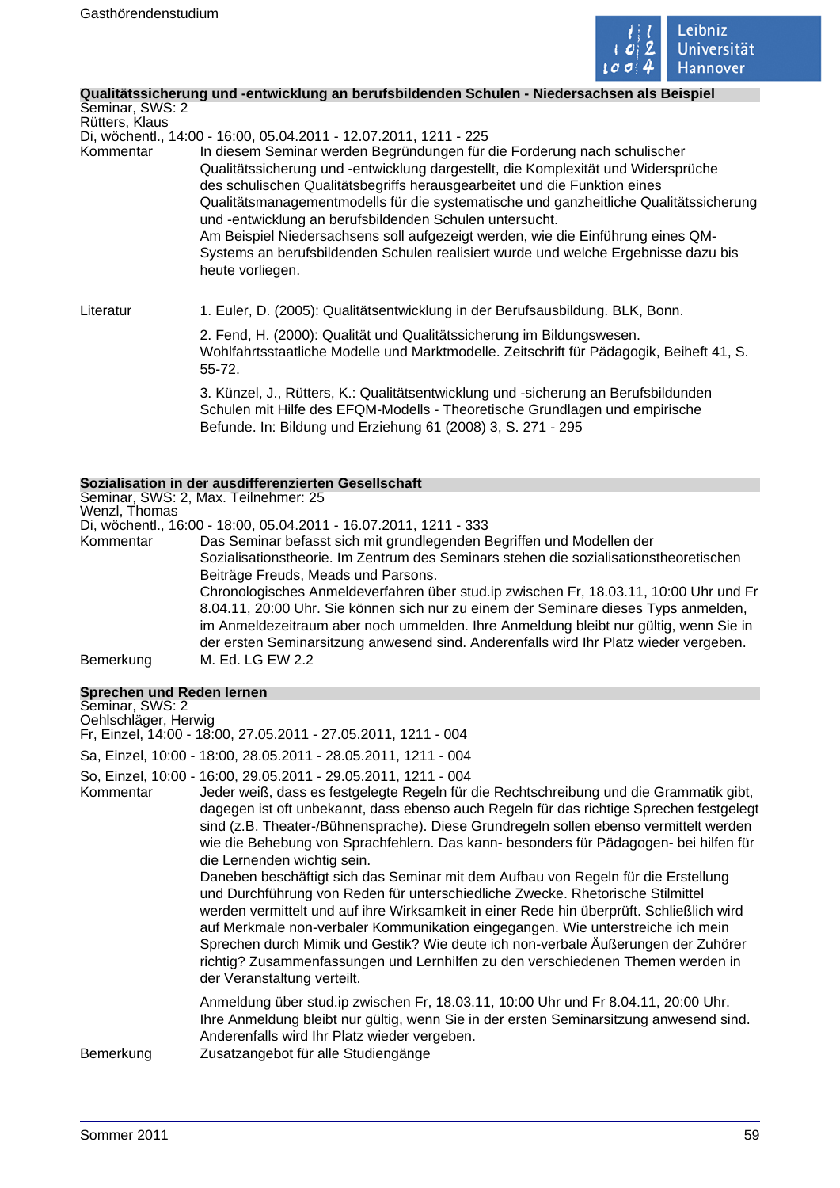### Qualitätssicherung und -entwicklung an berufsbildenden Schulen - Niedersachsen als Beispiel

Seminar, SWS: 2
Rütters, Klaus
Di, wöchentl., 14:00 - 16:00, 05.04.2011 - 12.07.2011, 1211 - 225

**Kommentar**

In diesem Seminar werden Begründungen für die Forderung nach schulischer Qualitätssicherung und -entwicklung dargestellt, die Komplexität und Widersprüche des schulischen Qualitätsbegriffs herausgearbeitet und die Funktion eines Qualitätsmanagementmodells für die systematische und ganzheitliche Qualitätssicherung und -entwicklung an berufsbildenden Schulen untersucht.
Am Beispiel Niedersachsens soll aufgezeigt werden, wie die Einführung eines QM-Systems an berufsbildenden Schulen realisiert wurde und welche Ergebnisse dazu bis heute vorliegen.

**Literatur**

1. Euler, D. (2005): Qualitätsentwicklung in der Berufsausbildung. BLK, Bonn.

2. Fend, H. (2000): Qualität und Qualitätssicherung im Bildungswesen. Wohlfahrtsstaatliche Modelle und Marktmodelle. Zeitschrift für Pädagogik, Beiheft 41, S. 55-72.

3. Künzel, J., Rütters, K.: Qualitätsentwicklung und -sicherung an Berufsbildunden Schulen mit Hilfe des EFQM-Modells - Theoretische Grundlagen und empirische Befunde. In: Bildung und Erziehung 61 (2008) 3, S. 271 - 295

### Sozialisation in der ausdifferenzierten Gesellschaft

Seminar, SWS: 2, Max. Teilnehmer: 25
Wenzl, Thomas
Di, wöchentl., 16:00 - 18:00, 05.04.2011 - 16.07.2011, 1211 - 333

**Kommentar**

Das Seminar befasst sich mit grundlegenden Begriffen und Modellen der Sozialisationstheorie. Im Zentrum des Seminars stehen die sozialisationstheoretischen Beiträge Freuds, Meads und Parsons.
Chronologisches Anmeldeverfahren über stud.ip zwischen Fr, 18.03.11, 10:00 Uhr und Fr 8.04.11, 20:00 Uhr. Sie können sich nur zu einem der Seminare dieses Typs anmelden, im Anmeldezeitraum aber noch ummelden. Ihre Anmeldung bleibt nur gültig, wenn Sie in der ersten Seminarsitzung anwesend sind. Anderenfalls wird Ihr Platz wieder vergeben.

**Bemerkung**

M. Ed. LG EW 2.2

### Sprechen und Reden lernen

Seminar, SWS: 2
Oehlschläger, Herwig
Fr, Einzel, 14:00 - 18:00, 27.05.2011 - 27.05.2011, 1211 - 004

Sa, Einzel, 10:00 - 18:00, 28.05.2011 - 28.05.2011, 1211 - 004

So, Einzel, 10:00 - 16:00, 29.05.2011 - 29.05.2011, 1211 - 004

**Kommentar**

Jeder weiß, dass es festgelegte Regeln für die Rechtschreibung und die Grammatik gibt, dagegen ist oft unbekannt, dass ebenso auch Regeln für das richtige Sprechen festgelegt sind (z.B. Theater-/Bühnensprache). Diese Grundregeln sollen ebenso vermittelt werden wie die Behebung von Sprachfehlern. Das kann- besonders für Pädagogen- bei hilfen für die Lernenden wichtig sein.
Daneben beschäftigt sich das Seminar mit dem Aufbau von Regeln für die Erstellung und Durchführung von Reden für unterschiedliche Zwecke. Rhetorische Stilmittel werden vermittelt und auf ihre Wirksamkeit in einer Rede hin überprüft. Schließlich wird auf Merkmale non-verbaler Kommunikation eingegangen. Wie unterstreiche ich mein Sprechen durch Mimik und Gestik? Wie deute ich non-verbale Äußerungen der Zuhörer richtig? Zusammenfassungen und Lernhilfen zu den verschiedenen Themen werden in der Veranstaltung verteilt.

Anmeldung über stud.ip zwischen Fr, 18.03.11, 10:00 Uhr und Fr 8.04.11, 20:00 Uhr. Ihre Anmeldung bleibt nur gültig, wenn Sie in der ersten Seminarsitzung anwesend sind. Anderenfalls wird Ihr Platz wieder vergeben.

**Bemerkung**

Zusatzangebot für alle Studiengänge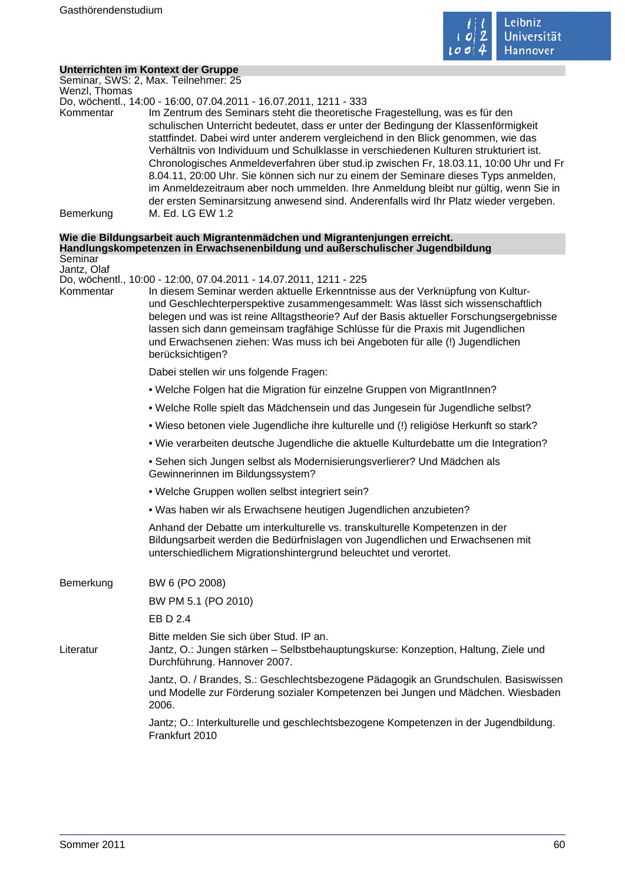### Unterrichten im Kontext der Gruppe

Seminar, SWS: 2, Max. Teilnehmer: 25
Wenzl, Thomas
Do, wöchentl., 14:00 - 16:00, 07.04.2011 - 16.07.2011, 1211 - 333

Kommentar
Im Zentrum des Seminars steht die theoretische Fragestellung, was es für den schulischen Unterricht bedeutet, dass er unter der Bedingung der Klassenförmigkeit stattfindet. Dabei wird unter anderem vergleichend in den Blick genommen, wie das Verhältnis von Individuum und Schulklasse in verschiedenen Kulturen strukturiert ist. Chronologisches Anmeldeverfahren über stud.ip zwischen Fr, 18.03.11, 10:00 Uhr und Fr 8.04.11, 20:00 Uhr. Sie können sich nur zu einem der Seminare dieses Typs anmelden, im Anmeldezeitraum aber noch ummelden. Ihre Anmeldung bleibt nur gültig, wenn Sie in der ersten Seminarsitzung anwesend sind. Anderenfalls wird Ihr Platz wieder vergeben.

Bemerkung
M. Ed. LG EW 1.2

### Wie die Bildungsarbeit auch Migrantenmädchen und Migrantenjungen erreicht. Handlungskompetenzen in Erwachsenenbildung und außerschulischer Jugendbildung

Seminar
Jantz, Olaf
Do, wöchentl., 10:00 - 12:00, 07.04.2011 - 14.07.2011, 1211 - 225

Kommentar
In diesem Seminar werden aktuelle Erkenntnisse aus der Verknüpfung von Kultur- und Geschlechterperspektive zusammengesammelt: Was lässt sich wissenschaftlich belegen und was ist reine Alltagstheorie? Auf der Basis aktueller Forschungsergebnisse lassen sich dann gemeinsam tragfähige Schlüsse für die Praxis mit Jugendlichen und Erwachsenen ziehen: Was muss ich bei Angeboten für alle (!) Jugendlichen berücksichtigen?

Dabei stellen wir uns folgende Fragen:

• Welche Folgen hat die Migration für einzelne Gruppen von MigrantInnen?

• Welche Rolle spielt das Mädchensein und das Jungesein für Jugendliche selbst?

• Wieso betonen viele Jugendliche ihre kulturelle und (!) religiöse Herkunft so stark?

• Wie verarbeiten deutsche Jugendliche die aktuelle Kulturdebatte um die Integration?

• Sehen sich Jungen selbst als Modernisierungsverlierer? Und Mädchen als Gewinnerinnen im Bildungssystem?

• Welche Gruppen wollen selbst integriert sein?

• Was haben wir als Erwachsene heutigen Jugendlichen anzubieten?

Anhand der Debatte um interkulturelle vs. transkulturelle Kompetenzen in der Bildungsarbeit werden die Bedürfnislagen von Jugendlichen und Erwachsenen mit unterschiedlichem Migrationshintergrund beleuchtet und verortet.

Bemerkung
BW 6 (PO 2008)

BW PM 5.1 (PO 2010)

EB D 2.4

Bitte melden Sie sich über Stud. IP an.

Literatur
Jantz, O.: Jungen stärken – Selbstbehauptungskurse: Konzeption, Haltung, Ziele und Durchführung. Hannover 2007.

Jantz, O. / Brandes, S.: Geschlechtsbezogene Pädagogik an Grundschulen. Basiswissen und Modelle zur Förderung sozialer Kompetenzen bei Jungen und Mädchen. Wiesbaden 2006.

Jantz; O.: Interkulturelle und geschlechtsbezogene Kompetenzen in der Jugendbildung. Frankfurt 2010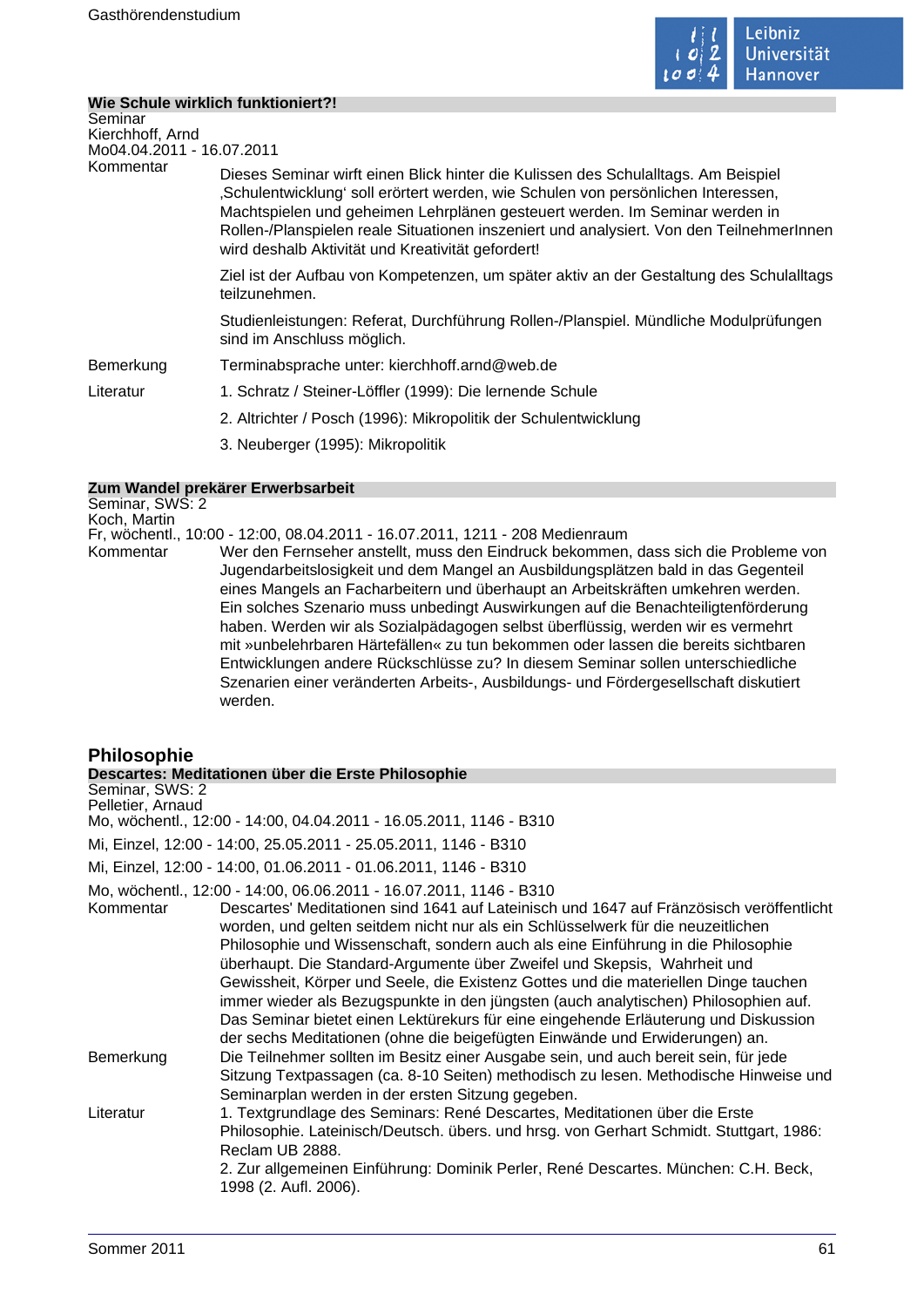### Wie Schule wirklich funktioniert?!

Seminar
Kierchhoff, Arnd
Mo04.04.2011 - 16.07.2011

Kommentar

Dieses Seminar wirft einen Blick hinter die Kulissen des Schulalltags. Am Beispiel ‚Schulentwicklung' soll erörtert werden, wie Schulen von persönlichen Interessen, Machtspielen und geheimen Lehrplänen gesteuert werden. Im Seminar werden in Rollen-/Planspielen reale Situationen inszeniert und analysiert. Von den TeilnehmerInnen wird deshalb Aktivität und Kreativität gefordert!

Ziel ist der Aufbau von Kompetenzen, um später aktiv an der Gestaltung des Schulalltags teilzunehmen.

Studienleistungen: Referat, Durchführung Rollen-/Planspiel. Mündliche Modulprüfungen sind im Anschluss möglich.

Bemerkung

Terminabsprache unter: kierchhoff.arnd@web.de

Literatur

1. Schratz / Steiner-Löffler (1999): Die lernende Schule

2. Altrichter / Posch (1996): Mikropolitik der Schulentwicklung

3. Neuberger (1995): Mikropolitik

### Zum Wandel prekärer Erwerbsarbeit

Seminar, SWS: 2
Koch, Martin
Fr, wöchentl., 10:00 - 12:00, 08.04.2011 - 16.07.2011, 1211 - 208 Medienraum

Kommentar

Wer den Fernseher anstellt, muss den Eindruck bekommen, dass sich die Probleme von Jugendarbeitslosigkeit und dem Mangel an Ausbildungsplätzen bald in das Gegenteil eines Mangels an Facharbeitern und überhaupt an Arbeitskräften umkehren werden. Ein solches Szenario muss unbedingt Auswirkungen auf die Benachteiligtenförderung haben. Werden wir als Sozialpädagogen selbst überflüssig, werden wir es vermehrt mit »unbelehrbaren Härtefällen« zu tun bekommen oder lassen die bereits sichtbaren Entwicklungen andere Rückschlüsse zu? In diesem Seminar sollen unterschiedliche Szenarien einer veränderten Arbeits-, Ausbildungs- und Fördergesellschaft diskutiert werden.

## Philosophie

### Descartes: Meditationen über die Erste Philosophie

Seminar, SWS: 2
Pelletier, Arnaud
Mo, wöchentl., 12:00 - 14:00, 04.04.2011 - 16.05.2011, 1146 - B310

Mi, Einzel, 12:00 - 14:00, 25.05.2011 - 25.05.2011, 1146 - B310

Mi, Einzel, 12:00 - 14:00, 01.06.2011 - 01.06.2011, 1146 - B310

Mo, wöchentl., 12:00 - 14:00, 06.06.2011 - 16.07.2011, 1146 - B310

Kommentar

Descartes' Meditationen sind 1641 auf Lateinisch und 1647 auf Fränzösisch veröffentlicht worden, und gelten seitdem nicht nur als ein Schlüsselwerk für die neuzeitlichen Philosophie und Wissenschaft, sondern auch als eine Einführung in die Philosophie überhaupt. Die Standard-Argumente über Zweifel und Skepsis, Wahrheit und Gewissheit, Körper und Seele, die Existenz Gottes und die materiellen Dinge tauchen immer wieder als Bezugspunkte in den jüngsten (auch analytischen) Philosophien auf. Das Seminar bietet einen Lektürekurs für eine eingehende Erläuterung und Diskussion der sechs Meditationen (ohne die beigefügten Einwände und Erwiderungen) an.

Bemerkung

Die Teilnehmer sollten im Besitz einer Ausgabe sein, und auch bereit sein, für jede Sitzung Textpassagen (ca. 8-10 Seiten) methodisch zu lesen. Methodische Hinweise und Seminarplan werden in der ersten Sitzung gegeben.

Literatur

1. Textgrundlage des Seminars: René Descartes, Meditationen über die Erste Philosophie. Lateinisch/Deutsch. übers. und hrsg. von Gerhart Schmidt. Stuttgart, 1986: Reclam UB 2888.
2. Zur allgemeinen Einführung: Dominik Perler, René Descartes. München: C.H. Beck, 1998 (2. Aufl. 2006).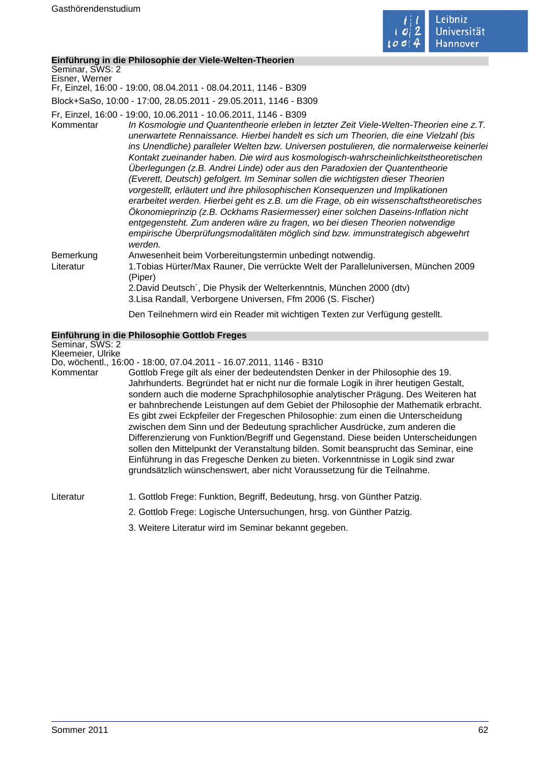## Einführung in die Philosophie der Viele-Welten-Theorien

Seminar, SWS: 2
Eisner, Werner
Fr, Einzel, 16:00 - 19:00, 08.04.2011 - 08.04.2011, 1146 - B309

Block+SaSo, 10:00 - 17:00, 28.05.2011 - 29.05.2011, 1146 - B309

Fr, Einzel, 16:00 - 19:00, 10.06.2011 - 10.06.2011, 1146 - B309

Kommentar *In Kosmologie und Quantentheorie erleben in letzter Zeit Viele-Welten-Theorien eine z.T. unerwartete Rennaissance. Hierbei handelt es sich um Theorien, die eine Vielzahl (bis ins Unendliche) paralleler Welten bzw. Universen postulieren, die normalerweise keinerlei Kontakt zueinander haben. Die wird aus kosmologisch-wahrscheinlichkeitstheoretischen Überlegungen (z.B. Andrei Linde) oder aus den Paradoxien der Quantentheorie (Everett, Deutsch) gefolgert. Im Seminar sollen die wichtigsten dieser Theorien vorgestellt, erläutert und ihre philosophischen Konsequenzen und Implikationen erarbeitet werden. Hierbei geht es z.B. um die Frage, ob ein wissenschaftstheoretisches Ökonomieprinzip (z.B. Ockhams Rasiermesser) einer solchen Daseins-Inflation nicht entgegensteht. Zum anderen wäre zu fragen, wo bei diesen Theorien notwendige empirische Überprüfungsmodalitäten möglich sind bzw. immunstrategisch abgewehrt werden.*

Bemerkung Anwesenheit beim Vorbereitungstermin unbedingt notwendig.

Literatur 1.Tobias Hürter/Max Rauner, Die verrückte Welt der Paralleluniversen, München 2009 (Piper)
2.David Deutsch´, Die Physik der Welterkenntnis, München 2000 (dtv)
3.Lisa Randall, Verborgene Universen, Ffm 2006 (S. Fischer)

Den Teilnehmern wird ein Reader mit wichtigen Texten zur Verfügung gestellt.

## Einführung in die Philosophie Gottlob Freges

Seminar, SWS: 2
Kleemeier, Ulrike
Do, wöchentl., 16:00 - 18:00, 07.04.2011 - 16.07.2011, 1146 - B310

Kommentar Gottlob Frege gilt als einer der bedeutendsten Denker in der Philosophie des 19. Jahrhunderts. Begründet hat er nicht nur die formale Logik in ihrer heutigen Gestalt, sondern auch die moderne Sprachphilosophie analytischer Prägung. Des Weiteren hat er bahnbrechende Leistungen auf dem Gebiet der Philosophie der Mathematik erbracht. Es gibt zwei Eckpfeiler der Fregeschen Philosophie: zum einen die Unterscheidung zwischen dem Sinn und der Bedeutung sprachlicher Ausdrücke, zum anderen die Differenzierung von Funktion/Begriff und Gegenstand. Diese beiden Unterscheidungen sollen den Mittelpunkt der Veranstaltung bilden. Somit beansprucht das Seminar, eine Einführung in das Fregesche Denken zu bieten. Vorkenntnisse in Logik sind zwar grundsätzlich wünschenswert, aber nicht Voraussetzung für die Teilnahme.

Literatur
1. Gottlob Frege: Funktion, Begriff, Bedeutung, hrsg. von Günther Patzig.
2. Gottlob Frege: Logische Untersuchungen, hrsg. von Günther Patzig.
3. Weitere Literatur wird im Seminar bekannt gegeben.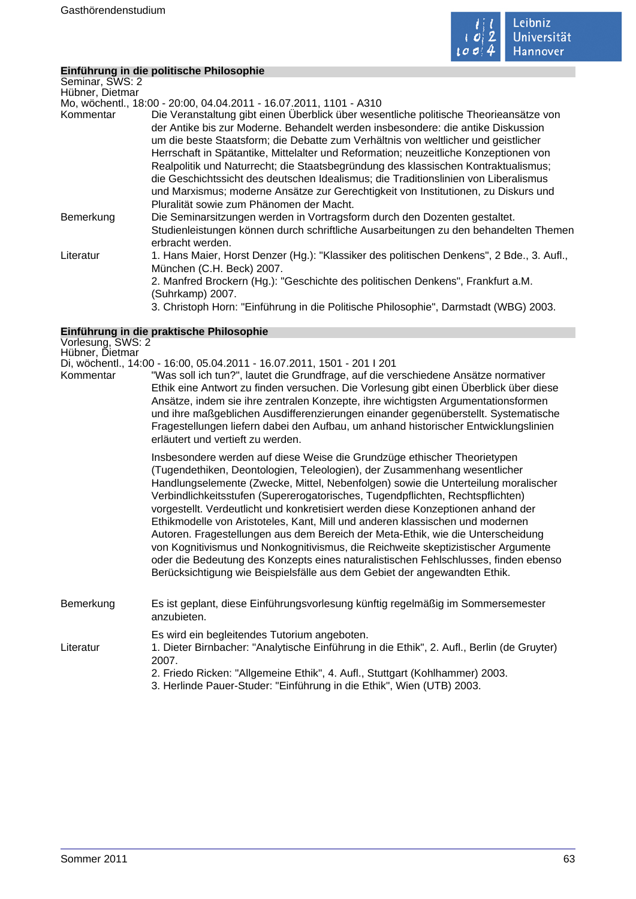## Einführung in die politische Philosophie

Seminar, SWS: 2
Hübner, Dietmar
Mo, wöchentl., 18:00 - 20:00, 04.04.2011 - 16.07.2011, 1101 - A310

**Kommentar**
Die Veranstaltung gibt einen Überblick über wesentliche politische Theorieansätze von der Antike bis zur Moderne. Behandelt werden insbesondere: die antike Diskussion um die beste Staatsform; die Debatte zum Verhältnis von weltlicher und geistlicher Herrschaft in Spätantike, Mittelalter und Reformation; neuzeitliche Konzeptionen von Realpolitik und Naturrecht; die Staatsbegründung des klassischen Kontraktualismus; die Geschichtssicht des deutschen Idealismus; die Traditionslinien von Liberalismus und Marxismus; moderne Ansätze zur Gerechtigkeit von Institutionen, zu Diskurs und Pluralität sowie zum Phänomen der Macht.

**Bemerkung**
Die Seminarsitzungen werden in Vortragsform durch den Dozenten gestaltet. Studienleistungen können durch schriftliche Ausarbeitungen zu den behandelten Themen erbracht werden.

**Literatur**
1. Hans Maier, Horst Denzer (Hg.): "Klassiker des politischen Denkens", 2 Bde., 3. Aufl., München (C.H. Beck) 2007.
2. Manfred Brockern (Hg.): "Geschichte des politischen Denkens", Frankfurt a.M. (Suhrkamp) 2007.
3. Christoph Horn: "Einführung in die Politische Philosophie", Darmstadt (WBG) 2003.

## Einführung in die praktische Philosophie

Vorlesung, SWS: 2
Hübner, Dietmar
Di, wöchentl., 14:00 - 16:00, 05.04.2011 - 16.07.2011, 1501 - 201 I 201

**Kommentar**
"Was soll ich tun?", lautet die Grundfrage, auf die verschiedene Ansätze normativer Ethik eine Antwort zu finden versuchen. Die Vorlesung gibt einen Überblick über diese Ansätze, indem sie ihre zentralen Konzepte, ihre wichtigsten Argumentationsformen und ihre maßgeblichen Ausdifferenzierungen einander gegenüberstellt. Systematische Fragestellungen liefern dabei den Aufbau, um anhand historischer Entwicklungslinien erläutert und vertieft zu werden.

Insbesondere werden auf diese Weise die Grundzüge ethischer Theorietypen (Tugendethiken, Deontologien, Teleologien), der Zusammenhang wesentlicher Handlungselemente (Zwecke, Mittel, Nebenfolgen) sowie die Unterteilung moralischer Verbindlichkeitsstufen (Supererogatorisches, Tugendpflichten, Rechtspflichten) vorgestellt. Verdeutlicht und konkretisiert werden diese Konzeptionen anhand der Ethikmodelle von Aristoteles, Kant, Mill und anderen klassischen und modernen Autoren. Fragestellungen aus dem Bereich der Meta-Ethik, wie die Unterscheidung von Kognitivismus und Nonkognitivismus, die Reichweite skeptizistischer Argumente oder die Bedeutung des Konzepts eines naturalistischen Fehlschlusses, finden ebenso Berücksichtigung wie Beispielsfälle aus dem Gebiet der angewandten Ethik.

**Bemerkung**
Es ist geplant, diese Einführungsvorlesung künftig regelmäßig im Sommersemester anzubieten.

Es wird ein begleitendes Tutorium angeboten.

**Literatur**
1. Dieter Birnbacher: "Analytische Einführung in die Ethik", 2. Aufl., Berlin (de Gruyter) 2007.
2. Friedo Ricken: "Allgemeine Ethik", 4. Aufl., Stuttgart (Kohlhammer) 2003.
3. Herlinde Pauer-Studer: "Einführung in die Ethik", Wien (UTB) 2003.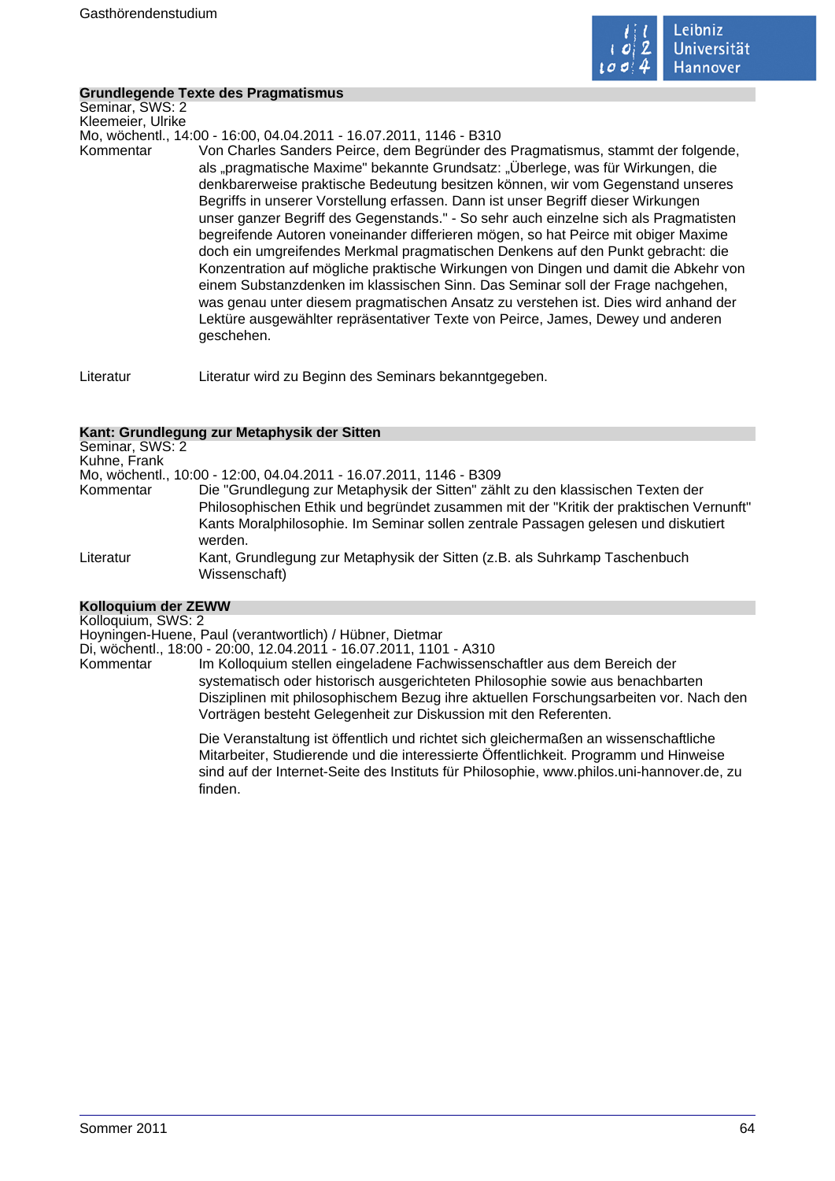## Grundlegende Texte des Pragmatismus

Seminar, SWS: 2
Kleemeier, Ulrike
Mo, wöchentl., 14:00 - 16:00, 04.04.2011 - 16.07.2011, 1146 - B310

**Kommentar** Von Charles Sanders Peirce, dem Begründer des Pragmatismus, stammt der folgende, als „pragmatische Maxime" bekannte Grundsatz: „Überlege, was für Wirkungen, die denkbarerweise praktische Bedeutung besitzen können, wir vom Gegenstand unseres Begriffs in unserer Vorstellung erfassen. Dann ist unser Begriff dieser Wirkungen unser ganzer Begriff des Gegenstands." - So sehr auch einzelne sich als Pragmatisten begreifende Autoren voneinander differieren mögen, so hat Peirce mit obiger Maxime doch ein umgreifendes Merkmal pragmatischen Denkens auf den Punkt gebracht: die Konzentration auf mögliche praktische Wirkungen von Dingen und damit die Abkehr von einem Substanzdenken im klassischen Sinn. Das Seminar soll der Frage nachgehen, was genau unter diesem pragmatischen Ansatz zu verstehen ist. Dies wird anhand der Lektüre ausgewählter repräsentativer Texte von Peirce, James, Dewey und anderen geschehen.

**Literatur** Literatur wird zu Beginn des Seminars bekanntgegeben.

## Kant: Grundlegung zur Metaphysik der Sitten

Seminar, SWS: 2
Kuhne, Frank
Mo, wöchentl., 10:00 - 12:00, 04.04.2011 - 16.07.2011, 1146 - B309

**Kommentar** Die "Grundlegung zur Metaphysik der Sitten" zählt zu den klassischen Texten der Philosophischen Ethik und begründet zusammen mit der "Kritik der praktischen Vernunft" Kants Moralphilosophie. Im Seminar sollen zentrale Passagen gelesen und diskutiert werden.

**Literatur** Kant, Grundlegung zur Metaphysik der Sitten (z.B. als Suhrkamp Taschenbuch Wissenschaft)

## Kolloquium der ZEWW

Kolloquium, SWS: 2
Hoyningen-Huene, Paul (verantwortlich) / Hübner, Dietmar
Di, wöchentl., 18:00 - 20:00, 12.04.2011 - 16.07.2011, 1101 - A310

**Kommentar** Im Kolloquium stellen eingeladene Fachwissenschaftler aus dem Bereich der systematisch oder historisch ausgerichteten Philosophie sowie aus benachbarten Disziplinen mit philosophischem Bezug ihre aktuellen Forschungsarbeiten vor. Nach den Vorträgen besteht Gelegenheit zur Diskussion mit den Referenten.

Die Veranstaltung ist öffentlich und richtet sich gleichermaßen an wissenschaftliche Mitarbeiter, Studierende und die interessierte Öffentlichkeit. Programm und Hinweise sind auf der Internet-Seite des Instituts für Philosophie, www.philos.uni-hannover.de, zu finden.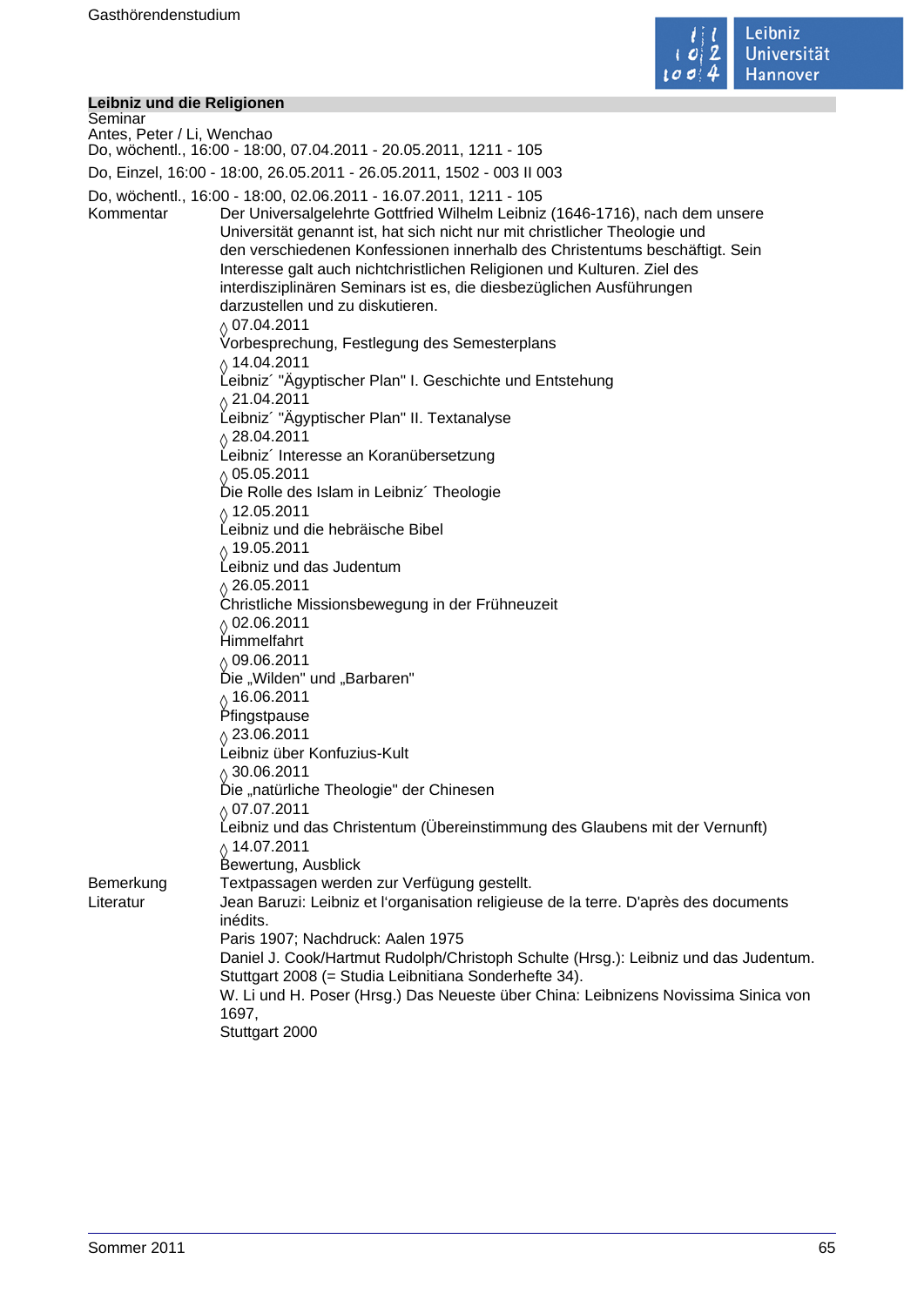## Leibniz und die Religionen

Seminar
Antes, Peter / Li, Wenchao
Do, wöchentl., 16:00 - 18:00, 07.04.2011 - 20.05.2011, 1211 - 105

Do, Einzel, 16:00 - 18:00, 26.05.2011 - 26.05.2011, 1502 - 003 II 003

Do, wöchentl., 16:00 - 18:00, 02.06.2011 - 16.07.2011, 1211 - 105

**Kommentar**

Der Universalgelehrte Gottfried Wilhelm Leibniz (1646-1716), nach dem unsere Universität genannt ist, hat sich nicht nur mit christlicher Theologie und den verschiedenen Konfessionen innerhalb des Christentums beschäftigt. Sein Interesse galt auch nichtchristlichen Religionen und Kulturen. Ziel des interdisziplinären Seminars ist es, die diesbezüglichen Ausführungen darzustellen und zu diskutieren.

◊ 07.04.2011
Vorbesprechung, Festlegung des Semesterplans

◊ 14.04.2011
Leibniz´ "Ägyptischer Plan" I. Geschichte und Entstehung

◊ 21.04.2011
Leibniz´ "Ägyptischer Plan" II. Textanalyse

◊ 28.04.2011
Leibniz´ Interesse an Koranübersetzung

◊ 05.05.2011
Die Rolle des Islam in Leibniz´ Theologie

◊ 12.05.2011
Leibniz und die hebräische Bibel

◊ 19.05.2011
Leibniz und das Judentum

◊ 26.05.2011
Christliche Missionsbewegung in der Frühneuzeit

◊ 02.06.2011
Himmelfahrt

◊ 09.06.2011
Die „Wilden" und „Barbaren"

◊ 16.06.2011
Pfingstpause

◊ 23.06.2011
Leibniz über Konfuzius-Kult

◊ 30.06.2011
Die „natürliche Theologie" der Chinesen

◊ 07.07.2011
Leibniz und das Christentum (Übereinstimmung des Glaubens mit der Vernunft)

◊ 14.07.2011
Bewertung, Ausblick

**Bemerkung**

Textpassagen werden zur Verfügung gestellt.

**Literatur**

Jean Baruzi: Leibniz et l'organisation religieuse de la terre. D'après des documents inédits.
Paris 1907; Nachdruck: Aalen 1975

Daniel J. Cook/Hartmut Rudolph/Christoph Schulte (Hrsg.): Leibniz und das Judentum. Stuttgart 2008 (= Studia Leibnitiana Sonderhefte 34).

W. Li und H. Poser (Hrsg.) Das Neueste über China: Leibnizens Novissima Sinica von 1697,
Stuttgart 2000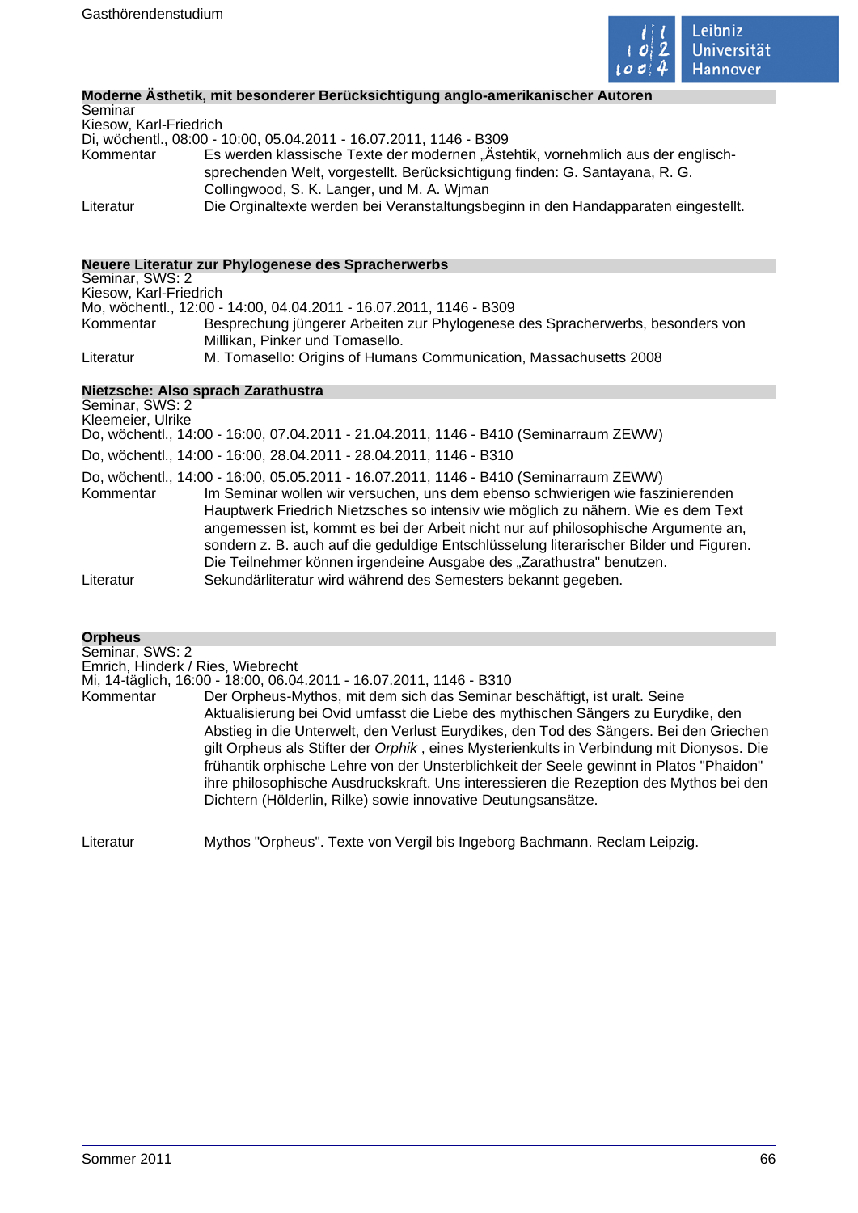### Moderne Ästhetik, mit besonderer Berücksichtigung anglo-amerikanischer Autoren

Seminar
Kiesow, Karl-Friedrich
Di, wöchentl., 08:00 - 10:00, 05.04.2011 - 16.07.2011, 1146 - B309

Kommentar: Es werden klassische Texte der modernen „Ästehtik, vornehmlich aus der englisch-sprechenden Welt, vorgestellt. Berücksichtigung finden: G. Santayana, R. G. Collingwood, S. K. Langer, und M. A. Wjman

Literatur: Die Orginaltexte werden bei Veranstaltungsbeginn in den Handapparaten eingestellt.

### Neuere Literatur zur Phylogenese des Spracherwerbs

Seminar, SWS: 2
Kiesow, Karl-Friedrich
Mo, wöchentl., 12:00 - 14:00, 04.04.2011 - 16.07.2011, 1146 - B309

Kommentar: Besprechung jüngerer Arbeiten zur Phylogenese des Spracherwerbs, besonders von Millikan, Pinker und Tomasello.

Literatur: M. Tomasello: Origins of Humans Communication, Massachusetts 2008

### Nietzsche: Also sprach Zarathustra

Seminar, SWS: 2
Kleemeier, Ulrike
Do, wöchentl., 14:00 - 16:00, 07.04.2011 - 21.04.2011, 1146 - B410 (Seminarraum ZEWW)

Do, wöchentl., 14:00 - 16:00, 28.04.2011 - 28.04.2011, 1146 - B310

Do, wöchentl., 14:00 - 16:00, 05.05.2011 - 16.07.2011, 1146 - B410 (Seminarraum ZEWW)

Kommentar: Im Seminar wollen wir versuchen, uns dem ebenso schwierigen wie faszinierenden Hauptwerk Friedrich Nietzsches so intensiv wie möglich zu nähern. Wie es dem Text angemessen ist, kommt es bei der Arbeit nicht nur auf philosophische Argumente an, sondern z. B. auch auf die geduldige Entschlüsselung literarischer Bilder und Figuren. Die Teilnehmer können irgendeine Ausgabe des „Zarathustra" benutzen.

Literatur: Sekundärliteratur wird während des Semesters bekannt gegeben.

### Orpheus

Seminar, SWS: 2
Emrich, Hinderk / Ries, Wiebrecht
Mi, 14-täglich, 16:00 - 18:00, 06.04.2011 - 16.07.2011, 1146 - B310

Kommentar: Der Orpheus-Mythos, mit dem sich das Seminar beschäftigt, ist uralt. Seine Aktualisierung bei Ovid umfasst die Liebe des mythischen Sängers zu Eurydike, den Abstieg in die Unterwelt, den Verlust Eurydikes, den Tod des Sängers. Bei den Griechen gilt Orpheus als Stifter der *Orphik* , eines Mysterienkults in Verbindung mit Dionysos. Die frühantik orphische Lehre von der Unsterblichkeit der Seele gewinnt in Platos "Phaidon" ihre philosophische Ausdruckskraft. Uns interessieren die Rezeption des Mythos bei den Dichtern (Hölderlin, Rilke) sowie innovative Deutungsansätze.

Literatur: Mythos "Orpheus". Texte von Vergil bis Ingeborg Bachmann. Reclam Leipzig.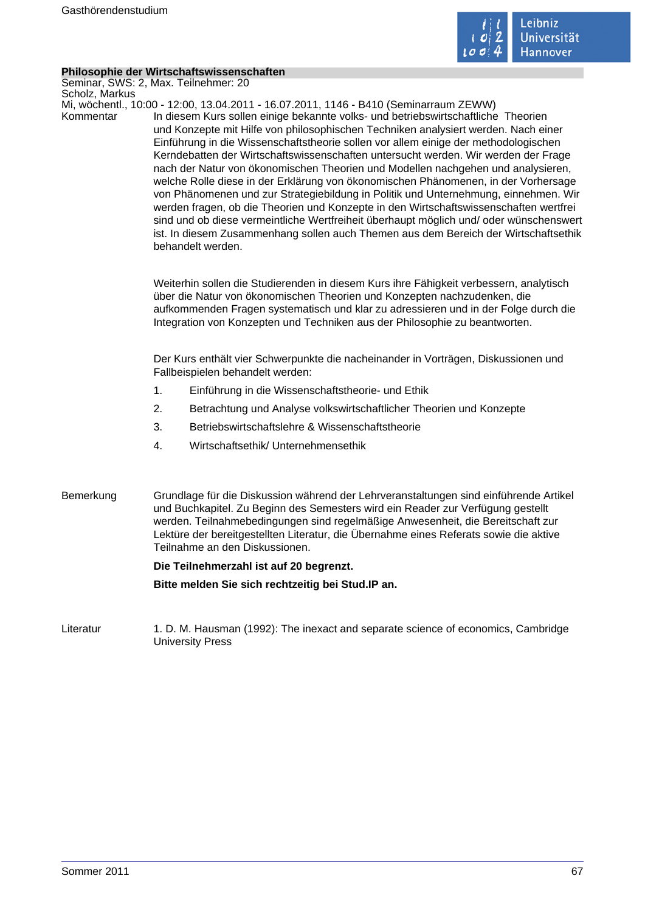### Philosophie der Wirtschaftswissenschaften

Seminar, SWS: 2, Max. Teilnehmer: 20
Scholz, Markus
Mi, wöchentl., 10:00 - 12:00, 13.04.2011 - 16.07.2011, 1146 - B410 (Seminarraum ZEWW)

**Kommentar**

In diesem Kurs sollen einige bekannte volks- und betriebswirtschaftliche Theorien und Konzepte mit Hilfe von philosophischen Techniken analysiert werden. Nach einer Einführung in die Wissenschaftstheorie sollen vor allem einige der methodologischen Kerndebatten der Wirtschaftswissenschaften untersucht werden. Wir werden der Frage nach der Natur von ökonomischen Theorien und Modellen nachgehen und analysieren, welche Rolle diese in der Erklärung von ökonomischen Phänomenen, in der Vorhersage von Phänomenen und zur Strategiebildung in Politik und Unternehmung, einnehmen. Wir werden fragen, ob die Theorien und Konzepte in den Wirtschaftswissenschaften wertfrei sind und ob diese vermeintliche Wertfreiheit überhaupt möglich und/ oder wünschenswert ist. In diesem Zusammenhang sollen auch Themen aus dem Bereich der Wirtschaftsethik behandelt werden.

Weiterhin sollen die Studierenden in diesem Kurs ihre Fähigkeit verbessern, analytisch über die Natur von ökonomischen Theorien und Konzepten nachzudenken, die aufkommenden Fragen systematisch und klar zu adressieren und in der Folge durch die Integration von Konzepten und Techniken aus der Philosophie zu beantworten.

Der Kurs enthält vier Schwerpunkte die nacheinander in Vorträgen, Diskussionen und Fallbeispielen behandelt werden:

1. Einführung in die Wissenschaftstheorie- und Ethik
2. Betrachtung und Analyse volkswirtschaftlicher Theorien und Konzepte
3. Betriebswirtschaftslehre & Wissenschaftstheorie
4. Wirtschaftsethik/ Unternehmensethik

**Bemerkung**

Grundlage für die Diskussion während der Lehrveranstaltungen sind einführende Artikel und Buchkapitel. Zu Beginn des Semesters wird ein Reader zur Verfügung gestellt werden. Teilnahmebedingungen sind regelmäßige Anwesenheit, die Bereitschaft zur Lektüre der bereitgestellten Literatur, die Übernahme eines Referats sowie die aktive Teilnahme an den Diskussionen.

**Die Teilnehmerzahl ist auf 20 begrenzt.**

**Bitte melden Sie sich rechtzeitig bei Stud.IP an.**

**Literatur**

1. D. M. Hausman (1992): The inexact and separate science of economics, Cambridge University Press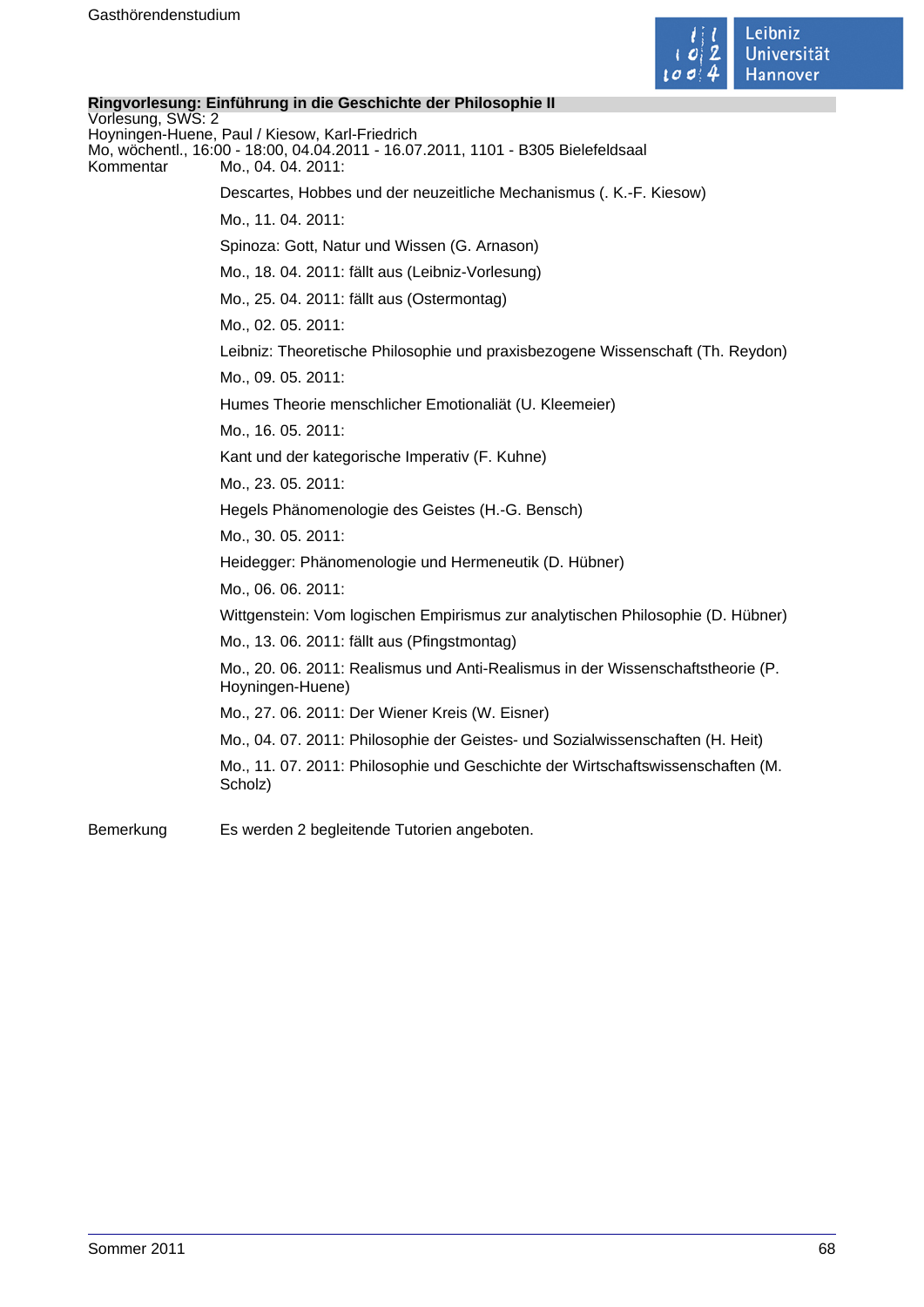### Ringvorlesung: Einführung in die Geschichte der Philosophie II

Vorlesung, SWS: 2
Hoyningen-Huene, Paul / Kiesow, Karl-Friedrich
Mo, wöchentl., 16:00 - 18:00, 04.04.2011 - 16.07.2011, 1101 - B305 Bielefeldsaal

Kommentar

Mo., 04. 04. 2011:

Descartes, Hobbes und der neuzeitliche Mechanismus (. K.-F. Kiesow)

Mo., 11. 04. 2011:

Spinoza: Gott, Natur und Wissen (G. Arnason)

Mo., 18. 04. 2011: fällt aus (Leibniz-Vorlesung)

Mo., 25. 04. 2011: fällt aus (Ostermontag)

Mo., 02. 05. 2011:

Leibniz: Theoretische Philosophie und praxisbezogene Wissenschaft (Th. Reydon)

Mo., 09. 05. 2011:

Humes Theorie menschlicher Emotionaliät (U. Kleemeier)

Mo., 16. 05. 2011:

Kant und der kategorische Imperativ (F. Kuhne)

Mo., 23. 05. 2011:

Hegels Phänomenologie des Geistes (H.-G. Bensch)

Mo., 30. 05. 2011:

Heidegger: Phänomenologie und Hermeneutik (D. Hübner)

Mo., 06. 06. 2011:

Wittgenstein: Vom logischen Empirismus zur analytischen Philosophie (D. Hübner)

Mo., 13. 06. 2011: fällt aus (Pfingstmontag)

Mo., 20. 06. 2011: Realismus und Anti-Realismus in der Wissenschaftstheorie (P. Hoyningen-Huene)

Mo., 27. 06. 2011: Der Wiener Kreis (W. Eisner)

Mo., 04. 07. 2011: Philosophie der Geistes- und Sozialwissenschaften (H. Heit)

Mo., 11. 07. 2011: Philosophie und Geschichte der Wirtschaftswissenschaften (M. Scholz)

Bemerkung

Es werden 2 begleitende Tutorien angeboten.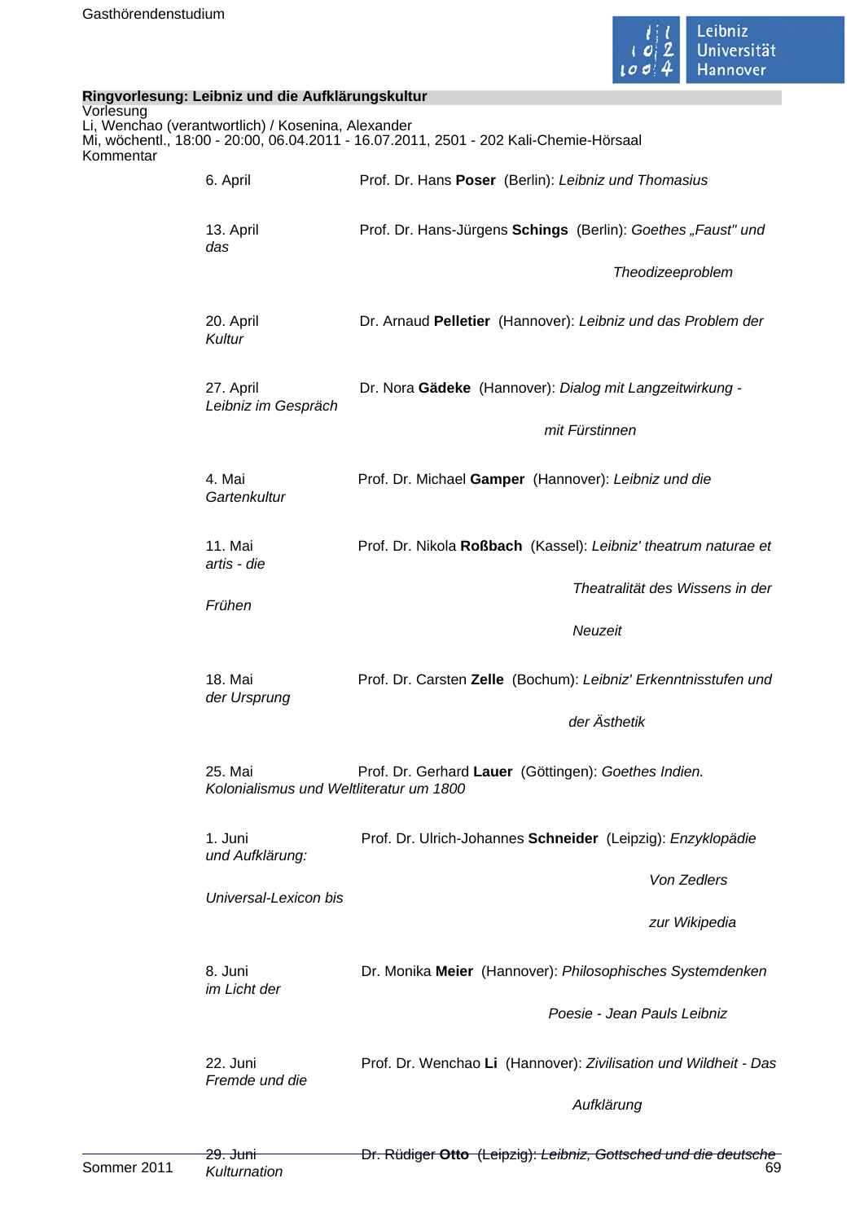## Ringvorlesung: Leibniz und die Aufklärungskultur

Vorlesung

Li, Wenchao (verantwortlich) / Kosenina, Alexander

Mi, wöchentl., 18:00 - 20:00, 06.04.2011 - 16.07.2011, 2501 - 202 Kali-Chemie-Hörsaal

Kommentar

| | |
|---|---|
| 6. April | Prof. Dr. Hans **Poser** (Berlin): *Leibniz und Thomasius* |
| 13. April | Prof. Dr. Hans-Jürgens **Schings** (Berlin): *Goethes „Faust" und das Theodizeeproblem* |
| 20. April | Dr. Arnaud **Pelletier** (Hannover): *Leibniz und das Problem der Kultur* |
| 27. April | Dr. Nora **Gädeke** (Hannover): *Dialog mit Langzeitwirkung - Leibniz im Gespräch mit Fürstinnen* |
| 4. Mai | Prof. Dr. Michael **Gamper** (Hannover): *Leibniz und die Gartenkultur* |
| 11. Mai | Prof. Dr. Nikola **Roßbach** (Kassel): *Leibniz' theatrum naturae et artis - die Theatralität des Wissens in der Frühen Neuzeit* |
| 18. Mai | Prof. Dr. Carsten **Zelle** (Bochum): *Leibniz' Erkenntnisstufen und der Ursprung der Ästhetik* |
| 25. Mai | Prof. Dr. Gerhard **Lauer** (Göttingen): *Goethes Indien. Kolonialismus und Weltliteratur um 1800* |
| 1. Juni | Prof. Dr. Ulrich-Johannes **Schneider** (Leipzig): *Enzyklopädie und Aufklärung: Von Zedlers Universal-Lexicon bis zur Wikipedia* |
| 8. Juni | Dr. Monika **Meier** (Hannover): *Philosophisches Systemdenken im Licht der Poesie - Jean Pauls Leibniz* |
| 22. Juni | Prof. Dr. Wenchao **Li** (Hannover): *Zivilisation und Wildheit - Das Fremde und die Aufklärung* |
| 29. Juni | Dr. Rüdiger **Otto** (Leipzig): *Leibniz, Gottsched und die deutsche Kulturnation* |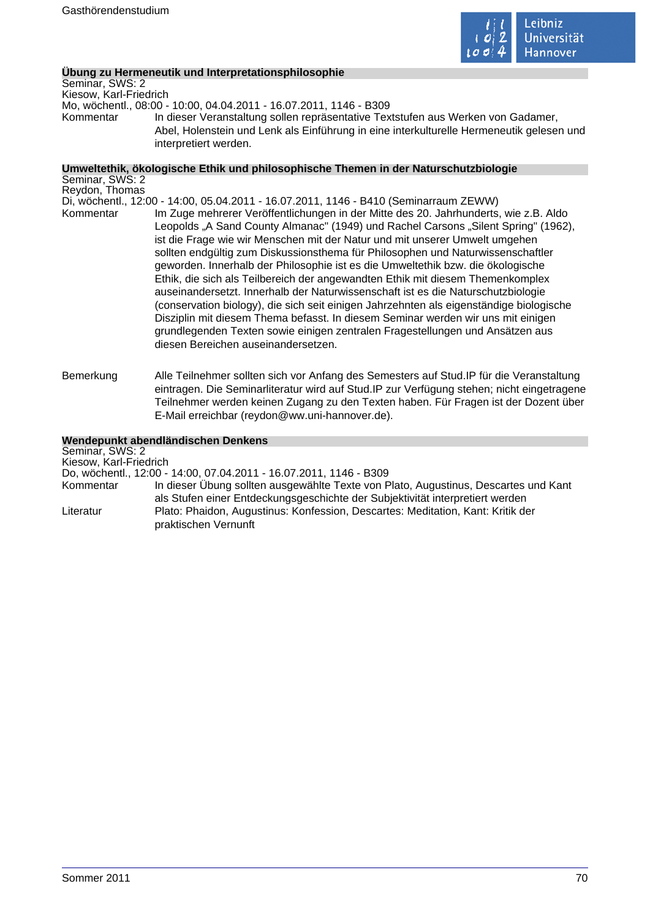### Übung zu Hermeneutik und Interpretationsphilosophie

Seminar, SWS: 2
Kiesow, Karl-Friedrich
Mo, wöchentl., 08:00 - 10:00, 04.04.2011 - 16.07.2011, 1146 - B309

Kommentar: In dieser Veranstaltung sollen repräsentative Textstufen aus Werken von Gadamer, Abel, Holenstein und Lenk als Einführung in eine interkulturelle Hermeneutik gelesen und interpretiert werden.

### Umweltethik, ökologische Ethik und philosophische Themen in der Naturschutzbiologie

Seminar, SWS: 2
Reydon, Thomas
Di, wöchentl., 12:00 - 14:00, 05.04.2011 - 16.07.2011, 1146 - B410 (Seminarraum ZEWW)

Kommentar: Im Zuge mehrerer Veröffentlichungen in der Mitte des 20. Jahrhunderts, wie z.B. Aldo Leopolds „A Sand County Almanac" (1949) und Rachel Carsons „Silent Spring" (1962), ist die Frage wie wir Menschen mit der Natur und mit unserer Umwelt umgehen sollten endgültig zum Diskussionsthema für Philosophen und Naturwissenschaftler geworden. Innerhalb der Philosophie ist es die Umweltethik bzw. die ökologische Ethik, die sich als Teilbereich der angewandten Ethik mit diesem Themenkomplex auseinandersetzt. Innerhalb der Naturwissenschaft ist es die Naturschutzbiologie (conservation biology), die sich seit einigen Jahrzehnten als eigenständige biologische Disziplin mit diesem Thema befasst. In diesem Seminar werden wir uns mit einigen grundlegenden Texten sowie einigen zentralen Fragestellungen und Ansätzen aus diesen Bereichen auseinandersetzen.

Bemerkung: Alle Teilnehmer sollten sich vor Anfang des Semesters auf Stud.IP für die Veranstaltung eintragen. Die Seminarliteratur wird auf Stud.IP zur Verfügung stehen; nicht eingetragene Teilnehmer werden keinen Zugang zu den Texten haben. Für Fragen ist der Dozent über E-Mail erreichbar (reydon@ww.uni-hannover.de).

### Wendepunkt abendländischen Denkens

Seminar, SWS: 2
Kiesow, Karl-Friedrich
Do, wöchentl., 12:00 - 14:00, 07.04.2011 - 16.07.2011, 1146 - B309

Kommentar: In dieser Übung sollten ausgewählte Texte von Plato, Augustinus, Descartes und Kant als Stufen einer Entdeckungsgeschichte der Subjektivität interpretiert werden

Literatur: Plato: Phaidon, Augustinus: Konfession, Descartes: Meditation, Kant: Kritik der praktischen Vernunft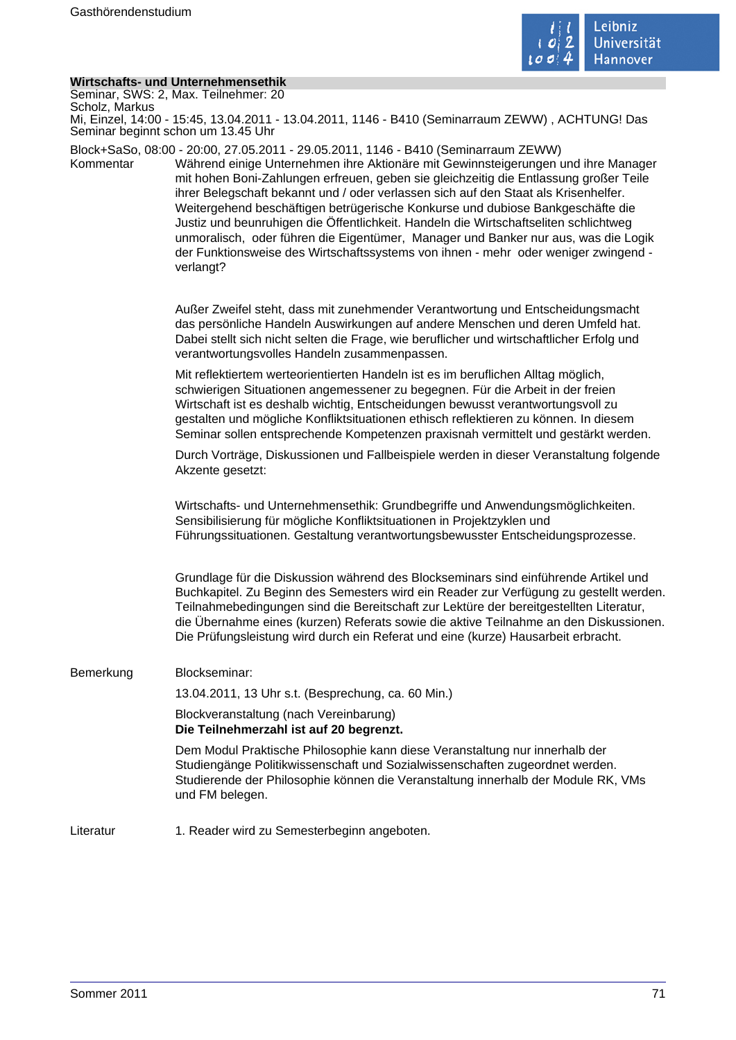## Wirtschafts- und Unternehmensethik

Seminar, SWS: 2, Max. Teilnehmer: 20
Scholz, Markus
Mi, Einzel, 14:00 - 15:45, 13.04.2011 - 13.04.2011, 1146 - B410 (Seminarraum ZEWW) , ACHTUNG! Das Seminar beginnt schon um 13.45 Uhr

Block+SaSo, 08:00 - 20:00, 27.05.2011 - 29.05.2011, 1146 - B410 (Seminarraum ZEWW)

**Kommentar**

Während einige Unternehmen ihre Aktionäre mit Gewinnsteigerungen und ihre Manager mit hohen Boni-Zahlungen erfreuen, geben sie gleichzeitig die Entlassung großer Teile ihrer Belegschaft bekannt und / oder verlassen sich auf den Staat als Krisenhelfer. Weitergehend beschäftigen betrügerische Konkurse und dubiose Bankgeschäfte die Justiz und beunruhigen die Öffentlichkeit. Handeln die Wirtschaftseliten schlichtweg unmoralisch, oder führen die Eigentümer, Manager und Banker nur aus, was die Logik der Funktionsweise des Wirtschaftssystems von ihnen - mehr oder weniger zwingend - verlangt?

Außer Zweifel steht, dass mit zunehmender Verantwortung und Entscheidungsmacht das persönliche Handeln Auswirkungen auf andere Menschen und deren Umfeld hat. Dabei stellt sich nicht selten die Frage, wie beruflicher und wirtschaftlicher Erfolg und verantwortungsvolles Handeln zusammenpassen.

Mit reflektiertem werteorientierten Handeln ist es im beruflichen Alltag möglich, schwierigen Situationen angemessener zu begegnen. Für die Arbeit in der freien Wirtschaft ist es deshalb wichtig, Entscheidungen bewusst verantwortungsvoll zu gestalten und mögliche Konfliktsituationen ethisch reflektieren zu können. In diesem Seminar sollen entsprechende Kompetenzen praxisnah vermittelt und gestärkt werden.

Durch Vorträge, Diskussionen und Fallbeispiele werden in dieser Veranstaltung folgende Akzente gesetzt:

Wirtschafts- und Unternehmensethik: Grundbegriffe und Anwendungsmöglichkeiten. Sensibilisierung für mögliche Konfliktsituationen in Projektzyklen und Führungssituationen. Gestaltung verantwortungsbewusster Entscheidungsprozesse.

Grundlage für die Diskussion während des Blockseminars sind einführende Artikel und Buchkapitel. Zu Beginn des Semesters wird ein Reader zur Verfügung zu gestellt werden. Teilnahmebedingungen sind die Bereitschaft zur Lektüre der bereitgestellten Literatur, die Übernahme eines (kurzen) Referats sowie die aktive Teilnahme an den Diskussionen. Die Prüfungsleistung wird durch ein Referat und eine (kurze) Hausarbeit erbracht.

**Bemerkung**

Blockseminar:

13.04.2011, 13 Uhr s.t. (Besprechung, ca. 60 Min.)

Blockveranstaltung (nach Vereinbarung)
**Die Teilnehmerzahl ist auf 20 begrenzt.**

Dem Modul Praktische Philosophie kann diese Veranstaltung nur innerhalb der Studiengänge Politikwissenschaft und Sozialwissenschaften zugeordnet werden. Studierende der Philosophie können die Veranstaltung innerhalb der Module RK, VMs und FM belegen.

**Literatur**

1. Reader wird zu Semesterbeginn angeboten.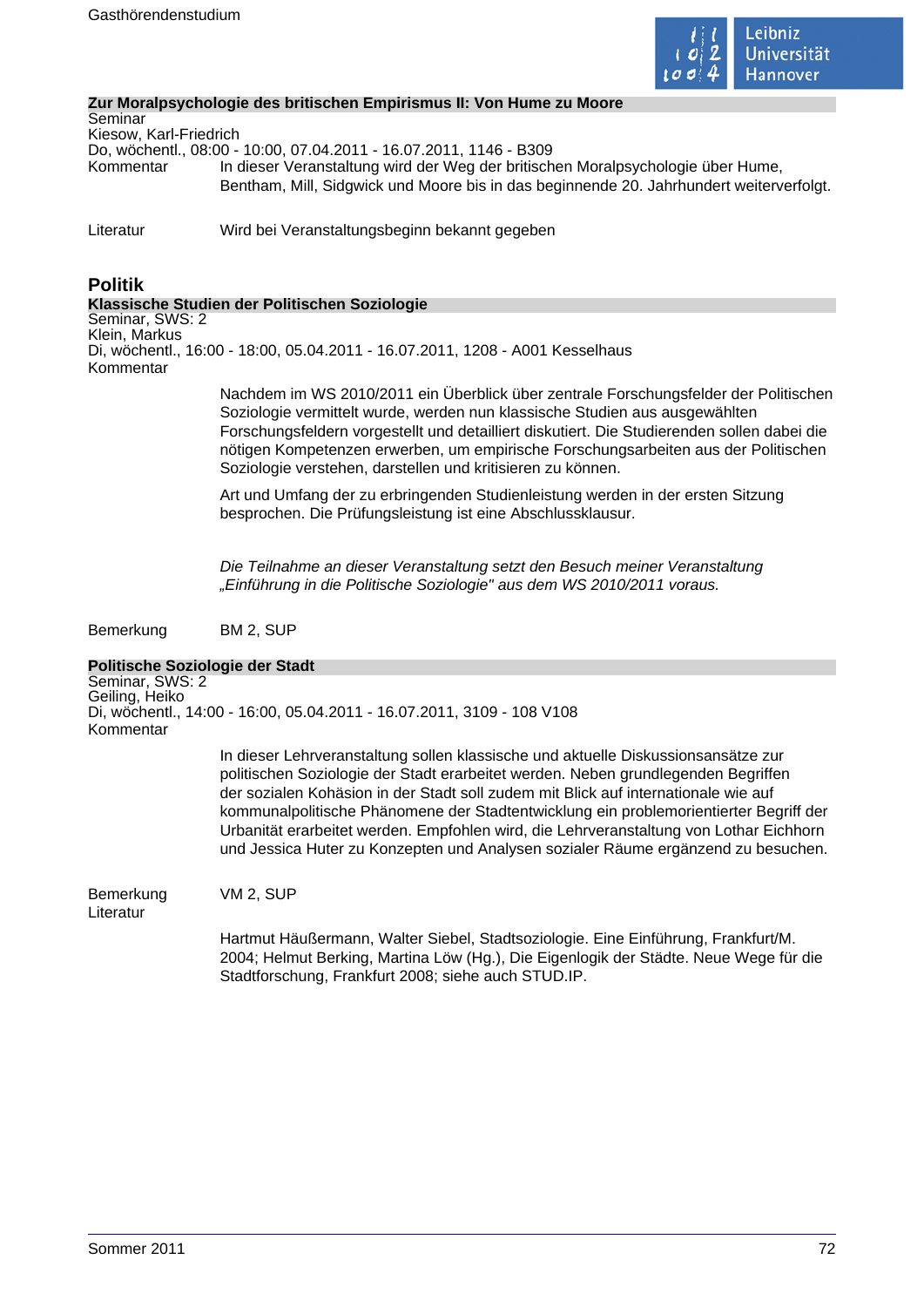### Zur Moralpsychologie des britischen Empirismus II: Von Hume zu Moore

Seminar
Kiesow, Karl-Friedrich
Do, wöchentl., 08:00 - 10:00, 07.04.2011 - 16.07.2011, 1146 - B309

Kommentar: In dieser Veranstaltung wird der Weg der britischen Moralpsychologie über Hume, Bentham, Mill, Sidgwick und Moore bis in das beginnende 20. Jahrhundert weiterverfolgt.

Literatur: Wird bei Veranstaltungsbeginn bekannt gegeben

## Politik

### Klassische Studien der Politischen Soziologie

Seminar, SWS: 2
Klein, Markus
Di, wöchentl., 16:00 - 18:00, 05.04.2011 - 16.07.2011, 1208 - A001 Kesselhaus

Kommentar:

Nachdem im WS 2010/2011 ein Überblick über zentrale Forschungsfelder der Politischen Soziologie vermittelt wurde, werden nun klassische Studien aus ausgewählten Forschungsfeldern vorgestellt und detailliert diskutiert. Die Studierenden sollen dabei die nötigen Kompetenzen erwerben, um empirische Forschungsarbeiten aus der Politischen Soziologie verstehen, darstellen und kritisieren zu können.

Art und Umfang der zu erbringenden Studienleistung werden in der ersten Sitzung besprochen. Die Prüfungsleistung ist eine Abschlussklausur.

*Die Teilnahme an dieser Veranstaltung setzt den Besuch meiner Veranstaltung „Einführung in die Politische Soziologie" aus dem WS 2010/2011 voraus.*

Bemerkung: BM 2, SUP

### Politische Soziologie der Stadt

Seminar, SWS: 2
Geiling, Heiko
Di, wöchentl., 14:00 - 16:00, 05.04.2011 - 16.07.2011, 3109 - 108 V108

Kommentar:

In dieser Lehrveranstaltung sollen klassische und aktuelle Diskussionsansätze zur politischen Soziologie der Stadt erarbeitet werden. Neben grundlegenden Begriffen der sozialen Kohäsion in der Stadt soll zudem mit Blick auf internationale wie auf kommunalpolitische Phänomene der Stadtentwicklung ein problemorientierter Begriff der Urbanität erarbeitet werden. Empfohlen wird, die Lehrveranstaltung von Lothar Eichhorn und Jessica Huter zu Konzepten und Analysen sozialer Räume ergänzend zu besuchen.

Bemerkung: VM 2, SUP

Literatur:

Hartmut Häußermann, Walter Siebel, Stadtsoziologie. Eine Einführung, Frankfurt/M. 2004; Helmut Berking, Martina Löw (Hg.), Die Eigenlogik der Städte. Neue Wege für die Stadtforschung, Frankfurt 2008; siehe auch STUD.IP.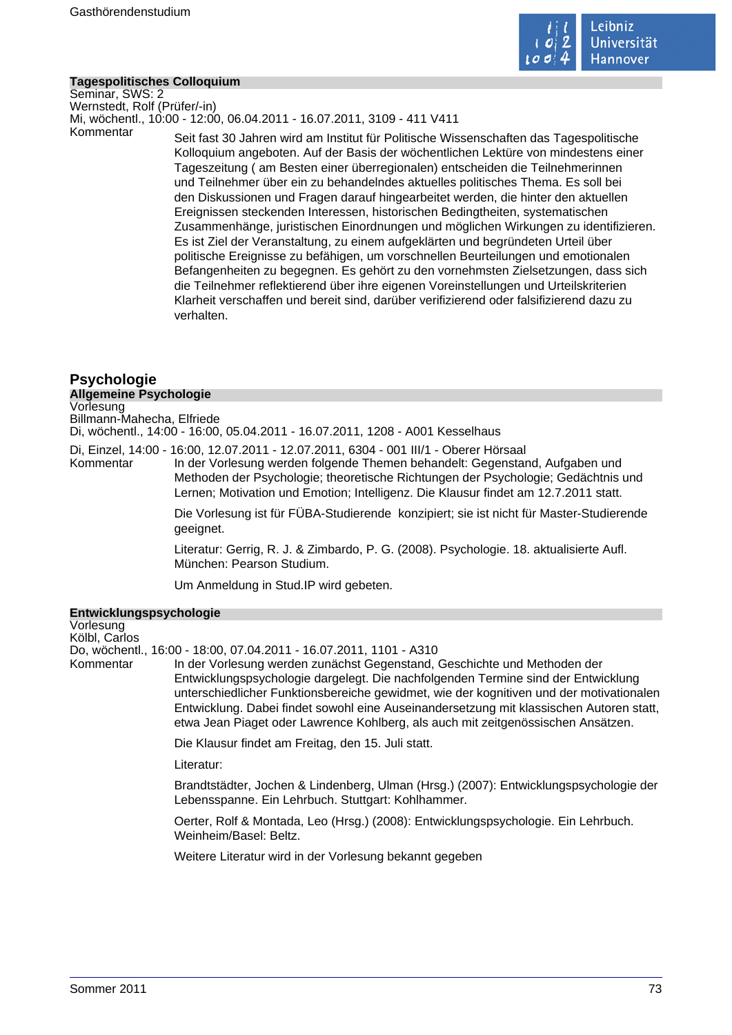### Tagespolitisches Colloquium

Seminar, SWS: 2
Wernstedt, Rolf (Prüfer/-in)
Mi, wöchentl., 10:00 - 12:00, 06.04.2011 - 16.07.2011, 3109 - 411 V411

Kommentar

Seit fast 30 Jahren wird am Institut für Politische Wissenschaften das Tagespolitische Kolloquium angeboten. Auf der Basis der wöchentlichen Lektüre von mindestens einer Tageszeitung ( am Besten einer überregionalen) entscheiden die Teilnehmerinnen und Teilnehmer über ein zu behandelndes aktuelles politisches Thema. Es soll bei den Diskussionen und Fragen darauf hingearbeitet werden, die hinter den aktuellen Ereignissen steckenden Interessen, historischen Bedingtheiten, systematischen Zusammenhänge, juristischen Einordnungen und möglichen Wirkungen zu identifizieren. Es ist Ziel der Veranstaltung, zu einem aufgeklärten und begründeten Urteil über politische Ereignisse zu befähigen, um vorschnellen Beurteilungen und emotionalen Befangenheiten zu begegnen. Es gehört zu den vornehmsten Zielsetzungen, dass sich die Teilnehmer reflektierend über ihre eigenen Voreinstellungen und Urteilskriterien Klarheit verschaffen und bereit sind, darüber verifizierend oder falsifizierend dazu zu verhalten.

## Psychologie

### Allgemeine Psychologie

Vorlesung
Billmann-Mahecha, Elfriede
Di, wöchentl., 14:00 - 16:00, 05.04.2011 - 16.07.2011, 1208 - A001 Kesselhaus

Di, Einzel, 14:00 - 16:00, 12.07.2011 - 12.07.2011, 6304 - 001 III/1 - Oberer Hörsaal

Kommentar

In der Vorlesung werden folgende Themen behandelt: Gegenstand, Aufgaben und Methoden der Psychologie; theoretische Richtungen der Psychologie; Gedächtnis und Lernen; Motivation und Emotion; Intelligenz. Die Klausur findet am 12.7.2011 statt.

Die Vorlesung ist für FÜBA-Studierende konzipiert; sie ist nicht für Master-Studierende geeignet.

Literatur: Gerrig, R. J. & Zimbardo, P. G. (2008). Psychologie. 18. aktualisierte Aufl. München: Pearson Studium.

Um Anmeldung in Stud.IP wird gebeten.

### Entwicklungspsychologie

Vorlesung
Kölbl, Carlos
Do, wöchentl., 16:00 - 18:00, 07.04.2011 - 16.07.2011, 1101 - A310

Kommentar

In der Vorlesung werden zunächst Gegenstand, Geschichte und Methoden der Entwicklungspsychologie dargelegt. Die nachfolgenden Termine sind der Entwicklung unterschiedlicher Funktionsbereiche gewidmet, wie der kognitiven und der motivationalen Entwicklung. Dabei findet sowohl eine Auseinandersetzung mit klassischen Autoren statt, etwa Jean Piaget oder Lawrence Kohlberg, als auch mit zeitgenössischen Ansätzen.

Die Klausur findet am Freitag, den 15. Juli statt.

Literatur:

Brandtstädter, Jochen & Lindenberg, Ulman (Hrsg.) (2007): Entwicklungspsychologie der Lebensspanne. Ein Lehrbuch. Stuttgart: Kohlhammer.

Oerter, Rolf & Montada, Leo (Hrsg.) (2008): Entwicklungspsychologie. Ein Lehrbuch. Weinheim/Basel: Beltz.

Weitere Literatur wird in der Vorlesung bekannt gegeben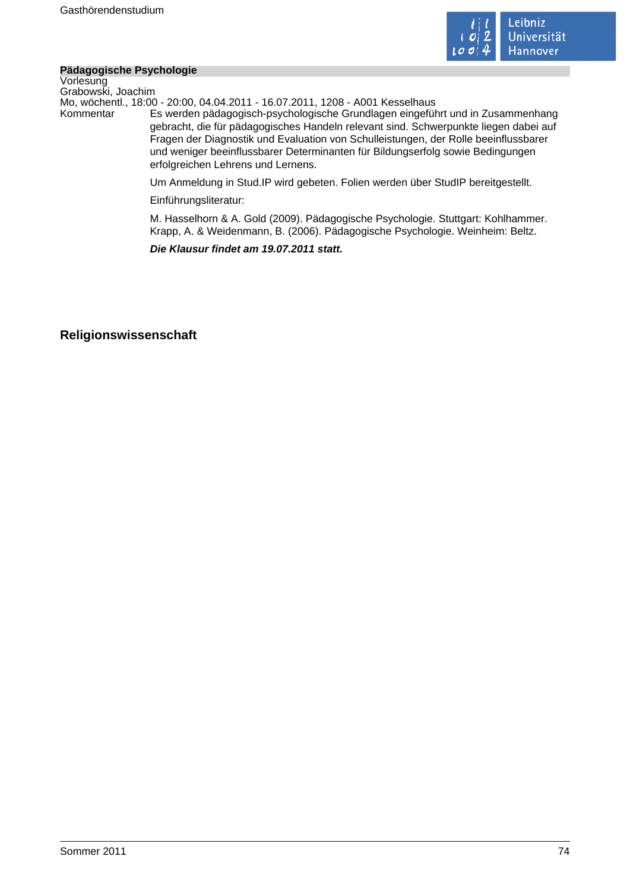**Pädagogische Psychologie**
Vorlesung
Grabowski, Joachim
Mo, wöchentl., 18:00 - 20:00, 04.04.2011 - 16.07.2011, 1208 - A001 Kesselhaus

Kommentar

Es werden pädagogisch-psychologische Grundlagen eingeführt und in Zusammenhang gebracht, die für pädagogisches Handeln relevant sind. Schwerpunkte liegen dabei auf Fragen der Diagnostik und Evaluation von Schulleistungen, der Rolle beeinflussbarer und weniger beeinflussbarer Determinanten für Bildungserfolg sowie Bedingungen erfolgreichen Lehrens und Lernens.

Um Anmeldung in Stud.IP wird gebeten. Folien werden über StudIP bereitgestellt.

Einführungsliteratur:

M. Hasselhorn & A. Gold (2009). Pädagogische Psychologie. Stuttgart: Kohlhammer.
Krapp, A. & Weidenmann, B. (2006). Pädagogische Psychologie. Weinheim: Beltz.

***Die Klausur findet am 19.07.2011 statt.***

## Religionswissenschaft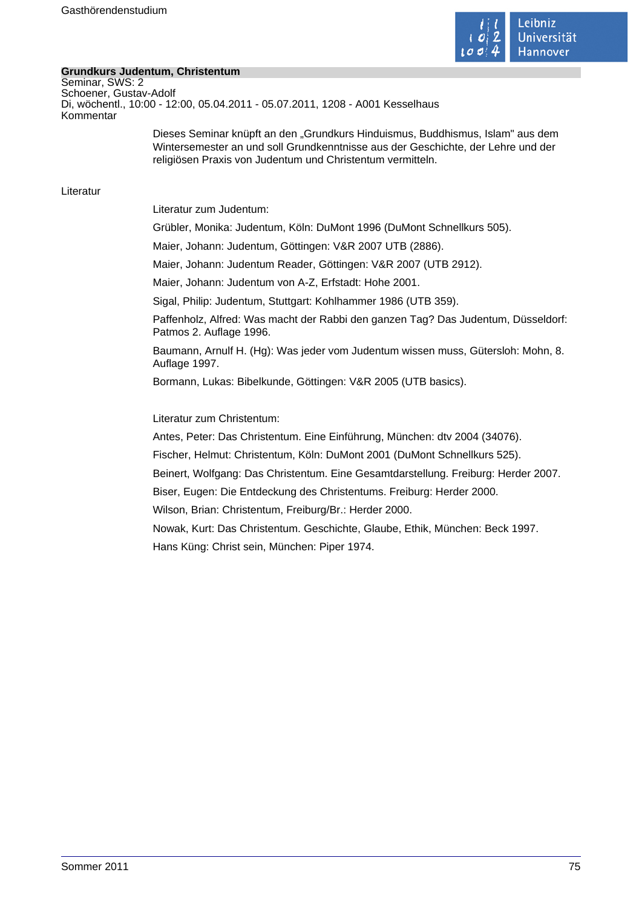## Grundkurs Judentum, Christentum

Seminar, SWS: 2
Schoener, Gustav-Adolf
Di, wöchentl., 10:00 - 12:00, 05.04.2011 - 05.07.2011, 1208 - A001 Kesselhaus

Kommentar

Dieses Seminar knüpft an den „Grundkurs Hinduismus, Buddhismus, Islam" aus dem Wintersemester an und soll Grundkenntnisse aus der Geschichte, der Lehre und der religiösen Praxis von Judentum und Christentum vermitteln.

Literatur

Literatur zum Judentum:

Grübler, Monika: Judentum, Köln: DuMont 1996 (DuMont Schnellkurs 505).

Maier, Johann: Judentum, Göttingen: V&R 2007 UTB (2886).

Maier, Johann: Judentum Reader, Göttingen: V&R 2007 (UTB 2912).

Maier, Johann: Judentum von A-Z, Erfstadt: Hohe 2001.

Sigal, Philip: Judentum, Stuttgart: Kohlhammer 1986 (UTB 359).

Paffenholz, Alfred: Was macht der Rabbi den ganzen Tag? Das Judentum, Düsseldorf: Patmos 2. Auflage 1996.

Baumann, Arnulf H. (Hg): Was jeder vom Judentum wissen muss, Gütersloh: Mohn, 8. Auflage 1997.

Bormann, Lukas: Bibelkunde, Göttingen: V&R 2005 (UTB basics).

Literatur zum Christentum:

Antes, Peter: Das Christentum. Eine Einführung, München: dtv 2004 (34076).

Fischer, Helmut: Christentum, Köln: DuMont 2001 (DuMont Schnellkurs 525).

Beinert, Wolfgang: Das Christentum. Eine Gesamtdarstellung. Freiburg: Herder 2007.

Biser, Eugen: Die Entdeckung des Christentums. Freiburg: Herder 2000.

Wilson, Brian: Christentum, Freiburg/Br.: Herder 2000.

Nowak, Kurt: Das Christentum. Geschichte, Glaube, Ethik, München: Beck 1997.

Hans Küng: Christ sein, München: Piper 1974.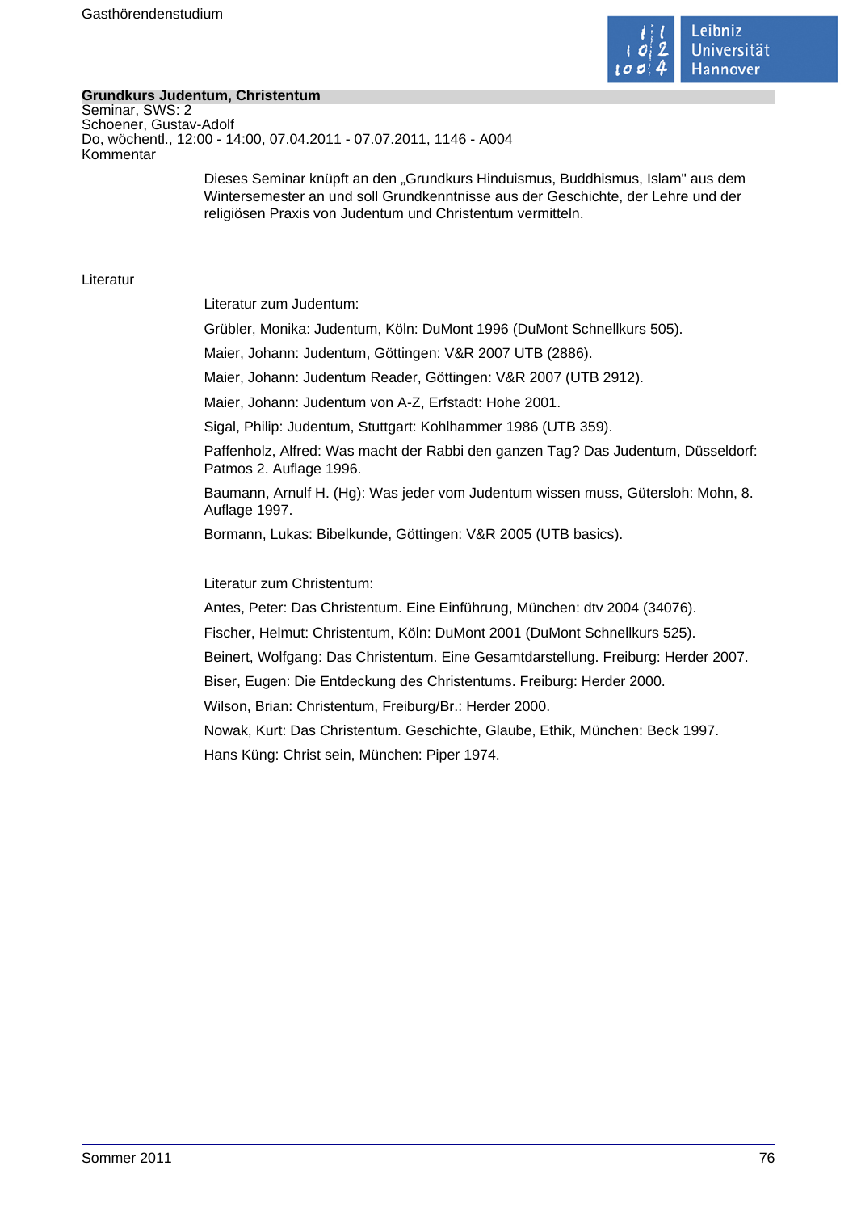## Grundkurs Judentum, Christentum

Seminar, SWS: 2
Schoener, Gustav-Adolf
Do, wöchentl., 12:00 - 14:00, 07.04.2011 - 07.07.2011, 1146 - A004

Kommentar

Dieses Seminar knüpft an den „Grundkurs Hinduismus, Buddhismus, Islam" aus dem Wintersemester an und soll Grundkenntnisse aus der Geschichte, der Lehre und der religiösen Praxis von Judentum und Christentum vermitteln.

Literatur

Literatur zum Judentum:

Grübler, Monika: Judentum, Köln: DuMont 1996 (DuMont Schnellkurs 505).

Maier, Johann: Judentum, Göttingen: V&R 2007 UTB (2886).

Maier, Johann: Judentum Reader, Göttingen: V&R 2007 (UTB 2912).

Maier, Johann: Judentum von A-Z, Erfstadt: Hohe 2001.

Sigal, Philip: Judentum, Stuttgart: Kohlhammer 1986 (UTB 359).

Paffenholz, Alfred: Was macht der Rabbi den ganzen Tag? Das Judentum, Düsseldorf: Patmos 2. Auflage 1996.

Baumann, Arnulf H. (Hg): Was jeder vom Judentum wissen muss, Gütersloh: Mohn, 8. Auflage 1997.

Bormann, Lukas: Bibelkunde, Göttingen: V&R 2005 (UTB basics).

Literatur zum Christentum:

Antes, Peter: Das Christentum. Eine Einführung, München: dtv 2004 (34076).

Fischer, Helmut: Christentum, Köln: DuMont 2001 (DuMont Schnellkurs 525).

Beinert, Wolfgang: Das Christentum. Eine Gesamtdarstellung. Freiburg: Herder 2007.

Biser, Eugen: Die Entdeckung des Christentums. Freiburg: Herder 2000.

Wilson, Brian: Christentum, Freiburg/Br.: Herder 2000.

Nowak, Kurt: Das Christentum. Geschichte, Glaube, Ethik, München: Beck 1997.

Hans Küng: Christ sein, München: Piper 1974.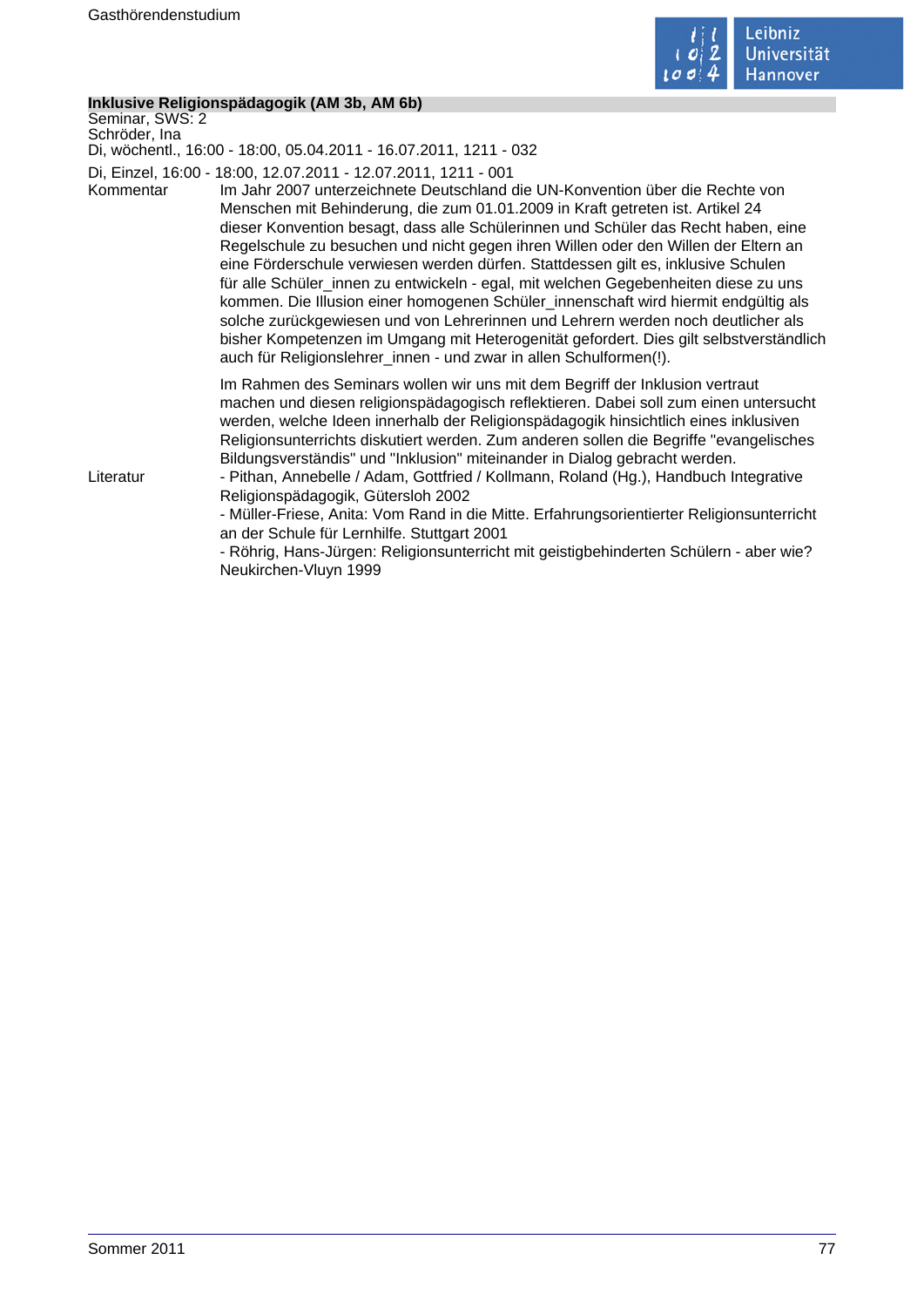**Inklusive Religionspädagogik (AM 3b, AM 6b)**

Seminar, SWS: 2

Schröder, Ina

Di, wöchentl., 16:00 - 18:00, 05.04.2011 - 16.07.2011, 1211 - 032

Di, Einzel, 16:00 - 18:00, 12.07.2011 - 12.07.2011, 1211 - 001

Kommentar

Im Jahr 2007 unterzeichnete Deutschland die UN-Konvention über die Rechte von Menschen mit Behinderung, die zum 01.01.2009 in Kraft getreten ist. Artikel 24 dieser Konvention besagt, dass alle Schülerinnen und Schüler das Recht haben, eine Regelschule zu besuchen und nicht gegen ihren Willen oder den Willen der Eltern an eine Förderschule verwiesen werden dürfen. Stattdessen gilt es, inklusive Schulen für alle Schüler_innen zu entwickeln - egal, mit welchen Gegebenheiten diese zu uns kommen. Die Illusion einer homogenen Schüler_innenschaft wird hiermit endgültig als solche zurückgewiesen und von Lehrerinnen und Lehrern werden noch deutlicher als bisher Kompetenzen im Umgang mit Heterogenität gefordert. Dies gilt selbstverständlich auch für Religionslehrer_innen - und zwar in allen Schulformen(!).

Im Rahmen des Seminars wollen wir uns mit dem Begriff der Inklusion vertraut machen und diesen religionspädagogisch reflektieren. Dabei soll zum einen untersucht werden, welche Ideen innerhalb der Religionspädagogik hinsichtlich eines inklusiven Religionsunterrichts diskutiert werden. Zum anderen sollen die Begriffe "evangelisches Bildungsverständis" und "Inklusion" miteinander in Dialog gebracht werden.

Literatur

- Pithan, Annebelle / Adam, Gottfried / Kollmann, Roland (Hg.), Handbuch Integrative Religionspädagogik, Gütersloh 2002
- Müller-Friese, Anita: Vom Rand in die Mitte. Erfahrungsorientierter Religionsunterricht an der Schule für Lernhilfe. Stuttgart 2001
- Röhrig, Hans-Jürgen: Religionsunterricht mit geistigbehinderten Schülern - aber wie? Neukirchen-Vluyn 1999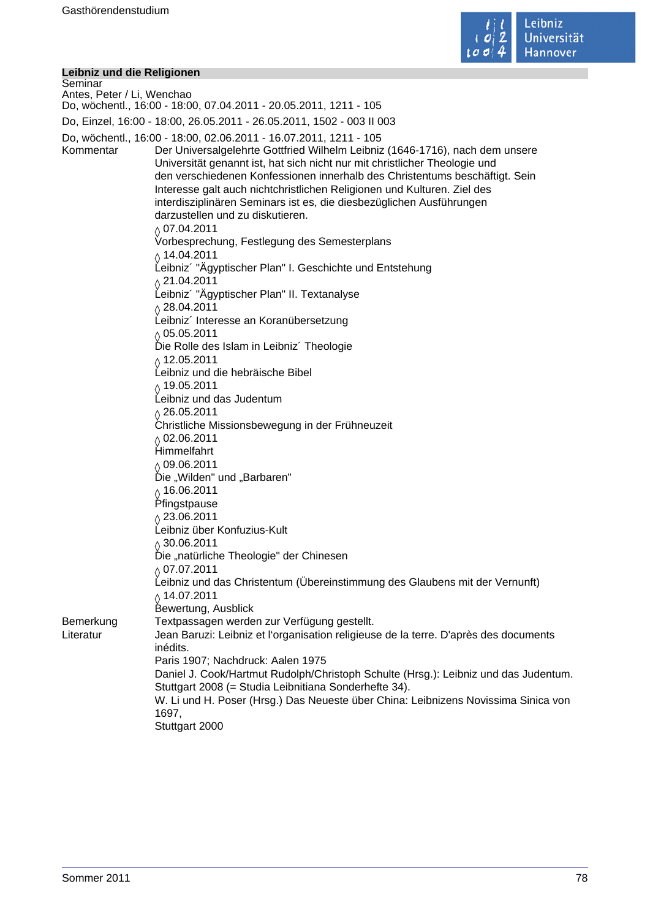## Leibniz und die Religionen

Seminar
Antes, Peter / Li, Wenchao
Do, wöchentl., 16:00 - 18:00, 07.04.2011 - 20.05.2011, 1211 - 105

Do, Einzel, 16:00 - 18:00, 26.05.2011 - 26.05.2011, 1502 - 003 II 003

Do, wöchentl., 16:00 - 18:00, 02.06.2011 - 16.07.2011, 1211 - 105

**Kommentar**

Der Universalgelehrte Gottfried Wilhelm Leibniz (1646-1716), nach dem unsere Universität genannt ist, hat sich nicht nur mit christlicher Theologie und den verschiedenen Konfessionen innerhalb des Christentums beschäftigt. Sein Interesse galt auch nichtchristlichen Religionen und Kulturen. Ziel des interdisziplinären Seminars ist es, die diesbezüglichen Ausführungen darzustellen und zu diskutieren.

◊ 07.04.2011
Vorbesprechung, Festlegung des Semesterplans
◊ 14.04.2011
Leibniz´ "Ägyptischer Plan" I. Geschichte und Entstehung
◊ 21.04.2011
Leibniz´ "Ägyptischer Plan" II. Textanalyse
◊ 28.04.2011
Leibniz´ Interesse an Koranübersetzung
◊ 05.05.2011
Die Rolle des Islam in Leibniz´ Theologie
◊ 12.05.2011
Leibniz und die hebräische Bibel
◊ 19.05.2011
Leibniz und das Judentum
◊ 26.05.2011
Christliche Missionsbewegung in der Frühneuzeit
◊ 02.06.2011
Himmelfahrt
◊ 09.06.2011
Die „Wilden" und „Barbaren"
◊ 16.06.2011
Pfingstpause
◊ 23.06.2011
Leibniz über Konfuzius-Kult
◊ 30.06.2011
Die „natürliche Theologie" der Chinesen
◊ 07.07.2011
Leibniz und das Christentum (Übereinstimmung des Glaubens mit der Vernunft)
◊ 14.07.2011
Bewertung, Ausblick

**Bemerkung**

Textpassagen werden zur Verfügung gestellt.

**Literatur**

Jean Baruzi: Leibniz et l'organisation religieuse de la terre. D'après des documents inédits.
Paris 1907; Nachdruck: Aalen 1975
Daniel J. Cook/Hartmut Rudolph/Christoph Schulte (Hrsg.): Leibniz und das Judentum. Stuttgart 2008 (= Studia Leibnitiana Sonderhefte 34).
W. Li und H. Poser (Hrsg.) Das Neueste über China: Leibnizens Novissima Sinica von 1697,
Stuttgart 2000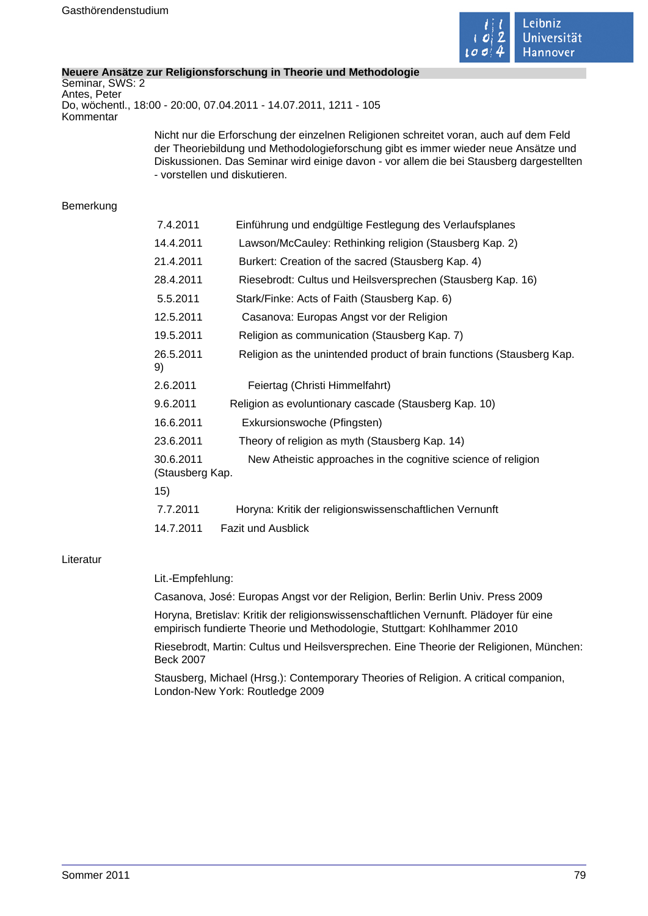## Neuere Ansätze zur Religionsforschung in Theorie und Methodologie

Seminar, SWS: 2
Antes, Peter
Do, wöchentl., 18:00 - 20:00, 07.04.2011 - 14.07.2011, 1211 - 105

Kommentar

Nicht nur die Erforschung der einzelnen Religionen schreitet voran, auch auf dem Feld der Theoriebildung und Methodologieforschung gibt es immer wieder neue Ansätze und Diskussionen. Das Seminar wird einige davon - vor allem die bei Stausberg dargestellten - vorstellen und diskutieren.

Bemerkung

| | |
|---|---|
| 7.4.2011 | Einführung und endgültige Festlegung des Verlaufsplanes |
| 14.4.2011 | Lawson/McCauley: Rethinking religion (Stausberg Kap. 2) |
| 21.4.2011 | Burkert: Creation of the sacred (Stausberg Kap. 4) |
| 28.4.2011 | Riesebrodt: Cultus und Heilsversprechen (Stausberg Kap. 16) |
| 5.5.2011 | Stark/Finke: Acts of Faith (Stausberg Kap. 6) |
| 12.5.2011 | Casanova: Europas Angst vor der Religion |
| 19.5.2011 | Religion as communication (Stausberg Kap. 7) |
| 26.5.2011 | Religion as the unintended product of brain functions (Stausberg Kap. 9) |
| 2.6.2011 | Feiertag (Christi Himmelfahrt) |
| 9.6.2011 | Religion as evoluntionary cascade (Stausberg Kap. 10) |
| 16.6.2011 | Exkursionswoche (Pfingsten) |
| 23.6.2011 | Theory of religion as myth (Stausberg Kap. 14) |
| 30.6.2011 | New Atheistic approaches in the cognitive science of religion (Stausberg Kap. 15) |
| 7.7.2011 | Horyna: Kritik der religionswissenschaftlichen Vernunft |
| 14.7.2011 | Fazit und Ausblick |

Literatur

Lit.-Empfehlung:

Casanova, José: Europas Angst vor der Religion, Berlin: Berlin Univ. Press 2009

Horyna, Bretislav: Kritik der religionswissenschaftlichen Vernunft. Plädoyer für eine empirisch fundierte Theorie und Methodologie, Stuttgart: Kohlhammer 2010

Riesebrodt, Martin: Cultus und Heilsversprechen. Eine Theorie der Religionen, München: Beck 2007

Stausberg, Michael (Hrsg.): Contemporary Theories of Religion. A critical companion, London-New York: Routledge 2009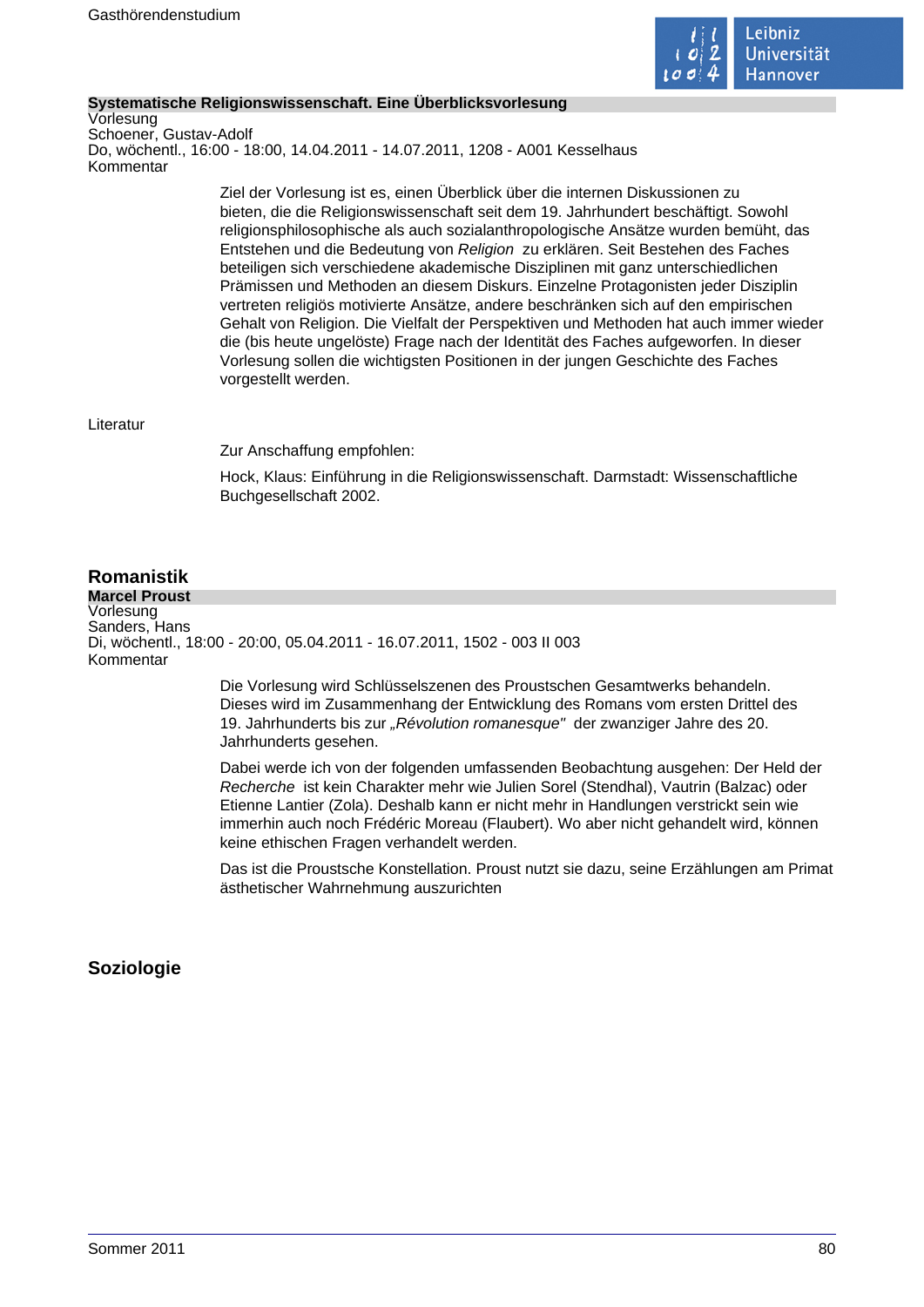### Systematische Religionswissenschaft. Eine Überblicksvorlesung

Vorlesung
Schoener, Gustav-Adolf
Do, wöchentl., 16:00 - 18:00, 14.04.2011 - 14.07.2011, 1208 - A001 Kesselhaus

Kommentar

Ziel der Vorlesung ist es, einen Überblick über die internen Diskussionen zu bieten, die die Religionswissenschaft seit dem 19. Jahrhundert beschäftigt. Sowohl religionsphilosophische als auch sozialanthropologische Ansätze wurden bemüht, das Entstehen und die Bedeutung von *Religion* zu erklären. Seit Bestehen des Faches beteiligen sich verschiedene akademische Disziplinen mit ganz unterschiedlichen Prämissen und Methoden an diesem Diskurs. Einzelne Protagonisten jeder Disziplin vertreten religiös motivierte Ansätze, andere beschränken sich auf den empirischen Gehalt von Religion. Die Vielfalt der Perspektiven und Methoden hat auch immer wieder die (bis heute ungelöste) Frage nach der Identität des Faches aufgeworfen. In dieser Vorlesung sollen die wichtigsten Positionen in der jungen Geschichte des Faches vorgestellt werden.

Literatur

Zur Anschaffung empfohlen:

Hock, Klaus: Einführung in die Religionswissenschaft. Darmstadt: Wissenschaftliche Buchgesellschaft 2002.

## Romanistik

### Marcel Proust

Vorlesung
Sanders, Hans
Di, wöchentl., 18:00 - 20:00, 05.04.2011 - 16.07.2011, 1502 - 003 II 003

Kommentar

Die Vorlesung wird Schlüsselszenen des Proustschen Gesamtwerks behandeln. Dieses wird im Zusammenhang der Entwicklung des Romans vom ersten Drittel des 19. Jahrhunderts bis zur *„Révolution romanesque"* der zwanziger Jahre des 20. Jahrhunderts gesehen.

Dabei werde ich von der folgenden umfassenden Beobachtung ausgehen: Der Held der *Recherche* ist kein Charakter mehr wie Julien Sorel (Stendhal), Vautrin (Balzac) oder Etienne Lantier (Zola). Deshalb kann er nicht mehr in Handlungen verstrickt sein wie immerhin auch noch Frédéric Moreau (Flaubert). Wo aber nicht gehandelt wird, können keine ethischen Fragen verhandelt werden.

Das ist die Proustsche Konstellation. Proust nutzt sie dazu, seine Erzählungen am Primat ästhetischer Wahrnehmung auszurichten

## Soziologie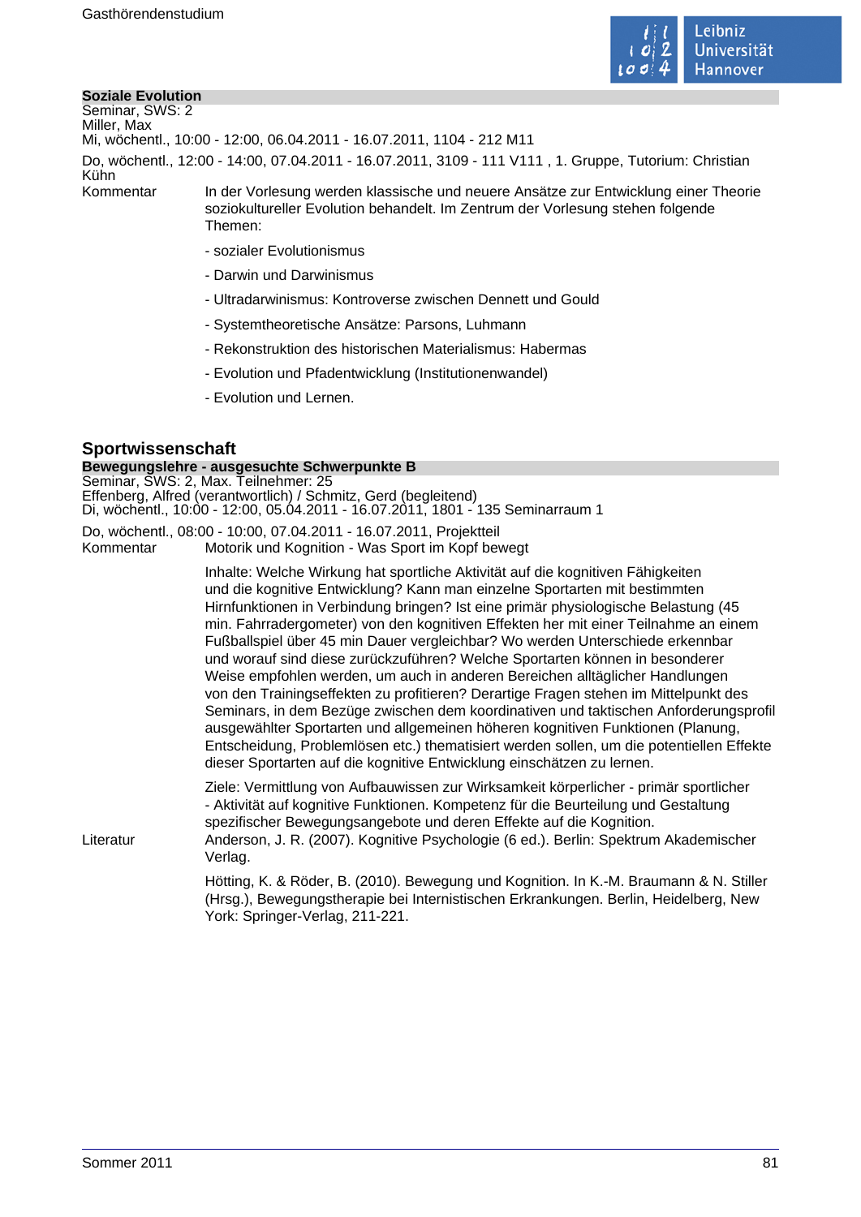**Soziale Evolution**
Seminar, SWS: 2
Miller, Max
Mi, wöchentl., 10:00 - 12:00, 06.04.2011 - 16.07.2011, 1104 - 212 M11

Do, wöchentl., 12:00 - 14:00, 07.04.2011 - 16.07.2011, 3109 - 111 V111 , 1. Gruppe, Tutorium: Christian Kühn

Kommentar

In der Vorlesung werden klassische und neuere Ansätze zur Entwicklung einer Theorie soziokultureller Evolution behandelt. Im Zentrum der Vorlesung stehen folgende Themen:

- sozialer Evolutionismus
- Darwin und Darwinismus
- Ultradarwinismus: Kontroverse zwischen Dennett und Gould
- Systemtheoretische Ansätze: Parsons, Luhmann
- Rekonstruktion des historischen Materialismus: Habermas
- Evolution und Pfadentwicklung (Institutionenwandel)
- Evolution und Lernen.

## Sportwissenschaft

**Bewegungslehre - ausgesuchte Schwerpunkte B**
Seminar, SWS: 2, Max. Teilnehmer: 25
Effenberg, Alfred (verantwortlich) / Schmitz, Gerd (begleitend)
Di, wöchentl., 10:00 - 12:00, 05.04.2011 - 16.07.2011, 1801 - 135 Seminarraum 1

Do, wöchentl., 08:00 - 10:00, 07.04.2011 - 16.07.2011, Projektteil

Kommentar

Motorik und Kognition - Was Sport im Kopf bewegt

Inhalte: Welche Wirkung hat sportliche Aktivität auf die kognitiven Fähigkeiten und die kognitive Entwicklung? Kann man einzelne Sportarten mit bestimmten Hirnfunktionen in Verbindung bringen? Ist eine primär physiologische Belastung (45 min. Fahrradergometer) von den kognitiven Effekten her mit einer Teilnahme an einem Fußballspiel über 45 min Dauer vergleichbar? Wo werden Unterschiede erkennbar und worauf sind diese zurückzuführen? Welche Sportarten können in besonderer Weise empfohlen werden, um auch in anderen Bereichen alltäglicher Handlungen von den Trainingseffekten zu profitieren? Derartige Fragen stehen im Mittelpunkt des Seminars, in dem Bezüge zwischen dem koordinativen und taktischen Anforderungsprofil ausgewählter Sportarten und allgemeinen höheren kognitiven Funktionen (Planung, Entscheidung, Problemlösen etc.) thematisiert werden sollen, um die potentiellen Effekte dieser Sportarten auf die kognitive Entwicklung einschätzen zu lernen.

Ziele: Vermittlung von Aufbauwissen zur Wirksamkeit körperlicher - primär sportlicher - Aktivität auf kognitive Funktionen. Kompetenz für die Beurteilung und Gestaltung spezifischer Bewegungsangebote und deren Effekte auf die Kognition.

Literatur

Anderson, J. R. (2007). Kognitive Psychologie (6 ed.). Berlin: Spektrum Akademischer Verlag.

Hötting, K. & Röder, B. (2010). Bewegung und Kognition. In K.-M. Braumann & N. Stiller (Hrsg.), Bewegungstherapie bei Internistischen Erkrankungen. Berlin, Heidelberg, New York: Springer-Verlag, 211-221.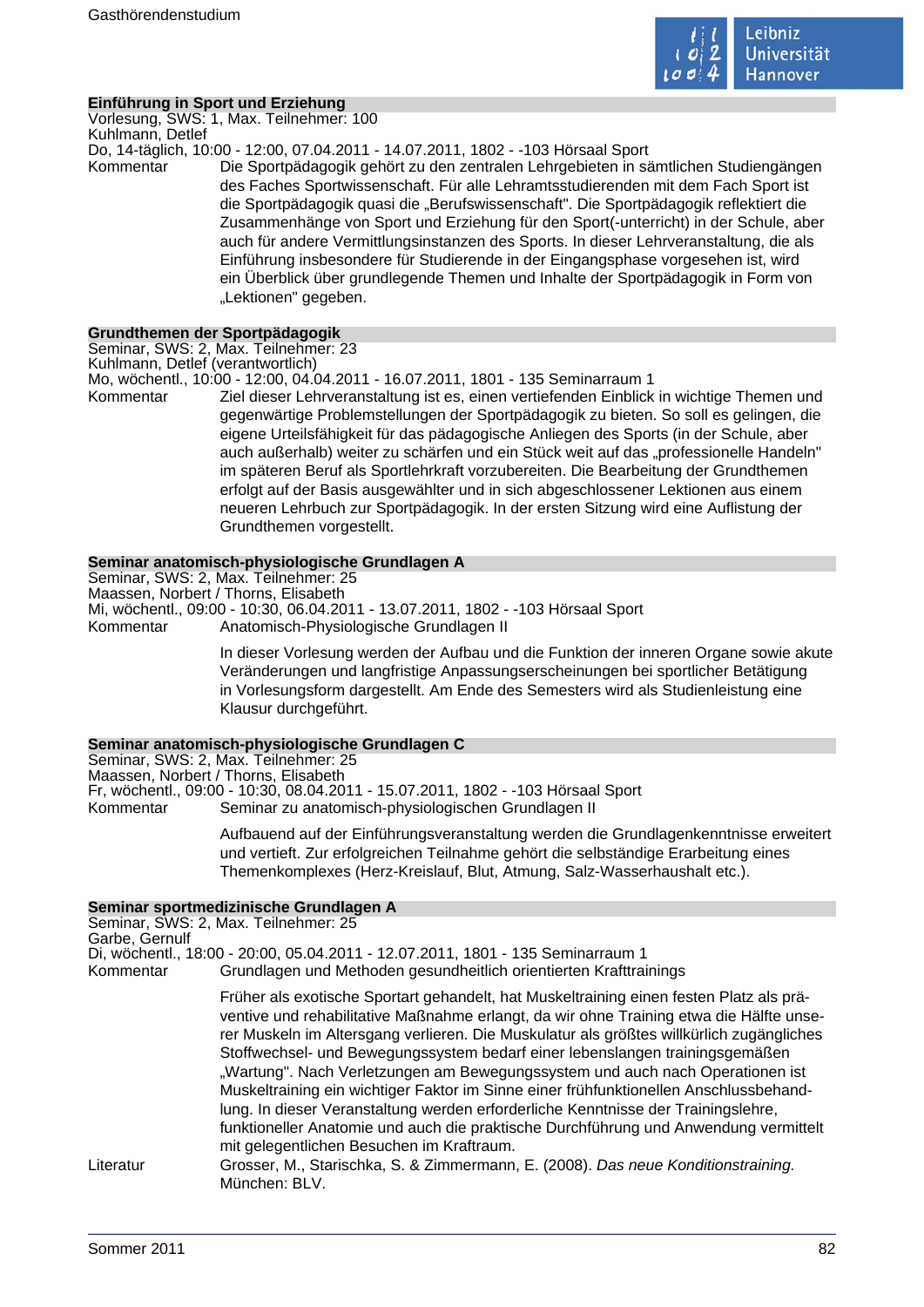## Einführung in Sport und Erziehung

Vorlesung, SWS: 1, Max. Teilnehmer: 100
Kuhlmann, Detlef
Do, 14-täglich, 10:00 - 12:00, 07.04.2011 - 14.07.2011, 1802 - -103 Hörsaal Sport

Kommentar: Die Sportpädagogik gehört zu den zentralen Lehrgebieten in sämtlichen Studiengängen des Faches Sportwissenschaft. Für alle Lehramtsstudierenden mit dem Fach Sport ist die Sportpädagogik quasi die „Berufswissenschaft". Die Sportpädagogik reflektiert die Zusammenhänge von Sport und Erziehung für den Sport(-unterricht) in der Schule, aber auch für andere Vermittlungsinstanzen des Sports. In dieser Lehrveranstaltung, die als Einführung insbesondere für Studierende in der Eingangsphase vorgesehen ist, wird ein Überblick über grundlegende Themen und Inhalte der Sportpädagogik in Form von „Lektionen" gegeben.

## Grundthemen der Sportpädagogik

Seminar, SWS: 2, Max. Teilnehmer: 23
Kuhlmann, Detlef (verantwortlich)
Mo, wöchentl., 10:00 - 12:00, 04.04.2011 - 16.07.2011, 1801 - 135 Seminarraum 1

Kommentar: Ziel dieser Lehrveranstaltung ist es, einen vertiefenden Einblick in wichtige Themen und gegenwärtige Problemstellungen der Sportpädagogik zu bieten. So soll es gelingen, die eigene Urteilsfähigkeit für das pädagogische Anliegen des Sports (in der Schule, aber auch außerhalb) weiter zu schärfen und ein Stück weit auf das „professionelle Handeln" im späteren Beruf als Sportlehrkraft vorzubereiten. Die Bearbeitung der Grundthemen erfolgt auf der Basis ausgewählter und in sich abgeschlossener Lektionen aus einem neueren Lehrbuch zur Sportpädagogik. In der ersten Sitzung wird eine Auflistung der Grundthemen vorgestellt.

## Seminar anatomisch-physiologische Grundlagen A

Seminar, SWS: 2, Max. Teilnehmer: 25
Maassen, Norbert / Thorns, Elisabeth
Mi, wöchentl., 09:00 - 10:30, 06.04.2011 - 13.07.2011, 1802 - -103 Hörsaal Sport

Kommentar: Anatomisch-Physiologische Grundlagen II

In dieser Vorlesung werden der Aufbau und die Funktion der inneren Organe sowie akute Veränderungen und langfristige Anpassungserscheinungen bei sportlicher Betätigung in Vorlesungsform dargestellt. Am Ende des Semesters wird als Studienleistung eine Klausur durchgeführt.

## Seminar anatomisch-physiologische Grundlagen C

Seminar, SWS: 2, Max. Teilnehmer: 25
Maassen, Norbert / Thorns, Elisabeth
Fr, wöchentl., 09:00 - 10:30, 08.04.2011 - 15.07.2011, 1802 - -103 Hörsaal Sport

Kommentar: Seminar zu anatomisch-physiologischen Grundlagen II

Aufbauend auf der Einführungsveranstaltung werden die Grundlagenkenntnisse erweitert und vertieft. Zur erfolgreichen Teilnahme gehört die selbständige Erarbeitung eines Themenkomplexes (Herz-Kreislauf, Blut, Atmung, Salz-Wasserhaushalt etc.).

## Seminar sportmedizinische Grundlagen A

Seminar, SWS: 2, Max. Teilnehmer: 25
Garbe, Gernulf
Di, wöchentl., 18:00 - 20:00, 05.04.2011 - 12.07.2011, 1801 - 135 Seminarraum 1

Kommentar: Grundlagen und Methoden gesundheitlich orientierten Krafttrainings

Früher als exotische Sportart gehandelt, hat Muskeltraining einen festen Platz als präventive und rehabilitative Maßnahme erlangt, da wir ohne Training etwa die Hälfte unserer Muskeln im Altersgang verlieren. Die Muskulatur als größtes willkürlich zugängliches Stoffwechsel- und Bewegungssystem bedarf einer lebenslangen trainingsgemäßen „Wartung". Nach Verletzungen am Bewegungssystem und auch nach Operationen ist Muskeltraining ein wichtiger Faktor im Sinne einer frühfunktionellen Anschlussbehandlung. In dieser Veranstaltung werden erforderliche Kenntnisse der Trainingslehre, funktioneller Anatomie und auch die praktische Durchführung und Anwendung vermittelt mit gelegentlichen Besuchen im Kraftraum.

Literatur: Grosser, M., Starischka, S. & Zimmermann, E. (2008). *Das neue Konditionstraining.* München: BLV.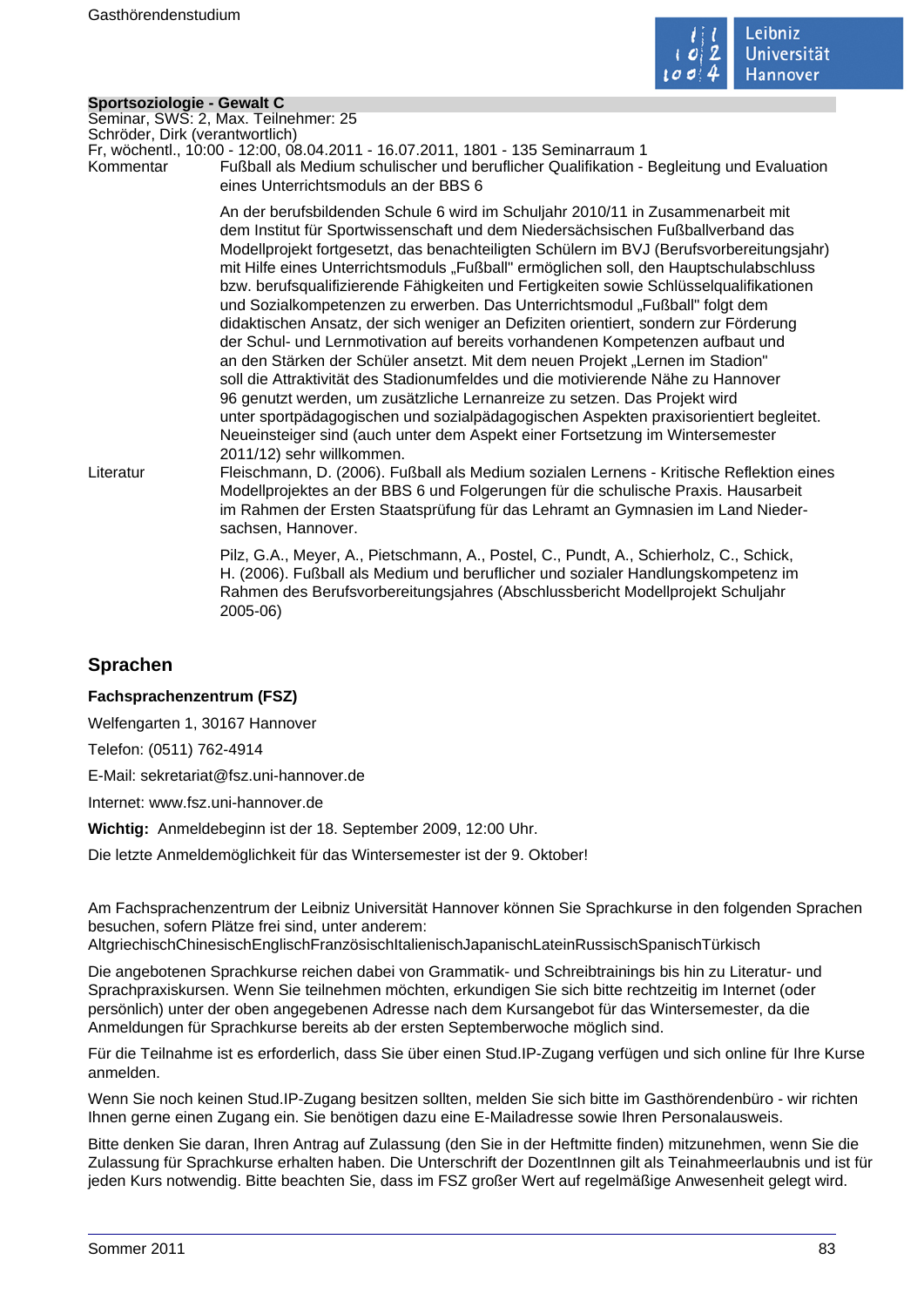**Sportsoziologie - Gewalt C**

Seminar, SWS: 2, Max. Teilnehmer: 25
Schröder, Dirk (verantwortlich)
Fr, wöchentl., 10:00 - 12:00, 08.04.2011 - 16.07.2011, 1801 - 135 Seminarraum 1

**Kommentar**

Fußball als Medium schulischer und beruflicher Qualifikation - Begleitung und Evaluation eines Unterrichtsmoduls an der BBS 6

An der berufsbildenden Schule 6 wird im Schuljahr 2010/11 in Zusammenarbeit mit dem Institut für Sportwissenschaft und dem Niedersächsischen Fußballverband das Modellprojekt fortgesetzt, das benachteiligten Schülern im BVJ (Berufsvorbereitungsjahr) mit Hilfe eines Unterrichtsmoduls „Fußball" ermöglichen soll, den Hauptschulabschluss bzw. berufsqualifizierende Fähigkeiten und Fertigkeiten sowie Schlüsselqualifikationen und Sozialkompetenzen zu erwerben. Das Unterrichtsmodul „Fußball" folgt dem didaktischen Ansatz, der sich weniger an Defiziten orientiert, sondern zur Förderung der Schul- und Lernmotivation auf bereits vorhandenen Kompetenzen aufbaut und an den Stärken der Schüler ansetzt. Mit dem neuen Projekt „Lernen im Stadion" soll die Attraktivität des Stadionumfeldes und die motivierende Nähe zu Hannover 96 genutzt werden, um zusätzliche Lernanreize zu setzen. Das Projekt wird unter sportpädagogischen und sozialpädagogischen Aspekten praxisorientiert begleitet. Neueinsteiger sind (auch unter dem Aspekt einer Fortsetzung im Wintersemester 2011/12) sehr willkommen.

**Literatur**

Fleischmann, D. (2006). Fußball als Medium sozialen Lernens - Kritische Reflektion eines Modellprojektes an der BBS 6 und Folgerungen für die schulische Praxis. Hausarbeit im Rahmen der Ersten Staatsprüfung für das Lehramt an Gymnasien im Land Niedersachsen, Hannover.

Pilz, G.A., Meyer, A., Pietschmann, A., Postel, C., Pundt, A., Schierholz, C., Schick, H. (2006). Fußball als Medium und beruflicher und sozialer Handlungskompetenz im Rahmen des Berufsvorbereitungsjahres (Abschlussbericht Modellprojekt Schuljahr 2005-06)

## Sprachen

**Fachsprachenzentrum (FSZ)**

Welfengarten 1, 30167 Hannover

Telefon: (0511) 762-4914

E-Mail: sekretariat@fsz.uni-hannover.de

Internet: www.fsz.uni-hannover.de

**Wichtig:** Anmeldebeginn ist der 18. September 2009, 12:00 Uhr.

Die letzte Anmeldemöglichkeit für das Wintersemester ist der 9. Oktober!

Am Fachsprachenzentrum der Leibniz Universität Hannover können Sie Sprachkurse in den folgenden Sprachen besuchen, sofern Plätze frei sind, unter anderem:
AltgriechischChinesischEnglischFranzösischItalienischJapanischLateinRussischSpanischTürkisch

Die angebotenen Sprachkurse reichen dabei von Grammatik- und Schreibtrainings bis hin zu Literatur- und Sprachpraxiskursen. Wenn Sie teilnehmen möchten, erkundigen Sie sich bitte rechtzeitig im Internet (oder persönlich) unter der oben angegebenen Adresse nach dem Kursangebot für das Wintersemester, da die Anmeldungen für Sprachkurse bereits ab der ersten Septemberwoche möglich sind.

Für die Teilnahme ist es erforderlich, dass Sie über einen Stud.IP-Zugang verfügen und sich online für Ihre Kurse anmelden.

Wenn Sie noch keinen Stud.IP-Zugang besitzen sollten, melden Sie sich bitte im Gasthörendenbüro - wir richten Ihnen gerne einen Zugang ein. Sie benötigen dazu eine E-Mailadresse sowie Ihren Personalausweis.

Bitte denken Sie daran, Ihren Antrag auf Zulassung (den Sie in der Heftmitte finden) mitzunehmen, wenn Sie die Zulassung für Sprachkurse erhalten haben. Die Unterschrift der DozentInnen gilt als Teinahmeerlaubnis und ist für jeden Kurs notwendig. Bitte beachten Sie, dass im FSZ großer Wert auf regelmäßige Anwesenheit gelegt wird.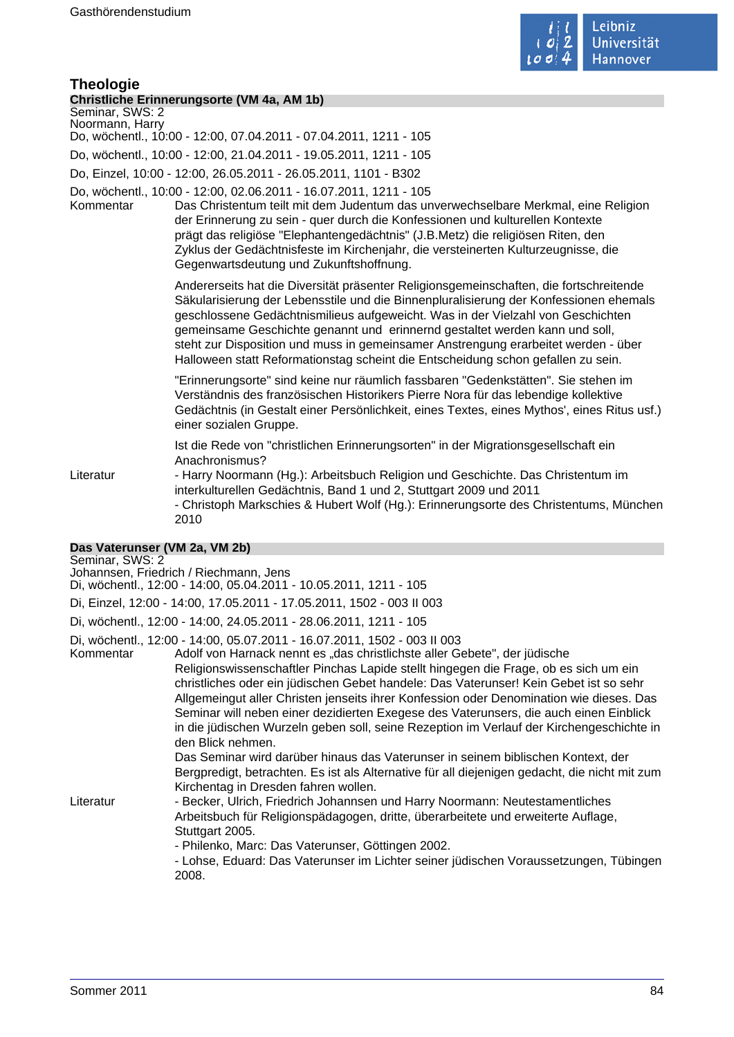## Theologie

### Christliche Erinnerungsorte (VM 4a, AM 1b)

Seminar, SWS: 2
Noormann, Harry

Do, wöchentl., 10:00 - 12:00, 07.04.2011 - 07.04.2011, 1211 - 105

Do, wöchentl., 10:00 - 12:00, 21.04.2011 - 19.05.2011, 1211 - 105

Do, Einzel, 10:00 - 12:00, 26.05.2011 - 26.05.2011, 1101 - B302

Do, wöchentl., 10:00 - 12:00, 02.06.2011 - 16.07.2011, 1211 - 105

Kommentar

Das Christentum teilt mit dem Judentum das unverwechselbare Merkmal, eine Religion der Erinnerung zu sein - quer durch die Konfessionen und kulturellen Kontexte prägt das religiöse "Elephantengedächtnis" (J.B.Metz) die religiösen Riten, den Zyklus der Gedächtnisfeste im Kirchenjahr, die versteinerten Kulturzeugnisse, die Gegenwartsdeutung und Zukunftshoffnung.

Andererseits hat die Diversität präsenter Religionsgemeinschaften, die fortschreitende Säkularisierung der Lebensstile und die Binnenpluralisierung der Konfessionen ehemals geschlossene Gedächtnismilieus aufgeweicht. Was in der Vielzahl von Geschichten gemeinsame Geschichte genannt und erinnernd gestaltet werden kann und soll, steht zur Disposition und muss in gemeinsamer Anstrengung erarbeitet werden - über Halloween statt Reformationstag scheint die Entscheidung schon gefallen zu sein.

"Erinnerungsorte" sind keine nur räumlich fassbaren "Gedenkstätten". Sie stehen im Verständnis des französischen Historikers Pierre Nora für das lebendige kollektive Gedächtnis (in Gestalt einer Persönlichkeit, eines Textes, eines Mythos', eines Ritus usf.) einer sozialen Gruppe.

Ist die Rede von "christlichen Erinnerungsorten" in der Migrationsgesellschaft ein Anachronismus?

Literatur

- Harry Noormann (Hg.): Arbeitsbuch Religion und Geschichte. Das Christentum im interkulturellen Gedächtnis, Band 1 und 2, Stuttgart 2009 und 2011
- Christoph Markschies & Hubert Wolf (Hg.): Erinnerungsorte des Christentums, München 2010

### Das Vaterunser (VM 2a, VM 2b)

Seminar, SWS: 2
Johannsen, Friedrich / Riechmann, Jens

Di, wöchentl., 12:00 - 14:00, 05.04.2011 - 10.05.2011, 1211 - 105

Di, Einzel, 12:00 - 14:00, 17.05.2011 - 17.05.2011, 1502 - 003 II 003

Di, wöchentl., 12:00 - 14:00, 24.05.2011 - 28.06.2011, 1211 - 105

Di, wöchentl., 12:00 - 14:00, 05.07.2011 - 16.07.2011, 1502 - 003 II 003

Kommentar

Adolf von Harnack nennt es „das christlichste aller Gebete", der jüdische Religionswissenschaftler Pinchas Lapide stellt hingegen die Frage, ob es sich um ein christliches oder ein jüdischen Gebet handele: Das Vaterunser! Kein Gebet ist so sehr Allgemeingut aller Christen jenseits ihrer Konfession oder Denomination wie dieses. Das Seminar will neben einer dezidierten Exegese des Vaterunsers, die auch einen Einblick in die jüdischen Wurzeln geben soll, seine Rezeption im Verlauf der Kirchengeschichte in den Blick nehmen.
Das Seminar wird darüber hinaus das Vaterunser in seinem biblischen Kontext, der Bergpredigt, betrachten. Es ist als Alternative für all diejenigen gedacht, die nicht mit zum Kirchentag in Dresden fahren wollen.

Literatur

- Becker, Ulrich, Friedrich Johannsen und Harry Noormann: Neutestamentliches Arbeitsbuch für Religionspädagogen, dritte, überarbeitete und erweiterte Auflage, Stuttgart 2005.
- Philenko, Marc: Das Vaterunser, Göttingen 2002.
- Lohse, Eduard: Das Vaterunser im Lichter seiner jüdischen Voraussetzungen, Tübingen 2008.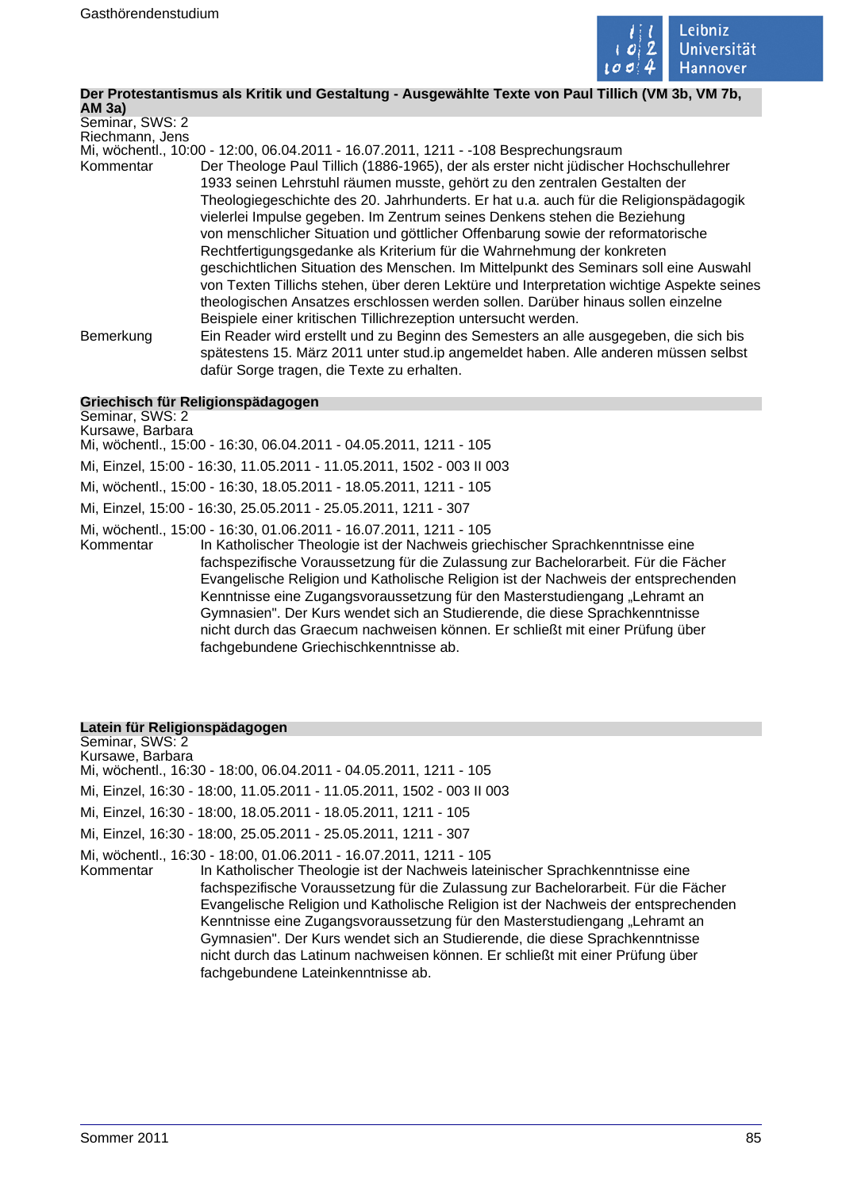### Der Protestantismus als Kritik und Gestaltung - Ausgewählte Texte von Paul Tillich (VM 3b, VM 7b, AM 3a)

Seminar, SWS: 2
Riechmann, Jens
Mi, wöchentl., 10:00 - 12:00, 06.04.2011 - 16.07.2011, 1211 - -108 Besprechungsraum

Kommentar
Der Theologe Paul Tillich (1886-1965), der als erster nicht jüdischer Hochschullehrer 1933 seinen Lehrstuhl räumen musste, gehört zu den zentralen Gestalten der Theologiegeschichte des 20. Jahrhunderts. Er hat u.a. auch für die Religionspädagogik vielerlei Impulse gegeben. Im Zentrum seines Denkens stehen die Beziehung von menschlicher Situation und göttlicher Offenbarung sowie der reformatorische Rechtfertigungsgedanke als Kriterium für die Wahrnehmung der konkreten geschichtlichen Situation des Menschen. Im Mittelpunkt des Seminars soll eine Auswahl von Texten Tillichs stehen, über deren Lektüre und Interpretation wichtige Aspekte seines theologischen Ansatzes erschlossen werden sollen. Darüber hinaus sollen einzelne Beispiele einer kritischen Tillichrezeption untersucht werden.

Bemerkung
Ein Reader wird erstellt und zu Beginn des Semesters an alle ausgegeben, die sich bis spätestens 15. März 2011 unter stud.ip angemeldet haben. Alle anderen müssen selbst dafür Sorge tragen, die Texte zu erhalten.

### Griechisch für Religionspädagogen

Seminar, SWS: 2
Kursawe, Barbara
Mi, wöchentl., 15:00 - 16:30, 06.04.2011 - 04.05.2011, 1211 - 105
Mi, Einzel, 15:00 - 16:30, 11.05.2011 - 11.05.2011, 1502 - 003 II 003
Mi, wöchentl., 15:00 - 16:30, 18.05.2011 - 18.05.2011, 1211 - 105
Mi, Einzel, 15:00 - 16:30, 25.05.2011 - 25.05.2011, 1211 - 307
Mi, wöchentl., 15:00 - 16:30, 01.06.2011 - 16.07.2011, 1211 - 105

Kommentar
In Katholischer Theologie ist der Nachweis griechischer Sprachkenntnisse eine fachspezifische Voraussetzung für die Zulassung zur Bachelorarbeit. Für die Fächer Evangelische Religion und Katholische Religion ist der Nachweis der entsprechenden Kenntnisse eine Zugangsvoraussetzung für den Masterstudiengang „Lehramt an Gymnasien". Der Kurs wendet sich an Studierende, die diese Sprachkenntnisse nicht durch das Graecum nachweisen können. Er schließt mit einer Prüfung über fachgebundene Griechischkenntnisse ab.

### Latein für Religionspädagogen

Seminar, SWS: 2
Kursawe, Barbara
Mi, wöchentl., 16:30 - 18:00, 06.04.2011 - 04.05.2011, 1211 - 105
Mi, Einzel, 16:30 - 18:00, 11.05.2011 - 11.05.2011, 1502 - 003 II 003
Mi, Einzel, 16:30 - 18:00, 18.05.2011 - 18.05.2011, 1211 - 105
Mi, Einzel, 16:30 - 18:00, 25.05.2011 - 25.05.2011, 1211 - 307
Mi, wöchentl., 16:30 - 18:00, 01.06.2011 - 16.07.2011, 1211 - 105

Kommentar
In Katholischer Theologie ist der Nachweis lateinischer Sprachkenntnisse eine fachspezifische Voraussetzung für die Zulassung zur Bachelorarbeit. Für die Fächer Evangelische Religion und Katholische Religion ist der Nachweis der entsprechenden Kenntnisse eine Zugangsvoraussetzung für den Masterstudiengang „Lehramt an Gymnasien". Der Kurs wendet sich an Studierende, die diese Sprachkenntnisse nicht durch das Latinum nachweisen können. Er schließt mit einer Prüfung über fachgebundene Lateinkenntnisse ab.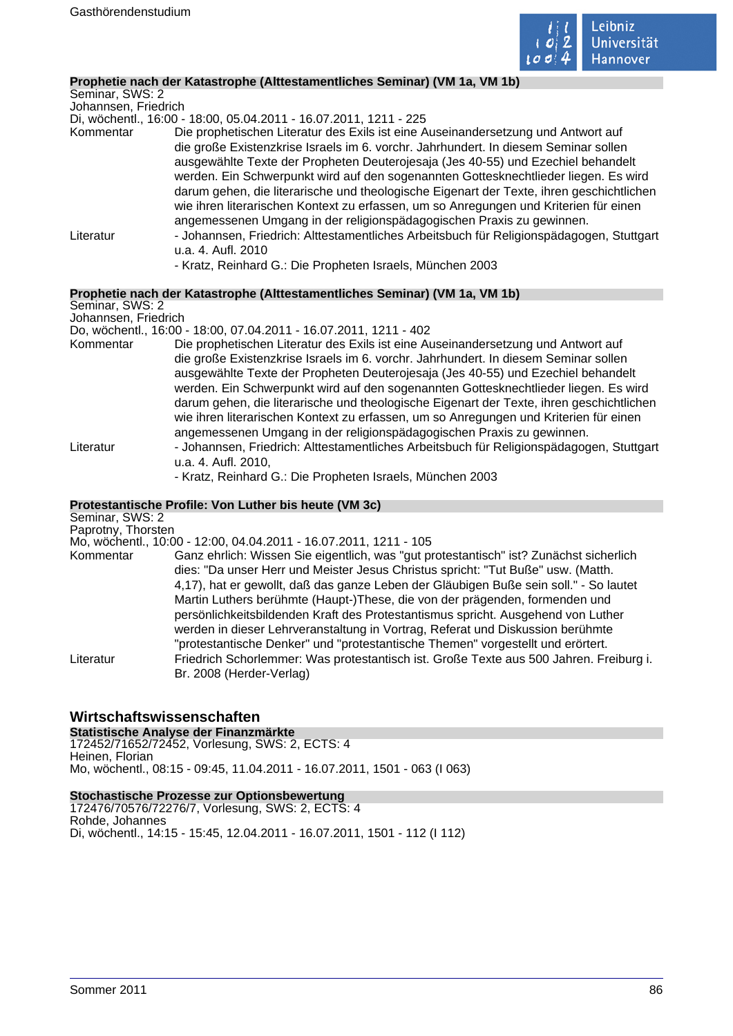### Prophetie nach der Katastrophe (Alttestamentliches Seminar) (VM 1a, VM 1b)

Seminar, SWS: 2
Johannsen, Friedrich
Di, wöchentl., 16:00 - 18:00, 05.04.2011 - 16.07.2011, 1211 - 225

Kommentar: Die prophetischen Literatur des Exils ist eine Auseinandersetzung und Antwort auf die große Existenzkrise Israels im 6. vorchr. Jahrhundert. In diesem Seminar sollen ausgewählte Texte der Propheten Deuterojesaja (Jes 40-55) und Ezechiel behandelt werden. Ein Schwerpunkt wird auf den sogenannten Gottesknechtlieder liegen. Es wird darum gehen, die literarische und theologische Eigenart der Texte, ihren geschichtlichen wie ihren literarischen Kontext zu erfassen, um so Anregungen und Kriterien für einen angemessenen Umgang in der religionspädagogischen Praxis zu gewinnen.

Literatur:
- Johannsen, Friedrich: Alttestamentliches Arbeitsbuch für Religionspädagogen, Stuttgart u.a. 4. Aufl. 2010
- Kratz, Reinhard G.: Die Propheten Israels, München 2003

### Prophetie nach der Katastrophe (Alttestamentliches Seminar) (VM 1a, VM 1b)

Seminar, SWS: 2
Johannsen, Friedrich
Do, wöchentl., 16:00 - 18:00, 07.04.2011 - 16.07.2011, 1211 - 402

Kommentar: Die prophetischen Literatur des Exils ist eine Auseinandersetzung und Antwort auf die große Existenzkrise Israels im 6. vorchr. Jahrhundert. In diesem Seminar sollen ausgewählte Texte der Propheten Deuterojesaja (Jes 40-55) und Ezechiel behandelt werden. Ein Schwerpunkt wird auf den sogenannten Gottesknechtlieder liegen. Es wird darum gehen, die literarische und theologische Eigenart der Texte, ihren geschichtlichen wie ihren literarischen Kontext zu erfassen, um so Anregungen und Kriterien für einen angemessenen Umgang in der religionspädagogischen Praxis zu gewinnen.

Literatur:
- Johannsen, Friedrich: Alttestamentliches Arbeitsbuch für Religionspädagogen, Stuttgart u.a. 4. Aufl. 2010,
- Kratz, Reinhard G.: Die Propheten Israels, München 2003

### Protestantische Profile: Von Luther bis heute (VM 3c)

Seminar, SWS: 2
Paprotny, Thorsten
Mo, wöchentl., 10:00 - 12:00, 04.04.2011 - 16.07.2011, 1211 - 105

Kommentar: Ganz ehrlich: Wissen Sie eigentlich, was "gut protestantisch" ist? Zunächst sicherlich dies: "Da unser Herr und Meister Jesus Christus spricht: "Tut Buße" usw. (Matth. 4,17), hat er gewollt, daß das ganze Leben der Gläubigen Buße sein soll." - So lautet Martin Luthers berühmte (Haupt-)These, die von der prägenden, formenden und persönlichkeitsbildenden Kraft des Protestantismus spricht. Ausgehend von Luther werden in dieser Lehrveranstaltung in Vortrag, Referat und Diskussion berühmte "protestantische Denker" und "protestantische Themen" vorgestellt und erörtert.

Literatur: Friedrich Schorlemmer: Was protestantisch ist. Große Texte aus 500 Jahren. Freiburg i. Br. 2008 (Herder-Verlag)

## Wirtschaftswissenschaften

### Statistische Analyse der Finanzmärkte

172452/71652/72452, Vorlesung, SWS: 2, ECTS: 4
Heinen, Florian
Mo, wöchentl., 08:15 - 09:45, 11.04.2011 - 16.07.2011, 1501 - 063 (I 063)

### Stochastische Prozesse zur Optionsbewertung

172476/70576/72276/7, Vorlesung, SWS: 2, ECTS: 4
Rohde, Johannes
Di, wöchentl., 14:15 - 15:45, 12.04.2011 - 16.07.2011, 1501 - 112 (I 112)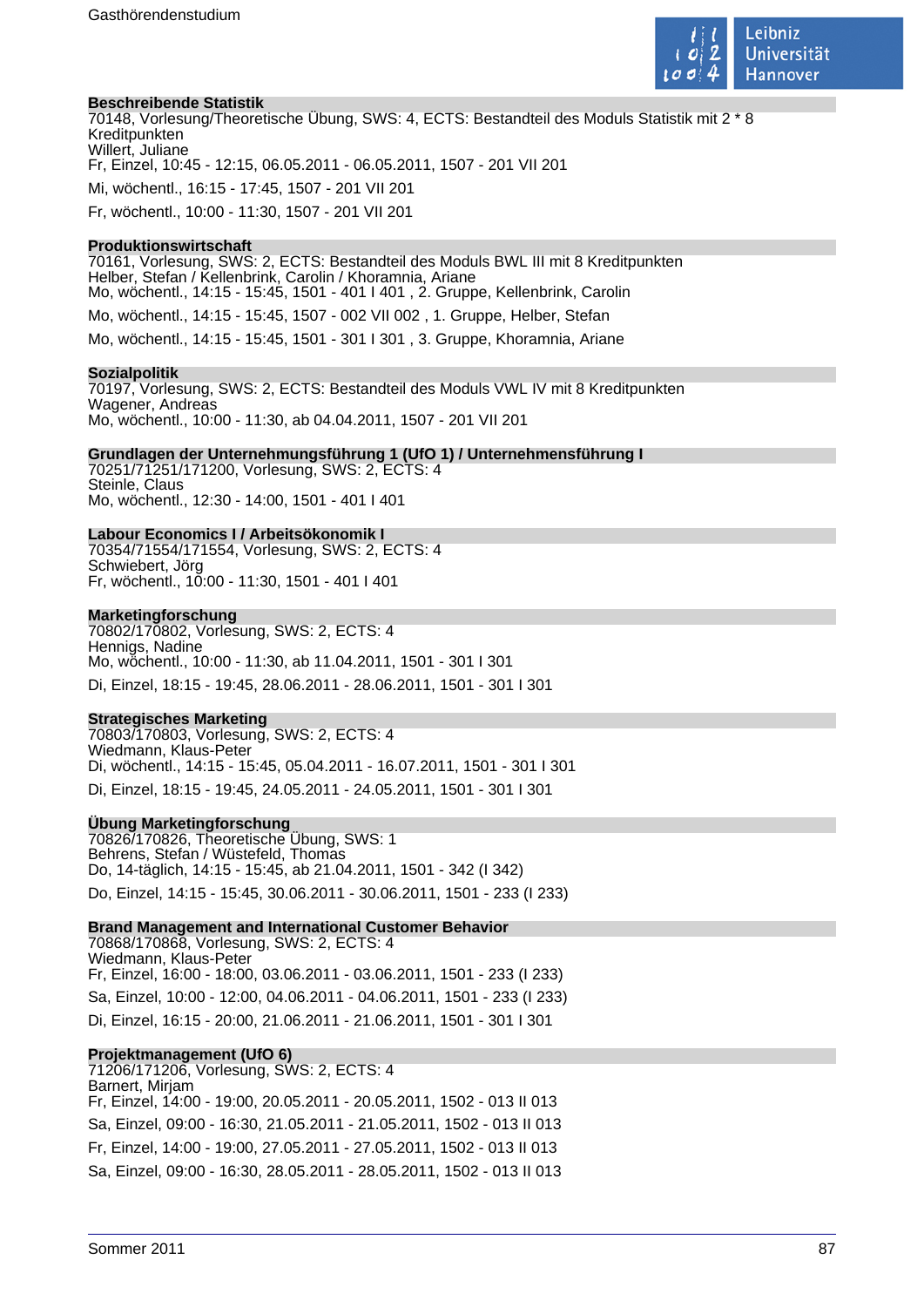**Beschreibende Statistik**
70148, Vorlesung/Theoretische Übung, SWS: 4, ECTS: Bestandteil des Moduls Statistik mit 2 * 8 Kreditpunkten
Willert, Juliane
Fr, Einzel, 10:45 - 12:15, 06.05.2011 - 06.05.2011, 1507 - 201 VII 201

Mi, wöchentl., 16:15 - 17:45, 1507 - 201 VII 201

Fr, wöchentl., 10:00 - 11:30, 1507 - 201 VII 201

**Produktionswirtschaft**
70161, Vorlesung, SWS: 2, ECTS: Bestandteil des Moduls BWL III mit 8 Kreditpunkten
Helber, Stefan / Kellenbrink, Carolin / Khoramnia, Ariane
Mo, wöchentl., 14:15 - 15:45, 1501 - 401 I 401 , 2. Gruppe, Kellenbrink, Carolin

Mo, wöchentl., 14:15 - 15:45, 1507 - 002 VII 002 , 1. Gruppe, Helber, Stefan

Mo, wöchentl., 14:15 - 15:45, 1501 - 301 I 301 , 3. Gruppe, Khoramnia, Ariane

**Sozialpolitik**
70197, Vorlesung, SWS: 2, ECTS: Bestandteil des Moduls VWL IV mit 8 Kreditpunkten
Wagener, Andreas
Mo, wöchentl., 10:00 - 11:30, ab 04.04.2011, 1507 - 201 VII 201

**Grundlagen der Unternehmungsführung 1 (UfO 1) / Unternehmensführung I**
70251/71251/171200, Vorlesung, SWS: 2, ECTS: 4
Steinle, Claus
Mo, wöchentl., 12:30 - 14:00, 1501 - 401 I 401

**Labour Economics I / Arbeitsökonomik I**
70354/71554/171554, Vorlesung, SWS: 2, ECTS: 4
Schwiebert, Jörg
Fr, wöchentl., 10:00 - 11:30, 1501 - 401 I 401

**Marketingforschung**
70802/170802, Vorlesung, SWS: 2, ECTS: 4
Hennigs, Nadine
Mo, wöchentl., 10:00 - 11:30, ab 11.04.2011, 1501 - 301 I 301

Di, Einzel, 18:15 - 19:45, 28.06.2011 - 28.06.2011, 1501 - 301 I 301

**Strategisches Marketing**
70803/170803, Vorlesung, SWS: 2, ECTS: 4
Wiedmann, Klaus-Peter
Di, wöchentl., 14:15 - 15:45, 05.04.2011 - 16.07.2011, 1501 - 301 I 301

Di, Einzel, 18:15 - 19:45, 24.05.2011 - 24.05.2011, 1501 - 301 I 301

**Übung Marketingforschung**
70826/170826, Theoretische Übung, SWS: 1
Behrens, Stefan / Wüstefeld, Thomas
Do, 14-täglich, 14:15 - 15:45, ab 21.04.2011, 1501 - 342 (I 342)

Do, Einzel, 14:15 - 15:45, 30.06.2011 - 30.06.2011, 1501 - 233 (I 233)

**Brand Management and International Customer Behavior**
70868/170868, Vorlesung, SWS: 2, ECTS: 4
Wiedmann, Klaus-Peter
Fr, Einzel, 16:00 - 18:00, 03.06.2011 - 03.06.2011, 1501 - 233 (I 233)

Sa, Einzel, 10:00 - 12:00, 04.06.2011 - 04.06.2011, 1501 - 233 (I 233)

Di, Einzel, 16:15 - 20:00, 21.06.2011 - 21.06.2011, 1501 - 301 I 301

**Projektmanagement (UfO 6)**
71206/171206, Vorlesung, SWS: 2, ECTS: 4
Barnert, Mirjam
Fr, Einzel, 14:00 - 19:00, 20.05.2011 - 20.05.2011, 1502 - 013 II 013

Sa, Einzel, 09:00 - 16:30, 21.05.2011 - 21.05.2011, 1502 - 013 II 013

Fr, Einzel, 14:00 - 19:00, 27.05.2011 - 27.05.2011, 1502 - 013 II 013

Sa, Einzel, 09:00 - 16:30, 28.05.2011 - 28.05.2011, 1502 - 013 II 013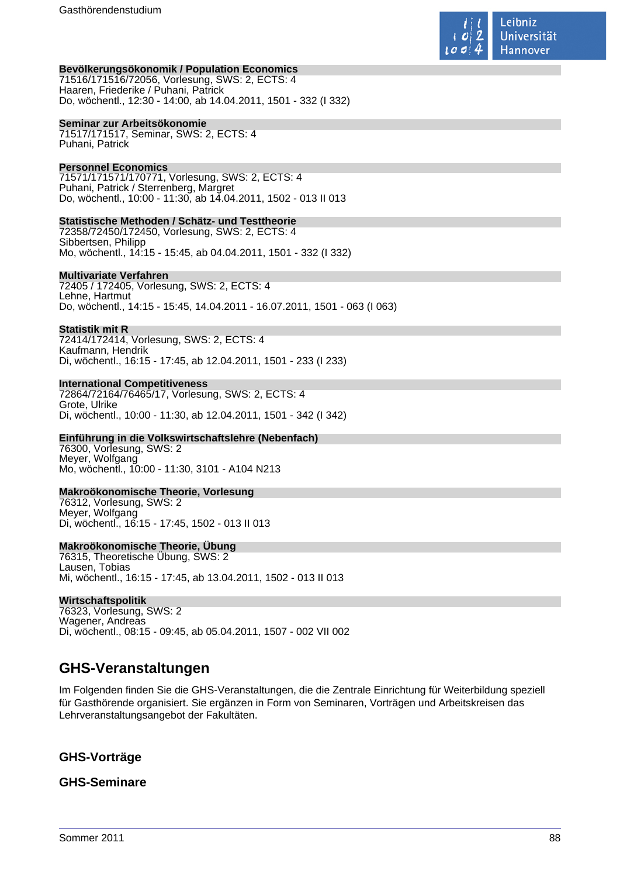**Bevölkerungsökonomik / Population Economics**
71516/171516/72056, Vorlesung, SWS: 2, ECTS: 4
Haaren, Friederike / Puhani, Patrick
Do, wöchentl., 12:30 - 14:00, ab 14.04.2011, 1501 - 332 (I 332)

**Seminar zur Arbeitsökonomie**
71517/171517, Seminar, SWS: 2, ECTS: 4
Puhani, Patrick

**Personnel Economics**
71571/171571/170771, Vorlesung, SWS: 2, ECTS: 4
Puhani, Patrick / Sterrenberg, Margret
Do, wöchentl., 10:00 - 11:30, ab 14.04.2011, 1502 - 013 II 013

**Statistische Methoden / Schätz- und Testtheorie**
72358/72450/172450, Vorlesung, SWS: 2, ECTS: 4
Sibbertsen, Philipp
Mo, wöchentl., 14:15 - 15:45, ab 04.04.2011, 1501 - 332 (I 332)

**Multivariate Verfahren**
72405 / 172405, Vorlesung, SWS: 2, ECTS: 4
Lehne, Hartmut
Do, wöchentl., 14:15 - 15:45, 14.04.2011 - 16.07.2011, 1501 - 063 (I 063)

**Statistik mit R**
72414/172414, Vorlesung, SWS: 2, ECTS: 4
Kaufmann, Hendrik
Di, wöchentl., 16:15 - 17:45, ab 12.04.2011, 1501 - 233 (I 233)

**International Competitiveness**
72864/72164/76465/17, Vorlesung, SWS: 2, ECTS: 4
Grote, Ulrike
Di, wöchentl., 10:00 - 11:30, ab 12.04.2011, 1501 - 342 (I 342)

**Einführung in die Volkswirtschaftslehre (Nebenfach)**
76300, Vorlesung, SWS: 2
Meyer, Wolfgang
Mo, wöchentl., 10:00 - 11:30, 3101 - A104 N213

**Makroökonomische Theorie, Vorlesung**
76312, Vorlesung, SWS: 2
Meyer, Wolfgang
Di, wöchentl., 16:15 - 17:45, 1502 - 013 II 013

**Makroökonomische Theorie, Übung**
76315, Theoretische Übung, SWS: 2
Lausen, Tobias
Mi, wöchentl., 16:15 - 17:45, ab 13.04.2011, 1502 - 013 II 013

**Wirtschaftspolitik**
76323, Vorlesung, SWS: 2
Wagener, Andreas
Di, wöchentl., 08:15 - 09:45, ab 05.04.2011, 1507 - 002 VII 002

## GHS-Veranstaltungen

Im Folgenden finden Sie die GHS-Veranstaltungen, die die Zentrale Einrichtung für Weiterbildung speziell für Gasthörende organisiert. Sie ergänzen in Form von Seminaren, Vorträgen und Arbeitskreisen das Lehrveranstaltungsangebot der Fakultäten.

### GHS-Vorträge

### GHS-Seminare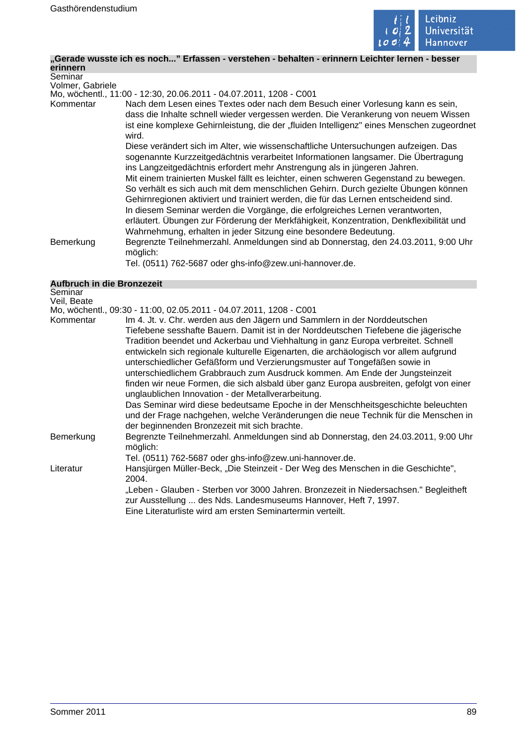## „Gerade wusste ich es noch..." Erfassen - verstehen - behalten - erinnern Leichter lernen - besser erinnern

Seminar
Volmer, Gabriele
Mo, wöchentl., 11:00 - 12:30, 20.06.2011 - 04.07.2011, 1208 - C001

**Kommentar**

Nach dem Lesen eines Textes oder nach dem Besuch einer Vorlesung kann es sein, dass die Inhalte schnell wieder vergessen werden. Die Verankerung von neuem Wissen ist eine komplexe Gehirnleistung, die der „fluiden Intelligenz" eines Menschen zugeordnet wird.

Diese verändert sich im Alter, wie wissenschaftliche Untersuchungen aufzeigen. Das sogenannte Kurzzeitgedächtnis verarbeitet Informationen langsamer. Die Übertragung ins Langzeitgedächtnis erfordert mehr Anstrengung als in jüngeren Jahren.

Mit einem trainierten Muskel fällt es leichter, einen schweren Gegenstand zu bewegen. So verhält es sich auch mit dem menschlichen Gehirn. Durch gezielte Übungen können Gehirnregionen aktiviert und trainiert werden, die für das Lernen entscheidend sind.

In diesem Seminar werden die Vorgänge, die erfolgreiches Lernen verantworten, erläutert. Übungen zur Förderung der Merkfähigkeit, Konzentration, Denkflexibilität und Wahrnehmung, erhalten in jeder Sitzung eine besondere Bedeutung.

**Bemerkung**

Begrenzte Teilnehmerzahl. Anmeldungen sind ab Donnerstag, den 24.03.2011, 9:00 Uhr möglich:
Tel. (0511) 762-5687 oder ghs-info@zew.uni-hannover.de.

## Aufbruch in die Bronzezeit

Seminar
Veil, Beate
Mo, wöchentl., 09:30 - 11:00, 02.05.2011 - 04.07.2011, 1208 - C001

**Kommentar**

Im 4. Jt. v. Chr. werden aus den Jägern und Sammlern in der Norddeutschen Tiefebene sesshafte Bauern. Damit ist in der Norddeutschen Tiefebene die jägerische Tradition beendet und Ackerbau und Viehhaltung in ganz Europa verbreitet. Schnell entwickeln sich regionale kulturelle Eigenarten, die archäologisch vor allem aufgrund unterschiedlicher Gefäßform und Verzierungsmuster auf Tongefäßen sowie in unterschiedlichem Grabbrauch zum Ausdruck kommen. Am Ende der Jungsteinzeit finden wir neue Formen, die sich alsbald über ganz Europa ausbreiten, gefolgt von einer unglaublichen Innovation - der Metallverarbeitung.

Das Seminar wird diese bedeutsame Epoche in der Menschheitsgeschichte beleuchten und der Frage nachgehen, welche Veränderungen die neue Technik für die Menschen in der beginnenden Bronzezeit mit sich brachte.

**Bemerkung**

Begrenzte Teilnehmerzahl. Anmeldungen sind ab Donnerstag, den 24.03.2011, 9:00 Uhr möglich:
Tel. (0511) 762-5687 oder ghs-info@zew.uni-hannover.de.

**Literatur**

Hansjürgen Müller-Beck, „Die Steinzeit - Der Weg des Menschen in die Geschichte", 2004.

„Leben - Glauben - Sterben vor 3000 Jahren. Bronzezeit in Niedersachsen." Begleitheft zur Ausstellung ... des Nds. Landesmuseums Hannover, Heft 7, 1997.

Eine Literaturliste wird am ersten Seminartermin verteilt.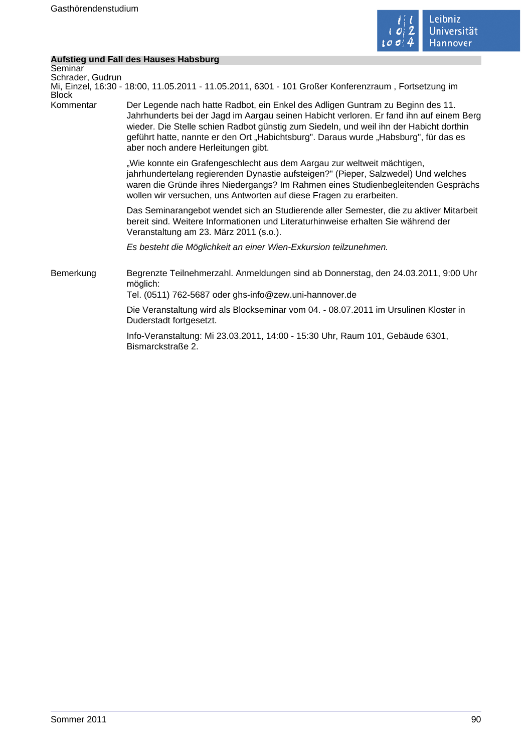**Aufstieg und Fall des Hauses Habsburg**

Seminar

Schrader, Gudrun

Mi, Einzel, 16:30 - 18:00, 11.05.2011 - 11.05.2011, 6301 - 101 Großer Konferenzraum , Fortsetzung im Block

Kommentar

Der Legende nach hatte Radbot, ein Enkel des Adligen Guntram zu Beginn des 11. Jahrhunderts bei der Jagd im Aargau seinen Habicht verloren. Er fand ihn auf einem Berg wieder. Die Stelle schien Radbot günstig zum Siedeln, und weil ihn der Habicht dorthin geführt hatte, nannte er den Ort „Habichtsburg". Daraus wurde „Habsburg", für das es aber noch andere Herleitungen gibt.

„Wie konnte ein Grafengeschlecht aus dem Aargau zur weltweit mächtigen, jahrhundertelang regierenden Dynastie aufsteigen?" (Pieper, Salzwedel) Und welches waren die Gründe ihres Niedergangs? Im Rahmen eines Studienbegleitenden Gesprächs wollen wir versuchen, uns Antworten auf diese Fragen zu erarbeiten.

Das Seminarangebot wendet sich an Studierende aller Semester, die zu aktiver Mitarbeit bereit sind. Weitere Informationen und Literaturhinweise erhalten Sie während der Veranstaltung am 23. März 2011 (s.o.).

*Es besteht die Möglichkeit an einer Wien-Exkursion teilzunehmen.*

Bemerkung

Begrenzte Teilnehmerzahl. Anmeldungen sind ab Donnerstag, den 24.03.2011, 9:00 Uhr möglich:
Tel. (0511) 762-5687 oder ghs-info@zew.uni-hannover.de

Die Veranstaltung wird als Blockseminar vom 04. - 08.07.2011 im Ursulinen Kloster in Duderstadt fortgesetzt.

Info-Veranstaltung: Mi 23.03.2011, 14:00 - 15:30 Uhr, Raum 101, Gebäude 6301, Bismarckstraße 2.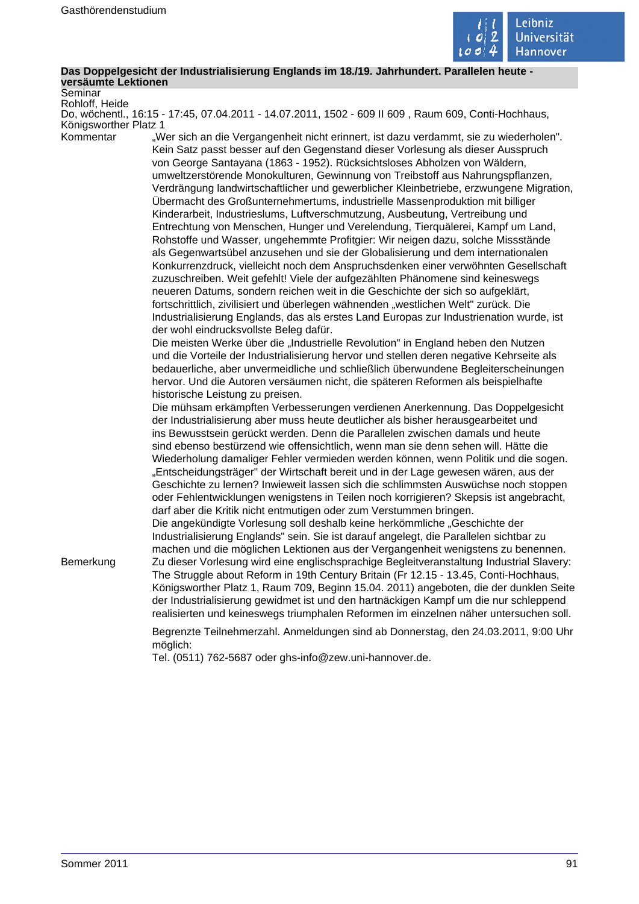**Das Doppelgesicht der Industrialisierung Englands im 18./19. Jahrhundert. Parallelen heute - versäumte Lektionen**

Seminar
Rohloff, Heide
Do, wöchentl., 16:15 - 17:45, 07.04.2011 - 14.07.2011, 1502 - 609 II 609 , Raum 609, Conti-Hochhaus, Königsworther Platz 1

Kommentar

„Wer sich an die Vergangenheit nicht erinnert, ist dazu verdammt, sie zu wiederholen". Kein Satz passt besser auf den Gegenstand dieser Vorlesung als dieser Ausspruch von George Santayana (1863 - 1952). Rücksichtsloses Abholzen von Wäldern, umweltzerstörende Monokulturen, Gewinnung von Treibstoff aus Nahrungspflanzen, Verdrängung landwirtschaftlicher und gewerblicher Kleinbetriebe, erzwungene Migration, Übermacht des Großunternehmertums, industrielle Massenproduktion mit billiger Kinderarbeit, Industrieslums, Luftverschmutzung, Ausbeutung, Vertreibung und Entrechtung von Menschen, Hunger und Verelendung, Tierquälerei, Kampf um Land, Rohstoffe und Wasser, ungehemmte Profitgier: Wir neigen dazu, solche Missstände als Gegenwartsübel anzusehen und sie der Globalisierung und dem internationalen Konkurrenzdruck, vielleicht noch dem Anspruchsdenken einer verwöhnten Gesellschaft zuzuschreiben. Weit gefehlt! Viele der aufgezählten Phänomene sind keineswegs neueren Datums, sondern reichen weit in die Geschichte der sich so aufgeklärt, fortschrittlich, zivilisiert und überlegen wähnenden „westlichen Welt" zurück. Die Industrialisierung Englands, das als erstes Land Europas zur Industrienation wurde, ist der wohl eindrucksvollste Beleg dafür.

Die meisten Werke über die „Industrielle Revolution" in England heben den Nutzen und die Vorteile der Industrialisierung hervor und stellen deren negative Kehrseite als bedauerliche, aber unvermeidliche und schließlich überwundene Begleiterscheinungen hervor. Und die Autoren versäumen nicht, die späteren Reformen als beispielhafte historische Leistung zu preisen.

Die mühsam erkämpften Verbesserungen verdienen Anerkennung. Das Doppelgesicht der Industrialisierung aber muss heute deutlicher als bisher herausgearbeitet und ins Bewusstsein gerückt werden. Denn die Parallelen zwischen damals und heute sind ebenso bestürzend wie offensichtlich, wenn man sie denn sehen will. Hätte die Wiederholung damaliger Fehler vermieden werden können, wenn Politik und die sogen. „Entscheidungsträger" der Wirtschaft bereit und in der Lage gewesen wären, aus der Geschichte zu lernen? Inwieweit lassen sich die schlimmsten Auswüchse noch stoppen oder Fehlentwicklungen wenigstens in Teilen noch korrigieren? Skepsis ist angebracht, darf aber die Kritik nicht entmutigen oder zum Verstummen bringen.

Die angekündigte Vorlesung soll deshalb keine herkömmliche „Geschichte der Industrialisierung Englands" sein. Sie ist darauf angelegt, die Parallelen sichtbar zu machen und die möglichen Lektionen aus der Vergangenheit wenigstens zu benennen.

Bemerkung

Zu dieser Vorlesung wird eine englischsprachige Begleitveranstaltung Industrial Slavery: The Struggle about Reform in 19th Century Britain (Fr 12.15 - 13.45, Conti-Hochhaus, Königsworther Platz 1, Raum 709, Beginn 15.04. 2011) angeboten, die der dunklen Seite der Industrialisierung gewidmet ist und den hartnäckigen Kampf um die nur schleppend realisierten und keineswegs triumphalen Reformen im einzelnen näher untersuchen soll.

Begrenzte Teilnehmerzahl. Anmeldungen sind ab Donnerstag, den 24.03.2011, 9:00 Uhr möglich:
Tel. (0511) 762-5687 oder ghs-info@zew.uni-hannover.de.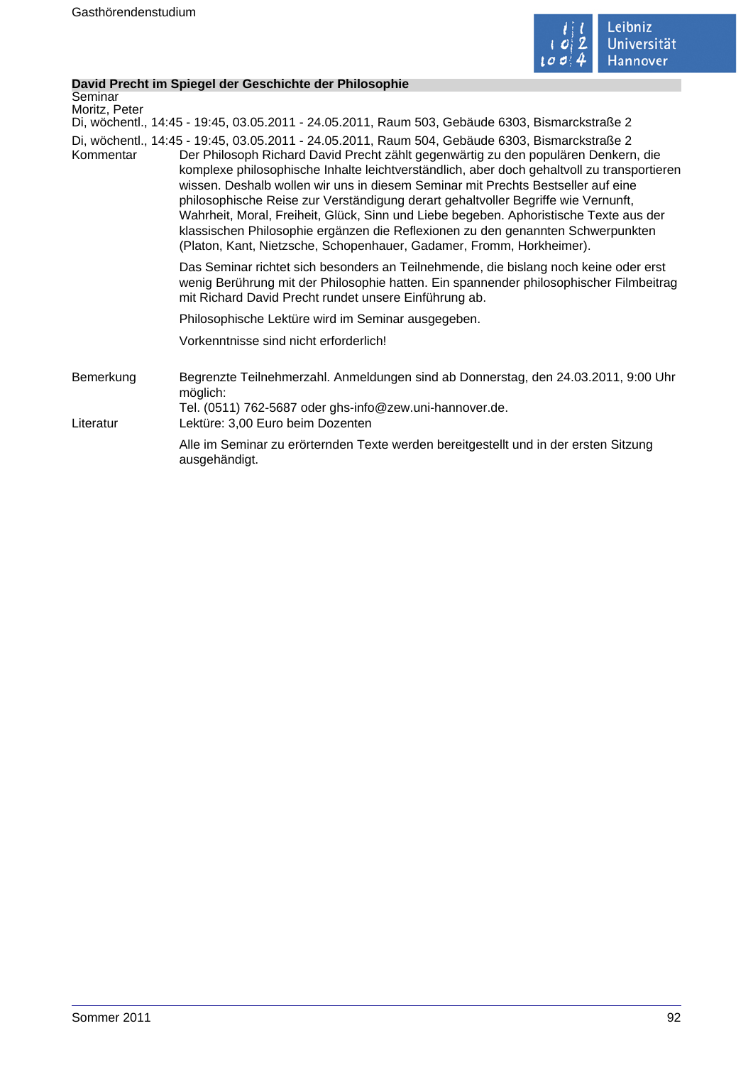## David Precht im Spiegel der Geschichte der Philosophie

Seminar
Moritz, Peter
Di, wöchentl., 14:45 - 19:45, 03.05.2011 - 24.05.2011, Raum 503, Gebäude 6303, Bismarckstraße 2
Di, wöchentl., 14:45 - 19:45, 03.05.2011 - 24.05.2011, Raum 504, Gebäude 6303, Bismarckstraße 2

**Kommentar**

Der Philosoph Richard David Precht zählt gegenwärtig zu den populären Denkern, die komplexe philosophische Inhalte leichtverständlich, aber doch gehaltvoll zu transportieren wissen. Deshalb wollen wir uns in diesem Seminar mit Prechts Bestseller auf eine philosophische Reise zur Verständigung derart gehaltvoller Begriffe wie Vernunft, Wahrheit, Moral, Freiheit, Glück, Sinn und Liebe begeben. Aphoristische Texte aus der klassischen Philosophie ergänzen die Reflexionen zu den genannten Schwerpunkten (Platon, Kant, Nietzsche, Schopenhauer, Gadamer, Fromm, Horkheimer).

Das Seminar richtet sich besonders an Teilnehmende, die bislang noch keine oder erst wenig Berührung mit der Philosophie hatten. Ein spannender philosophischer Filmbeitrag mit Richard David Precht rundet unsere Einführung ab.

Philosophische Lektüre wird im Seminar ausgegeben.

Vorkenntnisse sind nicht erforderlich!

**Bemerkung**

Begrenzte Teilnehmerzahl. Anmeldungen sind ab Donnerstag, den 24.03.2011, 9:00 Uhr möglich:
Tel. (0511) 762-5687 oder ghs-info@zew.uni-hannover.de.

**Literatur**

Lektüre: 3,00 Euro beim Dozenten

Alle im Seminar zu erörternden Texte werden bereitgestellt und in der ersten Sitzung ausgehändigt.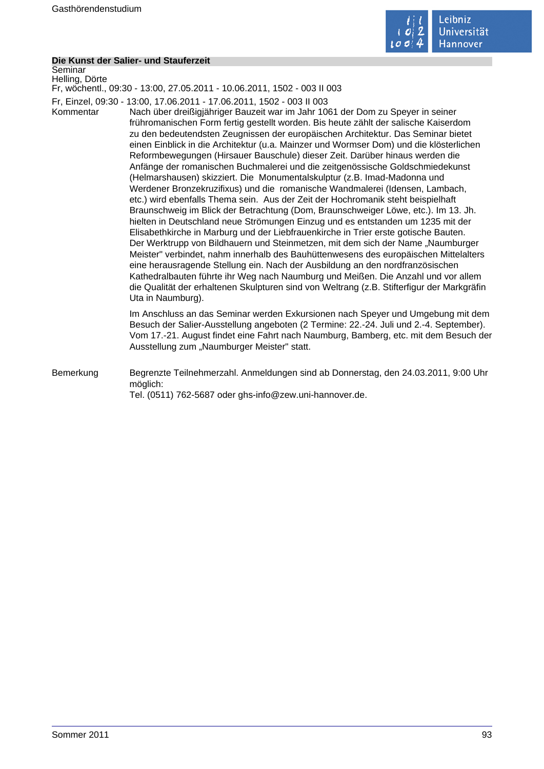**Die Kunst der Salier- und Stauferzeit**

Seminar
Helling, Dörte
Fr, wöchentl., 09:30 - 13:00, 27.05.2011 - 10.06.2011, 1502 - 003 II 003

Fr, Einzel, 09:30 - 13:00, 17.06.2011 - 17.06.2011, 1502 - 003 II 003

Kommentar

Nach über dreißigjähriger Bauzeit war im Jahr 1061 der Dom zu Speyer in seiner frühromanischen Form fertig gestellt worden. Bis heute zählt der salische Kaiserdom zu den bedeutendsten Zeugnissen der europäischen Architektur. Das Seminar bietet einen Einblick in die Architektur (u.a. Mainzer und Wormser Dom) und die klösterlichen Reformbewegungen (Hirsauer Bauschule) dieser Zeit. Darüber hinaus werden die Anfänge der romanischen Buchmalerei und die zeitgenössische Goldschmiedekunst (Helmarshausen) skizziert. Die Monumentalskulptur (z.B. Imad-Madonna und Werdener Bronzekruzifixus) und die romanische Wandmalerei (Idensen, Lambach, etc.) wird ebenfalls Thema sein. Aus der Zeit der Hochromanik steht beispielhaft Braunschweig im Blick der Betrachtung (Dom, Braunschweiger Löwe, etc.). Im 13. Jh. hielten in Deutschland neue Strömungen Einzug und es entstanden um 1235 mit der Elisabethkirche in Marburg und der Liebfrauenkirche in Trier erste gotische Bauten. Der Werktrupp von Bildhauern und Steinmetzen, mit dem sich der Name „Naumburger Meister" verbindet, nahm innerhalb des Bauhüttenwesens des europäischen Mittelalters eine herausragende Stellung ein. Nach der Ausbildung an den nordfranzösischen Kathedralbauten führte ihr Weg nach Naumburg und Meißen. Die Anzahl und vor allem die Qualität der erhaltenen Skulpturen sind von Weltrang (z.B. Stifterfigur der Markgräfin Uta in Naumburg).

Im Anschluss an das Seminar werden Exkursionen nach Speyer und Umgebung mit dem Besuch der Salier-Ausstellung angeboten (2 Termine: 22.-24. Juli und 2.-4. September). Vom 17.-21. August findet eine Fahrt nach Naumburg, Bamberg, etc. mit dem Besuch der Ausstellung zum „Naumburger Meister" statt.

Bemerkung

Begrenzte Teilnehmerzahl. Anmeldungen sind ab Donnerstag, den 24.03.2011, 9:00 Uhr möglich:
Tel. (0511) 762-5687 oder ghs-info@zew.uni-hannover.de.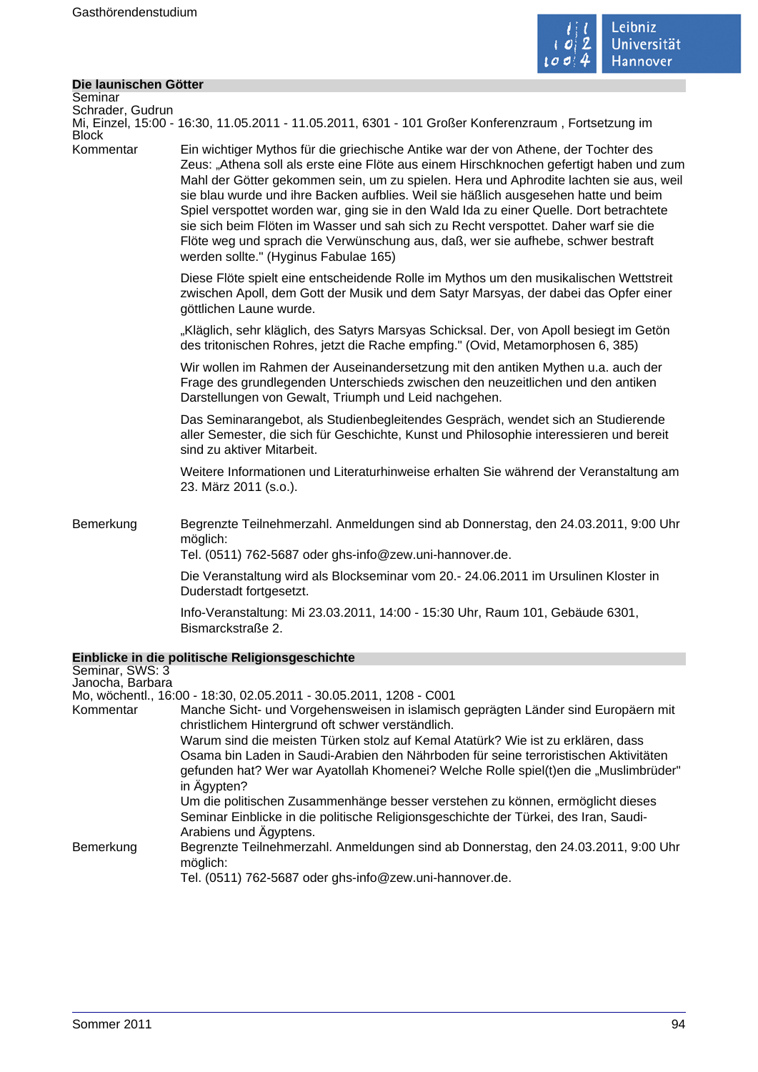## Die launischen Götter

Seminar
Schrader, Gudrun
Mi, Einzel, 15:00 - 16:30, 11.05.2011 - 11.05.2011, 6301 - 101 Großer Konferenzraum , Fortsetzung im Block

**Kommentar**

Ein wichtiger Mythos für die griechische Antike war der von Athene, der Tochter des Zeus: „Athena soll als erste eine Flöte aus einem Hirschknochen gefertigt haben und zum Mahl der Götter gekommen sein, um zu spielen. Hera und Aphrodite lachten sie aus, weil sie blau wurde und ihre Backen aufblies. Weil sie häßlich ausgesehen hatte und beim Spiel verspottet worden war, ging sie in den Wald Ida zu einer Quelle. Dort betrachtete sie sich beim Flöten im Wasser und sah sich zu Recht verspottet. Daher warf sie die Flöte weg und sprach die Verwünschung aus, daß, wer sie aufhebe, schwer bestraft werden sollte." (Hyginus Fabulae 165)

Diese Flöte spielt eine entscheidende Rolle im Mythos um den musikalischen Wettstreit zwischen Apoll, dem Gott der Musik und dem Satyr Marsyas, der dabei das Opfer einer göttlichen Laune wurde.

„Kläglich, sehr kläglich, des Satyrs Marsyas Schicksal. Der, von Apoll besiegt im Getön des tritonischen Rohres, jetzt die Rache empfing." (Ovid, Metamorphosen 6, 385)

Wir wollen im Rahmen der Auseinandersetzung mit den antiken Mythen u.a. auch der Frage des grundlegenden Unterschieds zwischen den neuzeitlichen und den antiken Darstellungen von Gewalt, Triumph und Leid nachgehen.

Das Seminarangebot, als Studienbegleitendes Gespräch, wendet sich an Studierende aller Semester, die sich für Geschichte, Kunst und Philosophie interessieren und bereit sind zu aktiver Mitarbeit.

Weitere Informationen und Literaturhinweise erhalten Sie während der Veranstaltung am 23. März 2011 (s.o.).

**Bemerkung**

Begrenzte Teilnehmerzahl. Anmeldungen sind ab Donnerstag, den 24.03.2011, 9:00 Uhr möglich:
Tel. (0511) 762-5687 oder ghs-info@zew.uni-hannover.de.

Die Veranstaltung wird als Blockseminar vom 20.- 24.06.2011 im Ursulinen Kloster in Duderstadt fortgesetzt.

Info-Veranstaltung: Mi 23.03.2011, 14:00 - 15:30 Uhr, Raum 101, Gebäude 6301, Bismarckstraße 2.

## Einblicke in die politische Religionsgeschichte

Seminar, SWS: 3
Janocha, Barbara
Mo, wöchentl., 16:00 - 18:30, 02.05.2011 - 30.05.2011, 1208 - C001

**Kommentar**

Manche Sicht- und Vorgehensweisen in islamisch geprägten Länder sind Europäern mit christlichem Hintergrund oft schwer verständlich.
Warum sind die meisten Türken stolz auf Kemal Atatürk? Wie ist zu erklären, dass Osama bin Laden in Saudi-Arabien den Nährboden für seine terroristischen Aktivitäten gefunden hat? Wer war Ayatollah Khomenei? Welche Rolle spiel(t)en die „Muslimbrüder" in Ägypten?
Um die politischen Zusammenhänge besser verstehen zu können, ermöglicht dieses Seminar Einblicke in die politische Religionsgeschichte der Türkei, des Iran, Saudi-Arabiens und Ägyptens.

**Bemerkung**

Begrenzte Teilnehmerzahl. Anmeldungen sind ab Donnerstag, den 24.03.2011, 9:00 Uhr möglich:
Tel. (0511) 762-5687 oder ghs-info@zew.uni-hannover.de.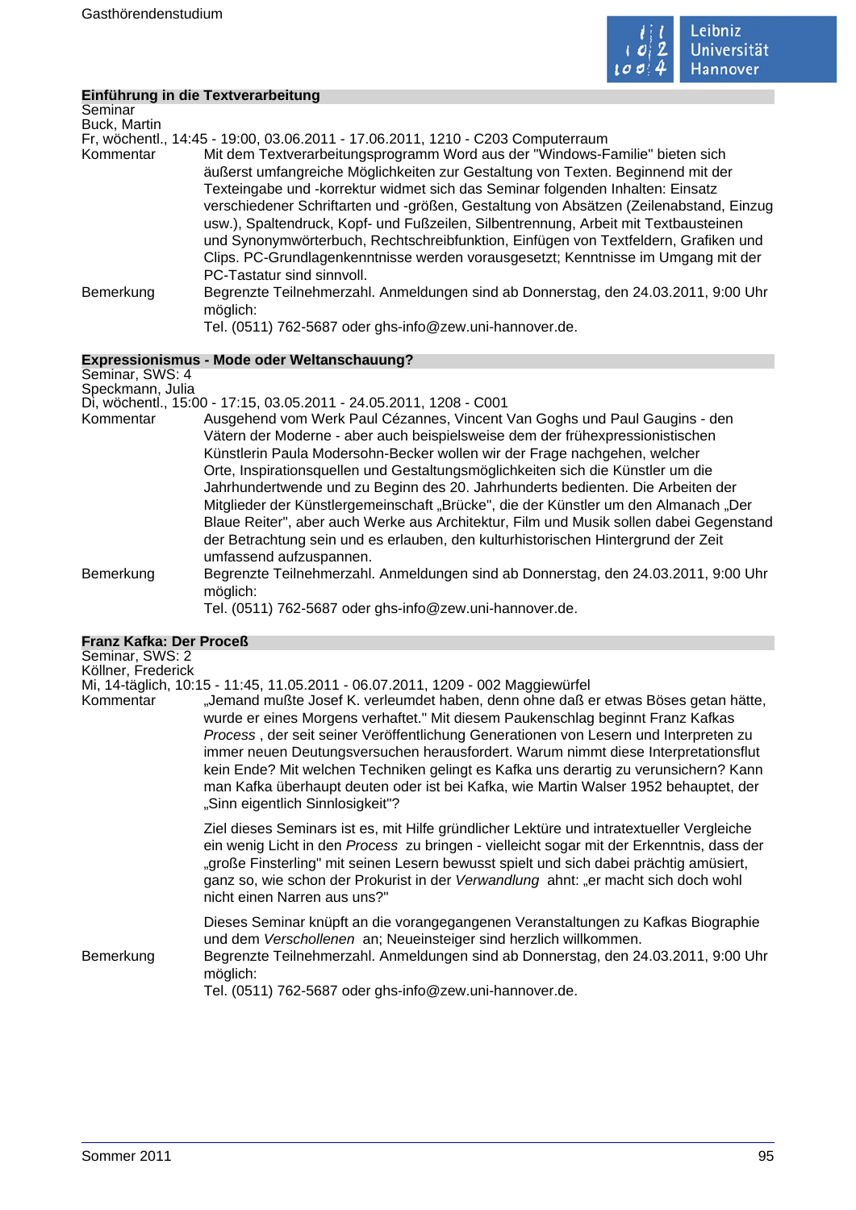## Einführung in die Textverarbeitung

Seminar
Buck, Martin
Fr, wöchentl., 14:45 - 19:00, 03.06.2011 - 17.06.2011, 1210 - C203 Computerraum

Kommentar
Mit dem Textverarbeitungsprogramm Word aus der "Windows-Familie" bieten sich äußerst umfangreiche Möglichkeiten zur Gestaltung von Texten. Beginnend mit der Texteingabe und -korrektur widmet sich das Seminar folgenden Inhalten: Einsatz verschiedener Schriftarten und -größen, Gestaltung von Absätzen (Zeilenabstand, Einzug usw.), Spaltendruck, Kopf- und Fußzeilen, Silbentrennung, Arbeit mit Textbausteinen und Synonymwörterbuch, Rechtschreibfunktion, Einfügen von Textfeldern, Grafiken und Clips. PC-Grundlagenkenntnisse werden vorausgesetzt; Kenntnisse im Umgang mit der PC-Tastatur sind sinnvoll.

Bemerkung
Begrenzte Teilnehmerzahl. Anmeldungen sind ab Donnerstag, den 24.03.2011, 9:00 Uhr möglich:
Tel. (0511) 762-5687 oder ghs-info@zew.uni-hannover.de.

## Expressionismus - Mode oder Weltanschauung?

Seminar, SWS: 4
Speckmann, Julia
Di, wöchentl., 15:00 - 17:15, 03.05.2011 - 24.05.2011, 1208 - C001

Kommentar
Ausgehend vom Werk Paul Cézannes, Vincent Van Goghs und Paul Gaugins - den Vätern der Moderne - aber auch beispielsweise dem der frühexpressionistischen Künstlerin Paula Modersohn-Becker wollen wir der Frage nachgehen, welcher Orte, Inspirationsquellen und Gestaltungsmöglichkeiten sich die Künstler um die Jahrhundertwende und zu Beginn des 20. Jahrhunderts bedienten. Die Arbeiten der Mitglieder der Künstlergemeinschaft „Brücke", die der Künstler um den Almanach „Der Blaue Reiter", aber auch Werke aus Architektur, Film und Musik sollen dabei Gegenstand der Betrachtung sein und es erlauben, den kulturhistorischen Hintergrund der Zeit umfassend aufzuspannen.

Bemerkung
Begrenzte Teilnehmerzahl. Anmeldungen sind ab Donnerstag, den 24.03.2011, 9:00 Uhr möglich:
Tel. (0511) 762-5687 oder ghs-info@zew.uni-hannover.de.

## Franz Kafka: Der Proceß

Seminar, SWS: 2
Köllner, Frederick
Mi, 14-täglich, 10:15 - 11:45, 11.05.2011 - 06.07.2011, 1209 - 002 Maggiewürfel

Kommentar
„Jemand mußte Josef K. verleumdet haben, denn ohne daß er etwas Böses getan hätte, wurde er eines Morgens verhaftet." Mit diesem Paukenschlag beginnt Franz Kafkas *Process* , der seit seiner Veröffentlichung Generationen von Lesern und Interpreten zu immer neuen Deutungsversuchen herausfordert. Warum nimmt diese Interpretationsflut kein Ende? Mit welchen Techniken gelingt es Kafka uns derartig zu verunsichern? Kann man Kafka überhaupt deuten oder ist bei Kafka, wie Martin Walser 1952 behauptet, der „Sinn eigentlich Sinnlosigkeit"?

Ziel dieses Seminars ist es, mit Hilfe gründlicher Lektüre und intratextueller Vergleiche ein wenig Licht in den *Process* zu bringen - vielleicht sogar mit der Erkenntnis, dass der „große Finsterling" mit seinen Lesern bewusst spielt und sich dabei prächtig amüsiert, ganz so, wie schon der Prokurist in der *Verwandlung* ahnt: „er macht sich doch wohl nicht einen Narren aus uns?"

Dieses Seminar knüpft an die vorangegangenen Veranstaltungen zu Kafkas Biographie und dem *Verschollenen* an; Neueinsteiger sind herzlich willkommen.

Bemerkung
Begrenzte Teilnehmerzahl. Anmeldungen sind ab Donnerstag, den 24.03.2011, 9:00 Uhr möglich:
Tel. (0511) 762-5687 oder ghs-info@zew.uni-hannover.de.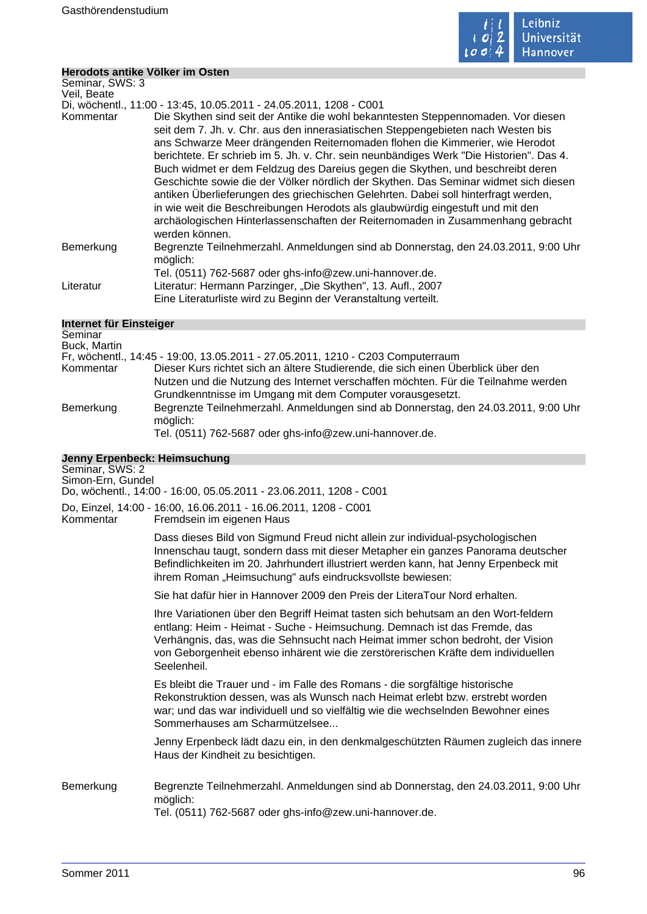## Herodots antike Völker im Osten

Seminar, SWS: 3
Veil, Beate
Di, wöchentl., 11:00 - 13:45, 10.05.2011 - 24.05.2011, 1208 - C001

**Kommentar**
Die Skythen sind seit der Antike die wohl bekanntesten Steppennomaden. Vor diesen seit dem 7. Jh. v. Chr. aus den innerasiatischen Steppengebieten nach Westen bis ans Schwarze Meer drängenden Reiternomaden flohen die Kimmerier, wie Herodot berichtete. Er schrieb im 5. Jh. v. Chr. sein neunbändiges Werk "Die Historien". Das 4. Buch widmet er dem Feldzug des Dareius gegen die Skythen, und beschreibt deren Geschichte sowie die der Völker nördlich der Skythen. Das Seminar widmet sich diesen antiken Überlieferungen des griechischen Gelehrten. Dabei soll hinterfragt werden, in wie weit die Beschreibungen Herodots als glaubwürdig eingestuft und mit den archäologischen Hinterlassenschaften der Reiternomaden in Zusammenhang gebracht werden können.

**Bemerkung**
Begrenzte Teilnehmerzahl. Anmeldungen sind ab Donnerstag, den 24.03.2011, 9:00 Uhr möglich:
Tel. (0511) 762-5687 oder ghs-info@zew.uni-hannover.de.

**Literatur**
Literatur: Hermann Parzinger, „Die Skythen", 13. Aufl., 2007
Eine Literaturliste wird zu Beginn der Veranstaltung verteilt.

## Internet für Einsteiger

Seminar
Buck, Martin
Fr, wöchentl., 14:45 - 19:00, 13.05.2011 - 27.05.2011, 1210 - C203 Computerraum

**Kommentar**
Dieser Kurs richtet sich an ältere Studierende, die sich einen Überblick über den Nutzen und die Nutzung des Internet verschaffen möchten. Für die Teilnahme werden Grundkenntnisse im Umgang mit dem Computer vorausgesetzt.

**Bemerkung**
Begrenzte Teilnehmerzahl. Anmeldungen sind ab Donnerstag, den 24.03.2011, 9:00 Uhr möglich:
Tel. (0511) 762-5687 oder ghs-info@zew.uni-hannover.de.

## Jenny Erpenbeck: Heimsuchung

Seminar, SWS: 2
Simon-Ern, Gundel
Do, wöchentl., 14:00 - 16:00, 05.05.2011 - 23.06.2011, 1208 - C001

Do, Einzel, 14:00 - 16:00, 16.06.2011 - 16.06.2011, 1208 - C001

**Kommentar**
Fremdsein im eigenen Haus

Dass dieses Bild von Sigmund Freud nicht allein zur individual-psychologischen Innenschau taugt, sondern dass mit dieser Metapher ein ganzes Panorama deutscher Befindlichkeiten im 20. Jahrhundert illustriert werden kann, hat Jenny Erpenbeck mit ihrem Roman „Heimsuchung" aufs eindrucksvollste bewiesen:

Sie hat dafür hier in Hannover 2009 den Preis der LiteraTour Nord erhalten.

Ihre Variationen über den Begriff Heimat tasten sich behutsam an den Wort-feldern entlang: Heim - Heimat - Suche - Heimsuchung. Demnach ist das Fremde, das Verhängnis, das, was die Sehnsucht nach Heimat immer schon bedroht, der Vision von Geborgenheit ebenso inhärent wie die zerstörerischen Kräfte dem individuellen Seelenheil.

Es bleibt die Trauer und - im Falle des Romans - die sorgfältige historische Rekonstruktion dessen, was als Wunsch nach Heimat erlebt bzw. erstrebt worden war; und das war individuell und so vielfältig wie die wechselnden Bewohner eines Sommerhauses am Scharmützelsee...

Jenny Erpenbeck lädt dazu ein, in den denkmalgeschützten Räumen zugleich das innere Haus der Kindheit zu besichtigen.

**Bemerkung**
Begrenzte Teilnehmerzahl. Anmeldungen sind ab Donnerstag, den 24.03.2011, 9:00 Uhr möglich:
Tel. (0511) 762-5687 oder ghs-info@zew.uni-hannover.de.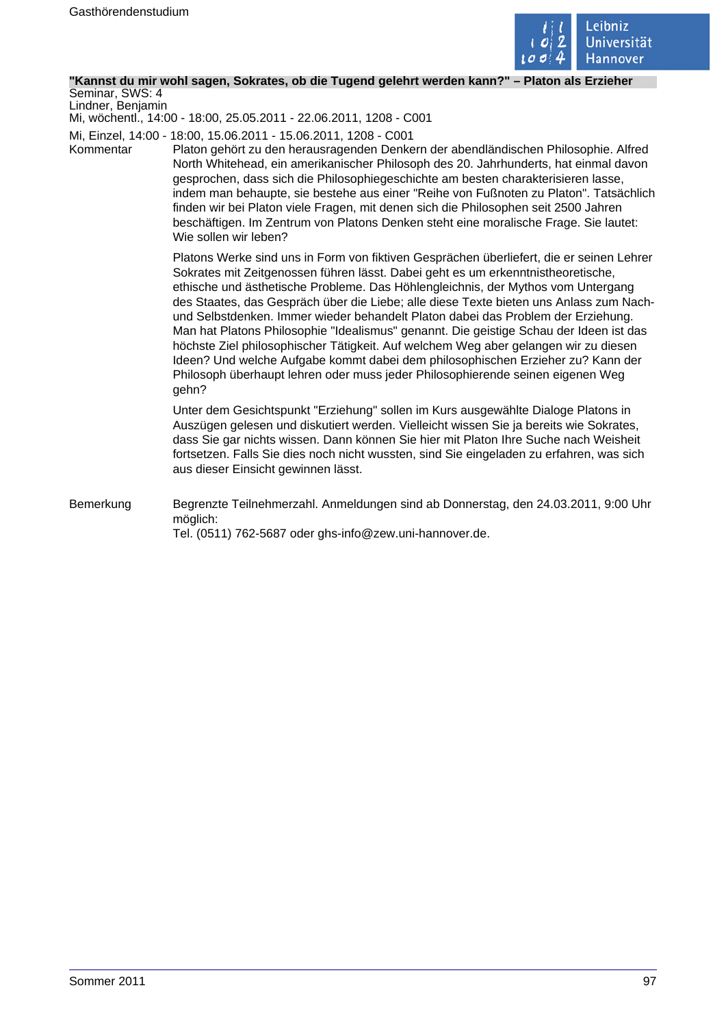### "Kannst du mir wohl sagen, Sokrates, ob die Tugend gelehrt werden kann?" – Platon als Erzieher

Seminar, SWS: 4
Lindner, Benjamin
Mi, wöchentl., 14:00 - 18:00, 25.05.2011 - 22.06.2011, 1208 - C001

Mi, Einzel, 14:00 - 18:00, 15.06.2011 - 15.06.2011, 1208 - C001

**Kommentar**

Platon gehört zu den herausragenden Denkern der abendländischen Philosophie. Alfred North Whitehead, ein amerikanischer Philosoph des 20. Jahrhunderts, hat einmal davon gesprochen, dass sich die Philosophiegeschichte am besten charakterisieren lasse, indem man behaupte, sie bestehe aus einer "Reihe von Fußnoten zu Platon". Tatsächlich finden wir bei Platon viele Fragen, mit denen sich die Philosophen seit 2500 Jahren beschäftigen. Im Zentrum von Platons Denken steht eine moralische Frage. Sie lautet: Wie sollen wir leben?

Platons Werke sind uns in Form von fiktiven Gesprächen überliefert, die er seinen Lehrer Sokrates mit Zeitgenossen führen lässt. Dabei geht es um erkenntnistheoretische, ethische und ästhetische Probleme. Das Höhlengleichnis, der Mythos vom Untergang des Staates, das Gespräch über die Liebe; alle diese Texte bieten uns Anlass zum Nach- und Selbstdenken. Immer wieder behandelt Platon dabei das Problem der Erziehung. Man hat Platons Philosophie "Idealismus" genannt. Die geistige Schau der Ideen ist das höchste Ziel philosophischer Tätigkeit. Auf welchem Weg aber gelangen wir zu diesen Ideen? Und welche Aufgabe kommt dabei dem philosophischen Erzieher zu? Kann der Philosoph überhaupt lehren oder muss jeder Philosophierende seinen eigenen Weg gehn?

Unter dem Gesichtspunkt "Erziehung" sollen im Kurs ausgewählte Dialoge Platons in Auszügen gelesen und diskutiert werden. Vielleicht wissen Sie ja bereits wie Sokrates, dass Sie gar nichts wissen. Dann können Sie hier mit Platon Ihre Suche nach Weisheit fortsetzen. Falls Sie dies noch nicht wussten, sind Sie eingeladen zu erfahren, was sich aus dieser Einsicht gewinnen lässt.

**Bemerkung**

Begrenzte Teilnehmerzahl. Anmeldungen sind ab Donnerstag, den 24.03.2011, 9:00 Uhr möglich:
Tel. (0511) 762-5687 oder ghs-info@zew.uni-hannover.de.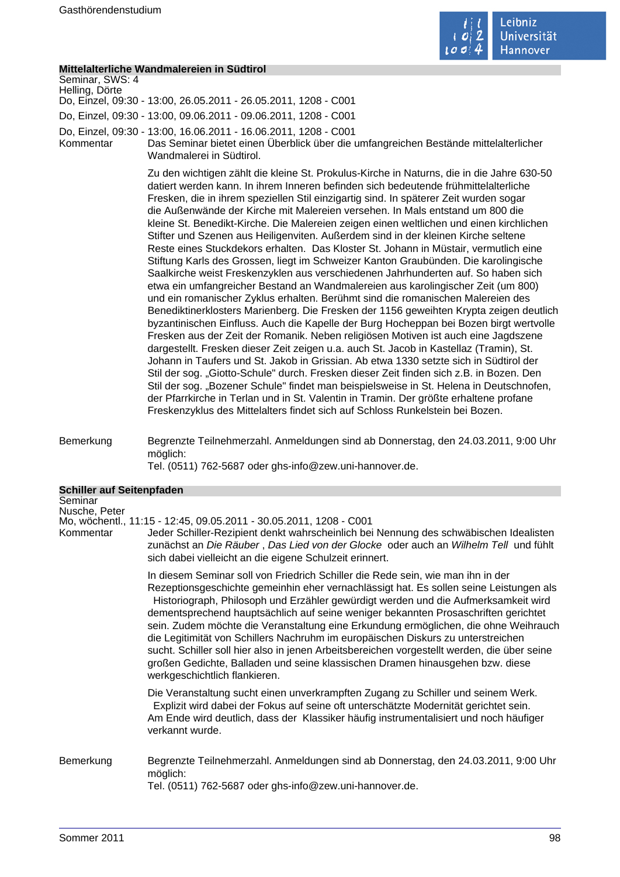## Mittelalterliche Wandmalereien in Südtirol

Seminar, SWS: 4
Helling, Dörte
Do, Einzel, 09:30 - 13:00, 26.05.2011 - 26.05.2011, 1208 - C001
Do, Einzel, 09:30 - 13:00, 09.06.2011 - 09.06.2011, 1208 - C001
Do, Einzel, 09:30 - 13:00, 16.06.2011 - 16.06.2011, 1208 - C001

**Kommentar**

Das Seminar bietet einen Überblick über die umfangreichen Bestände mittelalterlicher Wandmalerei in Südtirol.

Zu den wichtigen zählt die kleine St. Prokulus-Kirche in Naturns, die in die Jahre 630-50 datiert werden kann. In ihrem Inneren befinden sich bedeutende frühmittelalterliche Fresken, die in ihrem speziellen Stil einzigartig sind. In späterer Zeit wurden sogar die Außenwände der Kirche mit Malereien versehen. In Mals entstand um 800 die kleine St. Benedikt-Kirche. Die Malereien zeigen einen weltlichen und einen kirchlichen Stifter und Szenen aus Heiligenviten. Außerdem sind in der kleinen Kirche seltene Reste eines Stuckdekors erhalten. Das Kloster St. Johann in Müstair, vermutlich eine Stiftung Karls des Grossen, liegt im Schweizer Kanton Graubünden. Die karolingische Saalkirche weist Freskenzyklen aus verschiedenen Jahrhunderten auf. So haben sich etwa ein umfangreicher Bestand an Wandmalereien aus karolingischer Zeit (um 800) und ein romanischer Zyklus erhalten. Berühmt sind die romanischen Malereien des Benediktinerklosters Marienberg. Die Fresken der 1156 geweihten Krypta zeigen deutlich byzantinischen Einfluss. Auch die Kapelle der Burg Hocheppan bei Bozen birgt wertvolle Fresken aus der Zeit der Romanik. Neben religiösen Motiven ist auch eine Jagdszene dargestellt. Fresken dieser Zeit zeigen u.a. auch St. Jacob in Kastellaz (Tramin), St. Johann in Taufers und St. Jakob in Grissian. Ab etwa 1330 setzte sich in Südtirol der Stil der sog. „Giotto-Schule" durch. Fresken dieser Zeit finden sich z.B. in Bozen. Den Stil der sog. „Bozener Schule" findet man beispielsweise in St. Helena in Deutschnofen, der Pfarrkirche in Terlan und in St. Valentin in Tramin. Der größte erhaltene profane Freskenzyklus des Mittelalters findet sich auf Schloss Runkelstein bei Bozen.

**Bemerkung**

Begrenzte Teilnehmerzahl. Anmeldungen sind ab Donnerstag, den 24.03.2011, 9:00 Uhr möglich:
Tel. (0511) 762-5687 oder ghs-info@zew.uni-hannover.de.

## Schiller auf Seitenpfaden

Seminar
Nusche, Peter
Mo, wöchentl., 11:15 - 12:45, 09.05.2011 - 30.05.2011, 1208 - C001

**Kommentar**

Jeder Schiller-Rezipient denkt wahrscheinlich bei Nennung des schwäbischen Idealisten zunächst an *Die Räuber*, *Das Lied von der Glocke* oder auch an *Wilhelm Tell* und fühlt sich dabei vielleicht an die eigene Schulzeit erinnert.

In diesem Seminar soll von Friedrich Schiller die Rede sein, wie man ihn in der Rezeptionsgeschichte gemeinhin eher vernachlässigt hat. Es sollen seine Leistungen als Historiograph, Philosoph und Erzähler gewürdigt werden und die Aufmerksamkeit wird dementsprechend hauptsächlich auf seine weniger bekannten Prosaschriften gerichtet sein. Zudem möchte die Veranstaltung eine Erkundung ermöglichen, die ohne Weihrauch die Legitimität von Schillers Nachruhm im europäischen Diskurs zu unterstreichen sucht. Schiller soll hier also in jenen Arbeitsbereichen vorgestellt werden, die über seine großen Gedichte, Balladen und seine klassischen Dramen hinausgehen bzw. diese werkgeschichtlich flankieren.

Die Veranstaltung sucht einen unverkrampften Zugang zu Schiller und seinem Werk. Explizit wird dabei der Fokus auf seine oft unterschätzte Modernität gerichtet sein. Am Ende wird deutlich, dass der Klassiker häufig instrumentalisiert und noch häufiger verkannt wurde.

**Bemerkung**

Begrenzte Teilnehmerzahl. Anmeldungen sind ab Donnerstag, den 24.03.2011, 9:00 Uhr möglich:
Tel. (0511) 762-5687 oder ghs-info@zew.uni-hannover.de.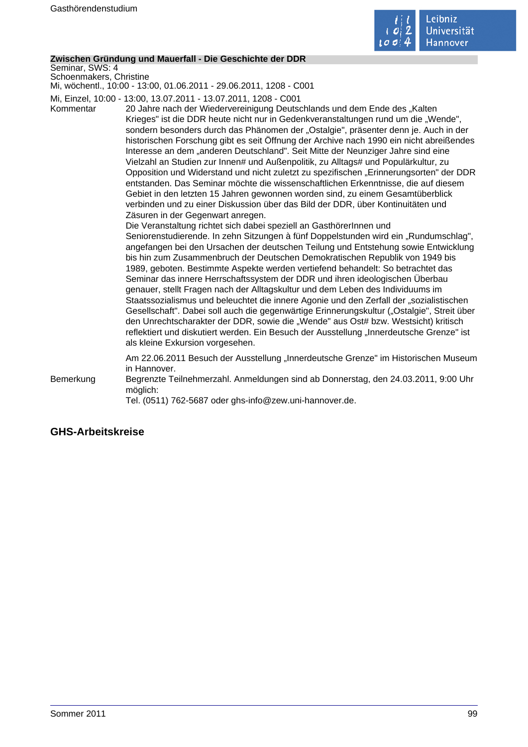**Zwischen Gründung und Mauerfall - Die Geschichte der DDR**

Seminar, SWS: 4
Schoenmakers, Christine
Mi, wöchentl., 10:00 - 13:00, 01.06.2011 - 29.06.2011, 1208 - C001
Mi, Einzel, 10:00 - 13:00, 13.07.2011 - 13.07.2011, 1208 - C001

Kommentar

20 Jahre nach der Wiedervereinigung Deutschlands und dem Ende des „Kalten Krieges" ist die DDR heute nicht nur in Gedenkveranstaltungen rund um die „Wende", sondern besonders durch das Phänomen der „Ostalgie", präsenter denn je. Auch in der historischen Forschung gibt es seit Öffnung der Archive nach 1990 ein nicht abreißendes Interesse an dem „anderen Deutschland". Seit Mitte der Neunziger Jahre sind eine Vielzahl an Studien zur Innen# und Außenpolitik, zu Alltags# und Populärkultur, zu Opposition und Widerstand und nicht zuletzt zu spezifischen „Erinnerungsorten" der DDR entstanden. Das Seminar möchte die wissenschaftlichen Erkenntnisse, die auf diesem Gebiet in den letzten 15 Jahren gewonnen worden sind, zu einem Gesamtüberblick verbinden und zu einer Diskussion über das Bild der DDR, über Kontinuitäten und Zäsuren in der Gegenwart anregen.
Die Veranstaltung richtet sich dabei speziell an GasthörerInnen und Seniorenstudierende. In zehn Sitzungen à fünf Doppelstunden wird ein „Rundumschlag", angefangen bei den Ursachen der deutschen Teilung und Entstehung sowie Entwicklung bis hin zum Zusammenbruch der Deutschen Demokratischen Republik von 1949 bis 1989, geboten. Bestimmte Aspekte werden vertiefend behandelt: So betrachtet das Seminar das innere Herrschaftssystem der DDR und ihren ideologischen Überbau genauer, stellt Fragen nach der Alltagskultur und dem Leben des Individuums im Staatssozialismus und beleuchtet die innere Agonie und den Zerfall der „sozialistischen Gesellschaft". Dabei soll auch die gegenwärtige Erinnerungskultur („Ostalgie", Streit über den Unrechtscharakter der DDR, sowie die „Wende" aus Ost# bzw. Westsicht) kritisch reflektiert und diskutiert werden. Ein Besuch der Ausstellung „Innerdeutsche Grenze" ist als kleine Exkursion vorgesehen.

Am 22.06.2011 Besuch der Ausstellung „Innerdeutsche Grenze" im Historischen Museum in Hannover.

Bemerkung

Begrenzte Teilnehmerzahl. Anmeldungen sind ab Donnerstag, den 24.03.2011, 9:00 Uhr möglich:
Tel. (0511) 762-5687 oder ghs-info@zew.uni-hannover.de.

## GHS-Arbeitskreise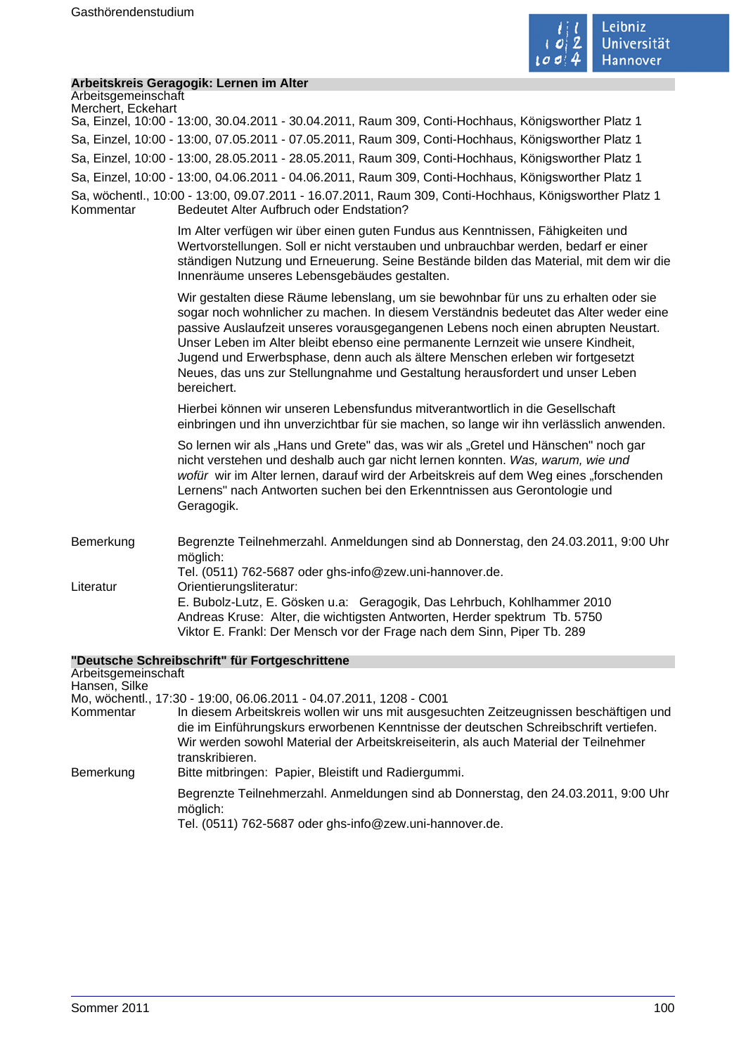## Arbeitskreis Geragogik: Lernen im Alter

Arbeitsgemeinschaft
Merchert, Eckehart

Sa, Einzel, 10:00 - 13:00, 30.04.2011 - 30.04.2011, Raum 309, Conti-Hochhaus, Königsworther Platz 1

Sa, Einzel, 10:00 - 13:00, 07.05.2011 - 07.05.2011, Raum 309, Conti-Hochhaus, Königsworther Platz 1

Sa, Einzel, 10:00 - 13:00, 28.05.2011 - 28.05.2011, Raum 309, Conti-Hochhaus, Königsworther Platz 1

Sa, Einzel, 10:00 - 13:00, 04.06.2011 - 04.06.2011, Raum 309, Conti-Hochhaus, Königsworther Platz 1

Sa, wöchentl., 10:00 - 13:00, 09.07.2011 - 16.07.2011, Raum 309, Conti-Hochhaus, Königsworther Platz 1

**Kommentar**

Bedeutet Alter Aufbruch oder Endstation?

Im Alter verfügen wir über einen guten Fundus aus Kenntnissen, Fähigkeiten und Wertvorstellungen. Soll er nicht verstauben und unbrauchbar werden, bedarf er einer ständigen Nutzung und Erneuerung. Seine Bestände bilden das Material, mit dem wir die Innenräume unseres Lebensgebäudes gestalten.

Wir gestalten diese Räume lebenslang, um sie bewohnbar für uns zu erhalten oder sie sogar noch wohnlicher zu machen. In diesem Verständnis bedeutet das Alter weder eine passive Auslaufzeit unseres vorausgegangenen Lebens noch einen abrupten Neustart. Unser Leben im Alter bleibt ebenso eine permanente Lernzeit wie unsere Kindheit, Jugend und Erwerbsphase, denn auch als ältere Menschen erleben wir fortgesetzt Neues, das uns zur Stellungnahme und Gestaltung herausfordert und unser Leben bereichert.

Hierbei können wir unseren Lebensfundus mitverantwortlich in die Gesellschaft einbringen und ihn unverzichtbar für sie machen, so lange wir ihn verlässlich anwenden.

So lernen wir als „Hans und Grete" das, was wir als „Gretel und Hänschen" noch gar nicht verstehen und deshalb auch gar nicht lernen konnten. *Was, warum, wie und wofür* wir im Alter lernen, darauf wird der Arbeitskreis auf dem Weg eines „forschenden Lernens" nach Antworten suchen bei den Erkenntnissen aus Gerontologie und Geragogik.

**Bemerkung**

Begrenzte Teilnehmerzahl. Anmeldungen sind ab Donnerstag, den 24.03.2011, 9:00 Uhr möglich:
Tel. (0511) 762-5687 oder ghs-info@zew.uni-hannover.de.

**Literatur**

Orientierungsliteratur:
E. Bubolz-Lutz, E. Gösken u.a: Geragogik, Das Lehrbuch, Kohlhammer 2010
Andreas Kruse: Alter, die wichtigsten Antworten, Herder spektrum Tb. 5750
Viktor E. Frankl: Der Mensch vor der Frage nach dem Sinn, Piper Tb. 289

## "Deutsche Schreibschrift" für Fortgeschrittene

Arbeitsgemeinschaft
Hansen, Silke

Mo, wöchentl., 17:30 - 19:00, 06.06.2011 - 04.07.2011, 1208 - C001

**Kommentar**

In diesem Arbeitskreis wollen wir uns mit ausgesuchten Zeitzeugnissen beschäftigen und die im Einführungskurs erworbenen Kenntnisse der deutschen Schreibschrift vertiefen. Wir werden sowohl Material der Arbeitskreiseiterin, als auch Material der Teilnehmer transkribieren.

**Bemerkung**

Bitte mitbringen: Papier, Bleistift und Radiergummi.

Begrenzte Teilnehmerzahl. Anmeldungen sind ab Donnerstag, den 24.03.2011, 9:00 Uhr möglich:
Tel. (0511) 762-5687 oder ghs-info@zew.uni-hannover.de.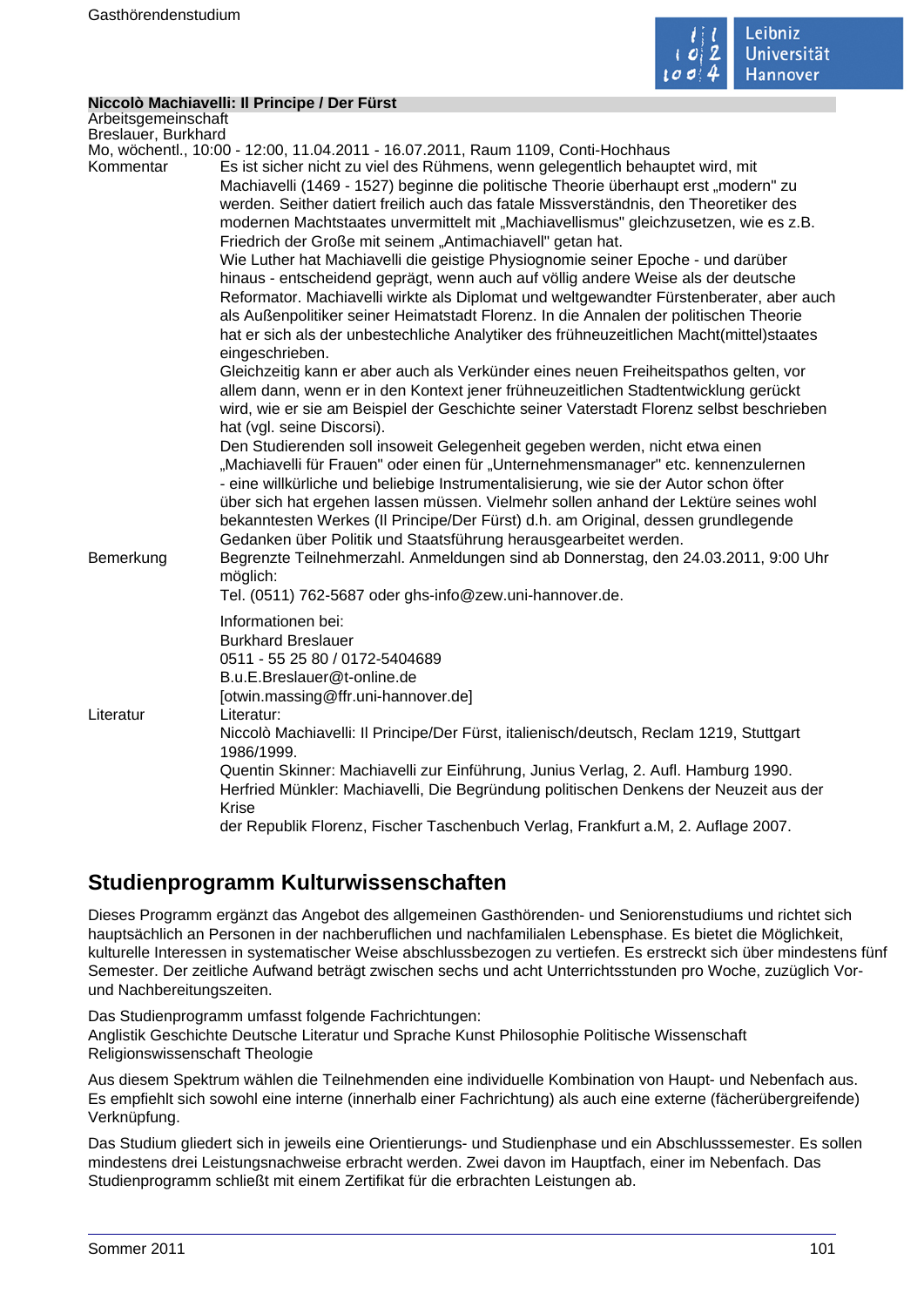**Niccolò Machiavelli: Il Principe / Der Fürst**

Arbeitsgemeinschaft

Breslauer, Burkhard

Mo, wöchentl., 10:00 - 12:00, 11.04.2011 - 16.07.2011, Raum 1109, Conti-Hochhaus

Kommentar

Es ist sicher nicht zu viel des Rühmens, wenn gelegentlich behauptet wird, mit Machiavelli (1469 - 1527) beginne die politische Theorie überhaupt erst „modern" zu werden. Seither datiert freilich auch das fatale Missverständnis, den Theoretiker des modernen Machtstaates unvermittelt mit „Machiavellismus" gleichzusetzen, wie es z.B. Friedrich der Große mit seinem „Antimachiavell" getan hat.

Wie Luther hat Machiavelli die geistige Physiognomie seiner Epoche - und darüber hinaus - entscheidend geprägt, wenn auch auf völlig andere Weise als der deutsche Reformator. Machiavelli wirkte als Diplomat und weltgewandter Fürstenberater, aber auch als Außenpolitiker seiner Heimatstadt Florenz. In die Annalen der politischen Theorie hat er sich als der unbestechliche Analytiker des frühneuzeitlichen Macht(mittel)staates eingeschrieben.

Gleichzeitig kann er aber auch als Verkünder eines neuen Freiheitspathos gelten, vor allem dann, wenn er in den Kontext jener frühneuzeitlichen Stadtentwicklung gerückt wird, wie er sie am Beispiel der Geschichte seiner Vaterstadt Florenz selbst beschrieben hat (vgl. seine Discorsi).

Den Studierenden soll insoweit Gelegenheit gegeben werden, nicht etwa einen „Machiavelli für Frauen" oder einen für „Unternehmensmanager" etc. kennenzulernen - eine willkürliche und beliebige Instrumentalisierung, wie sie der Autor schon öfter über sich hat ergehen lassen müssen. Vielmehr sollen anhand der Lektüre seines wohl bekanntesten Werkes (Il Principe/Der Fürst) d.h. am Original, dessen grundlegende Gedanken über Politik und Staatsführung herausgearbeitet werden.

Bemerkung

Begrenzte Teilnehmerzahl. Anmeldungen sind ab Donnerstag, den 24.03.2011, 9:00 Uhr möglich:
Tel. (0511) 762-5687 oder ghs-info@zew.uni-hannover.de.

Informationen bei:
Burkhard Breslauer
0511 - 55 25 80 / 0172-5404689
B.u.E.Breslauer@t-online.de
[otwin.massing@ffr.uni-hannover.de]

Literatur

Literatur:
Niccolò Machiavelli: Il Principe/Der Fürst, italienisch/deutsch, Reclam 1219, Stuttgart 1986/1999.
Quentin Skinner: Machiavelli zur Einführung, Junius Verlag, 2. Aufl. Hamburg 1990.
Herfried Münkler: Machiavelli, Die Begründung politischen Denkens der Neuzeit aus der Krise
der Republik Florenz, Fischer Taschenbuch Verlag, Frankfurt a.M, 2. Auflage 2007.

## Studienprogramm Kulturwissenschaften

Dieses Programm ergänzt das Angebot des allgemeinen Gasthörenden- und Seniorenstudiums und richtet sich hauptsächlich an Personen in der nachberuflichen und nachfamilialen Lebensphase. Es bietet die Möglichkeit, kulturelle Interessen in systematischer Weise abschlussbezogen zu vertiefen. Es erstreckt sich über mindestens fünf Semester. Der zeitliche Aufwand beträgt zwischen sechs und acht Unterrichtsstunden pro Woche, zuzüglich Vor- und Nachbereitungszeiten.

Das Studienprogramm umfasst folgende Fachrichtungen:
Anglistik Geschichte Deutsche Literatur und Sprache Kunst Philosophie Politische Wissenschaft Religionswissenschaft Theologie

Aus diesem Spektrum wählen die Teilnehmenden eine individuelle Kombination von Haupt- und Nebenfach aus. Es empfiehlt sich sowohl eine interne (innerhalb einer Fachrichtung) als auch eine externe (fächerübergreifende) Verknüpfung.

Das Studium gliedert sich in jeweils eine Orientierungs- und Studienphase und ein Abschlusssemester. Es sollen mindestens drei Leistungsnachweise erbracht werden. Zwei davon im Hauptfach, einer im Nebenfach. Das Studienprogramm schließt mit einem Zertifikat für die erbrachten Leistungen ab.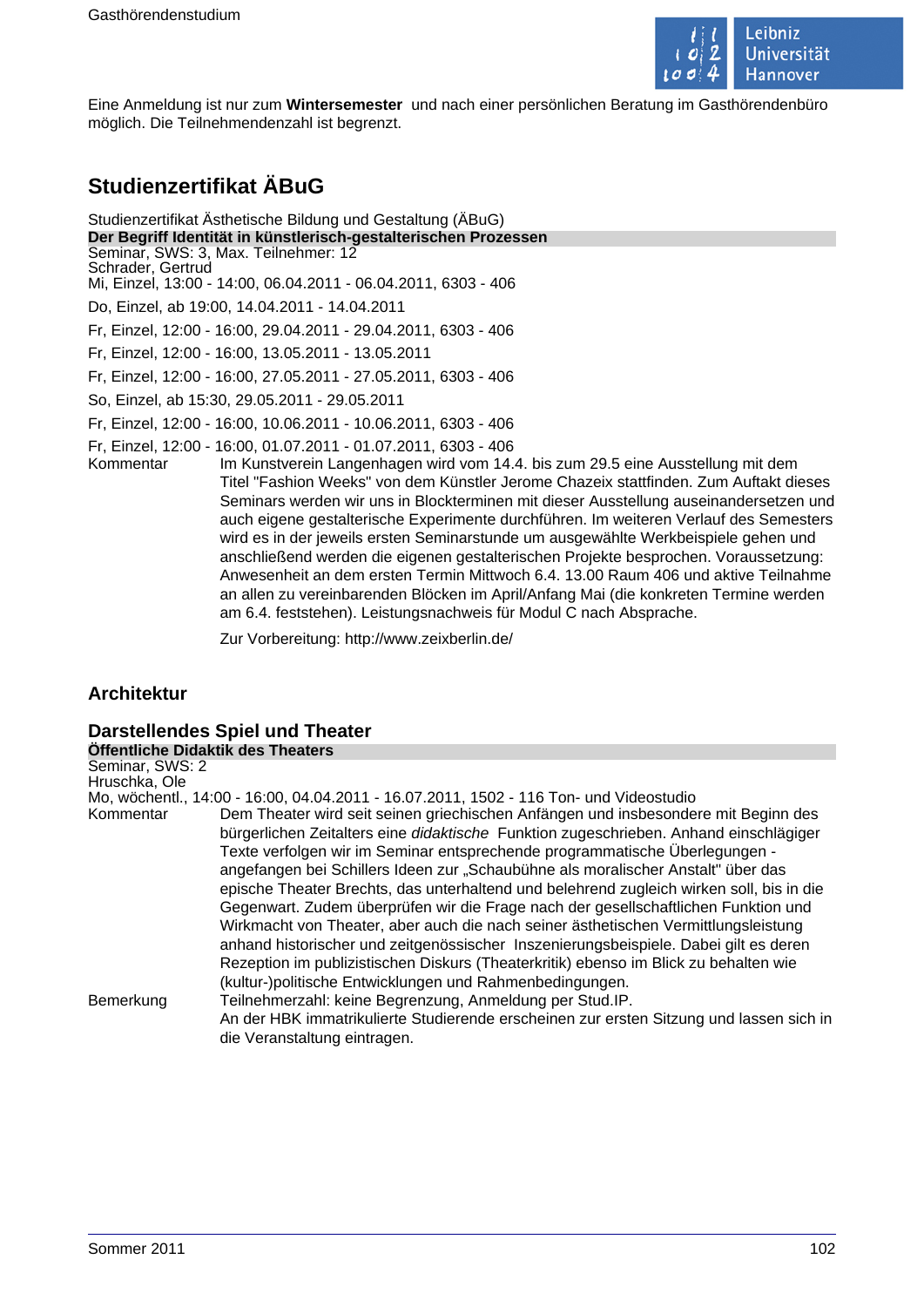Eine Anmeldung ist nur zum **Wintersemester** und nach einer persönlichen Beratung im Gasthörendenbüro möglich. Die Teilnehmendenzahl ist begrenzt.

## Studienzertifikat ÄBuG

Studienzertifikat Ästhetische Bildung und Gestaltung (ÄBuG)

**Der Begriff Identität in künstlerisch-gestalterischen Prozessen**

Seminar, SWS: 3, Max. Teilnehmer: 12
Schrader, Gertrud
Mi, Einzel, 13:00 - 14:00, 06.04.2011 - 06.04.2011, 6303 - 406

Do, Einzel, ab 19:00, 14.04.2011 - 14.04.2011

Fr, Einzel, 12:00 - 16:00, 29.04.2011 - 29.04.2011, 6303 - 406

Fr, Einzel, 12:00 - 16:00, 13.05.2011 - 13.05.2011

Fr, Einzel, 12:00 - 16:00, 27.05.2011 - 27.05.2011, 6303 - 406

So, Einzel, ab 15:30, 29.05.2011 - 29.05.2011

Fr, Einzel, 12:00 - 16:00, 10.06.2011 - 10.06.2011, 6303 - 406

Fr, Einzel, 12:00 - 16:00, 01.07.2011 - 01.07.2011, 6303 - 406

Kommentar: Im Kunstverein Langenhagen wird vom 14.4. bis zum 29.5 eine Ausstellung mit dem Titel "Fashion Weeks" von dem Künstler Jerome Chazeix stattfinden. Zum Auftakt dieses Seminars werden wir uns in Blockterminen mit dieser Ausstellung auseinandersetzen und auch eigene gestalterische Experimente durchführen. Im weiteren Verlauf des Semesters wird es in der jeweils ersten Seminarstunde um ausgewählte Werkbeispiele gehen und anschließend werden die eigenen gestalterischen Projekte besprochen. Voraussetzung: Anwesenheit an dem ersten Termin Mittwoch 6.4. 13.00 Raum 406 und aktive Teilnahme an allen zu vereinbarenden Blöcken im April/Anfang Mai (die konkreten Termine werden am 6.4. feststehen). Leistungsnachweis für Modul C nach Absprache.

Zur Vorbereitung: http://www.zeixberlin.de/

## Architektur

## Darstellendes Spiel und Theater

**Öffentliche Didaktik des Theaters**

Seminar, SWS: 2
Hruschka, Ole
Mo, wöchentl., 14:00 - 16:00, 04.04.2011 - 16.07.2011, 1502 - 116 Ton- und Videostudio

Kommentar: Dem Theater wird seit seinen griechischen Anfängen und insbesondere mit Beginn des bürgerlichen Zeitalters eine *didaktische* Funktion zugeschrieben. Anhand einschlägiger Texte verfolgen wir im Seminar entsprechende programmatische Überlegungen - angefangen bei Schillers Ideen zur „Schaubühne als moralischer Anstalt" über das epische Theater Brechts, das unterhaltend und belehrend zugleich wirken soll, bis in die Gegenwart. Zudem überprüfen wir die Frage nach der gesellschaftlichen Funktion und Wirkmacht von Theater, aber auch die nach seiner ästhetischen Vermittlungsleistung anhand historischer und zeitgenössischer Inszenierungsbeispiele. Dabei gilt es deren Rezeption im publizistischen Diskurs (Theaterkritik) ebenso im Blick zu behalten wie (kultur-)politische Entwicklungen und Rahmenbedingungen.

Bemerkung: Teilnehmerzahl: keine Begrenzung, Anmeldung per Stud.IP.
An der HBK immatrikulierte Studierende erscheinen zur ersten Sitzung und lassen sich in die Veranstaltung eintragen.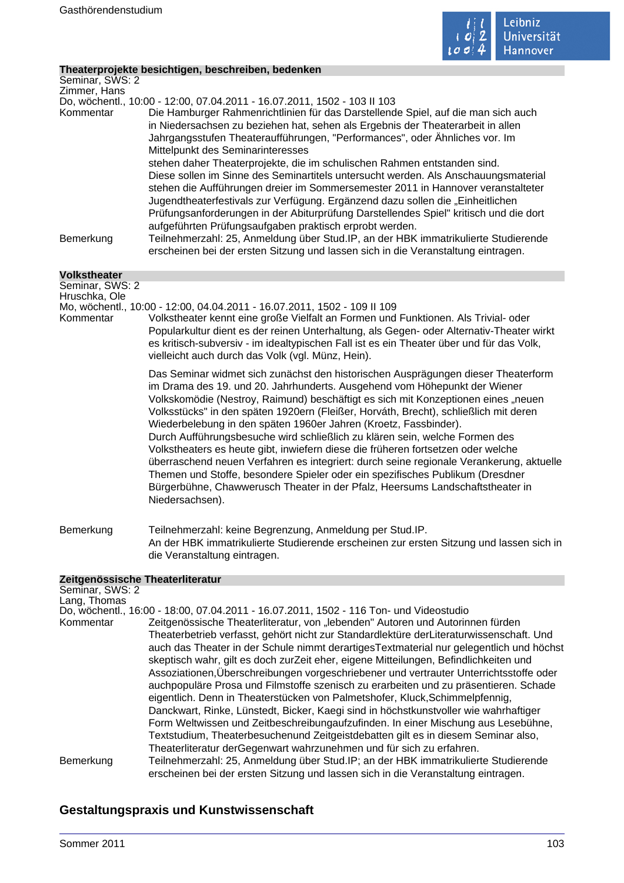### Theaterprojekte besichtigen, beschreiben, bedenken

Seminar, SWS: 2
Zimmer, Hans
Do, wöchentl., 10:00 - 12:00, 07.04.2011 - 16.07.2011, 1502 - 103 II 103

Kommentar: Die Hamburger Rahmenrichtlinien für das Darstellende Spiel, auf die man sich auch in Niedersachsen zu beziehen hat, sehen als Ergebnis der Theaterarbeit in allen Jahrgangsstufen Theateraufführungen, "Performances", oder Ähnliches vor. Im Mittelpunkt des Seminarinteresses
stehen daher Theaterprojekte, die im schulischen Rahmen entstanden sind.
Diese sollen im Sinne des Seminartitels untersucht werden. Als Anschauungsmaterial stehen die Aufführungen dreier im Sommersemester 2011 in Hannover veranstalteter Jugendtheaterfestivals zur Verfügung. Ergänzend dazu sollen die „Einheitlichen Prüfungsanforderungen in der Abiturprüfung Darstellendes Spiel" kritisch und die dort aufgeführten Prüfungsaufgaben praktisch erprobt werden.

Bemerkung: Teilnehmerzahl: 25, Anmeldung über Stud.IP, an der HBK immatrikulierte Studierende erscheinen bei der ersten Sitzung und lassen sich in die Veranstaltung eintragen.

### Volkstheater

Seminar, SWS: 2
Hruschka, Ole
Mo, wöchentl., 10:00 - 12:00, 04.04.2011 - 16.07.2011, 1502 - 109 II 109

Kommentar: Volkstheater kennt eine große Vielfalt an Formen und Funktionen. Als Trivial- oder Popularkultur dient es der reinen Unterhaltung, als Gegen- oder Alternativ-Theater wirkt es kritisch-subversiv - im idealtypischen Fall ist es ein Theater über und für das Volk, vielleicht auch durch das Volk (vgl. Münz, Hein).

Das Seminar widmet sich zunächst den historischen Ausprägungen dieser Theaterform im Drama des 19. und 20. Jahrhunderts. Ausgehend vom Höhepunkt der Wiener Volkskomödie (Nestroy, Raimund) beschäftigt es sich mit Konzeptionen eines „neuen Volksstücks" in den späten 1920ern (Fleißer, Horváth, Brecht), schließlich mit deren Wiederbelebung in den späten 1960er Jahren (Kroetz, Fassbinder).
Durch Aufführungsbesuche wird schließlich zu klären sein, welche Formen des Volkstheaters es heute gibt, inwiefern diese die früheren fortsetzen oder welche überraschend neuen Verfahren es integriert: durch seine regionale Verankerung, aktuelle Themen und Stoffe, besondere Spieler oder ein spezifisches Publikum (Dresdner Bürgerbühne, Chawwerusch Theater in der Pfalz, Heersums Landschaftstheater in Niedersachsen).

Bemerkung: Teilnehmerzahl: keine Begrenzung, Anmeldung per Stud.IP.
An der HBK immatrikulierte Studierende erscheinen zur ersten Sitzung und lassen sich in die Veranstaltung eintragen.

### Zeitgenössische Theaterliteratur

Seminar, SWS: 2
Lang, Thomas
Do, wöchentl., 16:00 - 18:00, 07.04.2011 - 16.07.2011, 1502 - 116 Ton- und Videostudio

Kommentar: Zeitgenössische Theaterliteratur, von „lebenden" Autoren und Autorinnen fürden Theaterbetrieb verfasst, gehört nicht zur Standardlektüre derLiteraturwissenschaft. Und auch das Theater in der Schule nimmt derartigesTextmaterial nur gelegentlich und höchst skeptisch wahr, gilt es doch zurZeit eher, eigene Mitteilungen, Befindlichkeiten und Assoziationen,Überschreibungen vorgeschriebener und vertrauter Unterrichtsstoffe oder auchpopuläre Prosa und Filmstoffe szenisch zu erarbeiten und zu präsentieren. Schade eigentlich. Denn in Theaterstücken von Palmetshofer, Kluck,Schimmelpfennig, Danckwart, Rinke, Lünstedt, Bicker, Kaegi sind in höchstkunstvoller wie wahrhaftiger Form Weltwissen und Zeitbeschreibungaufzufinden. In einer Mischung aus Lesebühne, Textstudium, Theaterbesuchenund Zeitgeistdebatten gilt es in diesem Seminar also, Theaterliteratur derGegenwart wahrzunehmen und für sich zu erfahren.

Bemerkung: Teilnehmerzahl: 25, Anmeldung über Stud.IP; an der HBK immatrikulierte Studierende erscheinen bei der ersten Sitzung und lassen sich in die Veranstaltung eintragen.

## Gestaltungspraxis und Kunstwissenschaft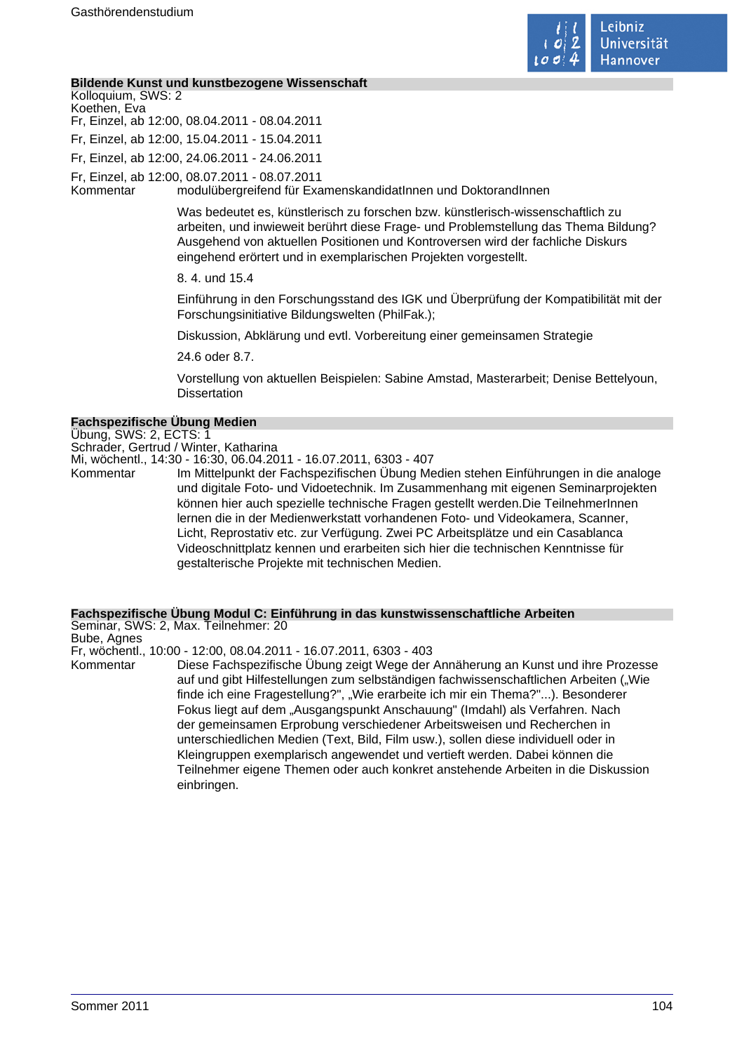## Bildende Kunst und kunstbezogene Wissenschaft

Kolloquium, SWS: 2
Koethen, Eva
Fr, Einzel, ab 12:00, 08.04.2011 - 08.04.2011

Fr, Einzel, ab 12:00, 15.04.2011 - 15.04.2011

Fr, Einzel, ab 12:00, 24.06.2011 - 24.06.2011

Fr, Einzel, ab 12:00, 08.07.2011 - 08.07.2011

Kommentar modulübergreifend für ExamenskandidatInnen und DoktorandInnen

Was bedeutet es, künstlerisch zu forschen bzw. künstlerisch-wissenschaftlich zu arbeiten, und inwieweit berührt diese Frage- und Problemstellung das Thema Bildung? Ausgehend von aktuellen Positionen und Kontroversen wird der fachliche Diskurs eingehend erörtert und in exemplarischen Projekten vorgestellt.

8. 4. und 15.4

Einführung in den Forschungsstand des IGK und Überprüfung der Kompatibilität mit der Forschungsinitiative Bildungswelten (PhilFak.);

Diskussion, Abklärung und evtl. Vorbereitung einer gemeinsamen Strategie

24.6 oder 8.7.

Vorstellung von aktuellen Beispielen: Sabine Amstad, Masterarbeit; Denise Bettelyoun, Dissertation

## Fachspezifische Übung Medien

Übung, SWS: 2, ECTS: 1
Schrader, Gertrud / Winter, Katharina
Mi, wöchentl., 14:30 - 16:30, 06.04.2011 - 16.07.2011, 6303 - 407

Kommentar Im Mittelpunkt der Fachspezifischen Übung Medien stehen Einführungen in die analoge und digitale Foto- und Vidoetechnik. Im Zusammenhang mit eigenen Seminarprojekten können hier auch spezielle technische Fragen gestellt werden.Die TeilnehmerInnen lernen die in der Medienwerkstatt vorhandenen Foto- und Videokamera, Scanner, Licht, Reprostativ etc. zur Verfügung. Zwei PC Arbeitsplätze und ein Casablanca Videoschnittplatz kennen und erarbeiten sich hier die technischen Kenntnisse für gestalterische Projekte mit technischen Medien.

## Fachspezifische Übung Modul C: Einführung in das kunstwissenschaftliche Arbeiten

Seminar, SWS: 2, Max. Teilnehmer: 20
Bube, Agnes
Fr, wöchentl., 10:00 - 12:00, 08.04.2011 - 16.07.2011, 6303 - 403

Kommentar Diese Fachspezifische Übung zeigt Wege der Annäherung an Kunst und ihre Prozesse auf und gibt Hilfestellungen zum selbständigen fachwissenschaftlichen Arbeiten („Wie finde ich eine Fragestellung?", „Wie erarbeite ich mir ein Thema?"...). Besonderer Fokus liegt auf dem „Ausgangspunkt Anschauung" (Imdahl) als Verfahren. Nach der gemeinsamen Erprobung verschiedener Arbeitsweisen und Recherchen in unterschiedlichen Medien (Text, Bild, Film usw.), sollen diese individuell oder in Kleingruppen exemplarisch angewendet und vertieft werden. Dabei können die Teilnehmer eigene Themen oder auch konkret anstehende Arbeiten in die Diskussion einbringen.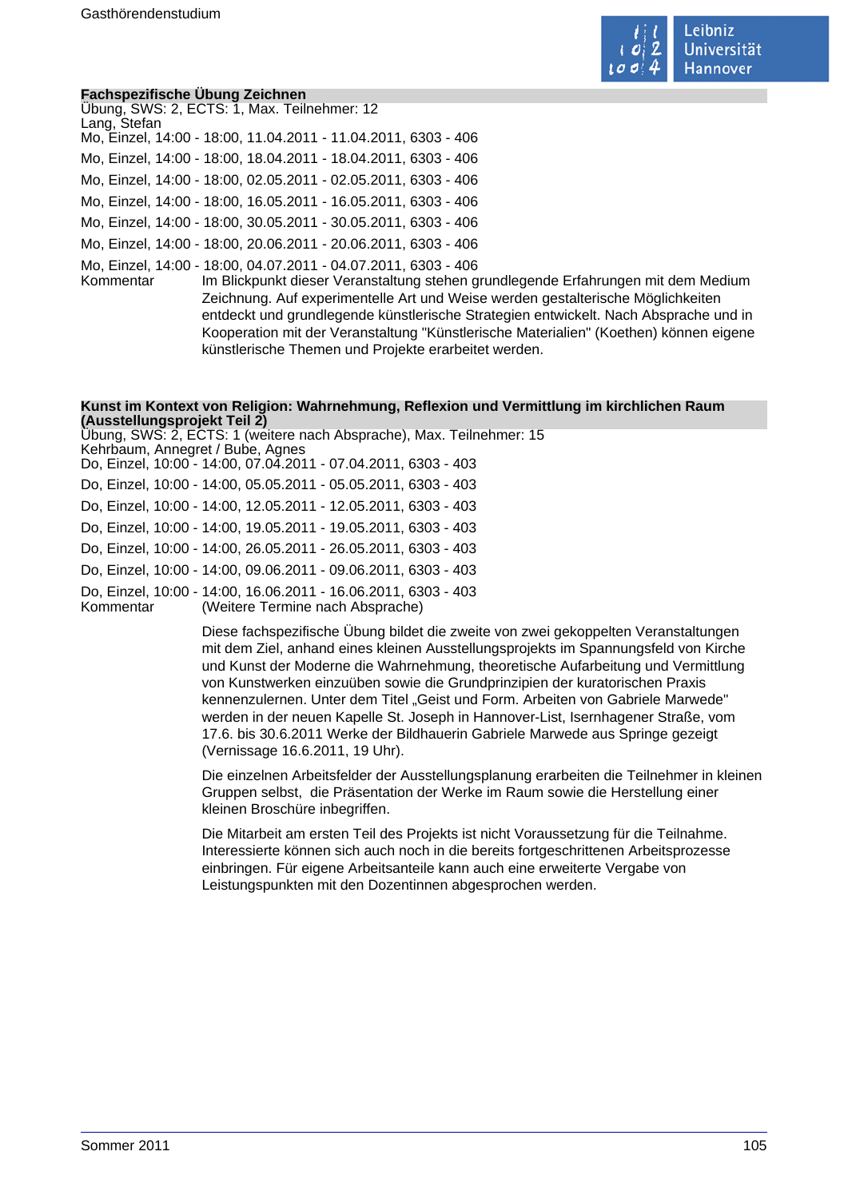### Fachspezifische Übung Zeichnen

Übung, SWS: 2, ECTS: 1, Max. Teilnehmer: 12
Lang, Stefan
Mo, Einzel, 14:00 - 18:00, 11.04.2011 - 11.04.2011, 6303 - 406
Mo, Einzel, 14:00 - 18:00, 18.04.2011 - 18.04.2011, 6303 - 406
Mo, Einzel, 14:00 - 18:00, 02.05.2011 - 02.05.2011, 6303 - 406
Mo, Einzel, 14:00 - 18:00, 16.05.2011 - 16.05.2011, 6303 - 406
Mo, Einzel, 14:00 - 18:00, 30.05.2011 - 30.05.2011, 6303 - 406
Mo, Einzel, 14:00 - 18:00, 20.06.2011 - 20.06.2011, 6303 - 406
Mo, Einzel, 14:00 - 18:00, 04.07.2011 - 04.07.2011, 6303 - 406

Kommentar: Im Blickpunkt dieser Veranstaltung stehen grundlegende Erfahrungen mit dem Medium Zeichnung. Auf experimentelle Art und Weise werden gestalterische Möglichkeiten entdeckt und grundlegende künstlerische Strategien entwickelt. Nach Absprache und in Kooperation mit der Veranstaltung "Künstlerische Materialien" (Koethen) können eigene künstlerische Themen und Projekte erarbeitet werden.

### Kunst im Kontext von Religion: Wahrnehmung, Reflexion und Vermittlung im kirchlichen Raum (Ausstellungsprojekt Teil 2)

Übung, SWS: 2, ECTS: 1 (weitere nach Absprache), Max. Teilnehmer: 15
Kehrbaum, Annegret / Bube, Agnes
Do, Einzel, 10:00 - 14:00, 07.04.2011 - 07.04.2011, 6303 - 403
Do, Einzel, 10:00 - 14:00, 05.05.2011 - 05.05.2011, 6303 - 403
Do, Einzel, 10:00 - 14:00, 12.05.2011 - 12.05.2011, 6303 - 403
Do, Einzel, 10:00 - 14:00, 19.05.2011 - 19.05.2011, 6303 - 403
Do, Einzel, 10:00 - 14:00, 26.05.2011 - 26.05.2011, 6303 - 403
Do, Einzel, 10:00 - 14:00, 09.06.2011 - 09.06.2011, 6303 - 403
Do, Einzel, 10:00 - 14:00, 16.06.2011 - 16.06.2011, 6303 - 403

Kommentar: (Weitere Termine nach Absprache)

Diese fachspezifische Übung bildet die zweite von zwei gekoppelten Veranstaltungen mit dem Ziel, anhand eines kleinen Ausstellungsprojekts im Spannungsfeld von Kirche und Kunst der Moderne die Wahrnehmung, theoretische Aufarbeitung und Vermittlung von Kunstwerken einzuüben sowie die Grundprinzipien der kuratorischen Praxis kennenzulernen. Unter dem Titel „Geist und Form. Arbeiten von Gabriele Marwede" werden in der neuen Kapelle St. Joseph in Hannover-List, Isernhagener Straße, vom 17.6. bis 30.6.2011 Werke der Bildhauerin Gabriele Marwede aus Springe gezeigt (Vernissage 16.6.2011, 19 Uhr).

Die einzelnen Arbeitsfelder der Ausstellungsplanung erarbeiten die Teilnehmer in kleinen Gruppen selbst, die Präsentation der Werke im Raum sowie die Herstellung einer kleinen Broschüre inbegriffen.

Die Mitarbeit am ersten Teil des Projekts ist nicht Voraussetzung für die Teilnahme. Interessierte können sich auch noch in die bereits fortgeschrittenen Arbeitsprozesse einbringen. Für eigene Arbeitsanteile kann auch eine erweiterte Vergabe von Leistungspunkten mit den Dozentinnen abgesprochen werden.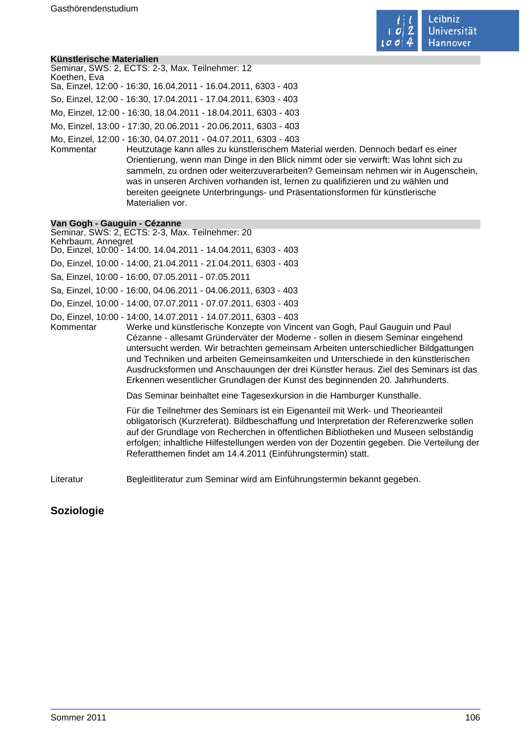### Künstlerische Materialien

Seminar, SWS: 2, ECTS: 2-3, Max. Teilnehmer: 12
Koethen, Eva
Sa, Einzel, 12:00 - 16:30, 16.04.2011 - 16.04.2011, 6303 - 403

So, Einzel, 12:00 - 16:30, 17.04.2011 - 17.04.2011, 6303 - 403

Mo, Einzel, 12:00 - 16:30, 18.04.2011 - 18.04.2011, 6303 - 403

Mo, Einzel, 13:00 - 17:30, 20.06.2011 - 20.06.2011, 6303 - 403

Mo, Einzel, 12:00 - 16:30, 04.07.2011 - 04.07.2011, 6303 - 403

Kommentar: Heutzutage kann alles zu künstlerischem Material werden. Dennoch bedarf es einer Orientierung, wenn man Dinge in den Blick nimmt oder sie verwirft: Was lohnt sich zu sammeln, zu ordnen oder weiterzuverarbeiten? Gemeinsam nehmen wir in Augenschein, was in unseren Archiven vorhanden ist, lernen zu qualifizieren und zu wählen und bereiten geeignete Unterbringungs- und Präsentationsformen für künstlerische Materialien vor.

### Van Gogh - Gauguin - Cézanne

Seminar, SWS: 2, ECTS: 2-3, Max. Teilnehmer: 20
Kehrbaum, Annegret
Do, Einzel, 10:00 - 14:00, 14.04.2011 - 14.04.2011, 6303 - 403

Do, Einzel, 10:00 - 14:00, 21.04.2011 - 21.04.2011, 6303 - 403

Sa, Einzel, 10:00 - 16:00, 07.05.2011 - 07.05.2011

Sa, Einzel, 10:00 - 16:00, 04.06.2011 - 04.06.2011, 6303 - 403

Do, Einzel, 10:00 - 14:00, 07.07.2011 - 07.07.2011, 6303 - 403

Do, Einzel, 10:00 - 14:00, 14.07.2011 - 14.07.2011, 6303 - 403

Kommentar: Werke und künstlerische Konzepte von Vincent van Gogh, Paul Gauguin und Paul Cézanne - allesamt Gründerväter der Moderne - sollen in diesem Seminar eingehend untersucht werden. Wir betrachten gemeinsam Arbeiten unterschiedlicher Bildgattungen und Techniken und arbeiten Gemeinsamkeiten und Unterschiede in den künstlerischen Ausdrucksformen und Anschauungen der drei Künstler heraus. Ziel des Seminars ist das Erkennen wesentlicher Grundlagen der Kunst des beginnenden 20. Jahrhunderts.

Das Seminar beinhaltet eine Tagesexkursion in die Hamburger Kunsthalle.

Für die Teilnehmer des Seminars ist ein Eigenanteil mit Werk- und Theorieanteil obligatorisch (Kurzreferat). Bildbeschaffung und Interpretation der Referenzwerke sollen auf der Grundlage von Recherchen in öffentlichen Bibliotheken und Museen selbständig erfolgen; inhaltliche Hilfestellungen werden von der Dozentin gegeben. Die Verteilung der Referatthemen findet am 14.4.2011 (Einführungstermin) statt.

Literatur: Begleitliteratur zum Seminar wird am Einführungstermin bekannt gegeben.

## Soziologie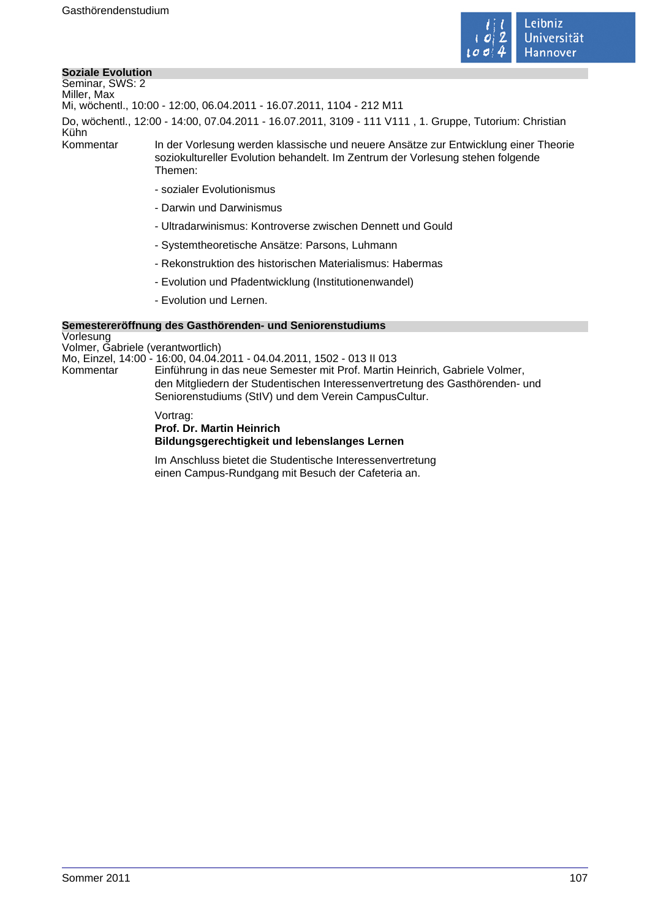## Soziale Evolution

Seminar, SWS: 2
Miller, Max
Mi, wöchentl., 10:00 - 12:00, 06.04.2011 - 16.07.2011, 1104 - 212 M11

Do, wöchentl., 12:00 - 14:00, 07.04.2011 - 16.07.2011, 3109 - 111 V111 , 1. Gruppe, Tutorium: Christian Kühn

Kommentar

In der Vorlesung werden klassische und neuere Ansätze zur Entwicklung einer Theorie soziokultureller Evolution behandelt. Im Zentrum der Vorlesung stehen folgende Themen:

- sozialer Evolutionismus
- Darwin und Darwinismus
- Ultradarwinismus: Kontroverse zwischen Dennett und Gould
- Systemtheoretische Ansätze: Parsons, Luhmann
- Rekonstruktion des historischen Materialismus: Habermas
- Evolution und Pfadentwicklung (Institutionenwandel)
- Evolution und Lernen.

## Semestereröffnung des Gasthörenden- und Seniorenstudiums

Vorlesung
Volmer, Gabriele (verantwortlich)
Mo, Einzel, 14:00 - 16:00, 04.04.2011 - 04.04.2011, 1502 - 013 II 013

Kommentar

Einführung in das neue Semester mit Prof. Martin Heinrich, Gabriele Volmer, den Mitgliedern der Studentischen Interessenvertretung des Gasthörenden- und Seniorenstudiums (StIV) und dem Verein CampusCultur.

Vortrag:
**Prof. Dr. Martin Heinrich**
**Bildungsgerechtigkeit und lebenslanges Lernen**

Im Anschluss bietet die Studentische Interessenvertretung einen Campus-Rundgang mit Besuch der Cafeteria an.